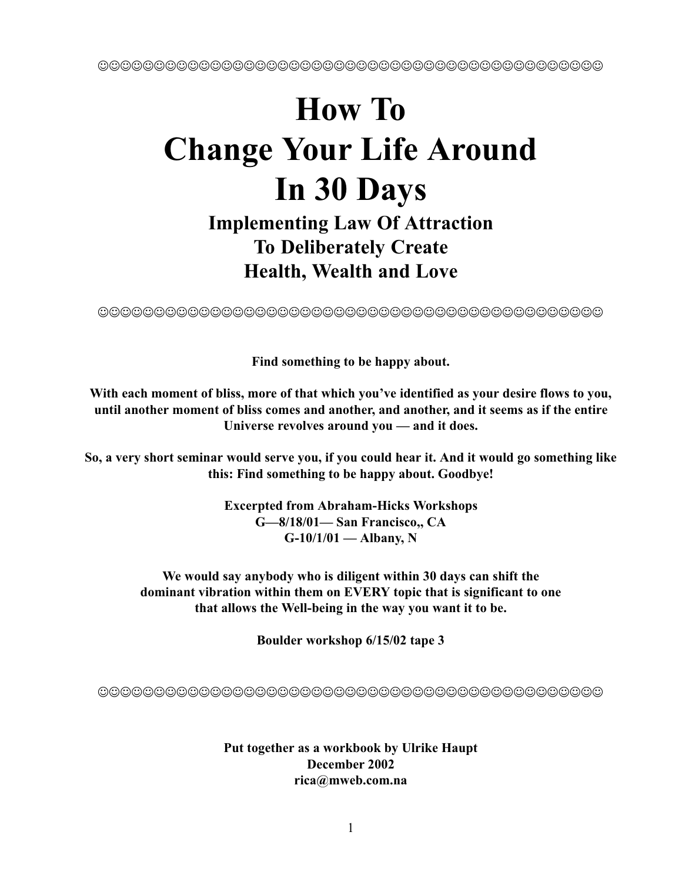☺☺☺☺☺☺☺☺☺☺☺☺☺☺☺☺☺☺☺☺☺☺☺☺☺☺☺☺☺☺☺☺☺☺☺☺☺☺☺☺☺☺☺☺☺☺☺☺☺☺☺☺☺☺

# How To Change Your Life Around In 30 Days

## Implementing Law Of Attraction To Deliberately Create Health, Wealth and Love

☺☺☺☺☺☺☺☺☺☺☺☺☺☺☺☺☺☺☺☺☺☺☺☺☺☺☺☺☺☺☺☺☺☺☺☺☺☺☺☺☺☺☺☺☺☺☺☺☺☺☺☺☺☺

**Find something to be happy about.**

**With each moment of bliss, more of that which you've identified as your desire flows to you, until another moment of bliss comes and another, and another, and it seems as if the entire Universe revolves around you — and it does.**

**So, a very short seminar would serve you, if you could hear it. And it would go something like this: Find something to be happy about. Goodbye!**

**Excerpted from Abraham-Hicks Workshops**
**G—8/18/01— San Francisco,, CA**
**G-10/1/01 — Albany, N**

**We would say anybody who is diligent within 30 days can shift the dominant vibration within them on EVERY topic that is significant to one that allows the Well-being in the way you want it to be.**

**Boulder workshop 6/15/02 tape 3**

☺☺☺☺☺☺☺☺☺☺☺☺☺☺☺☺☺☺☺☺☺☺☺☺☺☺☺☺☺☺☺☺☺☺☺☺☺☺☺☺☺☺☺☺☺☺☺☺☺☺☺☺☺☺

**Put together as a workbook by Ulrike Haupt**
**December 2002**
**rica@mweb.com.na**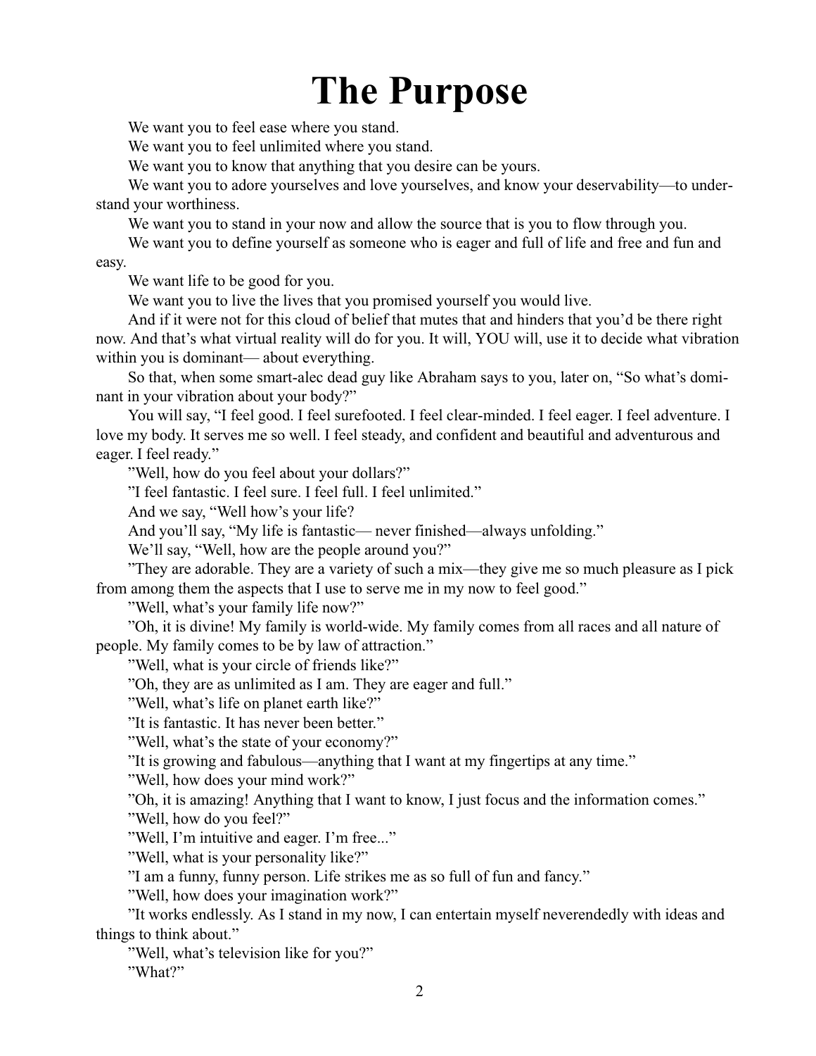# The Purpose

We want you to feel ease where you stand.

We want you to feel unlimited where you stand.

We want you to know that anything that you desire can be yours.

We want you to adore yourselves and love yourselves, and know your deservability—to understand your worthiness.

We want you to stand in your now and allow the source that is you to flow through you.

We want you to define yourself as someone who is eager and full of life and free and fun and easy.

We want life to be good for you.

We want you to live the lives that you promised yourself you would live.

And if it were not for this cloud of belief that mutes that and hinders that you'd be there right now. And that's what virtual reality will do for you. It will, YOU will, use it to decide what vibration within you is dominant— about everything.

So that, when some smart-alec dead guy like Abraham says to you, later on, "So what's dominant in your vibration about your body?"

You will say, "I feel good. I feel surefooted. I feel clear-minded. I feel eager. I feel adventure. I love my body. It serves me so well. I feel steady, and confident and beautiful and adventurous and eager. I feel ready."

"Well, how do you feel about your dollars?"

"I feel fantastic. I feel sure. I feel full. I feel unlimited."

And we say, "Well how's your life?

And you'll say, "My life is fantastic— never finished—always unfolding."

We'll say, "Well, how are the people around you?"

"They are adorable. They are a variety of such a mix—they give me so much pleasure as I pick from among them the aspects that I use to serve me in my now to feel good."

"Well, what's your family life now?"

"Oh, it is divine! My family is world-wide. My family comes from all races and all nature of people. My family comes to be by law of attraction."

"Well, what is your circle of friends like?"

"Oh, they are as unlimited as I am. They are eager and full."

"Well, what's life on planet earth like?"

"It is fantastic. It has never been better."

"Well, what's the state of your economy?"

"It is growing and fabulous—anything that I want at my fingertips at any time."

"Well, how does your mind work?"

"Oh, it is amazing! Anything that I want to know, I just focus and the information comes."

"Well, how do you feel?"

"Well, I'm intuitive and eager. I'm free..."

"Well, what is your personality like?"

"I am a funny, funny person. Life strikes me as so full of fun and fancy."

"Well, how does your imagination work?"

"It works endlessly. As I stand in my now, I can entertain myself neverendedly with ideas and things to think about."

"Well, what's television like for you?"

"What?"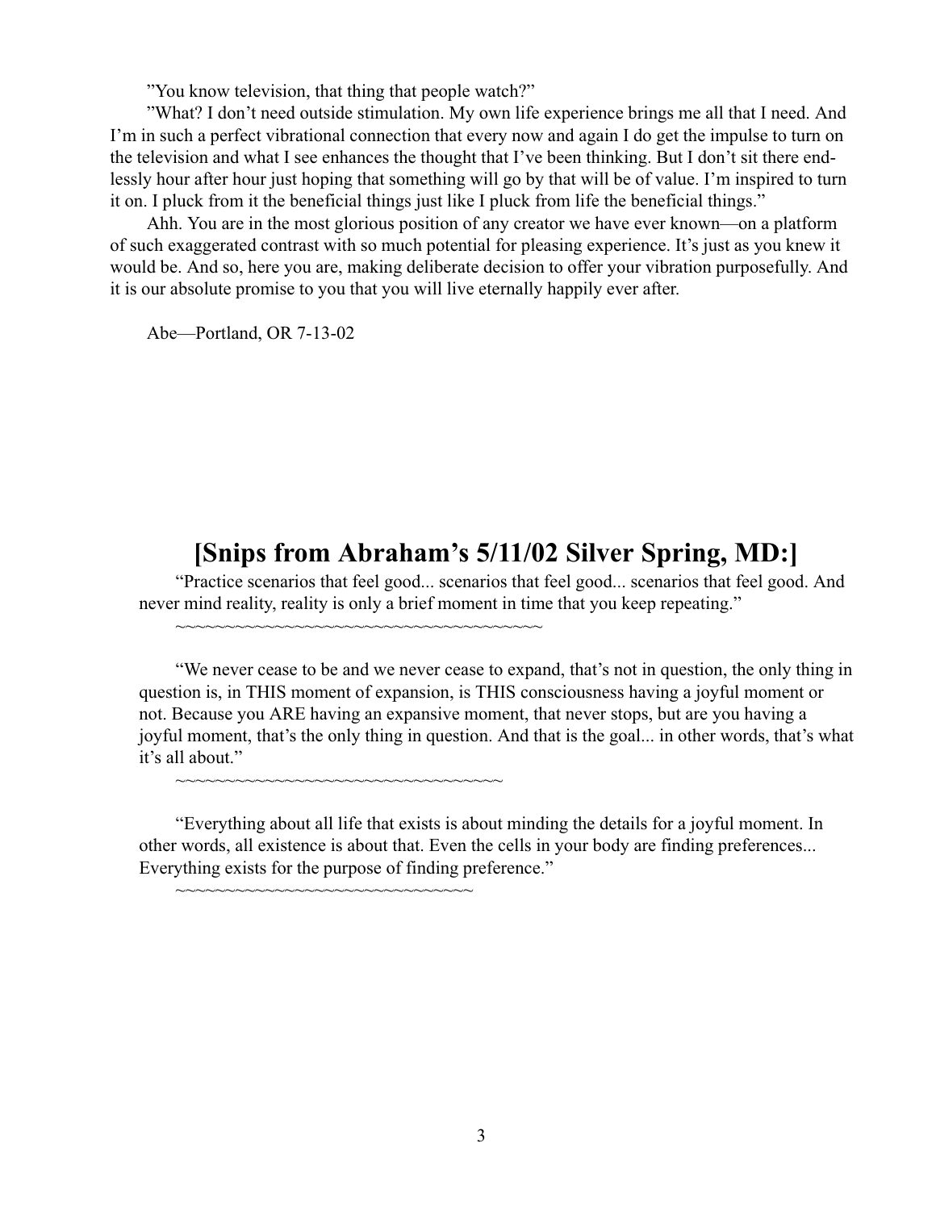"You know television, that thing that people watch?"

"What? I don't need outside stimulation. My own life experience brings me all that I need. And I'm in such a perfect vibrational connection that every now and again I do get the impulse to turn on the television and what I see enhances the thought that I've been thinking. But I don't sit there endlessly hour after hour just hoping that something will go by that will be of value. I'm inspired to turn it on. I pluck from it the beneficial things just like I pluck from life the beneficial things."

Ahh. You are in the most glorious position of any creator we have ever known—on a platform of such exaggerated contrast with so much potential for pleasing experience. It's just as you knew it would be. And so, here you are, making deliberate decision to offer your vibration purposefully. And it is our absolute promise to you that you will live eternally happily ever after.

Abe—Portland, OR 7-13-02

## [Snips from Abraham's 5/11/02 Silver Spring, MD:]

"Practice scenarios that feel good... scenarios that feel good... scenarios that feel good. And never mind reality, reality is only a brief moment in time that you keep repeating."

~~~~~~~~~~~~~~~~~~~~~~~~~~~~~~~~~~~~~~~~

"We never cease to be and we never cease to expand, that's not in question, the only thing in question is, in THIS moment of expansion, is THIS consciousness having a joyful moment or not. Because you ARE having an expansive moment, that never stops, but are you having a joyful moment, that's the only thing in question. And that is the goal... in other words, that's what it's all about."

~~~~~~~~~~~~~~~~~~~~~~~~~~~~~~~~~~~~

"Everything about all life that exists is about minding the details for a joyful moment. In other words, all existence is about that. Even the cells in your body are finding preferences... Everything exists for the purpose of finding preference."

~~~~~~~~~~~~~~~~~~~~~~~~~~~~~~~~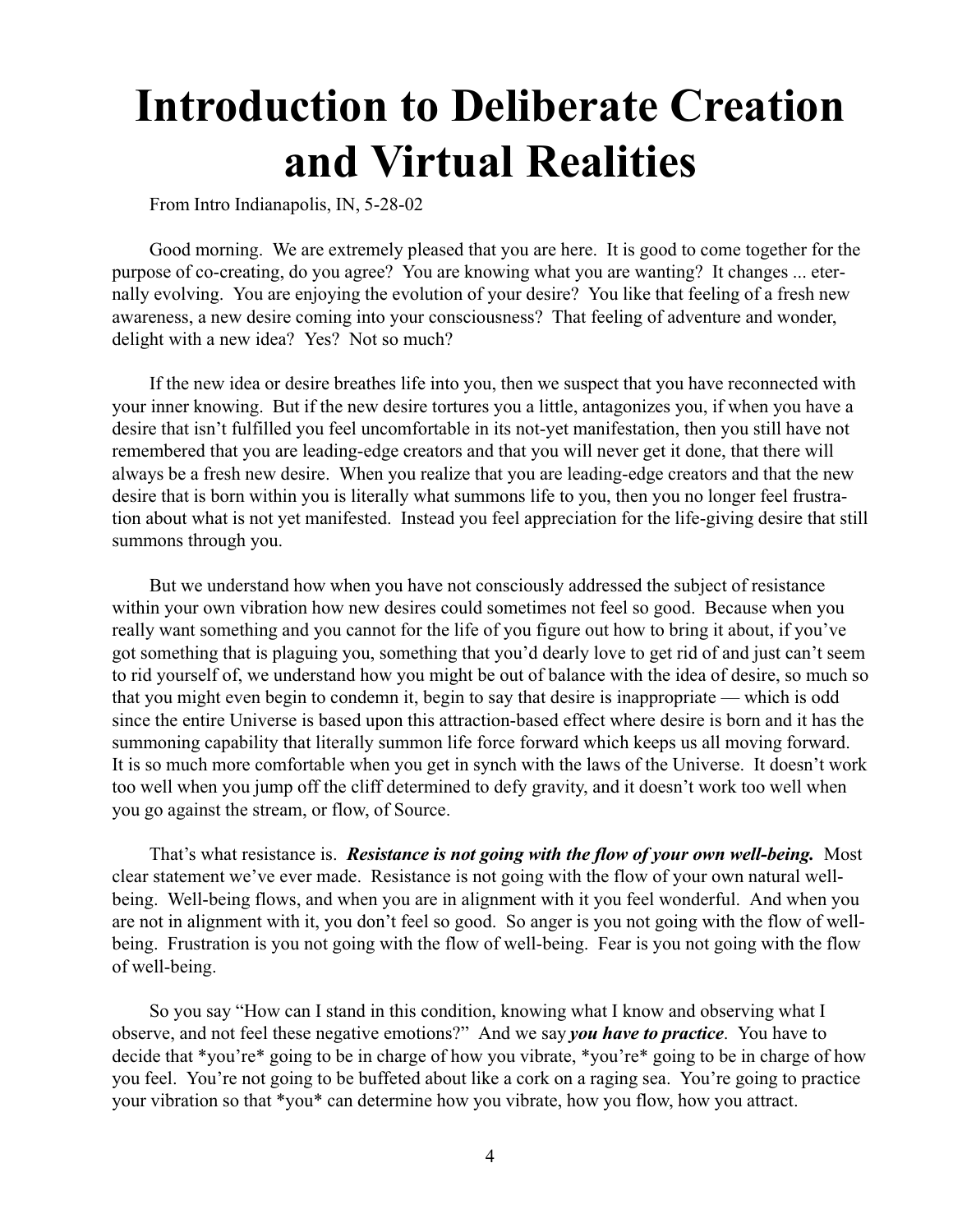# Introduction to Deliberate Creation and Virtual Realities

From Intro Indianapolis, IN, 5-28-02

Good morning. We are extremely pleased that you are here. It is good to come together for the purpose of co-creating, do you agree? You are knowing what you are wanting? It changes ... eternally evolving. You are enjoying the evolution of your desire? You like that feeling of a fresh new awareness, a new desire coming into your consciousness? That feeling of adventure and wonder, delight with a new idea? Yes? Not so much?

If the new idea or desire breathes life into you, then we suspect that you have reconnected with your inner knowing. But if the new desire tortures you a little, antagonizes you, if when you have a desire that isn't fulfilled you feel uncomfortable in its not-yet manifestation, then you still have not remembered that you are leading-edge creators and that you will never get it done, that there will always be a fresh new desire. When you realize that you are leading-edge creators and that the new desire that is born within you is literally what summons life to you, then you no longer feel frustration about what is not yet manifested. Instead you feel appreciation for the life-giving desire that still summons through you.

But we understand how when you have not consciously addressed the subject of resistance within your own vibration how new desires could sometimes not feel so good. Because when you really want something and you cannot for the life of you figure out how to bring it about, if you've got something that is plaguing you, something that you'd dearly love to get rid of and just can't seem to rid yourself of, we understand how you might be out of balance with the idea of desire, so much so that you might even begin to condemn it, begin to say that desire is inappropriate — which is odd since the entire Universe is based upon this attraction-based effect where desire is born and it has the summoning capability that literally summon life force forward which keeps us all moving forward. It is so much more comfortable when you get in synch with the laws of the Universe. It doesn't work too well when you jump off the cliff determined to defy gravity, and it doesn't work too well when you go against the stream, or flow, of Source.

That's what resistance is. ***Resistance is not going with the flow of your own well-being.*** Most clear statement we've ever made. Resistance is not going with the flow of your own natural well-being. Well-being flows, and when you are in alignment with it you feel wonderful. And when you are not in alignment with it, you don't feel so good. So anger is you not going with the flow of well-being. Frustration is you not going with the flow of well-being. Fear is you not going with the flow of well-being.

So you say "How can I stand in this condition, knowing what I know and observing what I observe, and not feel these negative emotions?" And we say ***you have to practice***. You have to decide that *you're* going to be in charge of how you vibrate, *you're* going to be in charge of how you feel. You're not going to be buffeted about like a cork on a raging sea. You're going to practice your vibration so that *you* can determine how you vibrate, how you flow, how you attract.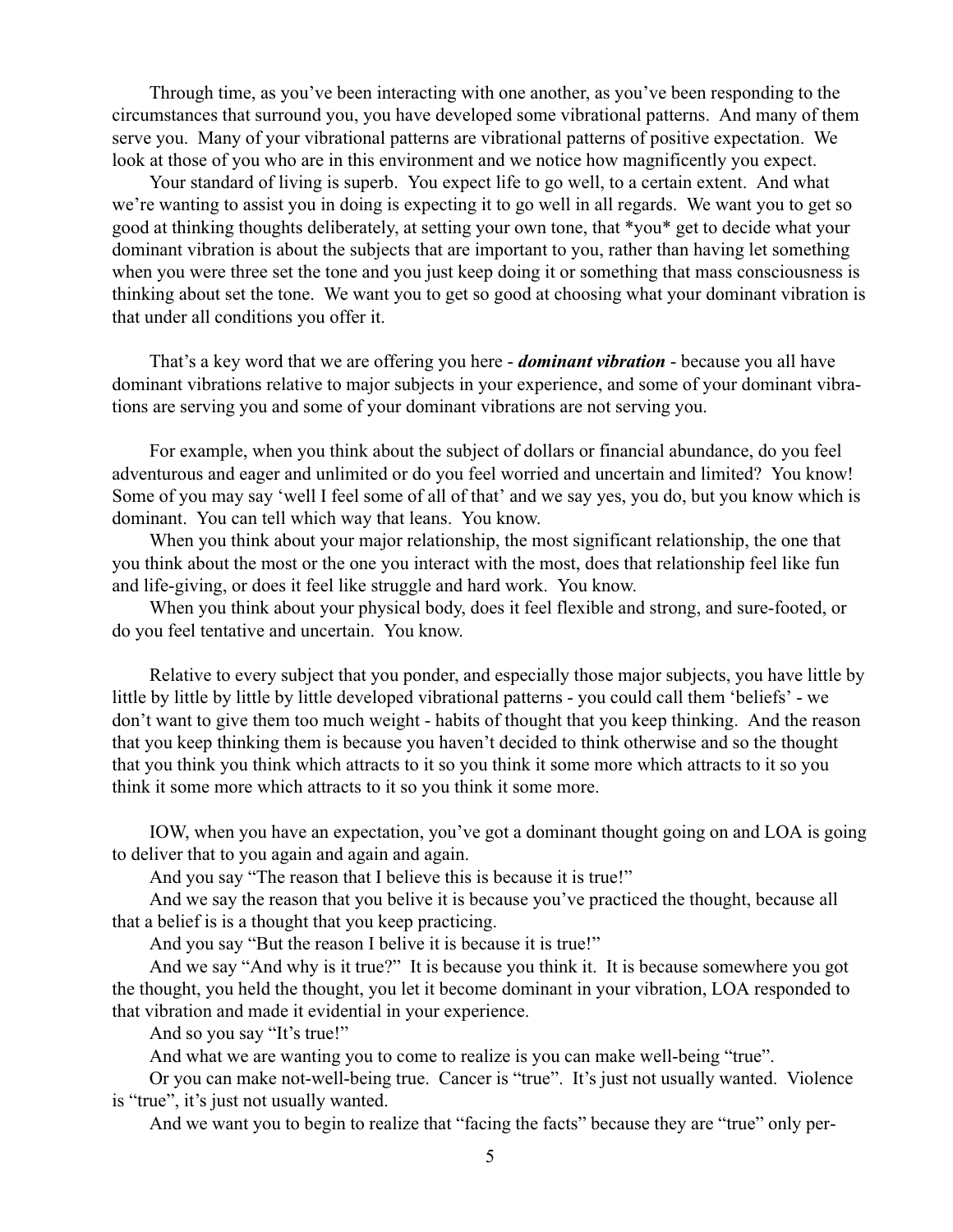Through time, as you've been interacting with one another, as you've been responding to the circumstances that surround you, you have developed some vibrational patterns. And many of them serve you. Many of your vibrational patterns are vibrational patterns of positive expectation. We look at those of you who are in this environment and we notice how magnificently you expect.

Your standard of living is superb. You expect life to go well, to a certain extent. And what we're wanting to assist you in doing is expecting it to go well in all regards. We want you to get so good at thinking thoughts deliberately, at setting your own tone, that *you* get to decide what your dominant vibration is about the subjects that are important to you, rather than having let something when you were three set the tone and you just keep doing it or something that mass consciousness is thinking about set the tone. We want you to get so good at choosing what your dominant vibration is that under all conditions you offer it.

That's a key word that we are offering you here - ***dominant vibration*** - because you all have dominant vibrations relative to major subjects in your experience, and some of your dominant vibrations are serving you and some of your dominant vibrations are not serving you.

For example, when you think about the subject of dollars or financial abundance, do you feel adventurous and eager and unlimited or do you feel worried and uncertain and limited? You know! Some of you may say 'well I feel some of all of that' and we say yes, you do, but you know which is dominant. You can tell which way that leans. You know.

When you think about your major relationship, the most significant relationship, the one that you think about the most or the one you interact with the most, does that relationship feel like fun and life-giving, or does it feel like struggle and hard work. You know.

When you think about your physical body, does it feel flexible and strong, and sure-footed, or do you feel tentative and uncertain. You know.

Relative to every subject that you ponder, and especially those major subjects, you have little by little by little by little by little developed vibrational patterns - you could call them 'beliefs' - we don't want to give them too much weight - habits of thought that you keep thinking. And the reason that you keep thinking them is because you haven't decided to think otherwise and so the thought that you think you think which attracts to it so you think it some more which attracts to it so you think it some more which attracts to it so you think it some more.

IOW, when you have an expectation, you've got a dominant thought going on and LOA is going to deliver that to you again and again and again.

And you say "The reason that I believe this is because it is true!"

And we say the reason that you belive it is because you've practiced the thought, because all that a belief is is a thought that you keep practicing.

And you say "But the reason I belive it is because it is true!"

And we say "And why is it true?" It is because you think it. It is because somewhere you got the thought, you held the thought, you let it become dominant in your vibration, LOA responded to that vibration and made it evidential in your experience.

And so you say "It's true!"

And what we are wanting you to come to realize is you can make well-being "true".

Or you can make not-well-being true. Cancer is "true". It's just not usually wanted. Violence is "true", it's just not usually wanted.

And we want you to begin to realize that "facing the facts" because they are "true" only per-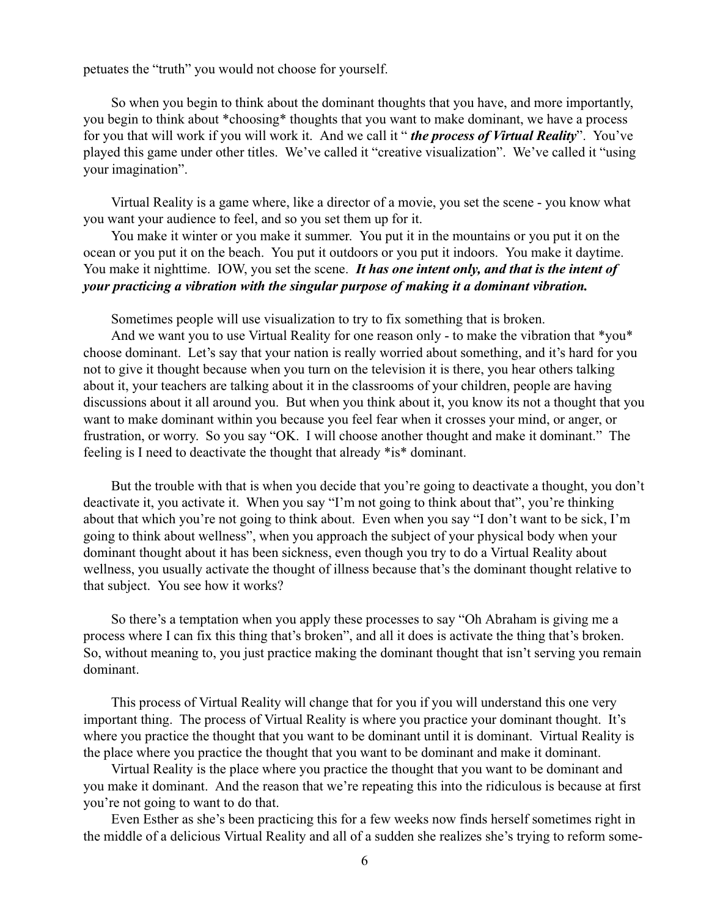petuates the “truth” you would not choose for yourself.

So when you begin to think about the dominant thoughts that you have, and more importantly, you begin to think about *choosing* thoughts that you want to make dominant, we have a process for you that will work if you will work it. And we call it “ ***the process of Virtual Reality***”. You’ve played this game under other titles. We’ve called it “creative visualization”. We’ve called it “using your imagination”.

Virtual Reality is a game where, like a director of a movie, you set the scene - you know what you want your audience to feel, and so you set them up for it.

You make it winter or you make it summer. You put it in the mountains or you put it on the ocean or you put it on the beach. You put it outdoors or you put it indoors. You make it daytime. You make it nighttime. IOW, you set the scene. ***It has one intent only, and that is the intent of your practicing a vibration with the singular purpose of making it a dominant vibration.***

Sometimes people will use visualization to try to fix something that is broken.

And we want you to use Virtual Reality for one reason only - to make the vibration that *you* choose dominant. Let’s say that your nation is really worried about something, and it’s hard for you not to give it thought because when you turn on the television it is there, you hear others talking about it, your teachers are talking about it in the classrooms of your children, people are having discussions about it all around you. But when you think about it, you know its not a thought that you want to make dominant within you because you feel fear when it crosses your mind, or anger, or frustration, or worry. So you say “OK. I will choose another thought and make it dominant.” The feeling is I need to deactivate the thought that already *is* dominant.

But the trouble with that is when you decide that you’re going to deactivate a thought, you don’t deactivate it, you activate it. When you say “I’m not going to think about that”, you’re thinking about that which you’re not going to think about. Even when you say “I don’t want to be sick, I’m going to think about wellness”, when you approach the subject of your physical body when your dominant thought about it has been sickness, even though you try to do a Virtual Reality about wellness, you usually activate the thought of illness because that’s the dominant thought relative to that subject. You see how it works?

So there’s a temptation when you apply these processes to say “Oh Abraham is giving me a process where I can fix this thing that’s broken”, and all it does is activate the thing that’s broken. So, without meaning to, you just practice making the dominant thought that isn’t serving you remain dominant.

This process of Virtual Reality will change that for you if you will understand this one very important thing. The process of Virtual Reality is where you practice your dominant thought. It’s where you practice the thought that you want to be dominant until it is dominant. Virtual Reality is the place where you practice the thought that you want to be dominant and make it dominant.

Virtual Reality is the place where you practice the thought that you want to be dominant and you make it dominant. And the reason that we’re repeating this into the ridiculous is because at first you’re not going to want to do that.

Even Esther as she’s been practicing this for a few weeks now finds herself sometimes right in the middle of a delicious Virtual Reality and all of a sudden she realizes she’s trying to reform some-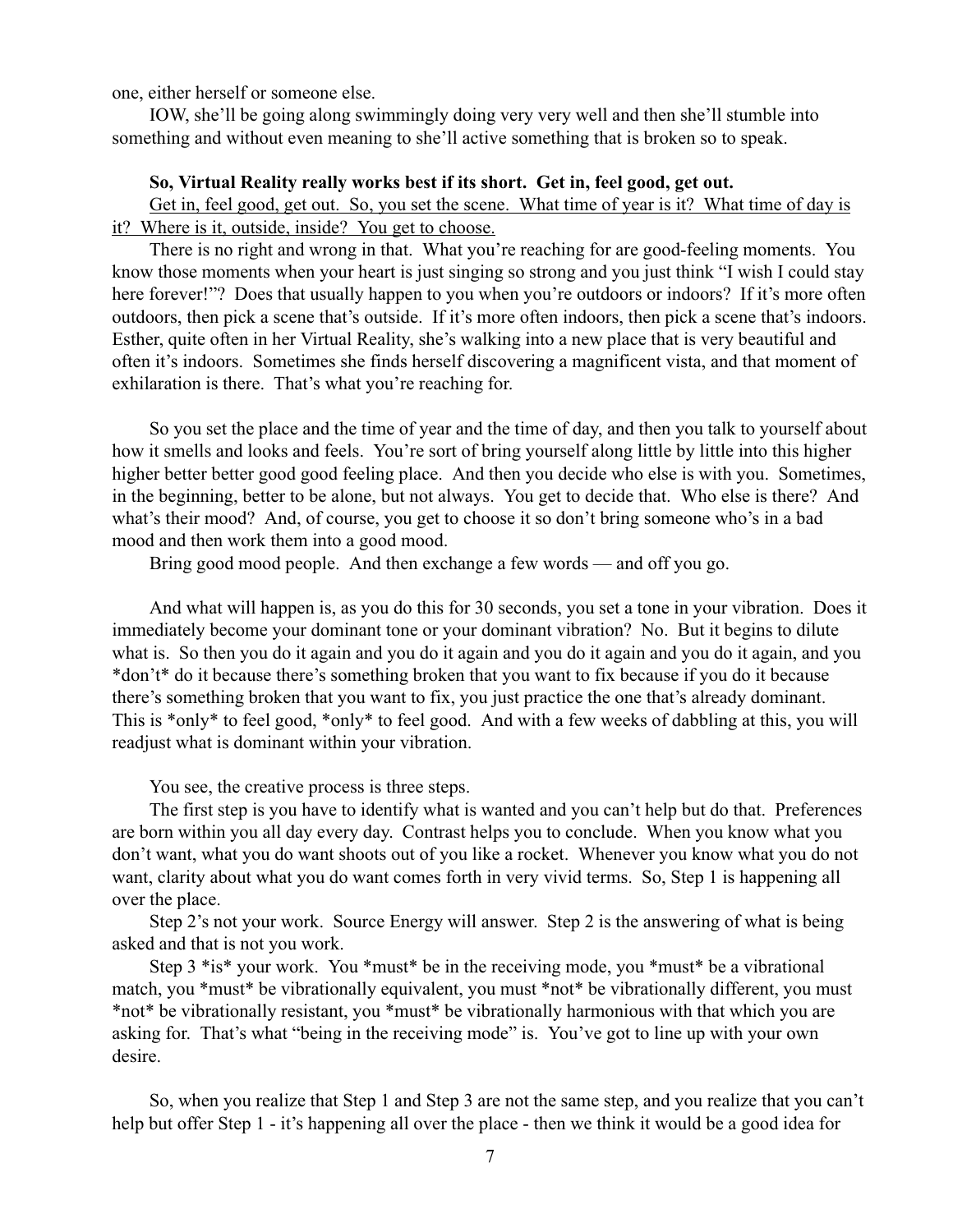one, either herself or someone else.

IOW, she'll be going along swimmingly doing very very well and then she'll stumble into something and without even meaning to she'll active something that is broken so to speak.

**So, Virtual Reality really works best if its short. Get in, feel good, get out.**

<u>Get in, feel good, get out. So, you set the scene. What time of year is it? What time of day is it? Where is it, outside, inside? You get to choose.</u>

There is no right and wrong in that. What you're reaching for are good-feeling moments. You know those moments when your heart is just singing so strong and you just think "I wish I could stay here forever!"? Does that usually happen to you when you're outdoors or indoors? If it's more often outdoors, then pick a scene that's outside. If it's more often indoors, then pick a scene that's indoors. Esther, quite often in her Virtual Reality, she's walking into a new place that is very beautiful and often it's indoors. Sometimes she finds herself discovering a magnificent vista, and that moment of exhilaration is there. That's what you're reaching for.

So you set the place and the time of year and the time of day, and then you talk to yourself about how it smells and looks and feels. You're sort of bring yourself along little by little into this higher higher better better good good feeling place. And then you decide who else is with you. Sometimes, in the beginning, better to be alone, but not always. You get to decide that. Who else is there? And what's their mood? And, of course, you get to choose it so don't bring someone who's in a bad mood and then work them into a good mood.

Bring good mood people. And then exchange a few words — and off you go.

And what will happen is, as you do this for 30 seconds, you set a tone in your vibration. Does it immediately become your dominant tone or your dominant vibration? No. But it begins to dilute what is. So then you do it again and you do it again and you do it again and you do it again, and you *don't* do it because there's something broken that you want to fix because if you do it because there's something broken that you want to fix, you just practice the one that's already dominant. This is *only* to feel good, *only* to feel good. And with a few weeks of dabbling at this, you will readjust what is dominant within your vibration.

You see, the creative process is three steps.

The first step is you have to identify what is wanted and you can't help but do that. Preferences are born within you all day every day. Contrast helps you to conclude. When you know what you don't want, what you do want shoots out of you like a rocket. Whenever you know what you do not want, clarity about what you do want comes forth in very vivid terms. So, Step 1 is happening all over the place.

Step 2's not your work. Source Energy will answer. Step 2 is the answering of what is being asked and that is not you work.

Step 3 *is* your work. You *must* be in the receiving mode, you *must* be a vibrational match, you *must* be vibrationally equivalent, you must *not* be vibrationally different, you must *not* be vibrationally resistant, you *must* be vibrationally harmonious with that which you are asking for. That's what "being in the receiving mode" is. You've got to line up with your own desire.

So, when you realize that Step 1 and Step 3 are not the same step, and you realize that you can't help but offer Step 1 - it's happening all over the place - then we think it would be a good idea for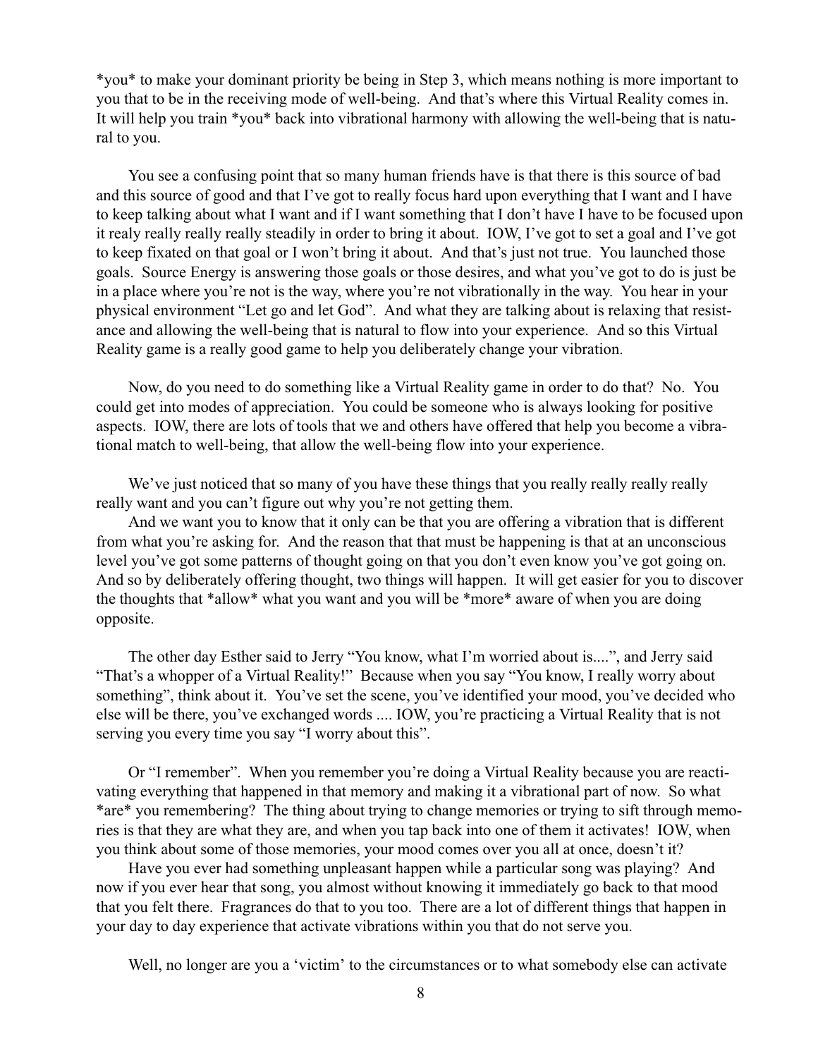*you* to make your dominant priority be being in Step 3, which means nothing is more important to you that to be in the receiving mode of well-being. And that's where this Virtual Reality comes in. It will help you train *you* back into vibrational harmony with allowing the well-being that is natural to you.

You see a confusing point that so many human friends have is that there is this source of bad and this source of good and that I've got to really focus hard upon everything that I want and I have to keep talking about what I want and if I want something that I don't have I have to be focused upon it realy really really really steadily in order to bring it about. IOW, I've got to set a goal and I've got to keep fixated on that goal or I won't bring it about. And that's just not true. You launched those goals. Source Energy is answering those goals or those desires, and what you've got to do is just be in a place where you're not is the way, where you're not vibrationally in the way. You hear in your physical environment "Let go and let God". And what they are talking about is relaxing that resistance and allowing the well-being that is natural to flow into your experience. And so this Virtual Reality game is a really good game to help you deliberately change your vibration.

Now, do you need to do something like a Virtual Reality game in order to do that? No. You could get into modes of appreciation. You could be someone who is always looking for positive aspects. IOW, there are lots of tools that we and others have offered that help you become a vibrational match to well-being, that allow the well-being flow into your experience.

We've just noticed that so many of you have these things that you really really really really really want and you can't figure out why you're not getting them.

And we want you to know that it only can be that you are offering a vibration that is different from what you're asking for. And the reason that that must be happening is that at an unconscious level you've got some patterns of thought going on that you don't even know you've got going on. And so by deliberately offering thought, two things will happen. It will get easier for you to discover the thoughts that *allow* what you want and you will be *more* aware of when you are doing opposite.

The other day Esther said to Jerry "You know, what I'm worried about is....", and Jerry said "That's a whopper of a Virtual Reality!" Because when you say "You know, I really worry about something", think about it. You've set the scene, you've identified your mood, you've decided who else will be there, you've exchanged words .... IOW, you're practicing a Virtual Reality that is not serving you every time you say "I worry about this".

Or "I remember". When you remember you're doing a Virtual Reality because you are reactivating everything that happened in that memory and making it a vibrational part of now. So what *are* you remembering? The thing about trying to change memories or trying to sift through memories is that they are what they are, and when you tap back into one of them it activates! IOW, when you think about some of those memories, your mood comes over you all at once, doesn't it?

Have you ever had something unpleasant happen while a particular song was playing? And now if you ever hear that song, you almost without knowing it immediately go back to that mood that you felt there. Fragrances do that to you too. There are a lot of different things that happen in your day to day experience that activate vibrations within you that do not serve you.

Well, no longer are you a 'victim' to the circumstances or to what somebody else can activate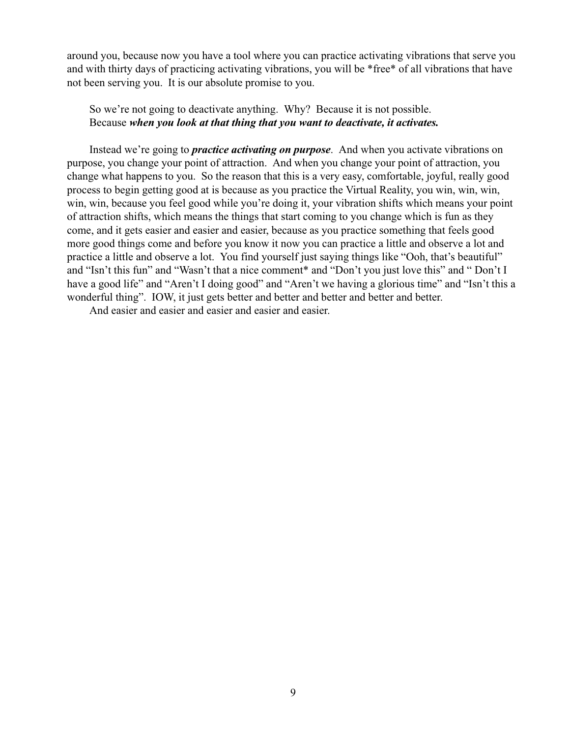around you, because now you have a tool where you can practice activating vibrations that serve you and with thirty days of practicing activating vibrations, you will be *free* of all vibrations that have not been serving you. It is our absolute promise to you.

So we're not going to deactivate anything. Why? Because it is not possible.
Because ***when you look at that thing that you want to deactivate, it activates.***

Instead we're going to ***practice activating on purpose***. And when you activate vibrations on purpose, you change your point of attraction. And when you change your point of attraction, you change what happens to you. So the reason that this is a very easy, comfortable, joyful, really good process to begin getting good at is because as you practice the Virtual Reality, you win, win, win, win, win, because you feel good while you're doing it, your vibration shifts which means your point of attraction shifts, which means the things that start coming to you change which is fun as they come, and it gets easier and easier and easier, because as you practice something that feels good more good things come and before you know it now you can practice a little and observe a lot and practice a little and observe a lot. You find yourself just saying things like "Ooh, that's beautiful" and "Isn't this fun" and "Wasn't that a nice comment* and "Don't you just love this" and " Don't I have a good life" and "Aren't I doing good" and "Aren't we having a glorious time" and "Isn't this a wonderful thing". IOW, it just gets better and better and better and better and better.

And easier and easier and easier and easier and easier.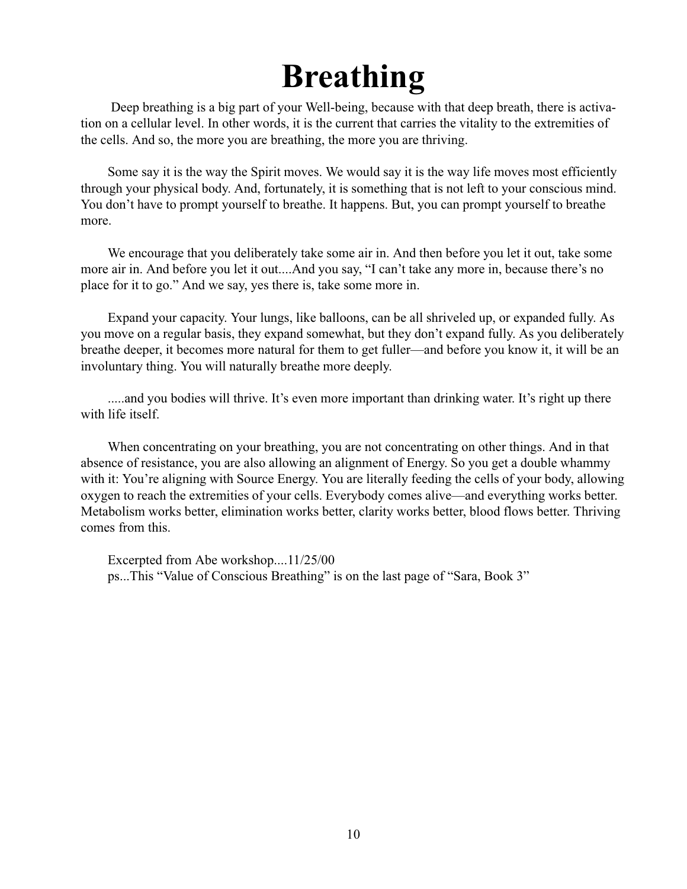# Breathing

Deep breathing is a big part of your Well-being, because with that deep breath, there is activation on a cellular level. In other words, it is the current that carries the vitality to the extremities of the cells. And so, the more you are breathing, the more you are thriving.

Some say it is the way the Spirit moves. We would say it is the way life moves most efficiently through your physical body. And, fortunately, it is something that is not left to your conscious mind. You don't have to prompt yourself to breathe. It happens. But, you can prompt yourself to breathe more.

We encourage that you deliberately take some air in. And then before you let it out, take some more air in. And before you let it out....And you say, "I can't take any more in, because there's no place for it to go." And we say, yes there is, take some more in.

Expand your capacity. Your lungs, like balloons, can be all shriveled up, or expanded fully. As you move on a regular basis, they expand somewhat, but they don't expand fully. As you deliberately breathe deeper, it becomes more natural for them to get fuller—and before you know it, it will be an involuntary thing. You will naturally breathe more deeply.

.....and you bodies will thrive. It's even more important than drinking water. It's right up there with life itself.

When concentrating on your breathing, you are not concentrating on other things. And in that absence of resistance, you are also allowing an alignment of Energy. So you get a double whammy with it: You're aligning with Source Energy. You are literally feeding the cells of your body, allowing oxygen to reach the extremities of your cells. Everybody comes alive—and everything works better. Metabolism works better, elimination works better, clarity works better, blood flows better. Thriving comes from this.

Excerpted from Abe workshop....11/25/00
ps...This "Value of Conscious Breathing" is on the last page of "Sara, Book 3"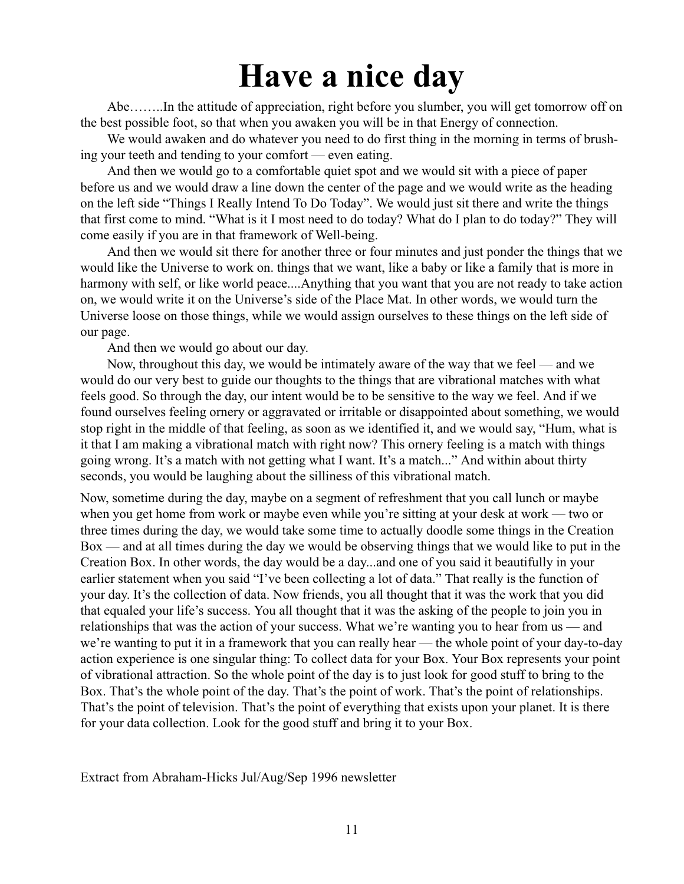# Have a nice day

Abe……..In the attitude of appreciation, right before you slumber, you will get tomorrow off on the best possible foot, so that when you awaken you will be in that Energy of connection.

We would awaken and do whatever you need to do first thing in the morning in terms of brushing your teeth and tending to your comfort — even eating.

And then we would go to a comfortable quiet spot and we would sit with a piece of paper before us and we would draw a line down the center of the page and we would write as the heading on the left side "Things I Really Intend To Do Today". We would just sit there and write the things that first come to mind. "What is it I most need to do today? What do I plan to do today?" They will come easily if you are in that framework of Well-being.

And then we would sit there for another three or four minutes and just ponder the things that we would like the Universe to work on. things that we want, like a baby or like a family that is more in harmony with self, or like world peace....Anything that you want that you are not ready to take action on, we would write it on the Universe's side of the Place Mat. In other words, we would turn the Universe loose on those things, while we would assign ourselves to these things on the left side of our page.

And then we would go about our day.

Now, throughout this day, we would be intimately aware of the way that we feel — and we would do our very best to guide our thoughts to the things that are vibrational matches with what feels good. So through the day, our intent would be to be sensitive to the way we feel. And if we found ourselves feeling ornery or aggravated or irritable or disappointed about something, we would stop right in the middle of that feeling, as soon as we identified it, and we would say, "Hum, what is it that I am making a vibrational match with right now? This ornery feeling is a match with things going wrong. It's a match with not getting what I want. It's a match..." And within about thirty seconds, you would be laughing about the silliness of this vibrational match.

Now, sometime during the day, maybe on a segment of refreshment that you call lunch or maybe when you get home from work or maybe even while you're sitting at your desk at work — two or three times during the day, we would take some time to actually doodle some things in the Creation Box — and at all times during the day we would be observing things that we would like to put in the Creation Box. In other words, the day would be a day...and one of you said it beautifully in your earlier statement when you said "I've been collecting a lot of data." That really is the function of your day. It's the collection of data. Now friends, you all thought that it was the work that you did that equaled your life's success. You all thought that it was the asking of the people to join you in relationships that was the action of your success. What we're wanting you to hear from us — and we're wanting to put it in a framework that you can really hear — the whole point of your day-to-day action experience is one singular thing: To collect data for your Box. Your Box represents your point of vibrational attraction. So the whole point of the day is to just look for good stuff to bring to the Box. That's the whole point of the day. That's the point of work. That's the point of relationships. That's the point of television. That's the point of everything that exists upon your planet. It is there for your data collection. Look for the good stuff and bring it to your Box.

Extract from Abraham-Hicks Jul/Aug/Sep 1996 newsletter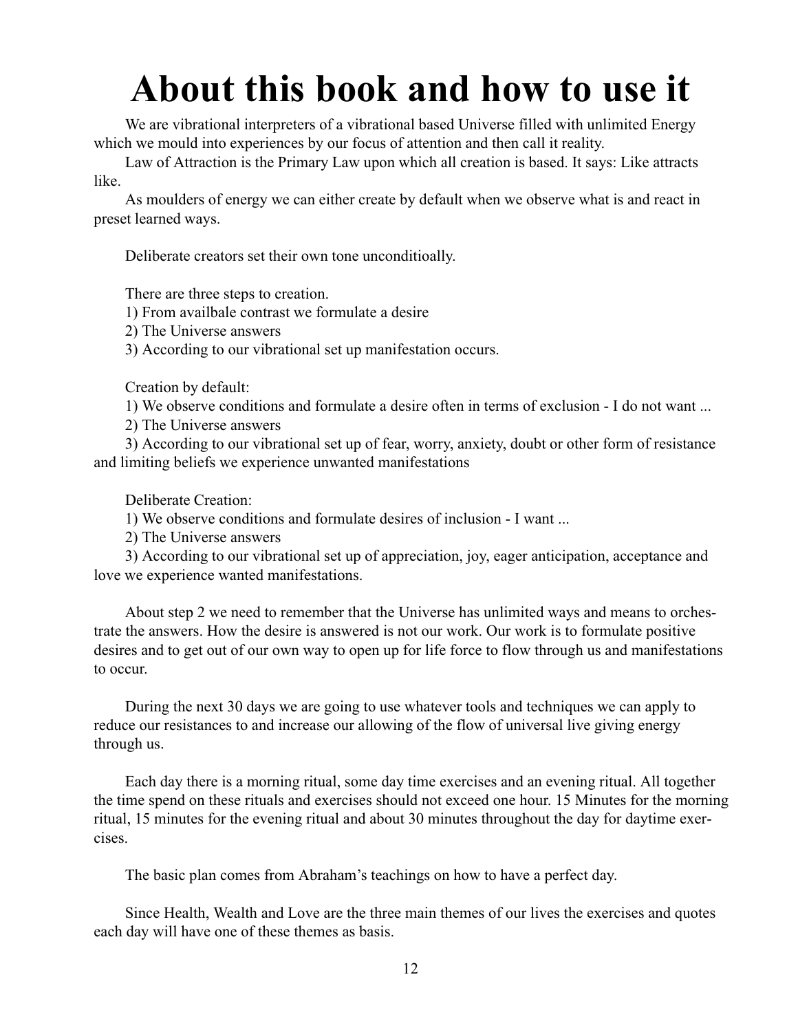# About this book and how to use it

We are vibrational interpreters of a vibrational based Universe filled with unlimited Energy which we mould into experiences by our focus of attention and then call it reality.

Law of Attraction is the Primary Law upon which all creation is based. It says: Like attracts like.

As moulders of energy we can either create by default when we observe what is and react in preset learned ways.

Deliberate creators set their own tone unconditioally.

There are three steps to creation.

1) From availbale contrast we formulate a desire
2) The Universe answers
3) According to our vibrational set up manifestation occurs.

Creation by default:

1) We observe conditions and formulate a desire often in terms of exclusion - I do not want ...
2) The Universe answers
3) According to our vibrational set up of fear, worry, anxiety, doubt or other form of resistance and limiting beliefs we experience unwanted manifestations

Deliberate Creation:

1) We observe conditions and formulate desires of inclusion - I want ...
2) The Universe answers
3) According to our vibrational set up of appreciation, joy, eager anticipation, acceptance and love we experience wanted manifestations.

About step 2 we need to remember that the Universe has unlimited ways and means to orchestrate the answers. How the desire is answered is not our work. Our work is to formulate positive desires and to get out of our own way to open up for life force to flow through us and manifestations to occur.

During the next 30 days we are going to use whatever tools and techniques we can apply to reduce our resistances to and increase our allowing of the flow of universal live giving energy through us.

Each day there is a morning ritual, some day time exercises and an evening ritual. All together the time spend on these rituals and exercises should not exceed one hour. 15 Minutes for the morning ritual, 15 minutes for the evening ritual and about 30 minutes throughout the day for daytime exercises.

The basic plan comes from Abraham's teachings on how to have a perfect day.

Since Health, Wealth and Love are the three main themes of our lives the exercises and quotes each day will have one of these themes as basis.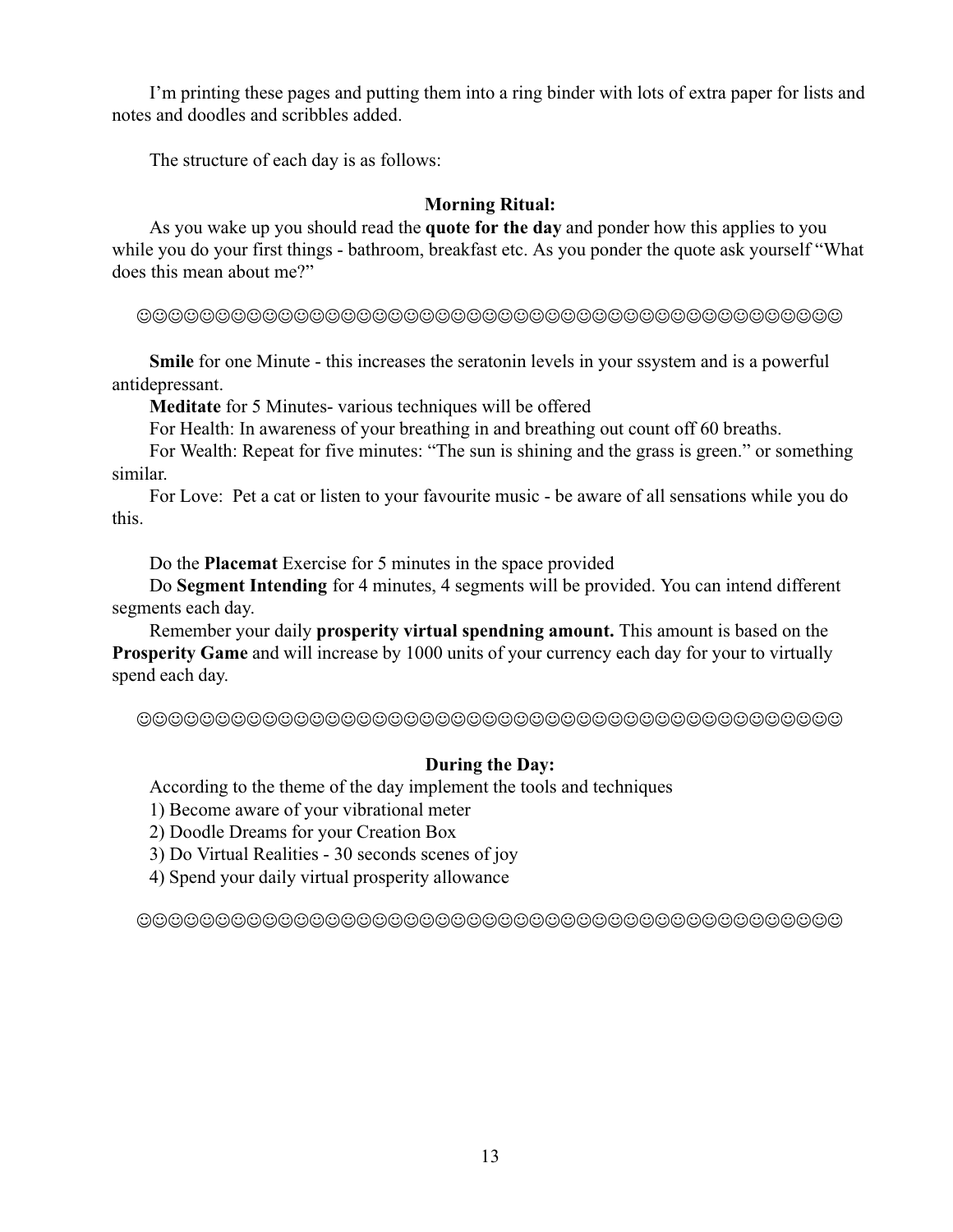I'm printing these pages and putting them into a ring binder with lots of extra paper for lists and notes and doodles and scribbles added.

The structure of each day is as follows:

### Morning Ritual:

As you wake up you should read the **quote for the day** and ponder how this applies to you while you do your first things - bathroom, breakfast etc. As you ponder the quote ask yourself "What does this mean about me?"

☺☺☺☺☺☺☺☺☺☺☺☺☺☺☺☺☺☺☺☺☺☺☺☺☺☺☺☺☺☺☺☺☺☺☺☺☺☺☺☺☺☺☺☺☺☺☺☺☺☺☺☺☺☺☺

**Smile** for one Minute - this increases the seratonin levels in your ssystem and is a powerful antidepressant.

**Meditate** for 5 Minutes- various techniques will be offered

For Health: In awareness of your breathing in and breathing out count off 60 breaths.

For Wealth: Repeat for five minutes: "The sun is shining and the grass is green." or something similar.

For Love: Pet a cat or listen to your favourite music - be aware of all sensations while you do this.

Do the **Placemat** Exercise for 5 minutes in the space provided

Do **Segment Intending** for 4 minutes, 4 segments will be provided. You can intend different segments each day.

Remember your daily **prosperity virtual spendning amount.** This amount is based on the **Prosperity Game** and will increase by 1000 units of your currency each day for your to virtually spend each day.

☺☺☺☺☺☺☺☺☺☺☺☺☺☺☺☺☺☺☺☺☺☺☺☺☺☺☺☺☺☺☺☺☺☺☺☺☺☺☺☺☺☺☺☺☺☺☺☺☺☺☺☺☺☺☺

### During the Day:

According to the theme of the day implement the tools and techniques

1) Become aware of your vibrational meter
2) Doodle Dreams for your Creation Box
3) Do Virtual Realities - 30 seconds scenes of joy
4) Spend your daily virtual prosperity allowance

☺☺☺☺☺☺☺☺☺☺☺☺☺☺☺☺☺☺☺☺☺☺☺☺☺☺☺☺☺☺☺☺☺☺☺☺☺☺☺☺☺☺☺☺☺☺☺☺☺☺☺☺☺☺☺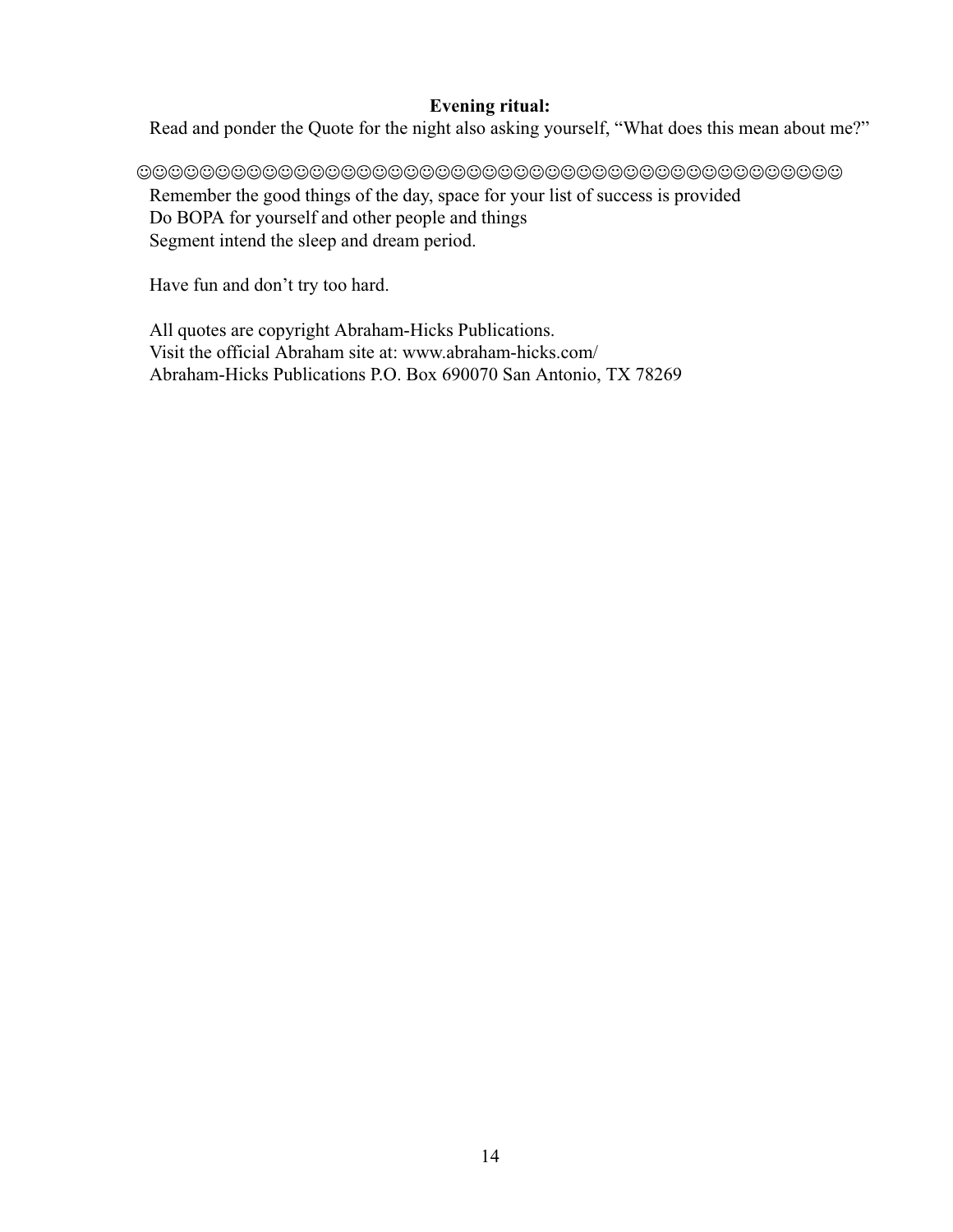**Evening ritual:**

Read and ponder the Quote for the night also asking yourself, “What does this mean about me?”

☺☺☺☺☺☺☺☺☺☺☺☺☺☺☺☺☺☺☺☺☺☺☺☺☺☺☺☺☺☺☺☺☺☺☺☺☺☺☺☺☺☺☺☺☺☺☺☺☺

Remember the good things of the day, space for your list of success is provided
Do BOPA for yourself and other people and things
Segment intend the sleep and dream period.

Have fun and don’t try too hard.

All quotes are copyright Abraham-Hicks Publications.
Visit the official Abraham site at: www.abraham-hicks.com/
Abraham-Hicks Publications P.O. Box 690070 San Antonio, TX 78269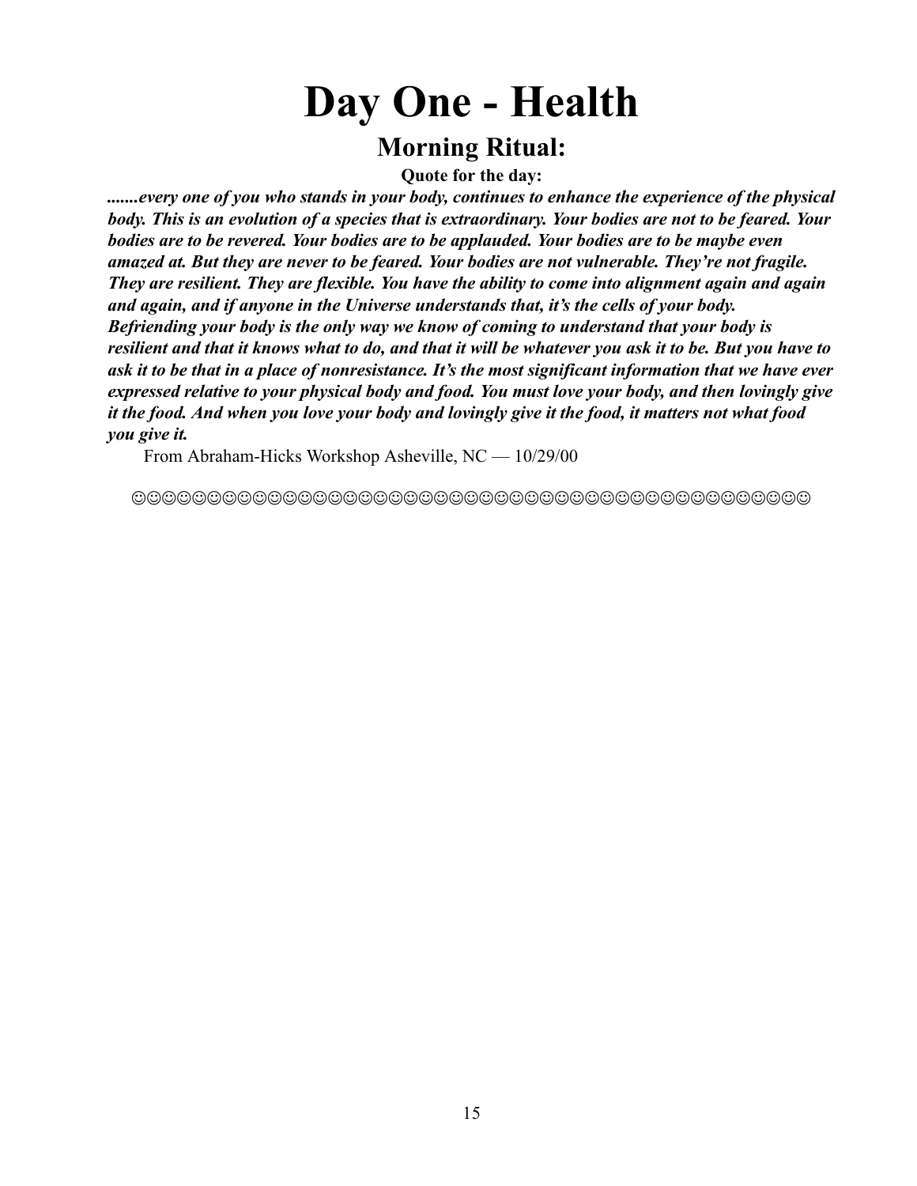# Day One - Health

## Morning Ritual:

**Quote for the day:**

***.......every one of you who stands in your body, continues to enhance the experience of the physical body. This is an evolution of a species that is extraordinary. Your bodies are not to be feared. Your bodies are to be revered. Your bodies are to be applauded. Your bodies are to be maybe even amazed at. But they are never to be feared. Your bodies are not vulnerable. They're not fragile. They are resilient. They are flexible. You have the ability to come into alignment again and again and again, and if anyone in the Universe understands that, it's the cells of your body. Befriending your body is the only way we know of coming to understand that your body is resilient and that it knows what to do, and that it will be whatever you ask it to be. But you have to ask it to be that in a place of nonresistance. It's the most significant information that we have ever expressed relative to your physical body and food. You must love your body, and then lovingly give it the food. And when you love your body and lovingly give it the food, it matters not what food you give it.***

From Abraham-Hicks Workshop Asheville, NC — 10/29/00

☺☺☺☺☺☺☺☺☺☺☺☺☺☺☺☺☺☺☺☺☺☺☺☺☺☺☺☺☺☺☺☺☺☺☺☺☺☺☺☺☺☺☺☺☺☺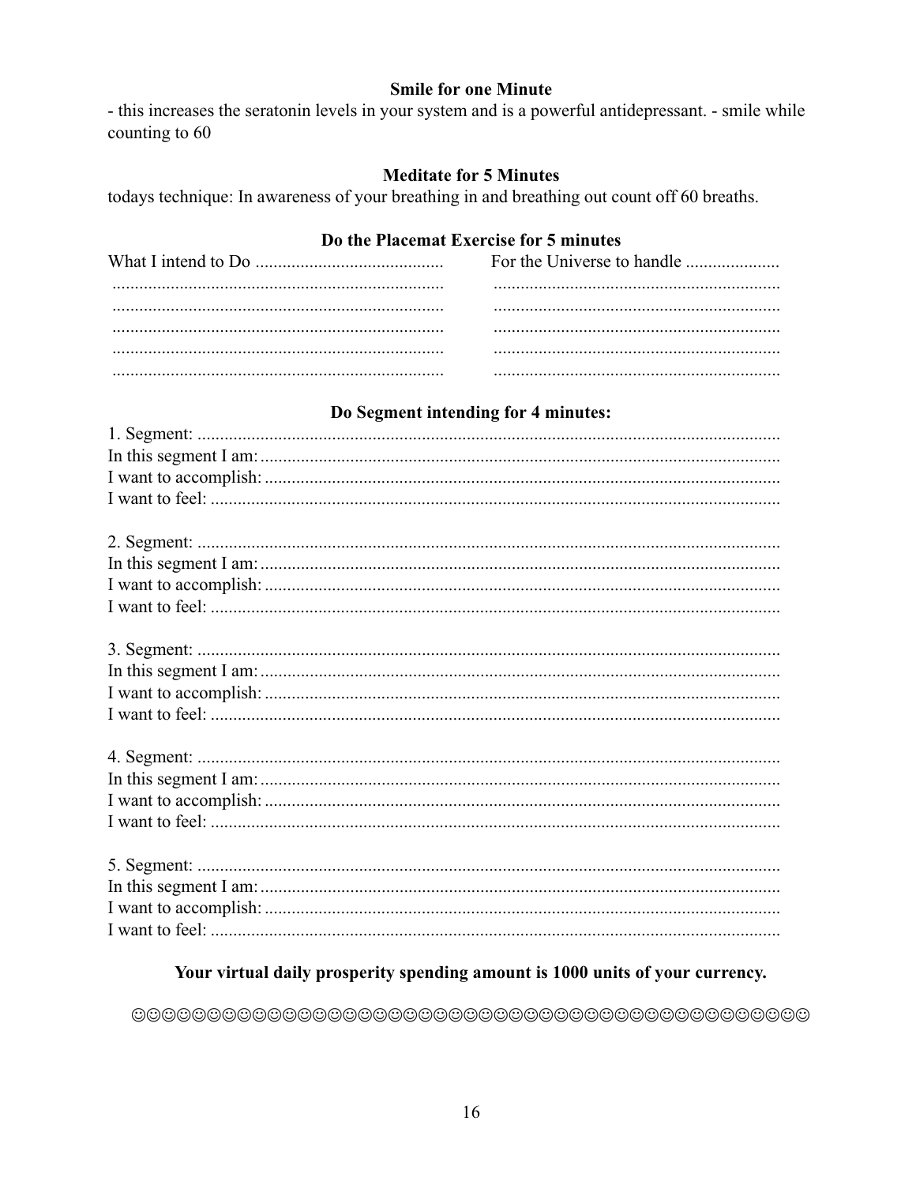**Smile for one Minute**

- this increases the seratonin levels in your system and is a powerful antidepressant. - smile while counting to 60

**Meditate for 5 Minutes**

todays technique: In awareness of your breathing in and breathing out count off 60 breaths.

**Do the Placemat Exercise for 5 minutes**

| What I intend to Do ......................................... | For the Universe to handle .................... |
|---|---|
| .......................................................................... | ............................................................... |
| .......................................................................... | ............................................................... |
| .......................................................................... | ............................................................... |
| .......................................................................... | ............................................................... |
| .......................................................................... | ............................................................... |

**Do Segment intending for 4 minutes:**

1. Segment: ..................................................................................................................
In this segment I am: ...................................................................................................
I want to accomplish: ..................................................................................................
I want to feel: ..............................................................................................................

2. Segment: ..................................................................................................................
In this segment I am: ...................................................................................................
I want to accomplish: ..................................................................................................
I want to feel: ..............................................................................................................

3. Segment: ..................................................................................................................
In this segment I am: ...................................................................................................
I want to accomplish: ..................................................................................................
I want to feel: ..............................................................................................................

4. Segment: ..................................................................................................................
In this segment I am: ...................................................................................................
I want to accomplish: ..................................................................................................
I want to feel: ..............................................................................................................

5. Segment: ..................................................................................................................
In this segment I am: ...................................................................................................
I want to accomplish: ..................................................................................................
I want to feel: ..............................................................................................................

**Your virtual daily prosperity spending amount is 1000 units of your currency.**

☺☺☺☺☺☺☺☺☺☺☺☺☺☺☺☺☺☺☺☺☺☺☺☺☺☺☺☺☺☺☺☺☺☺☺☺☺☺☺☺☺☺☺☺☺☺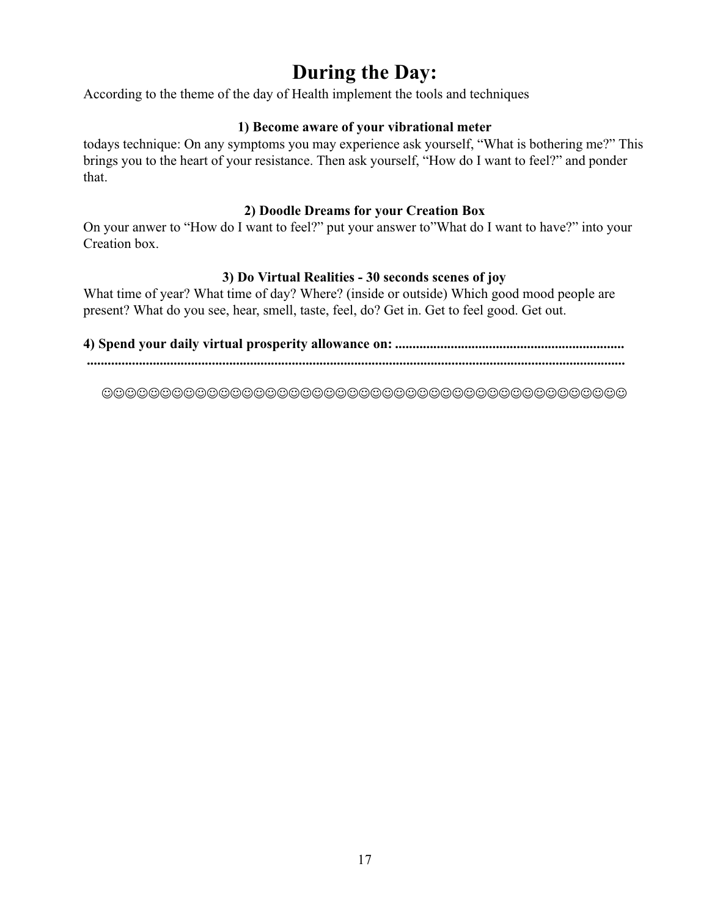# During the Day:

According to the theme of the day of Health implement the tools and techniques

**1) Become aware of your vibrational meter**

todays technique: On any symptoms you may experience ask yourself, “What is bothering me?” This brings you to the heart of your resistance. Then ask yourself, “How do I want to feel?” and ponder that.

**2) Doodle Dreams for your Creation Box**

On your anwer to “How do I want to feel?” put your answer to”What do I want to have?” into your Creation box.

**3) Do Virtual Realities - 30 seconds scenes of joy**

What time of year? What time of day? Where? (inside or outside) Which good mood people are present? What do you see, hear, smell, taste, feel, do? Get in. Get to feel good. Get out.

**4) Spend your daily virtual prosperity allowance on: ..................................................................**
**........................................................................................................................................................**

☺☺☺☺☺☺☺☺☺☺☺☺☺☺☺☺☺☺☺☺☺☺☺☺☺☺☺☺☺☺☺☺☺☺☺☺☺☺☺☺☺☺☺☺☺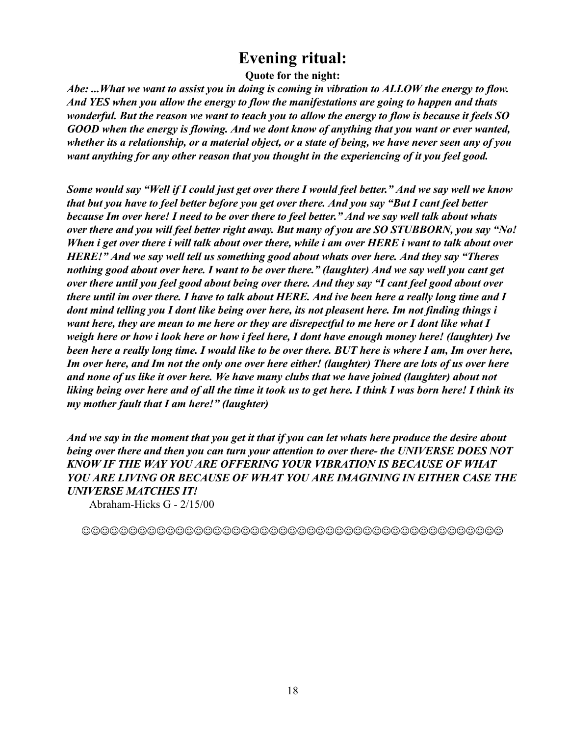# Evening ritual:

**Quote for the night:**

***Abe: ...What we want to assist you in doing is coming in vibration to ALLOW the energy to flow. And YES when you allow the energy to flow the manifestations are going to happen and thats wonderful. But the reason we want to teach you to allow the energy to flow is because it feels SO GOOD when the energy is flowing. And we dont know of anything that you want or ever wanted, whether its a relationship, or a material object, or a state of being, we have never seen any of you want anything for any other reason that you thought in the experiencing of it you feel good.***

***Some would say "Well if I could just get over there I would feel better." And we say well we know that but you have to feel better before you get over there. And you say "But I cant feel better because Im over here! I need to be over there to feel better." And we say well talk about whats over there and you will feel better right away. But many of you are SO STUBBORN, you say "No! When i get over there i will talk about over there, while i am over HERE i want to talk about over HERE!" And we say well tell us something good about whats over here. And they say "Theres nothing good about over here. I want to be over there." (laughter) And we say well you cant get over there until you feel good about being over there. And they say "I cant feel good about over there until im over there. I have to talk about HERE. And ive been here a really long time and I dont mind telling you I dont like being over here, its not pleasent here. Im not finding things i want here, they are mean to me here or they are disrepectful to me here or I dont like what I weigh here or how i look here or how i feel here, I dont have enough money here! (laughter) Ive been here a really long time. I would like to be over there. BUT here is where I am, Im over here, Im over here, and Im not the only one over here either! (laughter) There are lots of us over here and none of us like it over here. We have many clubs that we have joined (laughter) about not liking being over here and of all the time it took us to get here. I think I was born here! I think its my mother fault that I am here!" (laughter)***

***And we say in the moment that you get it that if you can let whats here produce the desire about being over there and then you can turn your attention to over there- the UNIVERSE DOES NOT KNOW IF THE WAY YOU ARE OFFERING YOUR VIBRATION IS BECAUSE OF WHAT YOU ARE LIVING OR BECAUSE OF WHAT YOU ARE IMAGINING IN EITHER CASE THE UNIVERSE MATCHES IT!***

Abraham-Hicks G - 2/15/00

☺☺☺☺☺☺☺☺☺☺☺☺☺☺☺☺☺☺☺☺☺☺☺☺☺☺☺☺☺☺☺☺☺☺☺☺☺☺☺☺☺☺☺☺☺☺☺☺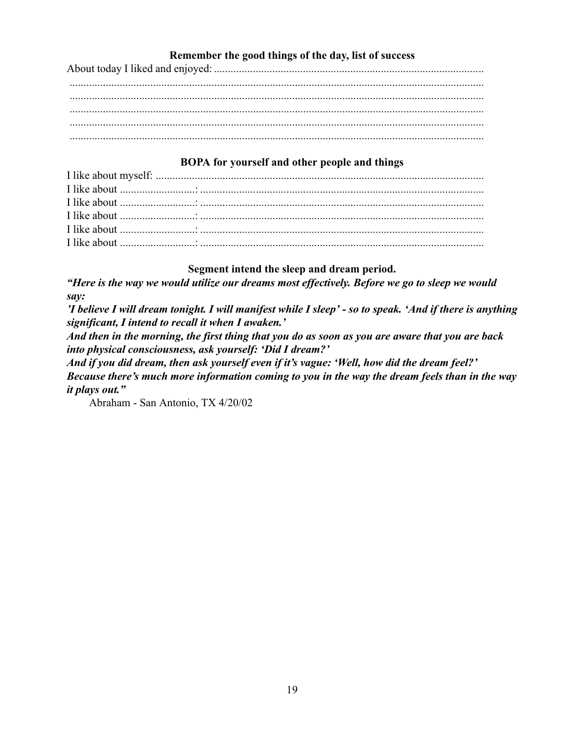### Remember the good things of the day, list of success

About today I liked and enjoyed: .................................................................................................
.....................................................................................................................................
.....................................................................................................................................
.....................................................................................................................................
.....................................................................................................................................
.....................................................................................................................................

### BOPA for yourself and other people and things

I like about myself: ......................................................................................................
I like about ...........................: ......................................................................................
I like about ...........................: ......................................................................................
I like about ...........................: ......................................................................................
I like about ...........................: ......................................................................................
I like about ...........................: ......................................................................................

### Segment intend the sleep and dream period.

***"Here is the way we would utilize our dreams most effectively. Before we go to sleep we would say:***
***'I believe I will dream tonight. I will manifest while I sleep' - so to speak. 'And if there is anything significant, I intend to recall it when I awaken.'***
***And then in the morning, the first thing that you do as soon as you are aware that you are back into physical consciousness, ask yourself: 'Did I dream?'***
***And if you did dream, then ask yourself even if it's vague: 'Well, how did the dream feel?'***
***Because there's much more information coming to you in the way the dream feels than in the way it plays out."***

Abraham - San Antonio, TX 4/20/02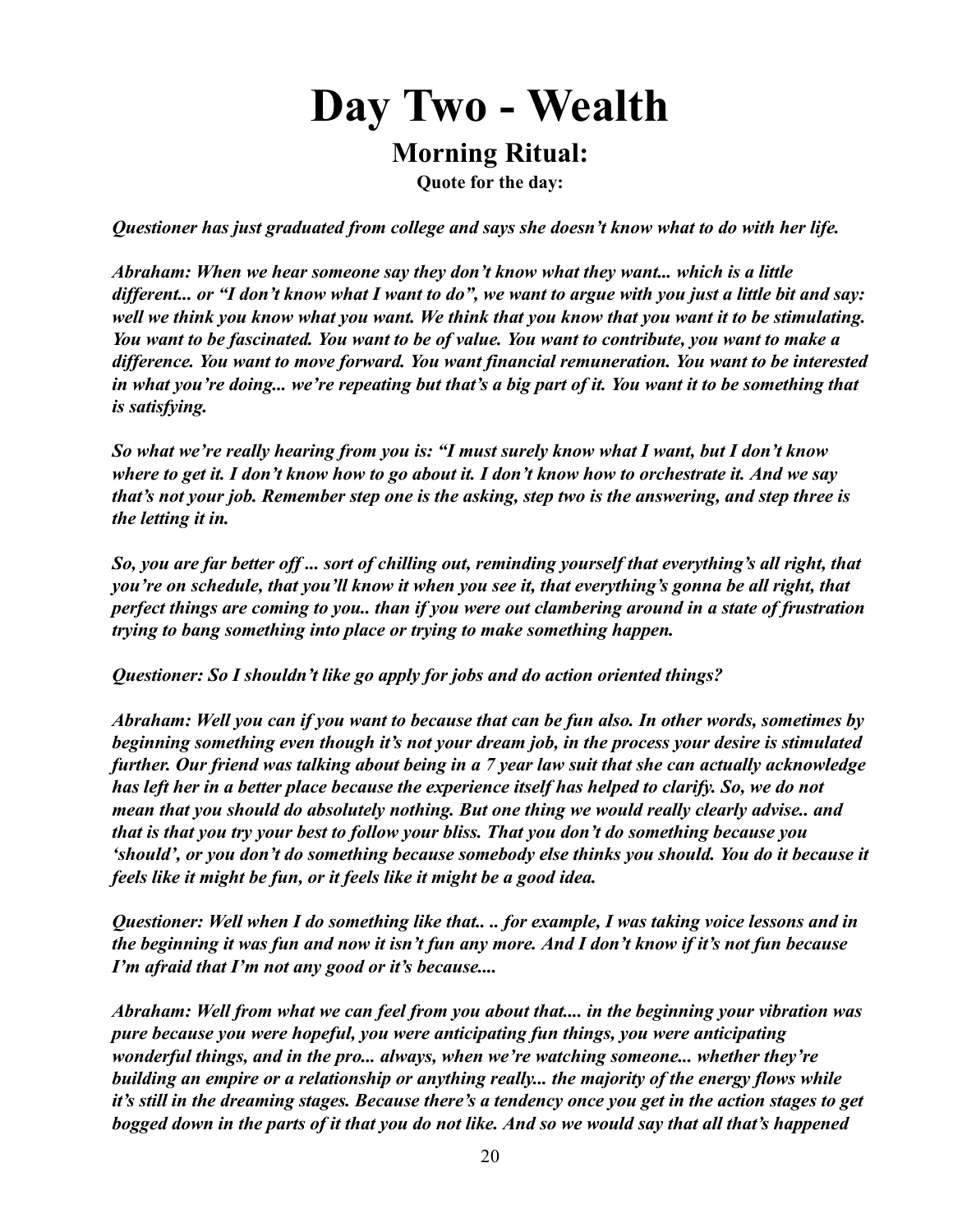# Day Two - Wealth

## Morning Ritual:

### Quote for the day:

***Questioner has just graduated from college and says she doesn't know what to do with her life.***

***Abraham: When we hear someone say they don't know what they want... which is a little different... or "I don't know what I want to do", we want to argue with you just a little bit and say: well we think you know what you want. We think that you know that you want it to be stimulating. You want to be fascinated. You want to be of value. You want to contribute, you want to make a difference. You want to move forward. You want financial remuneration. You want to be interested in what you're doing... we're repeating but that's a big part of it. You want it to be something that is satisfying.***

***So what we're really hearing from you is: "I must surely know what I want, but I don't know where to get it. I don't know how to go about it. I don't know how to orchestrate it. And we say that's not your job. Remember step one is the asking, step two is the answering, and step three is the letting it in.***

***So, you are far better off ... sort of chilling out, reminding yourself that everything's all right, that you're on schedule, that you'll know it when you see it, that everything's gonna be all right, that perfect things are coming to you.. than if you were out clambering around in a state of frustration trying to bang something into place or trying to make something happen.***

***Questioner: So I shouldn't like go apply for jobs and do action oriented things?***

***Abraham: Well you can if you want to because that can be fun also. In other words, sometimes by beginning something even though it's not your dream job, in the process your desire is stimulated further. Our friend was talking about being in a 7 year law suit that she can actually acknowledge has left her in a better place because the experience itself has helped to clarify. So, we do not mean that you should do absolutely nothing. But one thing we would really clearly advise.. and that is that you try your best to follow your bliss. That you don't do something because you 'should', or you don't do something because somebody else thinks you should. You do it because it feels like it might be fun, or it feels like it might be a good idea.***

***Questioner: Well when I do something like that.. .. for example, I was taking voice lessons and in the beginning it was fun and now it isn't fun any more. And I don't know if it's not fun because I'm afraid that I'm not any good or it's because....***

***Abraham: Well from what we can feel from you about that.... in the beginning your vibration was pure because you were hopeful, you were anticipating fun things, you were anticipating wonderful things, and in the pro... always, when we're watching someone... whether they're building an empire or a relationship or anything really... the majority of the energy flows while it's still in the dreaming stages. Because there's a tendency once you get in the action stages to get bogged down in the parts of it that you do not like. And so we would say that all that's happened***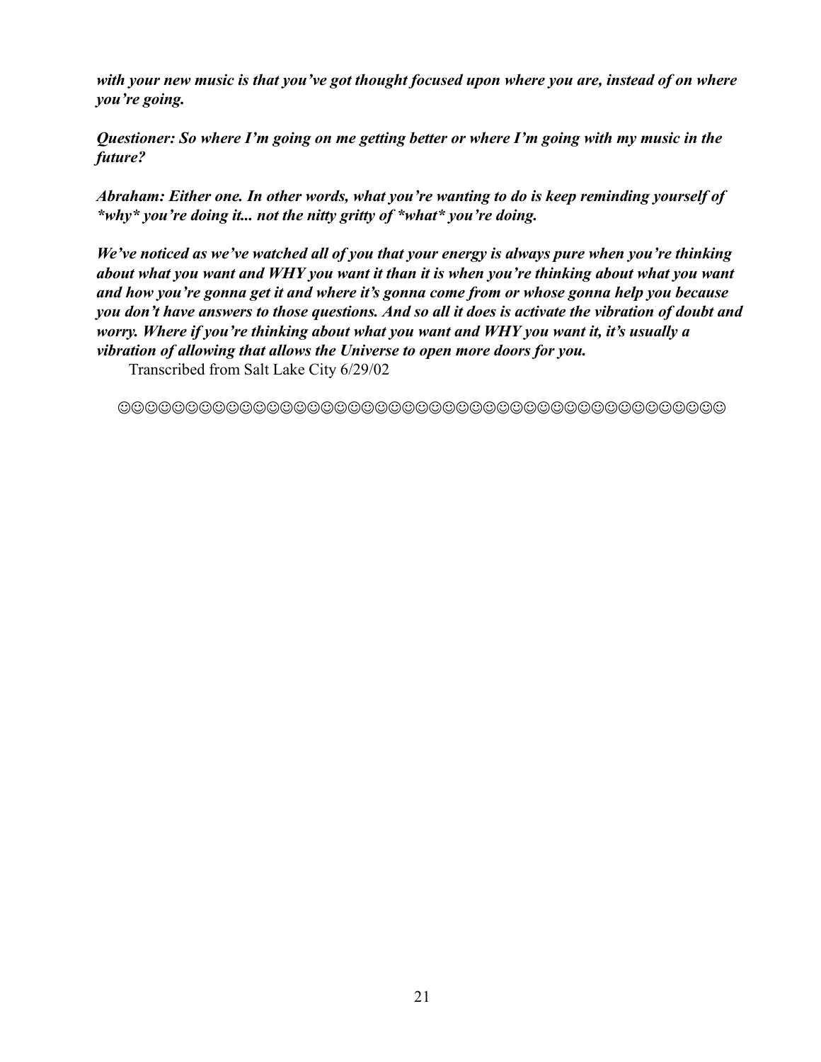***with your new music is that you've got thought focused upon where you are, instead of on where you're going.***

***Questioner: So where I'm going on me getting better or where I'm going with my music in the future?***

***Abraham: Either one. In other words, what you're wanting to do is keep reminding yourself of *why* you're doing it... not the nitty gritty of *what* you're doing.***

***We've noticed as we've watched all of you that your energy is always pure when you're thinking about what you want and WHY you want it than it is when you're thinking about what you want and how you're gonna get it and where it's gonna come from or whose gonna help you because you don't have answers to those questions. And so all it does is activate the vibration of doubt and worry. Where if you're thinking about what you want and WHY you want it, it's usually a vibration of allowing that allows the Universe to open more doors for you.***

Transcribed from Salt Lake City 6/29/02

☺☺☺☺☺☺☺☺☺☺☺☺☺☺☺☺☺☺☺☺☺☺☺☺☺☺☺☺☺☺☺☺☺☺☺☺☺☺☺☺☺☺☺☺☺☺☺☺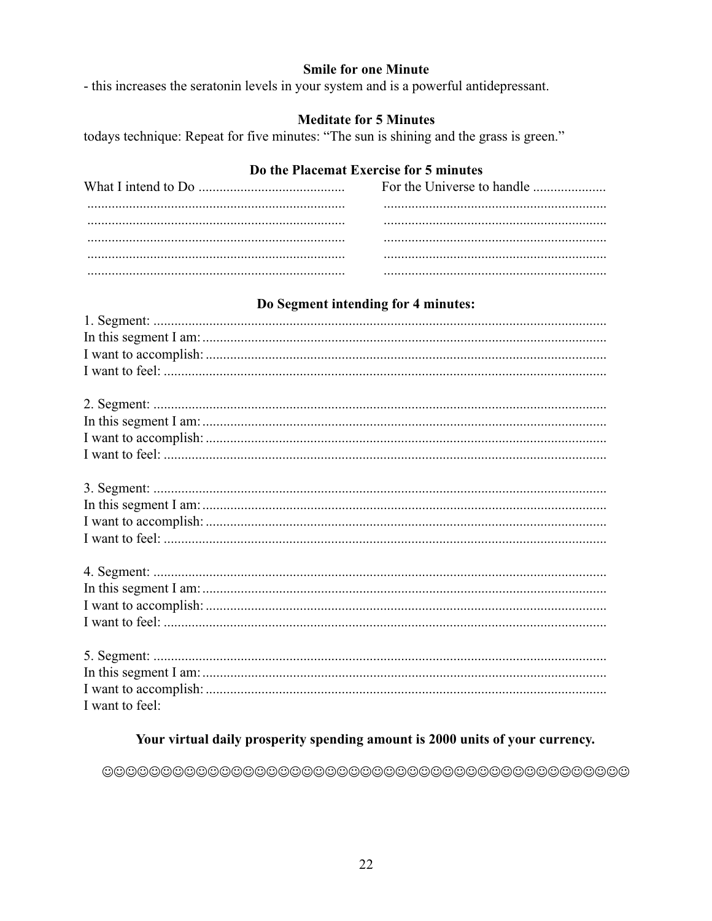**Smile for one Minute**

- this increases the seratonin levels in your system and is a powerful antidepressant.

**Meditate for 5 Minutes**

todays technique: Repeat for five minutes: "The sun is shining and the grass is green."

**Do the Placemat Exercise for 5 minutes**

| What I intend to Do .......................................... | For the Universe to handle ..................... |
| --- | --- |
| .......................................................................... | ................................................................ |
| .......................................................................... | ................................................................ |
| .......................................................................... | ................................................................ |
| .......................................................................... | ................................................................ |
| .......................................................................... | ................................................................ |

**Do Segment intending for 4 minutes:**

1. Segment: ..................................................................................................................................
In this segment I am: ....................................................................................................................
I want to accomplish: ...................................................................................................................
I want to feel: ...............................................................................................................................

2. Segment: ..................................................................................................................................
In this segment I am: ....................................................................................................................
I want to accomplish: ...................................................................................................................
I want to feel: ...............................................................................................................................

3. Segment: ..................................................................................................................................
In this segment I am: ....................................................................................................................
I want to accomplish: ...................................................................................................................
I want to feel: ...............................................................................................................................

4. Segment: ..................................................................................................................................
In this segment I am: ....................................................................................................................
I want to accomplish: ...................................................................................................................
I want to feel: ...............................................................................................................................

5. Segment: ..................................................................................................................................
In this segment I am: ....................................................................................................................
I want to accomplish: ...................................................................................................................
I want to feel:

**Your virtual daily prosperity spending amount is 2000 units of your currency.**

☺☺☺☺☺☺☺☺☺☺☺☺☺☺☺☺☺☺☺☺☺☺☺☺☺☺☺☺☺☺☺☺☺☺☺☺☺☺☺☺☺☺☺☺☺☺☺☺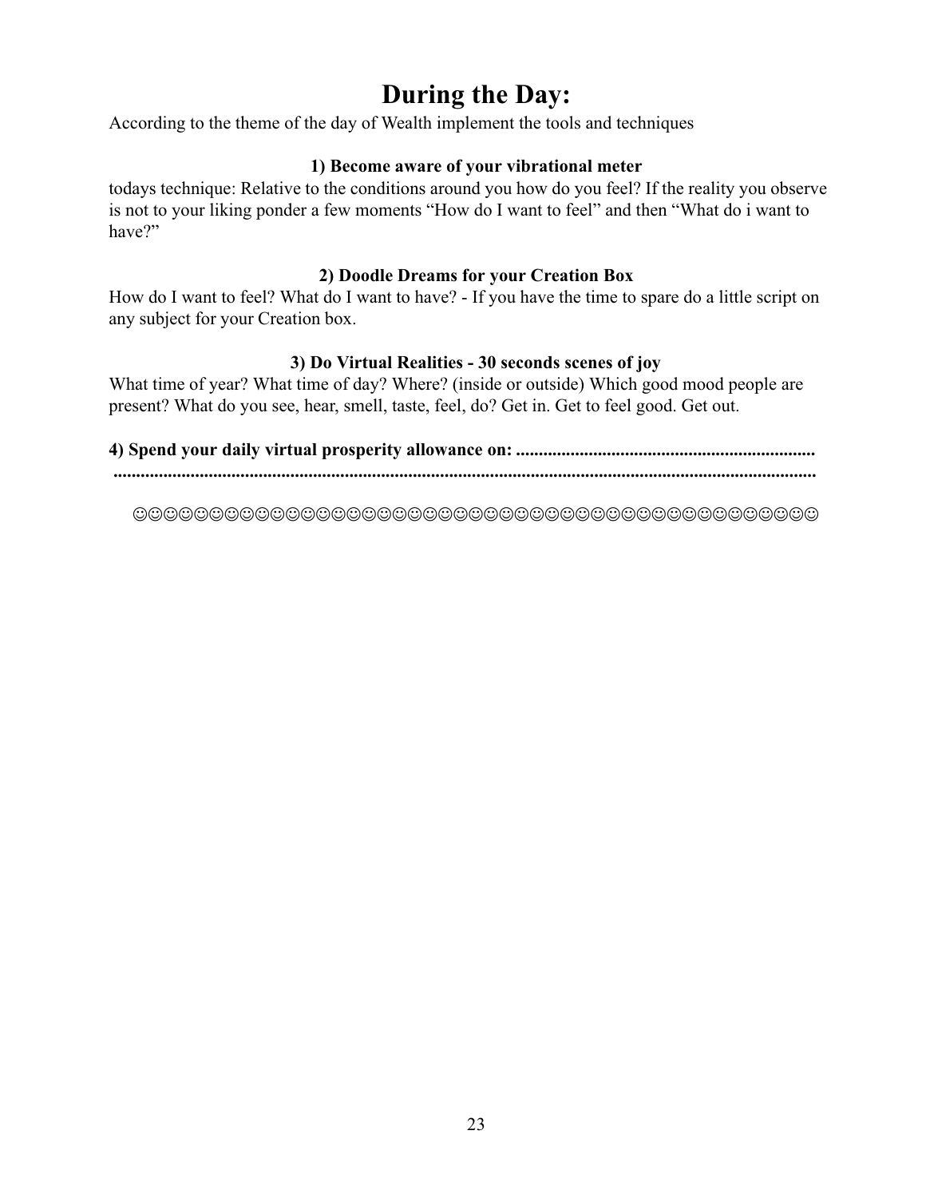# During the Day:

According to the theme of the day of Wealth implement the tools and techniques

**1) Become aware of your vibrational meter**

todays technique: Relative to the conditions around you how do you feel? If the reality you observe is not to your liking ponder a few moments "How do I want to feel" and then "What do i want to have?"

**2) Doodle Dreams for your Creation Box**

How do I want to feel? What do I want to have? - If you have the time to spare do a little script on any subject for your Creation box.

**3) Do Virtual Realities - 30 seconds scenes of joy**

What time of year? What time of day? Where? (inside or outside) Which good mood people are present? What do you see, hear, smell, taste, feel, do? Get in. Get to feel good. Get out.

**4) Spend your daily virtual prosperity allowance on: ..................................................................**
**.........................................................................................................................................**

☺☺☺☺☺☺☺☺☺☺☺☺☺☺☺☺☺☺☺☺☺☺☺☺☺☺☺☺☺☺☺☺☺☺☺☺☺☺☺☺☺☺☺☺☺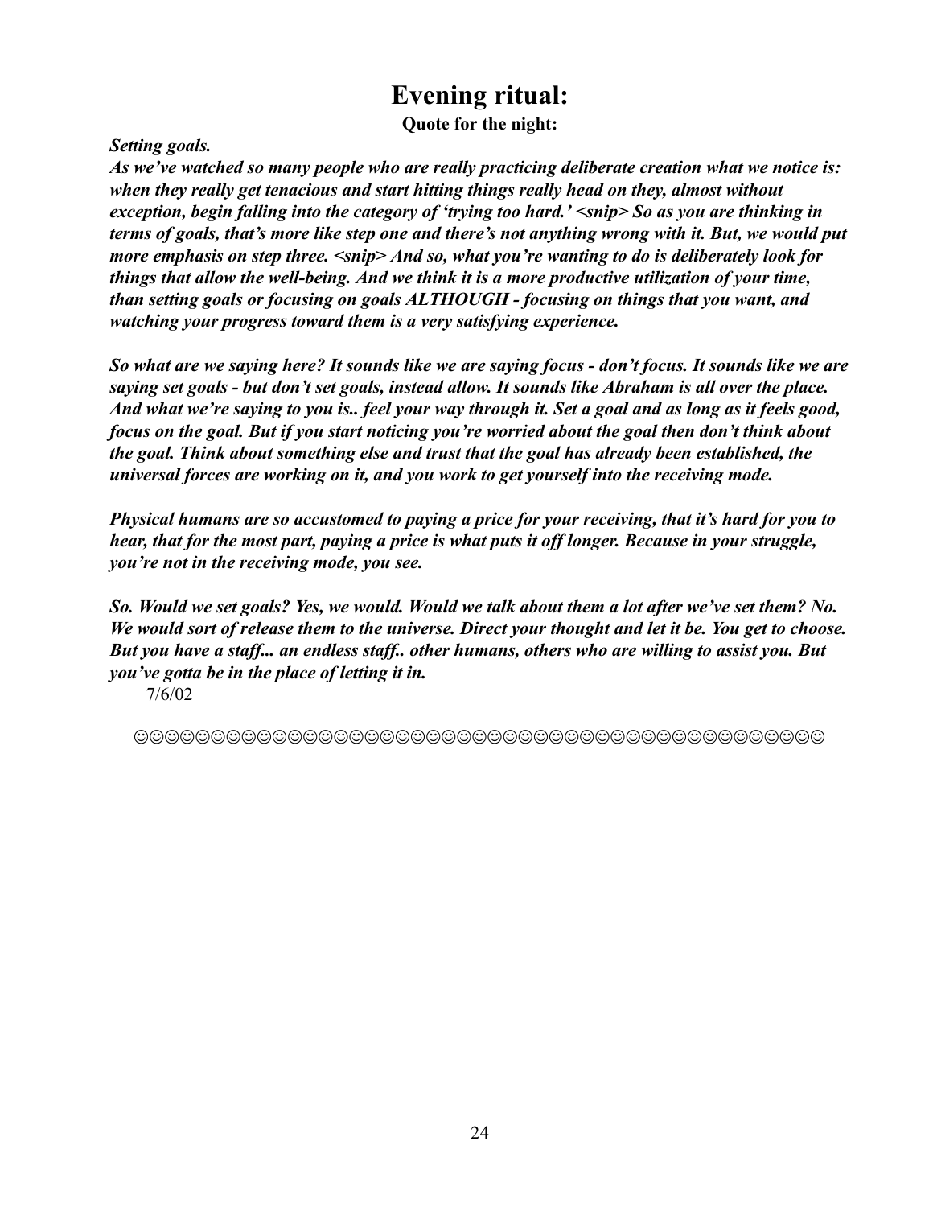# Evening ritual:

**Quote for the night:**

***Setting goals.***

***As we've watched so many people who are really practicing deliberate creation what we notice is: when they really get tenacious and start hitting things really head on they, almost without exception, begin falling into the category of 'trying too hard.' <snip> So as you are thinking in terms of goals, that's more like step one and there's not anything wrong with it. But, we would put more emphasis on step three. <snip> And so, what you're wanting to do is deliberately look for things that allow the well-being. And we think it is a more productive utilization of your time, than setting goals or focusing on goals ALTHOUGH - focusing on things that you want, and watching your progress toward them is a very satisfying experience.***

***So what are we saying here? It sounds like we are saying focus - don't focus. It sounds like we are saying set goals - but don't set goals, instead allow. It sounds like Abraham is all over the place. And what we're saying to you is.. feel your way through it. Set a goal and as long as it feels good, focus on the goal. But if you start noticing you're worried about the goal then don't think about the goal. Think about something else and trust that the goal has already been established, the universal forces are working on it, and you work to get yourself into the receiving mode.***

***Physical humans are so accustomed to paying a price for your receiving, that it's hard for you to hear, that for the most part, paying a price is what puts it off longer. Because in your struggle, you're not in the receiving mode, you see.***

***So. Would we set goals? Yes, we would. Would we talk about them a lot after we've set them? No. We would sort of release them to the universe. Direct your thought and let it be. You get to choose. But you have a staff... an endless staff.. other humans, others who are willing to assist you. But you've gotta be in the place of letting it in.***

7/6/02

☺☺☺☺☺☺☺☺☺☺☺☺☺☺☺☺☺☺☺☺☺☺☺☺☺☺☺☺☺☺☺☺☺☺☺☺☺☺☺☺☺☺☺☺☺☺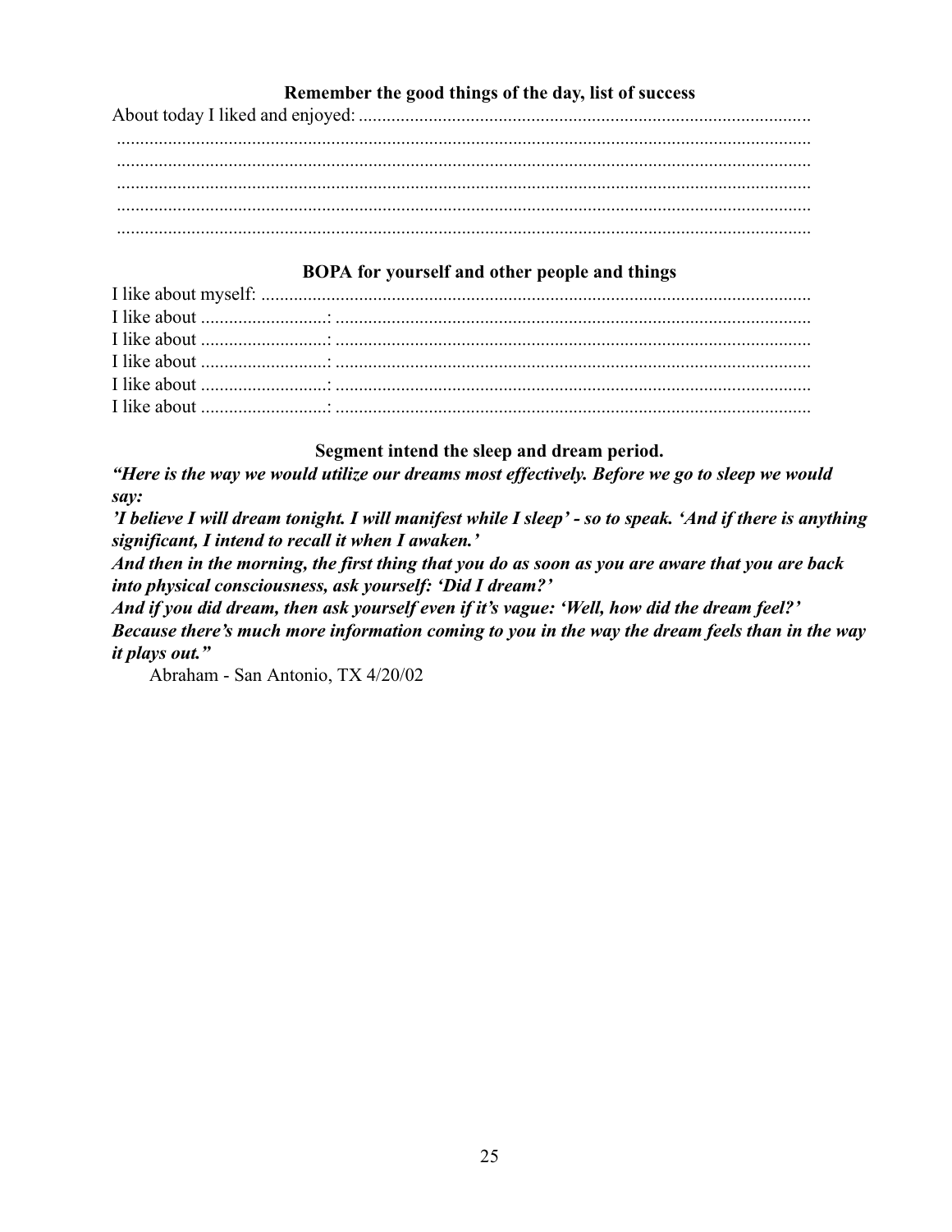### Remember the good things of the day, list of success

About today I liked and enjoyed: ................................................................................................
.....................................................................................................................................
.....................................................................................................................................
.....................................................................................................................................
.....................................................................................................................................
.....................................................................................................................................

### BOPA for yourself and other people and things

I like about myself: .....................................................................................................
I like about ..........................: .....................................................................................
I like about ..........................: .....................................................................................
I like about ..........................: .....................................................................................
I like about ..........................: .....................................................................................
I like about ..........................: .....................................................................................

### Segment intend the sleep and dream period.

***"Here is the way we would utilize our dreams most effectively. Before we go to sleep we would say:***

***'I believe I will dream tonight. I will manifest while I sleep' - so to speak. 'And if there is anything significant, I intend to recall it when I awaken.'***

***And then in the morning, the first thing that you do as soon as you are aware that you are back into physical consciousness, ask yourself: 'Did I dream?'***

***And if you did dream, then ask yourself even if it's vague: 'Well, how did the dream feel?' Because there's much more information coming to you in the way the dream feels than in the way it plays out."***

Abraham - San Antonio, TX 4/20/02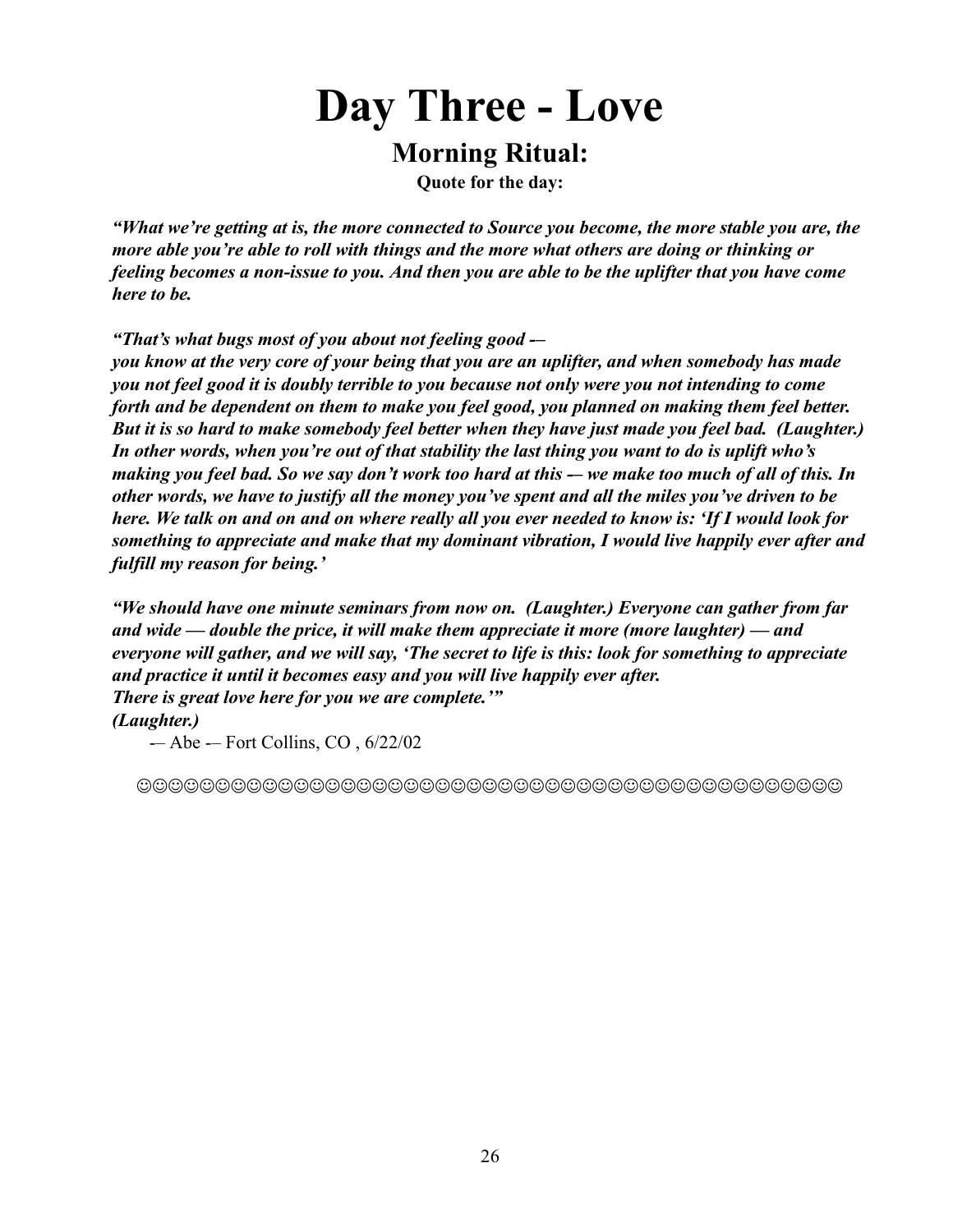# Day Three - Love

## Morning Ritual:

**Quote for the day:**

***"What we're getting at is, the more connected to Source you become, the more stable you are, the more able you're able to roll with things and the more what others are doing or thinking or feeling becomes a non-issue to you. And then you are able to be the uplifter that you have come here to be.***

***"That's what bugs most of you about not feeling good -–***
***you know at the very core of your being that you are an uplifter, and when somebody has made you not feel good it is doubly terrible to you because not only were you not intending to come forth and be dependent on them to make you feel good, you planned on making them feel better. But it is so hard to make somebody feel better when they have just made you feel bad. (Laughter.) In other words, when you're out of that stability the last thing you want to do is uplift who's making you feel bad. So we say don't work too hard at this -– we make too much of all of this. In other words, we have to justify all the money you've spent and all the miles you've driven to be here. We talk on and on and on where really all you ever needed to know is: 'If I would look for something to appreciate and make that my dominant vibration, I would live happily ever after and fulfill my reason for being.'***

***"We should have one minute seminars from now on. (Laughter.) Everyone can gather from far and wide — double the price, it will make them appreciate it more (more laughter) — and everyone will gather, and we will say, 'The secret to life is this: look for something to appreciate and practice it until it becomes easy and you will live happily ever after.***
***There is great love here for you we are complete.'"***
***(Laughter.)***

-– Abe -– Fort Collins, CO , 6/22/02

☺☺☺☺☺☺☺☺☺☺☺☺☺☺☺☺☺☺☺☺☺☺☺☺☺☺☺☺☺☺☺☺☺☺☺☺☺☺☺☺☺☺☺☺☺☺☺☺☺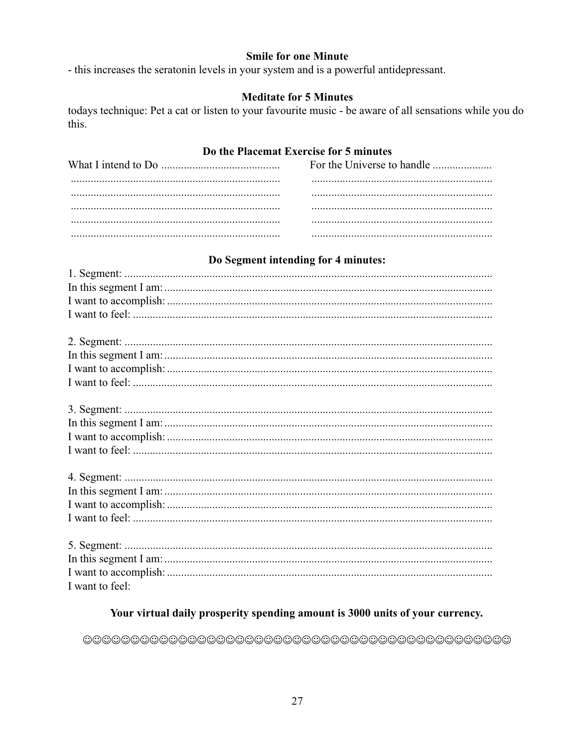**Smile for one Minute**

- this increases the seratonin levels in your system and is a powerful antidepressant.

**Meditate for 5 Minutes**

todays technique: Pet a cat or listen to your favourite music - be aware of all sensations while you do this.

**Do the Placemat Exercise for 5 minutes**

| What I intend to Do .......................................... | For the Universe to handle ..................... |
|---|---|
| .......................................................................... | ................................................................ |
| .......................................................................... | ................................................................ |
| .......................................................................... | ................................................................ |
| .......................................................................... | ................................................................ |
| .......................................................................... | ................................................................ |

**Do Segment intending for 4 minutes:**

1. Segment: ..................................................................................................................................
In this segment I am: ....................................................................................................................
I want to accomplish: ...................................................................................................................
I want to feel: ..............................................................................................................................

2. Segment: ..................................................................................................................................
In this segment I am: ....................................................................................................................
I want to accomplish: ...................................................................................................................
I want to feel: ..............................................................................................................................

3. Segment: ..................................................................................................................................
In this segment I am: ....................................................................................................................
I want to accomplish: ...................................................................................................................
I want to feel: ..............................................................................................................................

4. Segment: ..................................................................................................................................
In this segment I am: ....................................................................................................................
I want to accomplish: ...................................................................................................................
I want to feel: ..............................................................................................................................

5. Segment: ..................................................................................................................................
In this segment I am: ....................................................................................................................
I want to accomplish: ...................................................................................................................
I want to feel:

**Your virtual daily prosperity spending amount is 3000 units of your currency.**

☺☺☺☺☺☺☺☺☺☺☺☺☺☺☺☺☺☺☺☺☺☺☺☺☺☺☺☺☺☺☺☺☺☺☺☺☺☺☺☺☺☺☺☺☺☺☺☺☺☺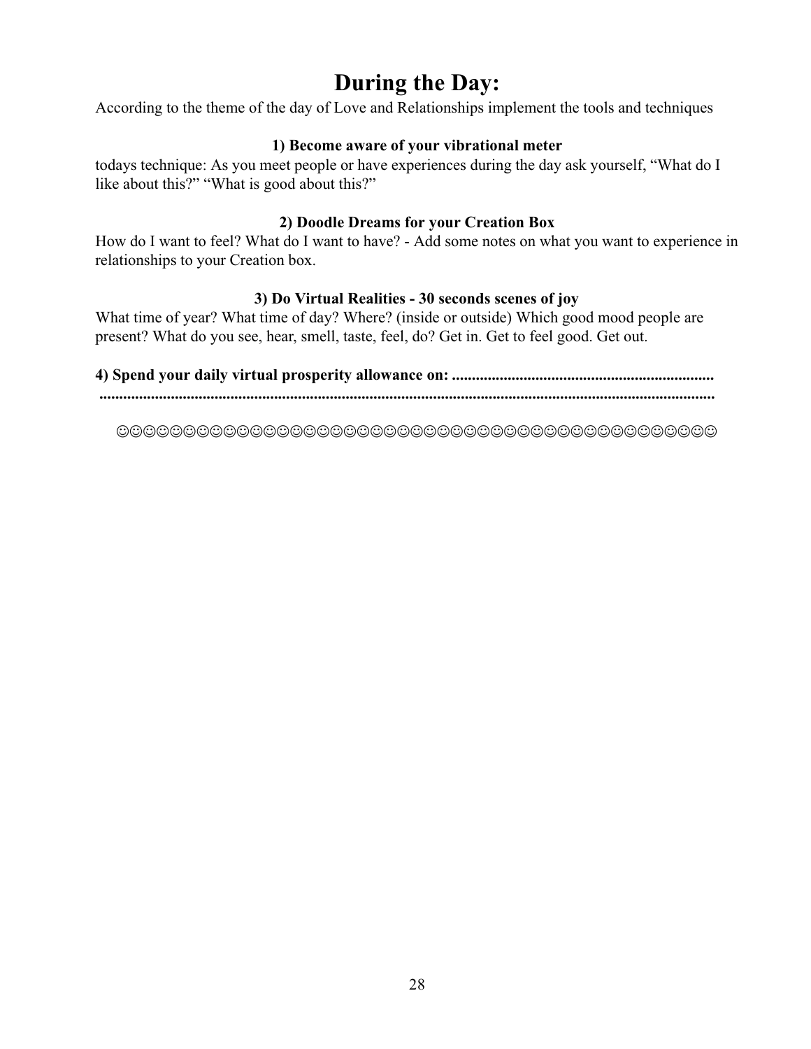# During the Day:

According to the theme of the day of Love and Relationships implement the tools and techniques

### 1) Become aware of your vibrational meter

todays technique: As you meet people or have experiences during the day ask yourself, "What do I like about this?" "What is good about this?"

### 2) Doodle Dreams for your Creation Box

How do I want to feel? What do I want to have? - Add some notes on what you want to experience in relationships to your Creation box.

### 3) Do Virtual Realities - 30 seconds scenes of joy

What time of year? What time of day? Where? (inside or outside) Which good mood people are present? What do you see, hear, smell, taste, feel, do? Get in. Get to feel good. Get out.

**4) Spend your daily virtual prosperity allowance on: ..................................................................**
**..........................................................................................................................................**

☺☺☺☺☺☺☺☺☺☺☺☺☺☺☺☺☺☺☺☺☺☺☺☺☺☺☺☺☺☺☺☺☺☺☺☺☺☺☺☺☺☺☺☺☺☺☺☺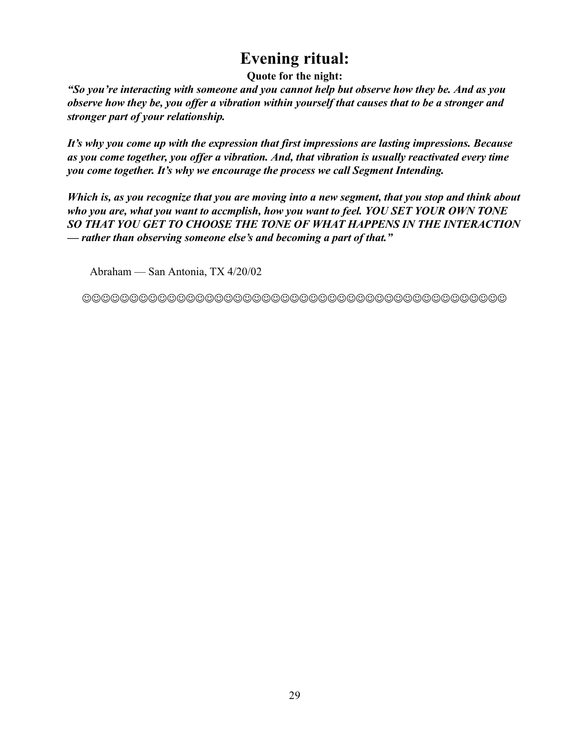# Evening ritual:

**Quote for the night:**

***"So you're interacting with someone and you cannot help but observe how they be. And as you observe how they be, you offer a vibration within yourself that causes that to be a stronger and stronger part of your relationship.***

***It's why you come up with the expression that first impressions are lasting impressions. Because as you come together, you offer a vibration. And, that vibration is usually reactivated every time you come together. It's why we encourage the process we call Segment Intending.***

***Which is, as you recognize that you are moving into a new segment, that you stop and think about who you are, what you want to accmplish, how you want to feel. YOU SET YOUR OWN TONE SO THAT YOU GET TO CHOOSE THE TONE OF WHAT HAPPENS IN THE INTERACTION — rather than observing someone else's and becoming a part of that."***

Abraham — San Antonia, TX 4/20/02

☺☺☺☺☺☺☺☺☺☺☺☺☺☺☺☺☺☺☺☺☺☺☺☺☺☺☺☺☺☺☺☺☺☺☺☺☺☺☺☺☺☺☺☺☺☺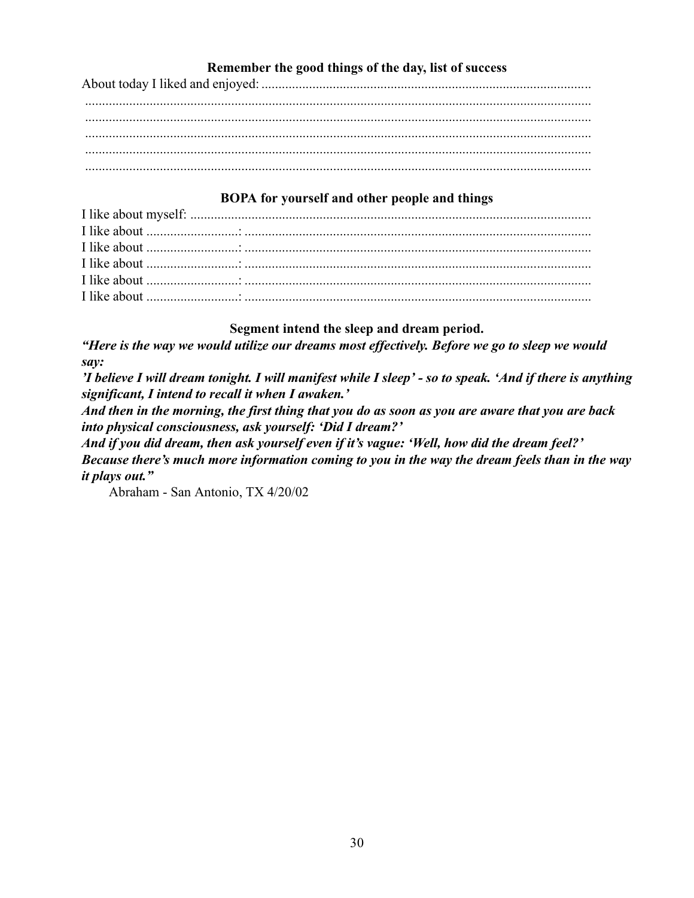### Remember the good things of the day, list of success

About today I liked and enjoyed: ................................................................................................

.....................................................................................................................................

.....................................................................................................................................

.....................................................................................................................................

.....................................................................................................................................

.....................................................................................................................................

### BOPA for yourself and other people and things

I like about myself: ......................................................................................................

I like about ..........................: ......................................................................................

I like about ..........................: ......................................................................................

I like about ..........................: ......................................................................................

I like about ..........................: ......................................................................................

I like about ..........................: ......................................................................................

### Segment intend the sleep and dream period.

***"Here is the way we would utilize our dreams most effectively. Before we go to sleep we would say:***

***'I believe I will dream tonight. I will manifest while I sleep' - so to speak. 'And if there is anything significant, I intend to recall it when I awaken.'***

***And then in the morning, the first thing that you do as soon as you are aware that you are back into physical consciousness, ask yourself: 'Did I dream?'***

***And if you did dream, then ask yourself even if it's vague: 'Well, how did the dream feel?' Because there's much more information coming to you in the way the dream feels than in the way it plays out."***

Abraham - San Antonio, TX 4/20/02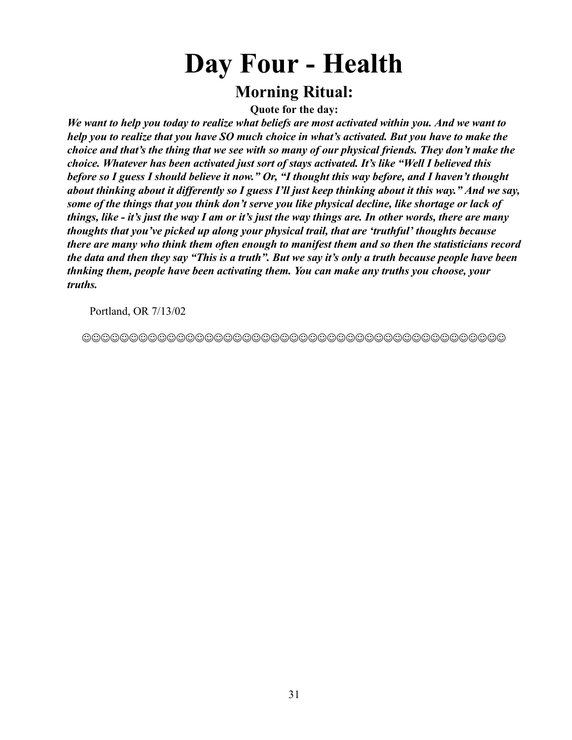# Day Four - Health

## Morning Ritual:

**Quote for the day:**

***We want to help you today to realize what beliefs are most activated within you. And we want to help you to realize that you have SO much choice in what's activated. But you have to make the choice and that's the thing that we see with so many of our physical friends. They don't make the choice. Whatever has been activated just sort of stays activated. It's like "Well I believed this before so I guess I should believe it now." Or, "I thought this way before, and I haven't thought about thinking about it differently so I guess I'll just keep thinking about it this way." And we say, some of the things that you think don't serve you like physical decline, like shortage or lack of things, like - it's just the way I am or it's just the way things are. In other words, there are many thoughts that you've picked up along your physical trail, that are 'truthful' thoughts because there are many who think them often enough to manifest them and so then the statisticians record the data and then they say "This is a truth". But we say it's only a truth because people have been thnking them, people have been activating them. You can make any truths you choose, your truths.***

Portland, OR 7/13/02

☺☺☺☺☺☺☺☺☺☺☺☺☺☺☺☺☺☺☺☺☺☺☺☺☺☺☺☺☺☺☺☺☺☺☺☺☺☺☺☺☺☺☺☺☺☺☺☺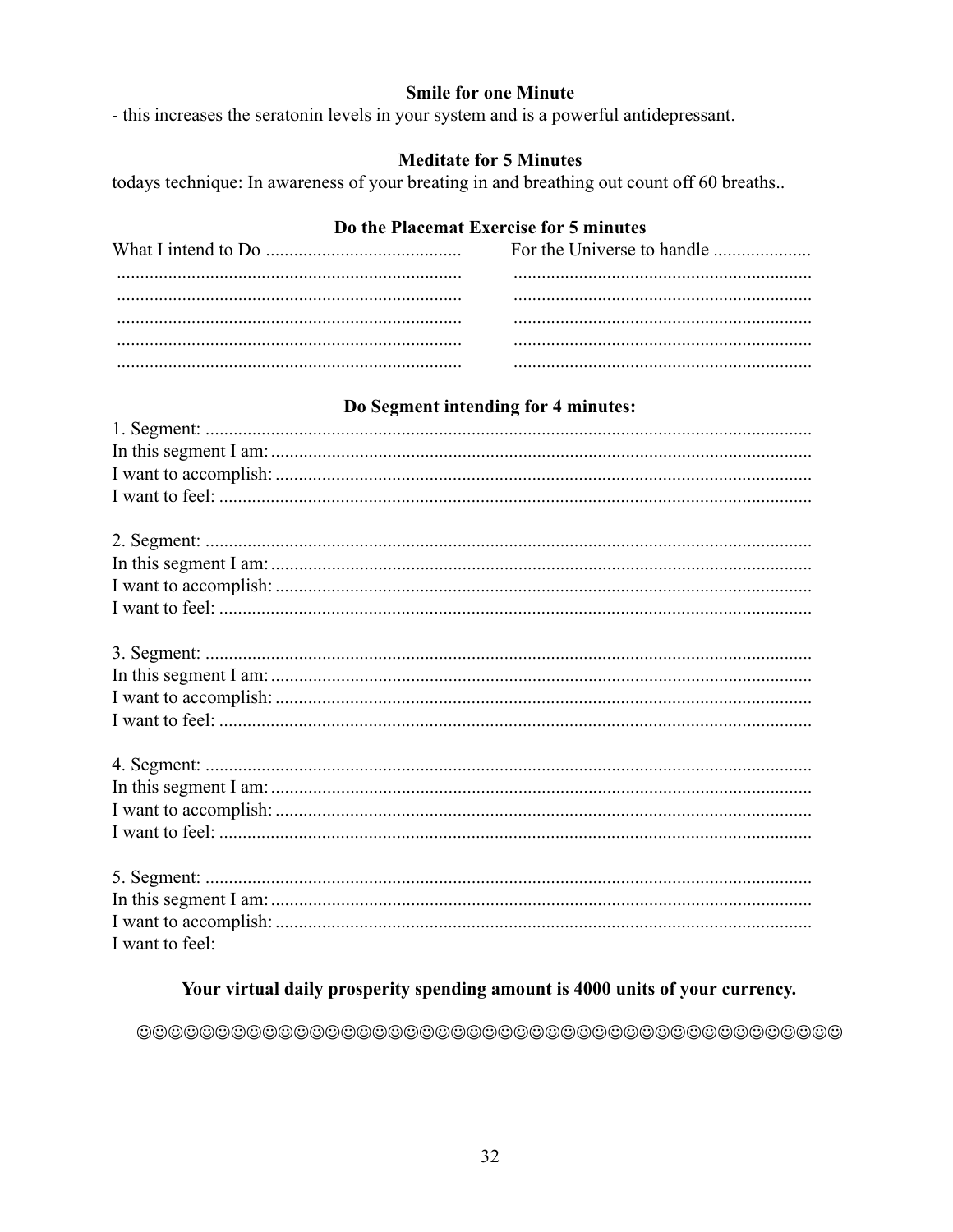**Smile for one Minute**

- this increases the seratonin levels in your system and is a powerful antidepressant.

**Meditate for 5 Minutes**

todays technique: In awareness of your breating in and breathing out count off 60 breaths..

**Do the Placemat Exercise for 5 minutes**

| What I intend to Do .......................................... | For the Universe to handle ..................... |
|---|---|
| .......................................................................... | ................................................................ |
| .......................................................................... | ................................................................ |
| .......................................................................... | ................................................................ |
| .......................................................................... | ................................................................ |
| .......................................................................... | ................................................................ |

**Do Segment intending for 4 minutes:**

1. Segment: .................................................................................................................................
In this segment I am: ...................................................................................................................
I want to accomplish: ..................................................................................................................
I want to feel: ..............................................................................................................................

2. Segment: .................................................................................................................................
In this segment I am: ...................................................................................................................
I want to accomplish: ..................................................................................................................
I want to feel: ..............................................................................................................................

3. Segment: .................................................................................................................................
In this segment I am: ...................................................................................................................
I want to accomplish: ..................................................................................................................
I want to feel: ..............................................................................................................................

4. Segment: .................................................................................................................................
In this segment I am: ...................................................................................................................
I want to accomplish: ..................................................................................................................
I want to feel: ..............................................................................................................................

5. Segment: .................................................................................................................................
In this segment I am: ...................................................................................................................
I want to accomplish: ..................................................................................................................
I want to feel:

**Your virtual daily prosperity spending amount is 4000 units of your currency.**

☺☺☺☺☺☺☺☺☺☺☺☺☺☺☺☺☺☺☺☺☺☺☺☺☺☺☺☺☺☺☺☺☺☺☺☺☺☺☺☺☺☺☺☺☺☺☺☺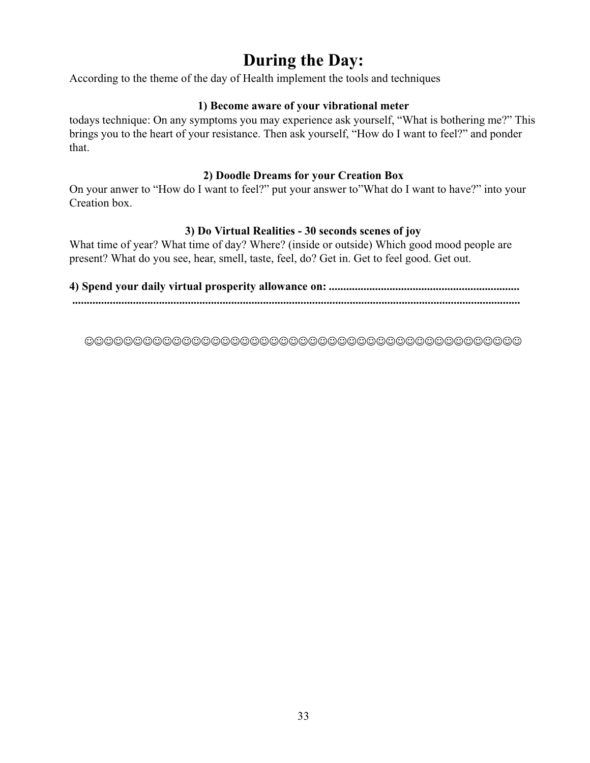# During the Day:

According to the theme of the day of Health implement the tools and techniques

**1) Become aware of your vibrational meter**

todays technique: On any symptoms you may experience ask yourself, “What is bothering me?” This brings you to the heart of your resistance. Then ask yourself, “How do I want to feel?” and ponder that.

**2) Doodle Dreams for your Creation Box**

On your anwer to “How do I want to feel?” put your answer to”What do I want to have?” into your Creation box.

**3) Do Virtual Realities - 30 seconds scenes of joy**

What time of year? What time of day? Where? (inside or outside) Which good mood people are present? What do you see, hear, smell, taste, feel, do? Get in. Get to feel good. Get out.

**4) Spend your daily virtual prosperity allowance on: .................................................................**
**.............................................................................................................................................**

☺☺☺☺☺☺☺☺☺☺☺☺☺☺☺☺☺☺☺☺☺☺☺☺☺☺☺☺☺☺☺☺☺☺☺☺☺☺☺☺☺☺☺☺☺☺☺☺☺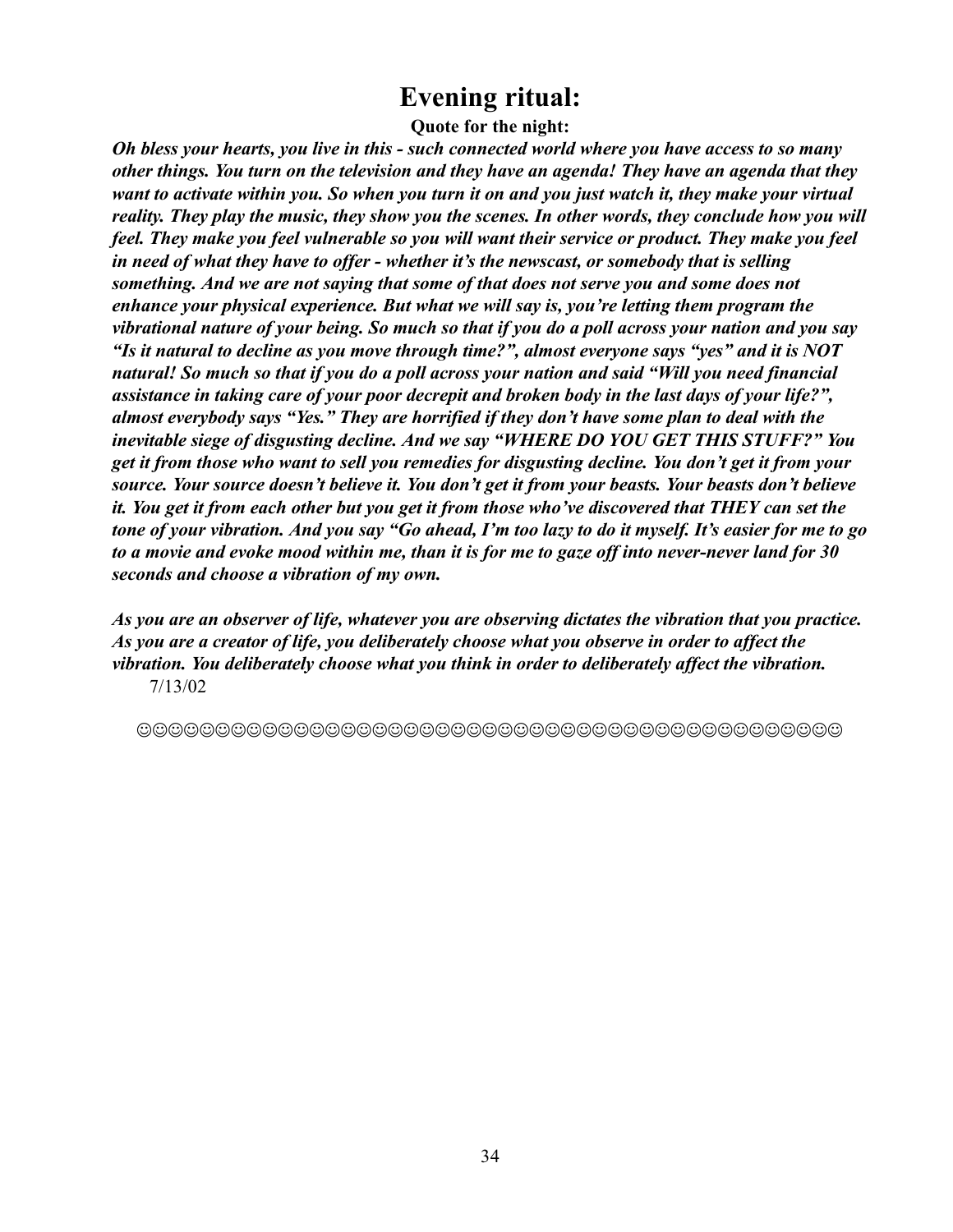# Evening ritual:

**Quote for the night:**

***Oh bless your hearts, you live in this - such connected world where you have access to so many other things. You turn on the television and they have an agenda! They have an agenda that they want to activate within you. So when you turn it on and you just watch it, they make your virtual reality. They play the music, they show you the scenes. In other words, they conclude how you will feel. They make you feel vulnerable so you will want their service or product. They make you feel in need of what they have to offer - whether it's the newscast, or somebody that is selling something. And we are not saying that some of that does not serve you and some does not enhance your physical experience. But what we will say is, you're letting them program the vibrational nature of your being. So much so that if you do a poll across your nation and you say "Is it natural to decline as you move through time?", almost everyone says "yes" and it is NOT natural! So much so that if you do a poll across your nation and said "Will you need financial assistance in taking care of your poor decrepit and broken body in the last days of your life?", almost everybody says "Yes." They are horrified if they don't have some plan to deal with the inevitable siege of disgusting decline. And we say "WHERE DO YOU GET THIS STUFF?" You get it from those who want to sell you remedies for disgusting decline. You don't get it from your source. Your source doesn't believe it. You don't get it from your beasts. Your beasts don't believe it. You get it from each other but you get it from those who've discovered that THEY can set the tone of your vibration. And you say "Go ahead, I'm too lazy to do it myself. It's easier for me to go to a movie and evoke mood within me, than it is for me to gaze off into never-never land for 30 seconds and choose a vibration of my own.***

***As you are an observer of life, whatever you are observing dictates the vibration that you practice. As you are a creator of life, you deliberately choose what you observe in order to affect the vibration. You deliberately choose what you think in order to deliberately affect the vibration.***

7/13/02

☺☺☺☺☺☺☺☺☺☺☺☺☺☺☺☺☺☺☺☺☺☺☺☺☺☺☺☺☺☺☺☺☺☺☺☺☺☺☺☺☺☺☺☺☺☺☺☺☺☺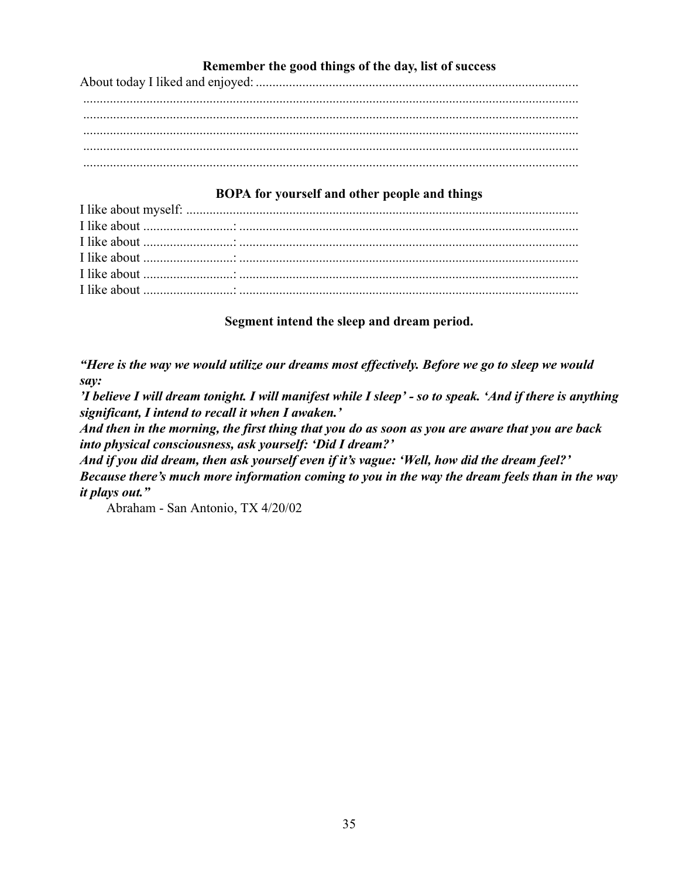**Remember the good things of the day, list of success**

About today I liked and enjoyed: ................................................................................................
....................................................................................................................................................
....................................................................................................................................................
....................................................................................................................................................
....................................................................................................................................................
....................................................................................................................................................

**BOPA for yourself and other people and things**

I like about myself: .......................................................................................................................
I like about ..........................: ......................................................................................................
I like about ..........................: ......................................................................................................
I like about ..........................: ......................................................................................................
I like about ..........................: ......................................................................................................
I like about ..........................: ......................................................................................................

**Segment intend the sleep and dream period.**

***"Here is the way we would utilize our dreams most effectively. Before we go to sleep we would say:***
***'I believe I will dream tonight. I will manifest while I sleep' - so to speak. 'And if there is anything significant, I intend to recall it when I awaken.'***
***And then in the morning, the first thing that you do as soon as you are aware that you are back into physical consciousness, ask yourself: 'Did I dream?'***
***And if you did dream, then ask yourself even if it's vague: 'Well, how did the dream feel?'***
***Because there's much more information coming to you in the way the dream feels than in the way it plays out."***

Abraham - San Antonio, TX 4/20/02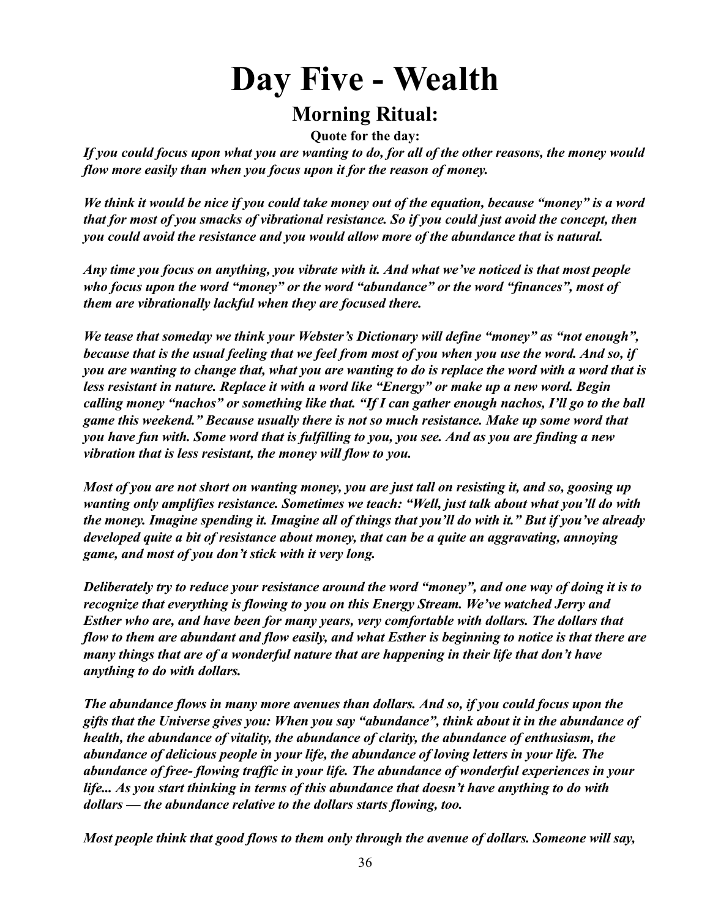# Day Five - Wealth

## Morning Ritual:

**Quote for the day:**

***If you could focus upon what you are wanting to do, for all of the other reasons, the money would flow more easily than when you focus upon it for the reason of money.***

***We think it would be nice if you could take money out of the equation, because "money" is a word that for most of you smacks of vibrational resistance. So if you could just avoid the concept, then you could avoid the resistance and you would allow more of the abundance that is natural.***

***Any time you focus on anything, you vibrate with it. And what we've noticed is that most people who focus upon the word "money" or the word "abundance" or the word "finances", most of them are vibrationally lackful when they are focused there.***

***We tease that someday we think your Webster's Dictionary will define "money" as "not enough", because that is the usual feeling that we feel from most of you when you use the word. And so, if you are wanting to change that, what you are wanting to do is replace the word with a word that is less resistant in nature. Replace it with a word like "Energy" or make up a new word. Begin calling money "nachos" or something like that. "If I can gather enough nachos, I'll go to the ball game this weekend." Because usually there is not so much resistance. Make up some word that you have fun with. Some word that is fulfilling to you, you see. And as you are finding a new vibration that is less resistant, the money will flow to you.***

***Most of you are not short on wanting money, you are just tall on resisting it, and so, goosing up wanting only amplifies resistance. Sometimes we teach: "Well, just talk about what you'll do with the money. Imagine spending it. Imagine all of things that you'll do with it." But if you've already developed quite a bit of resistance about money, that can be a quite an aggravating, annoying game, and most of you don't stick with it very long.***

***Deliberately try to reduce your resistance around the word "money", and one way of doing it is to recognize that everything is flowing to you on this Energy Stream. We've watched Jerry and Esther who are, and have been for many years, very comfortable with dollars. The dollars that flow to them are abundant and flow easily, and what Esther is beginning to notice is that there are many things that are of a wonderful nature that are happening in their life that don't have anything to do with dollars.***

***The abundance flows in many more avenues than dollars. And so, if you could focus upon the gifts that the Universe gives you: When you say "abundance", think about it in the abundance of health, the abundance of vitality, the abundance of clarity, the abundance of enthusiasm, the abundance of delicious people in your life, the abundance of loving letters in your life. The abundance of free- flowing traffic in your life. The abundance of wonderful experiences in your life... As you start thinking in terms of this abundance that doesn't have anything to do with dollars — the abundance relative to the dollars starts flowing, too.***

***Most people think that good flows to them only through the avenue of dollars. Someone will say,***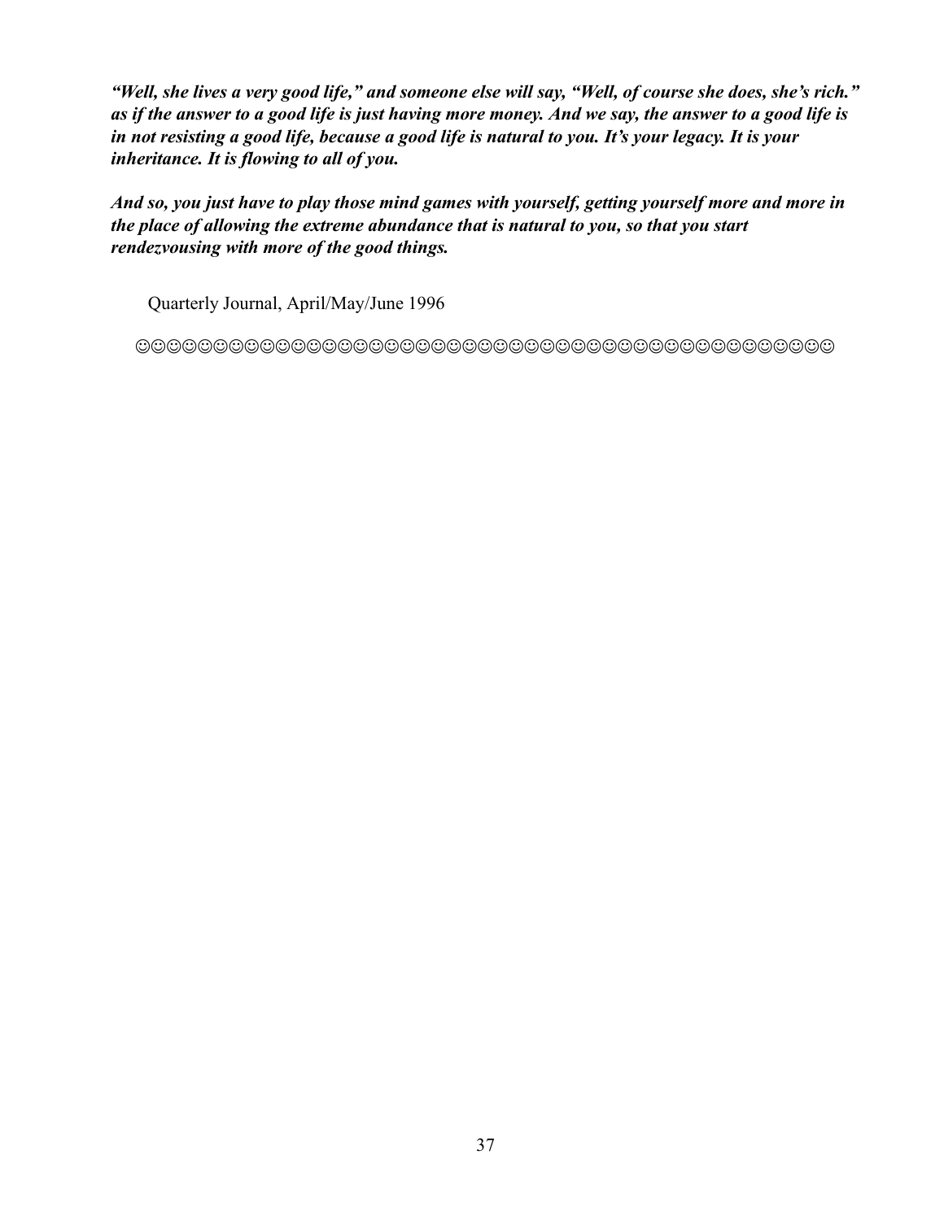***"Well, she lives a very good life," and someone else will say, "Well, of course she does, she's rich." as if the answer to a good life is just having more money. And we say, the answer to a good life is in not resisting a good life, because a good life is natural to you. It's your legacy. It is your inheritance. It is flowing to all of you.***

***And so, you just have to play those mind games with yourself, getting yourself more and more in the place of allowing the extreme abundance that is natural to you, so that you start rendezvousing with more of the good things.***

Quarterly Journal, April/May/June 1996

☺☺☺☺☺☺☺☺☺☺☺☺☺☺☺☺☺☺☺☺☺☺☺☺☺☺☺☺☺☺☺☺☺☺☺☺☺☺☺☺☺☺☺☺☺☺☺☺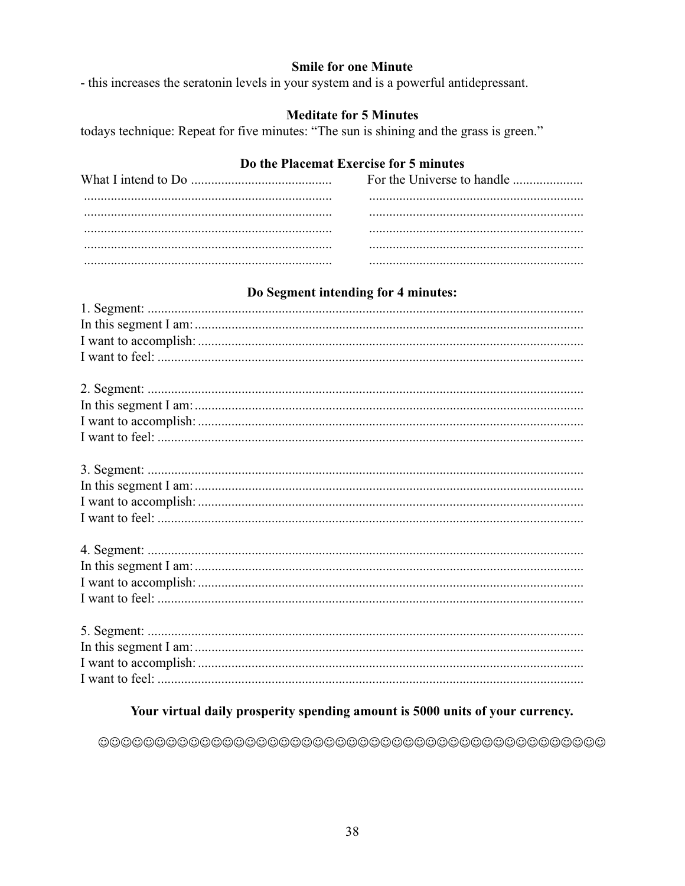**Smile for one Minute**

- this increases the seratonin levels in your system and is a powerful antidepressant.

**Meditate for 5 Minutes**

todays technique: Repeat for five minutes: “The sun is shining and the grass is green.”

**Do the Placemat Exercise for 5 minutes**

| What I intend to Do .......................................... | For the Universe to handle ..................... |
|---|---|
| .......................................................................... | ................................................................ |
| .......................................................................... | ................................................................ |
| .......................................................................... | ................................................................ |
| .......................................................................... | ................................................................ |
| .......................................................................... | ................................................................ |

**Do Segment intending for 4 minutes:**

1. Segment: ..................................................................................................................................
In this segment I am: ...................................................................................................................
I want to accomplish: ...................................................................................................................
I want to feel: ...............................................................................................................................

2. Segment: ..................................................................................................................................
In this segment I am: ...................................................................................................................
I want to accomplish: ...................................................................................................................
I want to feel: ...............................................................................................................................

3. Segment: ..................................................................................................................................
In this segment I am: ...................................................................................................................
I want to accomplish: ...................................................................................................................
I want to feel: ...............................................................................................................................

4. Segment: ..................................................................................................................................
In this segment I am: ...................................................................................................................
I want to accomplish: ...................................................................................................................
I want to feel: ...............................................................................................................................

5. Segment: ..................................................................................................................................
In this segment I am: ...................................................................................................................
I want to accomplish: ...................................................................................................................
I want to feel: ...............................................................................................................................

**Your virtual daily prosperity spending amount is 5000 units of your currency.**

☺☺☺☺☺☺☺☺☺☺☺☺☺☺☺☺☺☺☺☺☺☺☺☺☺☺☺☺☺☺☺☺☺☺☺☺☺☺☺☺☺☺☺☺☺☺☺☺☺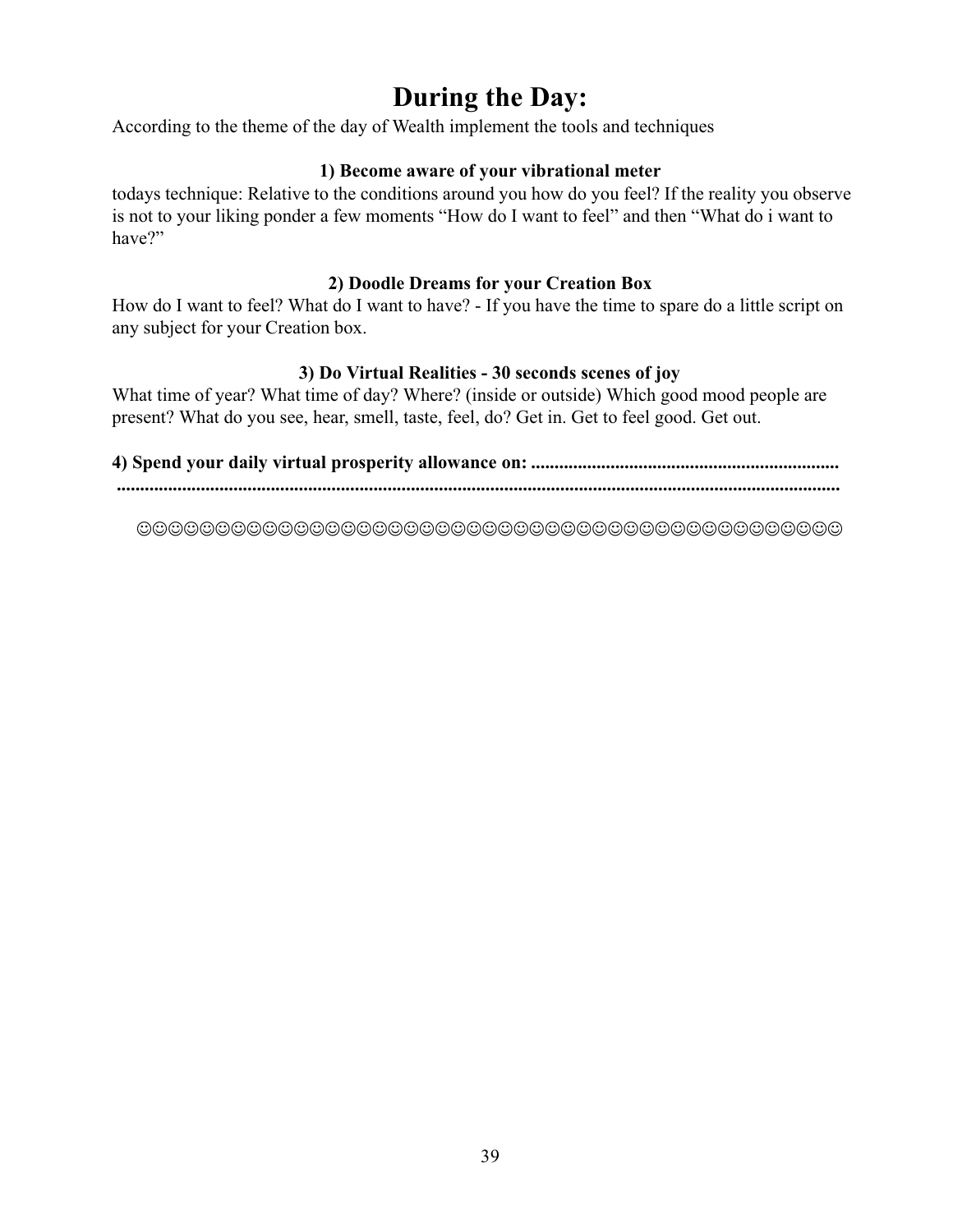# During the Day:

According to the theme of the day of Wealth implement the tools and techniques

### 1) Become aware of your vibrational meter

todays technique: Relative to the conditions around you how do you feel? If the reality you observe is not to your liking ponder a few moments “How do I want to feel” and then “What do i want to have?”

### 2) Doodle Dreams for your Creation Box

How do I want to feel? What do I want to have? - If you have the time to spare do a little script on any subject for your Creation box.

### 3) Do Virtual Realities - 30 seconds scenes of joy

What time of year? What time of day? Where? (inside or outside) Which good mood people are present? What do you see, hear, smell, taste, feel, do? Get in. Get to feel good. Get out.

**4) Spend your daily virtual prosperity allowance on: ..................................................................**
**..........................................................................................................................................**

☺☺☺☺☺☺☺☺☺☺☺☺☺☺☺☺☺☺☺☺☺☺☺☺☺☺☺☺☺☺☺☺☺☺☺☺☺☺☺☺☺☺☺☺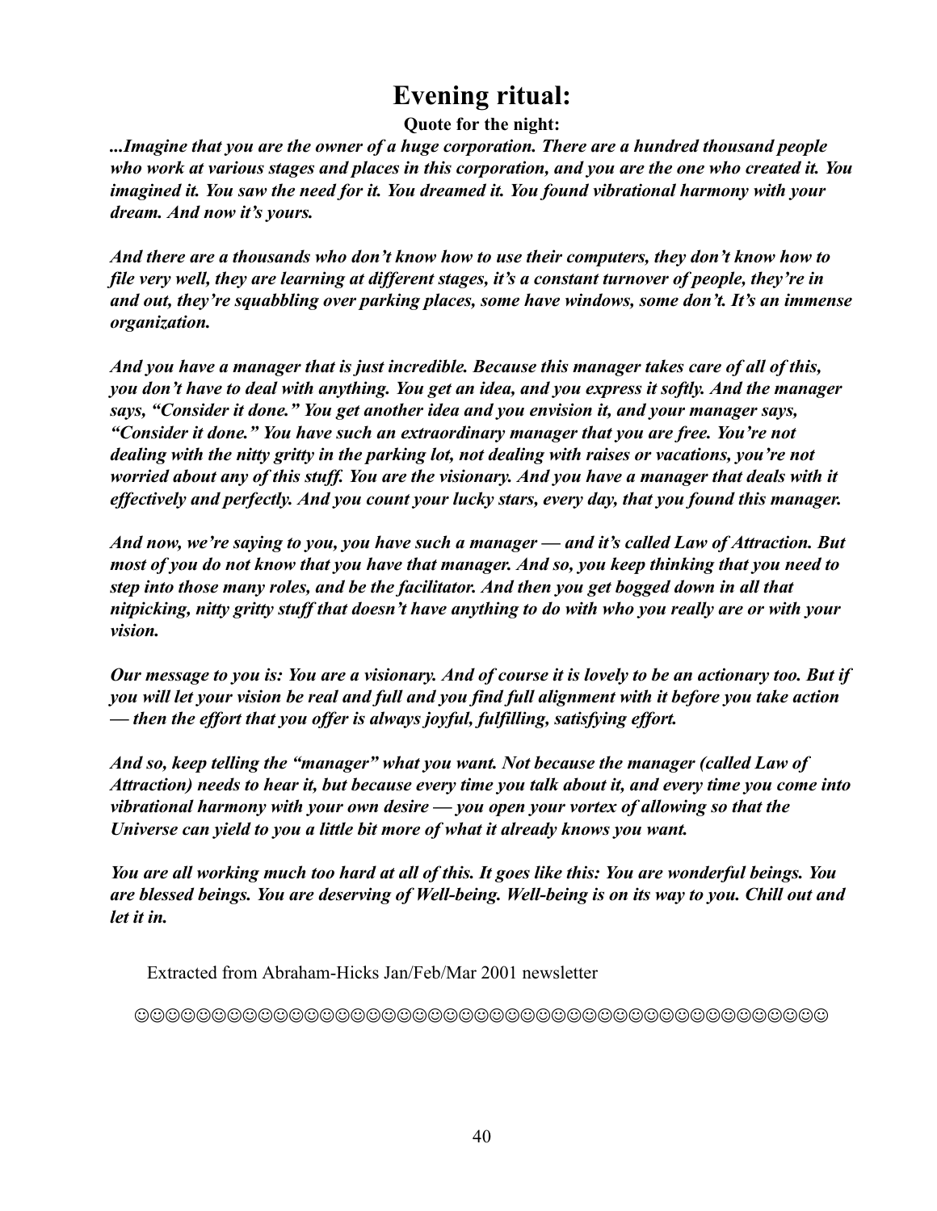# Evening ritual:

**Quote for the night:**

***...Imagine that you are the owner of a huge corporation. There are a hundred thousand people who work at various stages and places in this corporation, and you are the one who created it. You imagined it. You saw the need for it. You dreamed it. You found vibrational harmony with your dream. And now it's yours.***

***And there are a thousands who don't know how to use their computers, they don't know how to file very well, they are learning at different stages, it's a constant turnover of people, they're in and out, they're squabbling over parking places, some have windows, some don't. It's an immense organization.***

***And you have a manager that is just incredible. Because this manager takes care of all of this, you don't have to deal with anything. You get an idea, and you express it softly. And the manager says, "Consider it done." You get another idea and you envision it, and your manager says, "Consider it done." You have such an extraordinary manager that you are free. You're not dealing with the nitty gritty in the parking lot, not dealing with raises or vacations, you're not worried about any of this stuff. You are the visionary. And you have a manager that deals with it effectively and perfectly. And you count your lucky stars, every day, that you found this manager.***

***And now, we're saying to you, you have such a manager — and it's called Law of Attraction. But most of you do not know that you have that manager. And so, you keep thinking that you need to step into those many roles, and be the facilitator. And then you get bogged down in all that nitpicking, nitty gritty stuff that doesn't have anything to do with who you really are or with your vision.***

***Our message to you is: You are a visionary. And of course it is lovely to be an actionary too. But if you will let your vision be real and full and you find full alignment with it before you take action — then the effort that you offer is always joyful, fulfilling, satisfying effort.***

***And so, keep telling the "manager" what you want. Not because the manager (called Law of Attraction) needs to hear it, but because every time you talk about it, and every time you come into vibrational harmony with your own desire — you open your vortex of allowing so that the Universe can yield to you a little bit more of what it already knows you want.***

***You are all working much too hard at all of this. It goes like this: You are wonderful beings. You are blessed beings. You are deserving of Well-being. Well-being is on its way to you. Chill out and let it in.***

Extracted from Abraham-Hicks Jan/Feb/Mar 2001 newsletter

☺☺☺☺☺☺☺☺☺☺☺☺☺☺☺☺☺☺☺☺☺☺☺☺☺☺☺☺☺☺☺☺☺☺☺☺☺☺☺☺☺☺☺☺☺☺☺☺☺☺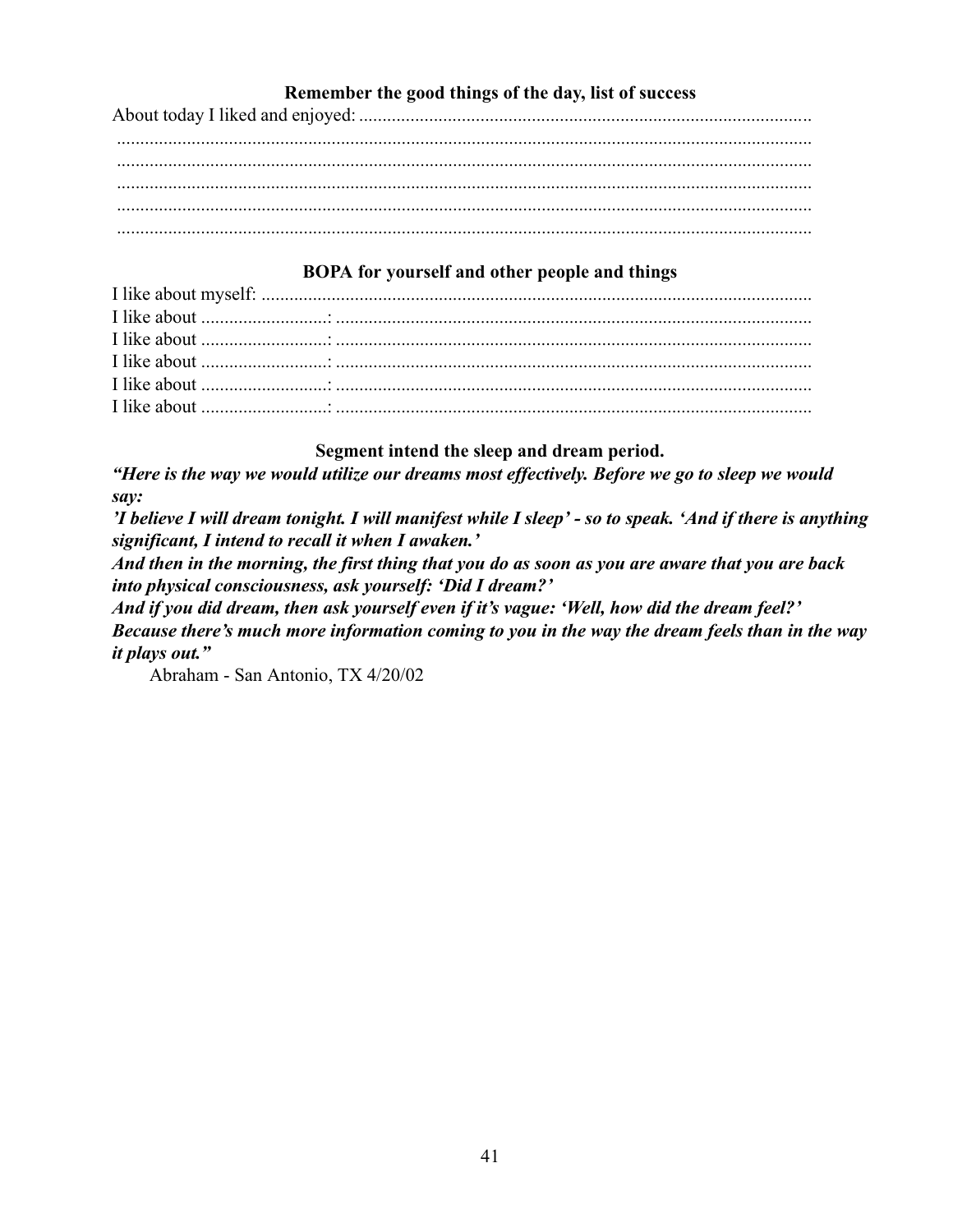### Remember the good things of the day, list of success

About today I liked and enjoyed: ................................................................................................
....................................................................................................................................................
....................................................................................................................................................
....................................................................................................................................................
....................................................................................................................................................
....................................................................................................................................................

### BOPA for yourself and other people and things

I like about myself: ......................................................................................................................
I like about ...........................: ......................................................................................................
I like about ...........................: ......................................................................................................
I like about ...........................: ......................................................................................................
I like about ...........................: ......................................................................................................
I like about ...........................: ......................................................................................................

### Segment intend the sleep and dream period.

***"Here is the way we would utilize our dreams most effectively. Before we go to sleep we would say:***
***'I believe I will dream tonight. I will manifest while I sleep' - so to speak. 'And if there is anything significant, I intend to recall it when I awaken.'***
***And then in the morning, the first thing that you do as soon as you are aware that you are back into physical consciousness, ask yourself: 'Did I dream?'***
***And if you did dream, then ask yourself even if it's vague: 'Well, how did the dream feel?'***
***Because there's much more information coming to you in the way the dream feels than in the way it plays out."***

Abraham - San Antonio, TX 4/20/02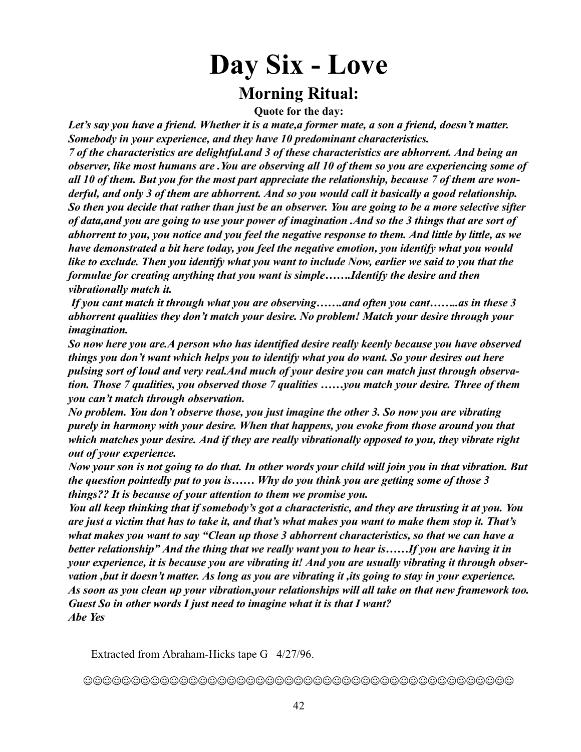# Day Six - Love

## Morning Ritual:

**Quote for the day:**

***Let's say you have a friend. Whether it is a mate,a former mate, a son a friend, doesn't matter. Somebody in your experience, and they have 10 predominant characteristics.***

***7 of the characteristics are delightful.and 3 of these characteristics are abhorrent. And being an observer, like most humans are .You are observing all 10 of them so you are experiencing some of all 10 of them. But you for the most part appreciate the relationship, because 7 of them are wonderful, and only 3 of them are abhorrent. And so you would call it basically a good relationship. So then you decide that rather than just be an observer. You are going to be a more selective sifter of data,and you are going to use your power of imagination .And so the 3 things that are sort of abhorrent to you, you notice and you feel the negative response to them. And little by little, as we have demonstrated a bit here today, you feel the negative emotion, you identify what you would like to exclude. Then you identify what you want to include Now, earlier we said to you that the formulae for creating anything that you want is simple…….Identify the desire and then vibrationally match it.***

***If you cant match it through what you are observing…….and often you cant……..as in these 3 abhorrent qualities they don't match your desire. No problem! Match your desire through your imagination.***

***So now here you are.A person who has identified desire really keenly because you have observed things you don't want which helps you to identify what you do want. So your desires out here pulsing sort of loud and very real.And much of your desire you can match just through observation. Those 7 qualities, you observed those 7 qualities ……you match your desire. Three of them you can't match through observation.***

***No problem. You don't observe those, you just imagine the other 3. So now you are vibrating purely in harmony with your desire. When that happens, you evoke from those around you that which matches your desire. And if they are really vibrationally opposed to you, they vibrate right out of your experience.***

***Now your son is not going to do that. In other words your child will join you in that vibration. But the question pointedly put to you is…… Why do you think you are getting some of those 3 things?? It is because of your attention to them we promise you.***

***You all keep thinking that if somebody's got a characteristic, and they are thrusting it at you. You are just a victim that has to take it, and that's what makes you want to make them stop it. That's what makes you want to say "Clean up those 3 abhorrent characteristics, so that we can have a better relationship" And the thing that we really want you to hear is……If you are having it in your experience, it is because you are vibrating it! And you are usually vibrating it through observation ,but it doesn't matter. As long as you are vibrating it ,its going to stay in your experience. As soon as you clean up your vibration,your relationships will all take on that new framework too.***

***Guest So in other words I just need to imagine what it is that I want?***

***Abe Yes***

Extracted from Abraham-Hicks tape G –4/27/96.

☺☺☺☺☺☺☺☺☺☺☺☺☺☺☺☺☺☺☺☺☺☺☺☺☺☺☺☺☺☺☺☺☺☺☺☺☺☺☺☺☺☺☺☺☺☺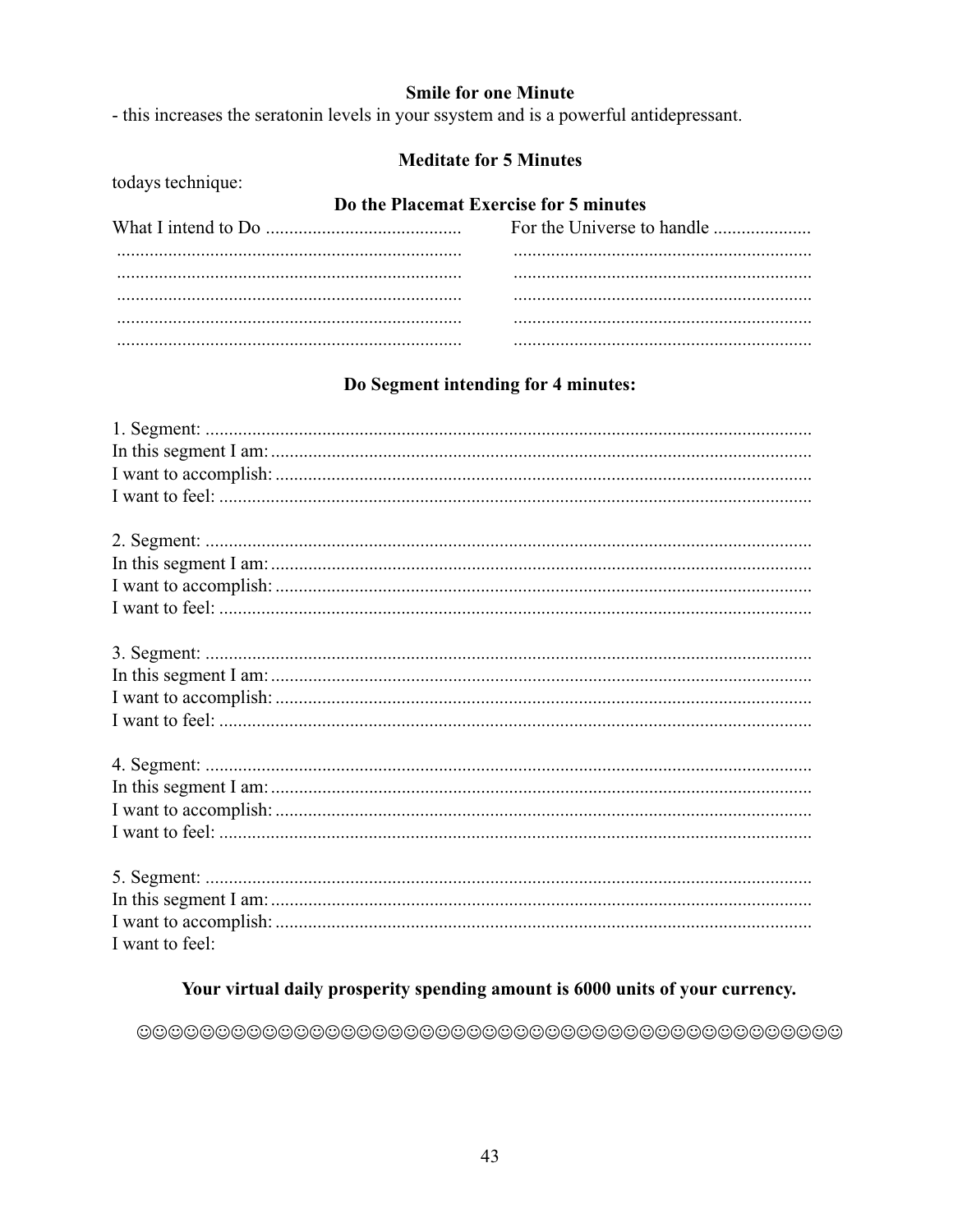**Smile for one Minute**

- this increases the seratonin levels in your ssystem and is a powerful antidepressant.

**Meditate for 5 Minutes**

todays technique:

**Do the Placemat Exercise for 5 minutes**

| What I intend to Do .......................................... | For the Universe to handle ..................... |
|---|---|
| .......................................................................... | ................................................................ |
| .......................................................................... | ................................................................ |
| .......................................................................... | ................................................................ |
| .......................................................................... | ................................................................ |
| .......................................................................... | ................................................................ |

**Do Segment intending for 4 minutes:**

1. Segment: ..................................................................................................................................
In this segment I am: ....................................................................................................................
I want to accomplish: ...................................................................................................................
I want to feel: ...............................................................................................................................

2. Segment: ..................................................................................................................................
In this segment I am: ....................................................................................................................
I want to accomplish: ...................................................................................................................
I want to feel: ...............................................................................................................................

3. Segment: ..................................................................................................................................
In this segment I am: ....................................................................................................................
I want to accomplish: ...................................................................................................................
I want to feel: ...............................................................................................................................

4. Segment: ..................................................................................................................................
In this segment I am: ....................................................................................................................
I want to accomplish: ...................................................................................................................
I want to feel: ...............................................................................................................................

5. Segment: ..................................................................................................................................
In this segment I am: ....................................................................................................................
I want to accomplish: ...................................................................................................................
I want to feel:

**Your virtual daily prosperity spending amount is 6000 units of your currency.**

☺☺☺☺☺☺☺☺☺☺☺☺☺☺☺☺☺☺☺☺☺☺☺☺☺☺☺☺☺☺☺☺☺☺☺☺☺☺☺☺☺☺☺☺☺☺☺☺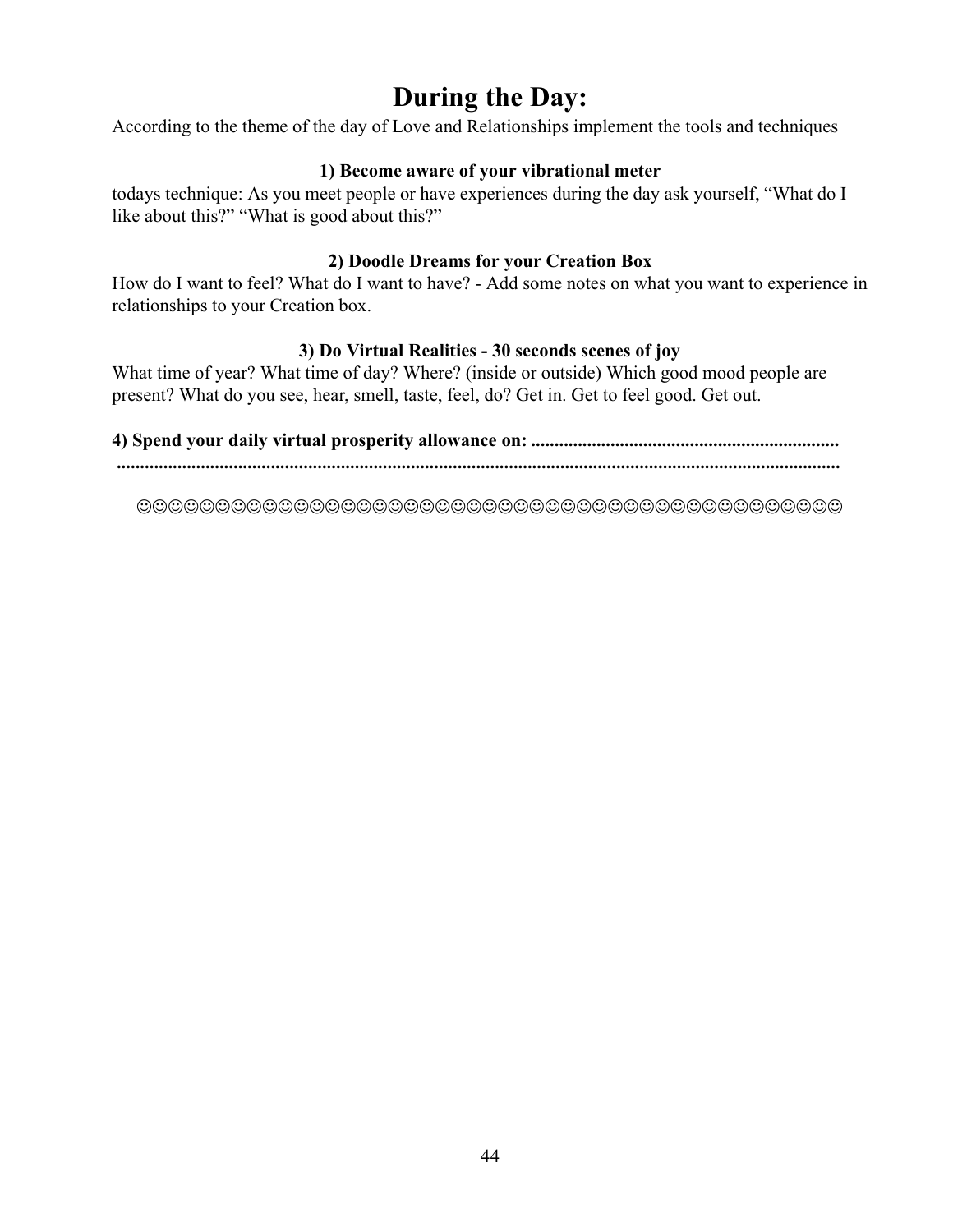# During the Day:

According to the theme of the day of Love and Relationships implement the tools and techniques

**1) Become aware of your vibrational meter**

todays technique: As you meet people or have experiences during the day ask yourself, “What do I like about this?” “What is good about this?”

**2) Doodle Dreams for your Creation Box**

How do I want to feel? What do I want to have? - Add some notes on what you want to experience in relationships to your Creation box.

**3) Do Virtual Realities - 30 seconds scenes of joy**

What time of year? What time of day? Where? (inside or outside) Which good mood people are present? What do you see, hear, smell, taste, feel, do? Get in. Get to feel good. Get out.

**4) Spend your daily virtual prosperity allowance on: ..................................................................**
**..........................................................................................................................................**

☺☺☺☺☺☺☺☺☺☺☺☺☺☺☺☺☺☺☺☺☺☺☺☺☺☺☺☺☺☺☺☺☺☺☺☺☺☺☺☺☺☺☺☺☺☺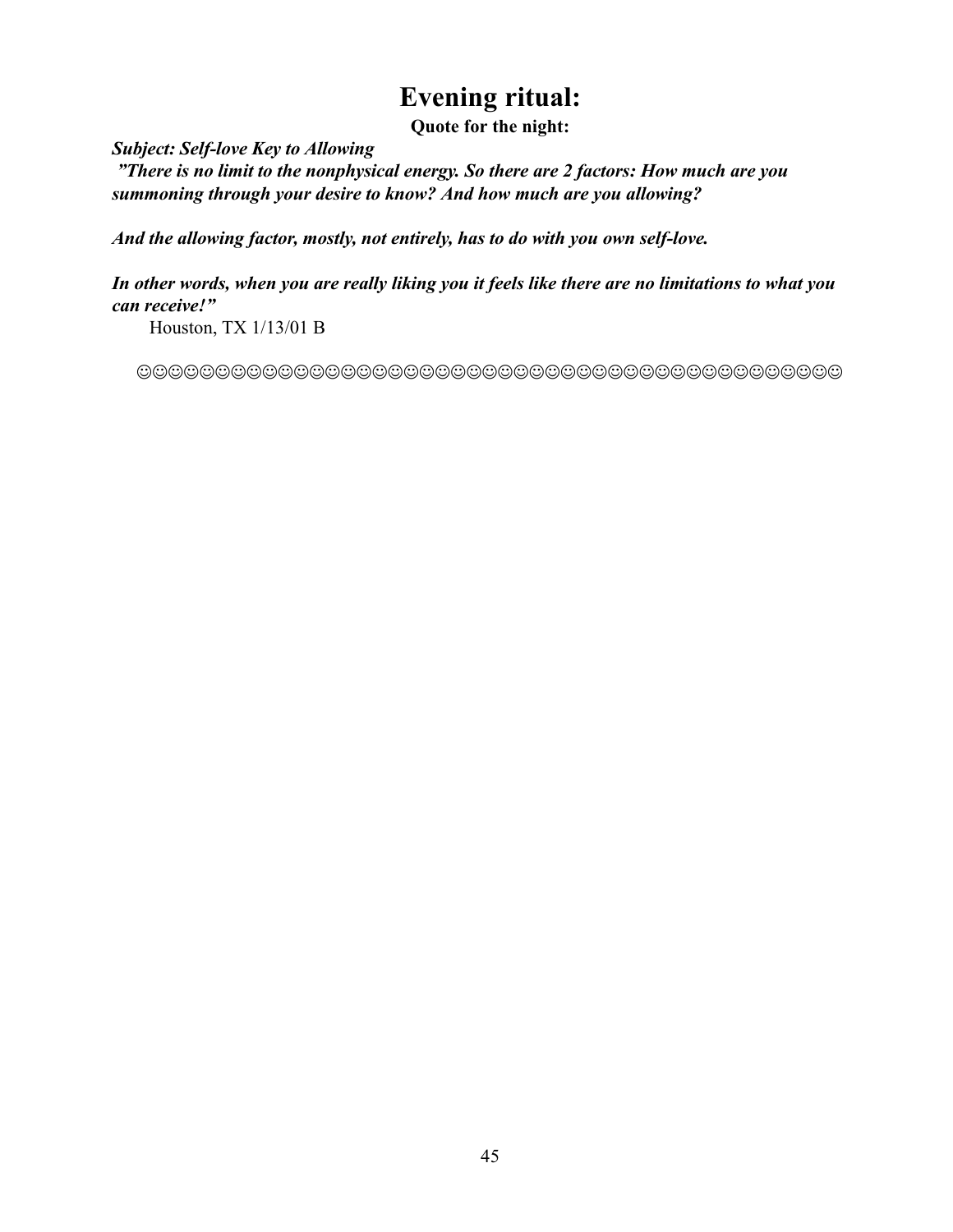# Evening ritual:

**Quote for the night:**

***Subject: Self-love Key to Allowing***

***"There is no limit to the nonphysical energy. So there are 2 factors: How much are you summoning through your desire to know? And how much are you allowing?***

***And the allowing factor, mostly, not entirely, has to do with you own self-love.***

***In other words, when you are really liking you it feels like there are no limitations to what you can receive!"***

Houston, TX 1/13/01 B

☺☺☺☺☺☺☺☺☺☺☺☺☺☺☺☺☺☺☺☺☺☺☺☺☺☺☺☺☺☺☺☺☺☺☺☺☺☺☺☺☺☺☺☺☺☺☺☺☺☺☺☺☺☺☺☺☺☺☺☺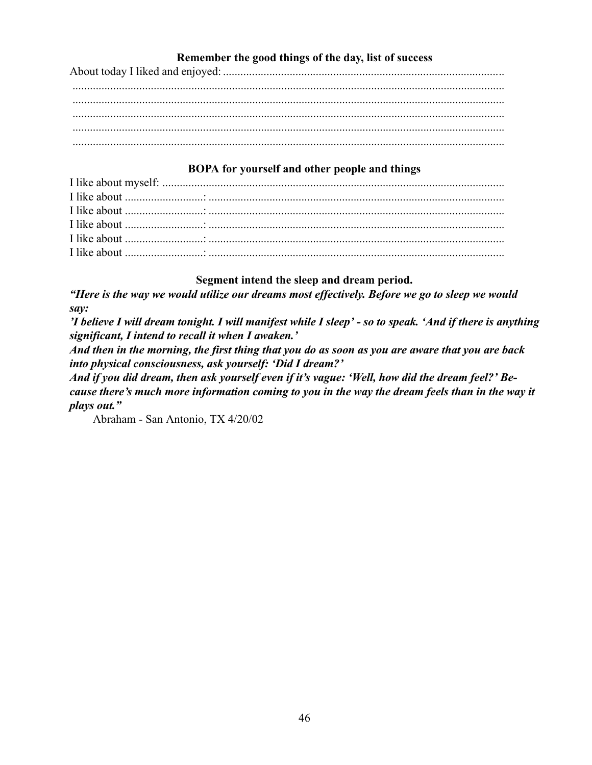**Remember the good things of the day, list of success**

About today I liked and enjoyed: ..................................................................................................

.......................................................................................................................................

.......................................................................................................................................

.......................................................................................................................................

.......................................................................................................................................

.......................................................................................................................................

**BOPA for yourself and other people and things**

I like about myself: ......................................................................................................

I like about ..........................: ......................................................................................

I like about ..........................: ......................................................................................

I like about ..........................: ......................................................................................

I like about ..........................: ......................................................................................

I like about ..........................: ......................................................................................

**Segment intend the sleep and dream period.**

***"Here is the way we would utilize our dreams most effectively. Before we go to sleep we would say:***

***'I believe I will dream tonight. I will manifest while I sleep' - so to speak. 'And if there is anything significant, I intend to recall it when I awaken.'***

***And then in the morning, the first thing that you do as soon as you are aware that you are back into physical consciousness, ask yourself: 'Did I dream?'***

***And if you did dream, then ask yourself even if it's vague: 'Well, how did the dream feel?' Because there's much more information coming to you in the way the dream feels than in the way it plays out."***

Abraham - San Antonio, TX 4/20/02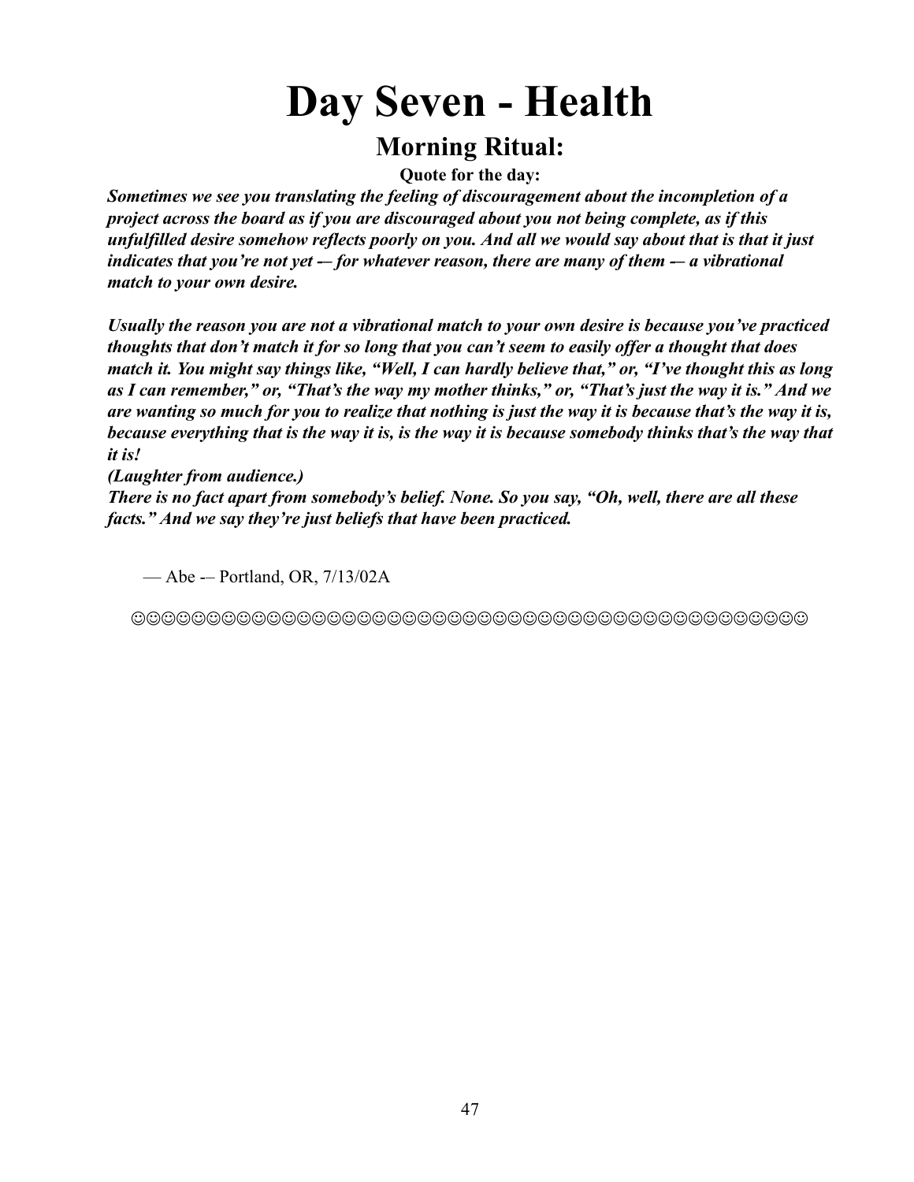# Day Seven - Health

## Morning Ritual:

**Quote for the day:**

***Sometimes we see you translating the feeling of discouragement about the incompletion of a project across the board as if you are discouraged about you not being complete, as if this unfulfilled desire somehow reflects poorly on you. And all we would say about that is that it just indicates that you're not yet -– for whatever reason, there are many of them -– a vibrational match to your own desire.***

***Usually the reason you are not a vibrational match to your own desire is because you've practiced thoughts that don't match it for so long that you can't seem to easily offer a thought that does match it. You might say things like, "Well, I can hardly believe that," or, "I've thought this as long as I can remember," or, "That's the way my mother thinks," or, "That's just the way it is." And we are wanting so much for you to realize that nothing is just the way it is because that's the way it is, because everything that is the way it is, is the way it is because somebody thinks that's the way that it is!***

***(Laughter from audience.)***

***There is no fact apart from somebody's belief. None. So you say, "Oh, well, there are all these facts." And we say they're just beliefs that have been practiced.***

— Abe -– Portland, OR, 7/13/02A

☺☺☺☺☺☺☺☺☺☺☺☺☺☺☺☺☺☺☺☺☺☺☺☺☺☺☺☺☺☺☺☺☺☺☺☺☺☺☺☺☺☺☺☺☺☺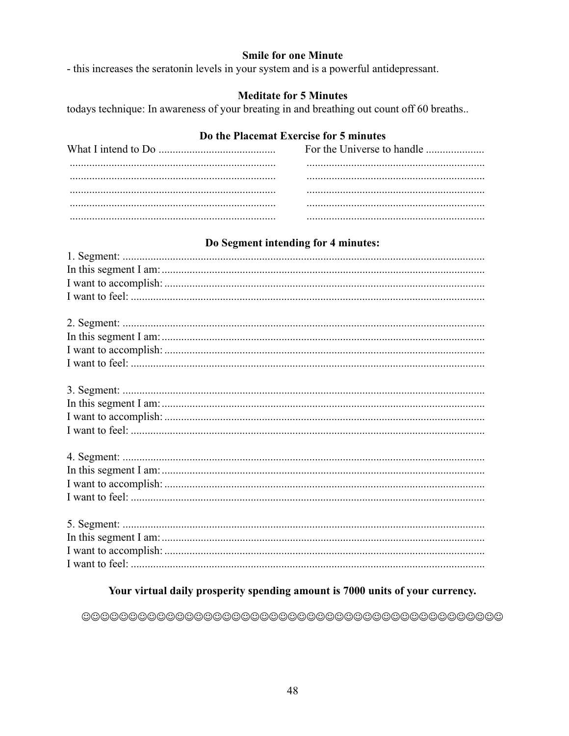**Smile for one Minute**

- this increases the seratonin levels in your system and is a powerful antidepressant.

**Meditate for 5 Minutes**

todays technique: In awareness of your breating in and breathing out count off 60 breaths..

**Do the Placemat Exercise for 5 minutes**

| What I intend to Do ........................................ | For the Universe to handle .................... |
|---|---|
| .......................................................................... | ................................................................ |
| .......................................................................... | ................................................................ |
| .......................................................................... | ................................................................ |
| .......................................................................... | ................................................................ |
| .......................................................................... | ................................................................ |

**Do Segment intending for 4 minutes:**

1. Segment: .................................................................................................................................
In this segment I am: ...................................................................................................................
I want to accomplish: ..................................................................................................................
I want to feel: ..............................................................................................................................

2. Segment: .................................................................................................................................
In this segment I am: ...................................................................................................................
I want to accomplish: ..................................................................................................................
I want to feel: ..............................................................................................................................

3. Segment: .................................................................................................................................
In this segment I am: ...................................................................................................................
I want to accomplish: ..................................................................................................................
I want to feel: ..............................................................................................................................

4. Segment: .................................................................................................................................
In this segment I am: ...................................................................................................................
I want to accomplish: ..................................................................................................................
I want to feel: ..............................................................................................................................

5. Segment: .................................................................................................................................
In this segment I am: ...................................................................................................................
I want to accomplish: ..................................................................................................................
I want to feel: ..............................................................................................................................

**Your virtual daily prosperity spending amount is 7000 units of your currency.**

☺☺☺☺☺☺☺☺☺☺☺☺☺☺☺☺☺☺☺☺☺☺☺☺☺☺☺☺☺☺☺☺☺☺☺☺☺☺☺☺☺☺☺☺☺☺☺☺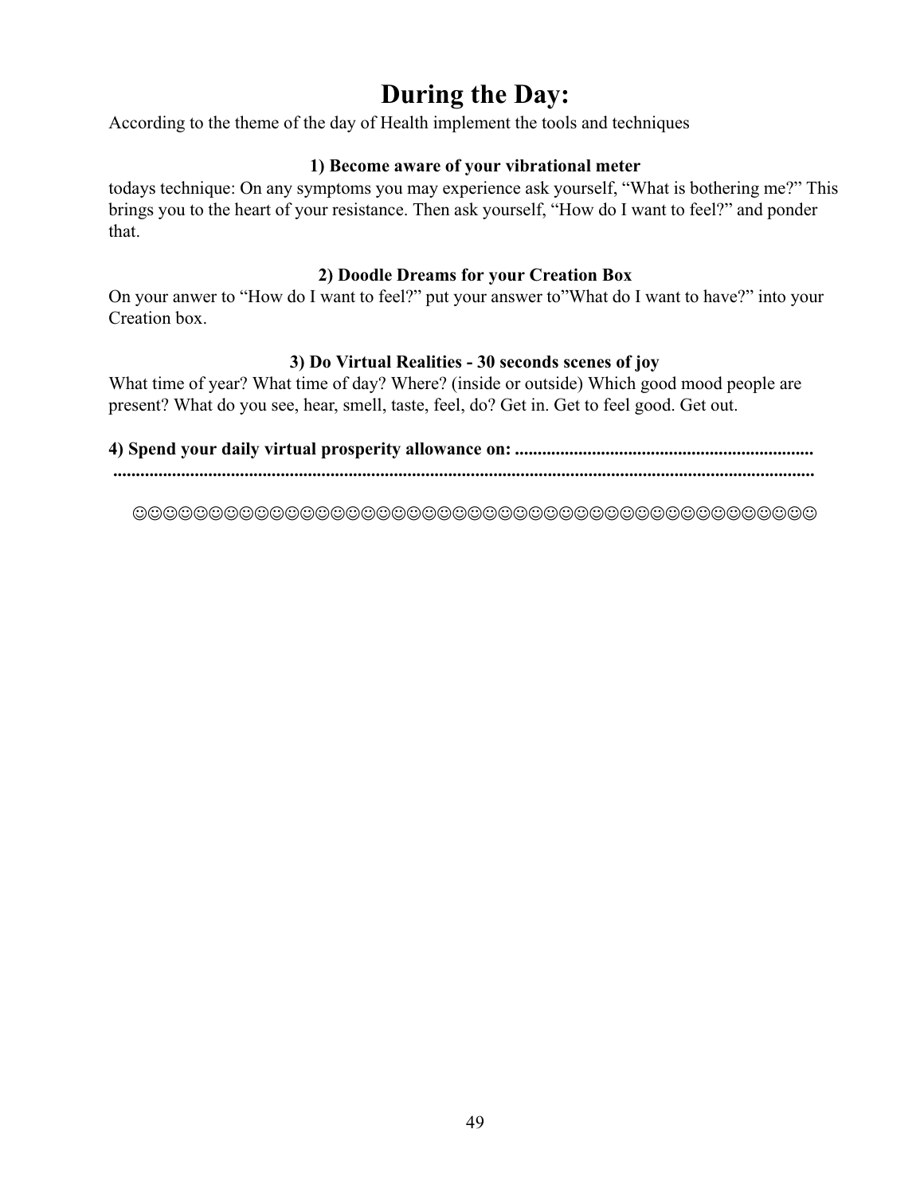# During the Day:

According to the theme of the day of Health implement the tools and techniques

### 1) Become aware of your vibrational meter

todays technique: On any symptoms you may experience ask yourself, “What is bothering me?” This brings you to the heart of your resistance. Then ask yourself, “How do I want to feel?” and ponder that.

### 2) Doodle Dreams for your Creation Box

On your anwer to “How do I want to feel?” put your answer to”What do I want to have?” into your Creation box.

### 3) Do Virtual Realities - 30 seconds scenes of joy

What time of year? What time of day? Where? (inside or outside) Which good mood people are present? What do you see, hear, smell, taste, feel, do? Get in. Get to feel good. Get out.

**4) Spend your daily virtual prosperity allowance on: .................................................................**
**..........................................................................................................................................**

☺☺☺☺☺☺☺☺☺☺☺☺☺☺☺☺☺☺☺☺☺☺☺☺☺☺☺☺☺☺☺☺☺☺☺☺☺☺☺☺☺☺☺☺☺☺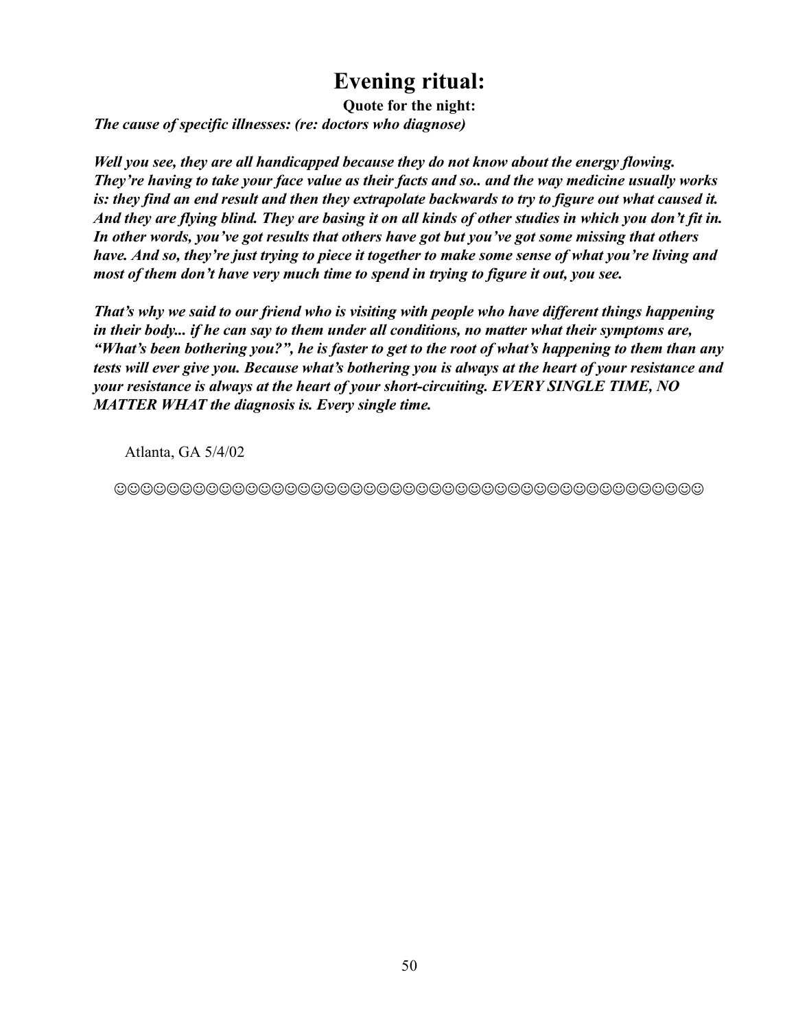# Evening ritual:

**Quote for the night:**

***The cause of specific illnesses: (re: doctors who diagnose)***

***Well you see, they are all handicapped because they do not know about the energy flowing. They're having to take your face value as their facts and so.. and the way medicine usually works is: they find an end result and then they extrapolate backwards to try to figure out what caused it. And they are flying blind. They are basing it on all kinds of other studies in which you don't fit in. In other words, you've got results that others have got but you've got some missing that others have. And so, they're just trying to piece it together to make some sense of what you're living and most of them don't have very much time to spend in trying to figure it out, you see.***

***That's why we said to our friend who is visiting with people who have different things happening in their body... if he can say to them under all conditions, no matter what their symptoms are, "What's been bothering you?", he is faster to get to the root of what's happening to them than any tests will ever give you. Because what's bothering you is always at the heart of your resistance and your resistance is always at the heart of your short-circuiting. EVERY SINGLE TIME, NO MATTER WHAT the diagnosis is. Every single time.***

Atlanta, GA 5/4/02

☺☺☺☺☺☺☺☺☺☺☺☺☺☺☺☺☺☺☺☺☺☺☺☺☺☺☺☺☺☺☺☺☺☺☺☺☺☺☺☺☺☺☺☺☺☺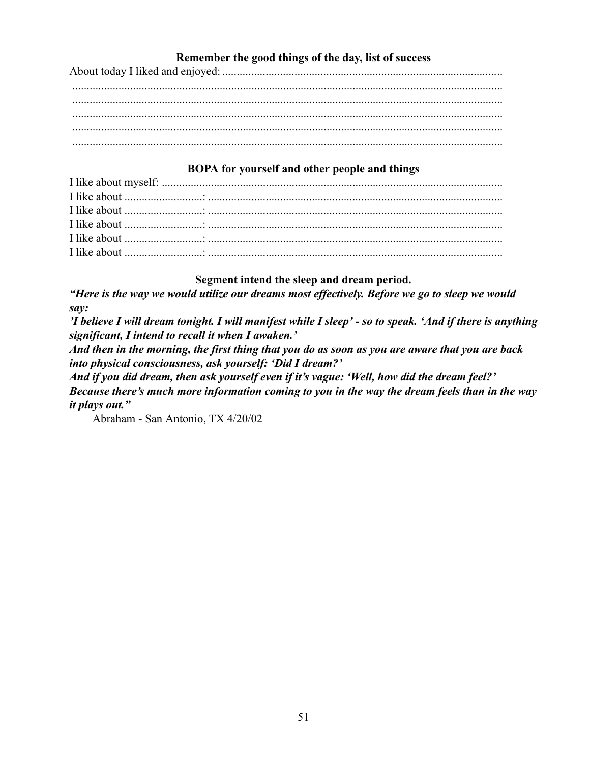### Remember the good things of the day, list of success

About today I liked and enjoyed: ................................................................................................
....................................................................................................................................................
....................................................................................................................................................
....................................................................................................................................................
....................................................................................................................................................
....................................................................................................................................................

### BOPA for yourself and other people and things

I like about myself: ......................................................................................................................
I like about ..........................: ......................................................................................................
I like about ..........................: ......................................................................................................
I like about ..........................: ......................................................................................................
I like about ..........................: ......................................................................................................
I like about ..........................: ......................................................................................................

### Segment intend the sleep and dream period.

***"Here is the way we would utilize our dreams most effectively. Before we go to sleep we would say:***

***'I believe I will dream tonight. I will manifest while I sleep' - so to speak. 'And if there is anything significant, I intend to recall it when I awaken.'***

***And then in the morning, the first thing that you do as soon as you are aware that you are back into physical consciousness, ask yourself: 'Did I dream?'***

***And if you did dream, then ask yourself even if it's vague: 'Well, how did the dream feel?' Because there's much more information coming to you in the way the dream feels than in the way it plays out."***

Abraham - San Antonio, TX 4/20/02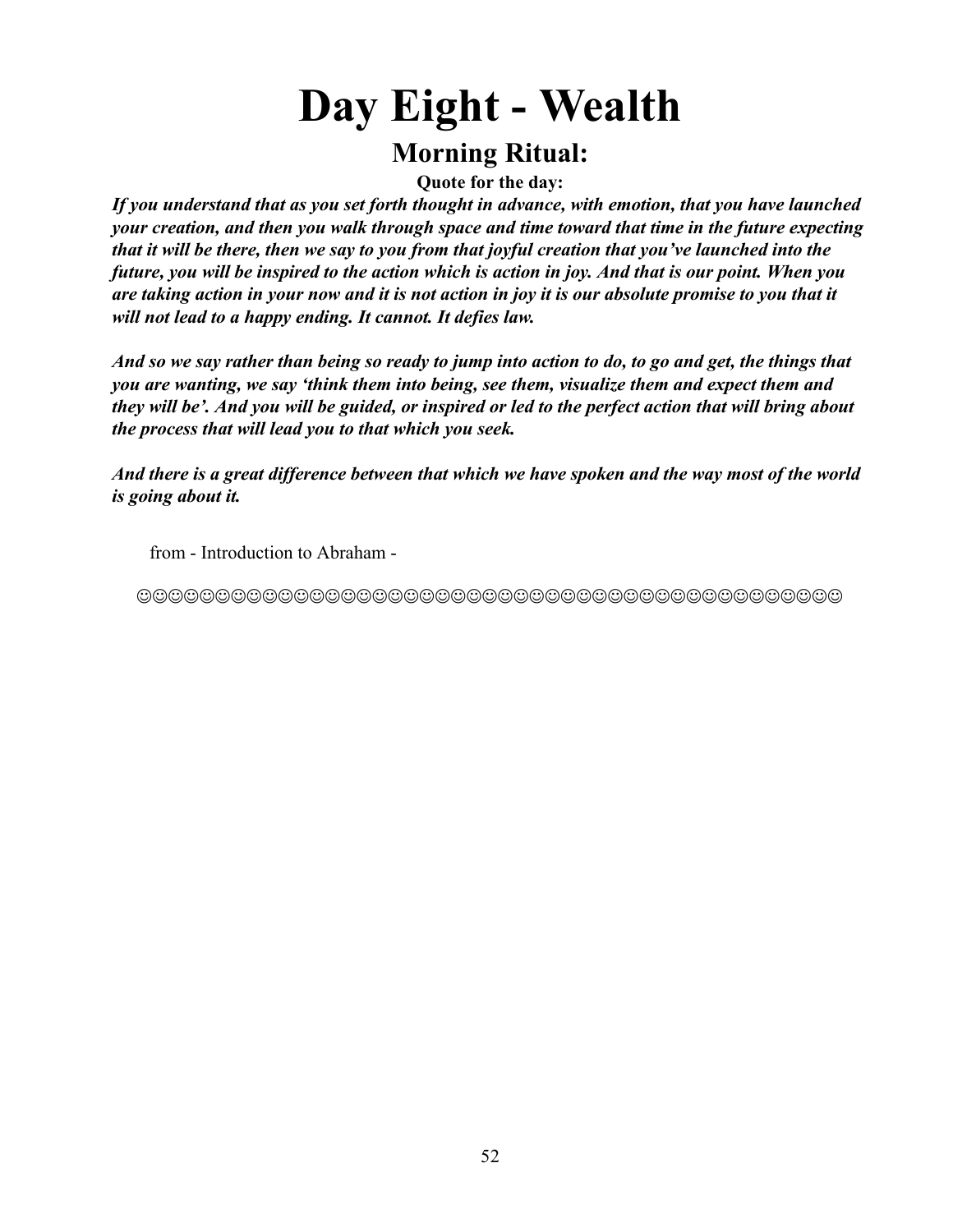# Day Eight - Wealth

## Morning Ritual:

**Quote for the day:**

***If you understand that as you set forth thought in advance, with emotion, that you have launched your creation, and then you walk through space and time toward that time in the future expecting that it will be there, then we say to you from that joyful creation that you've launched into the future, you will be inspired to the action which is action in joy. And that is our point. When you are taking action in your now and it is not action in joy it is our absolute promise to you that it will not lead to a happy ending. It cannot. It defies law.***

***And so we say rather than being so ready to jump into action to do, to go and get, the things that you are wanting, we say 'think them into being, see them, visualize them and expect them and they will be'. And you will be guided, or inspired or led to the perfect action that will bring about the process that will lead you to that which you seek.***

***And there is a great difference between that which we have spoken and the way most of the world is going about it.***

from - Introduction to Abraham -

☺☺☺☺☺☺☺☺☺☺☺☺☺☺☺☺☺☺☺☺☺☺☺☺☺☺☺☺☺☺☺☺☺☺☺☺☺☺☺☺☺☺☺☺☺☺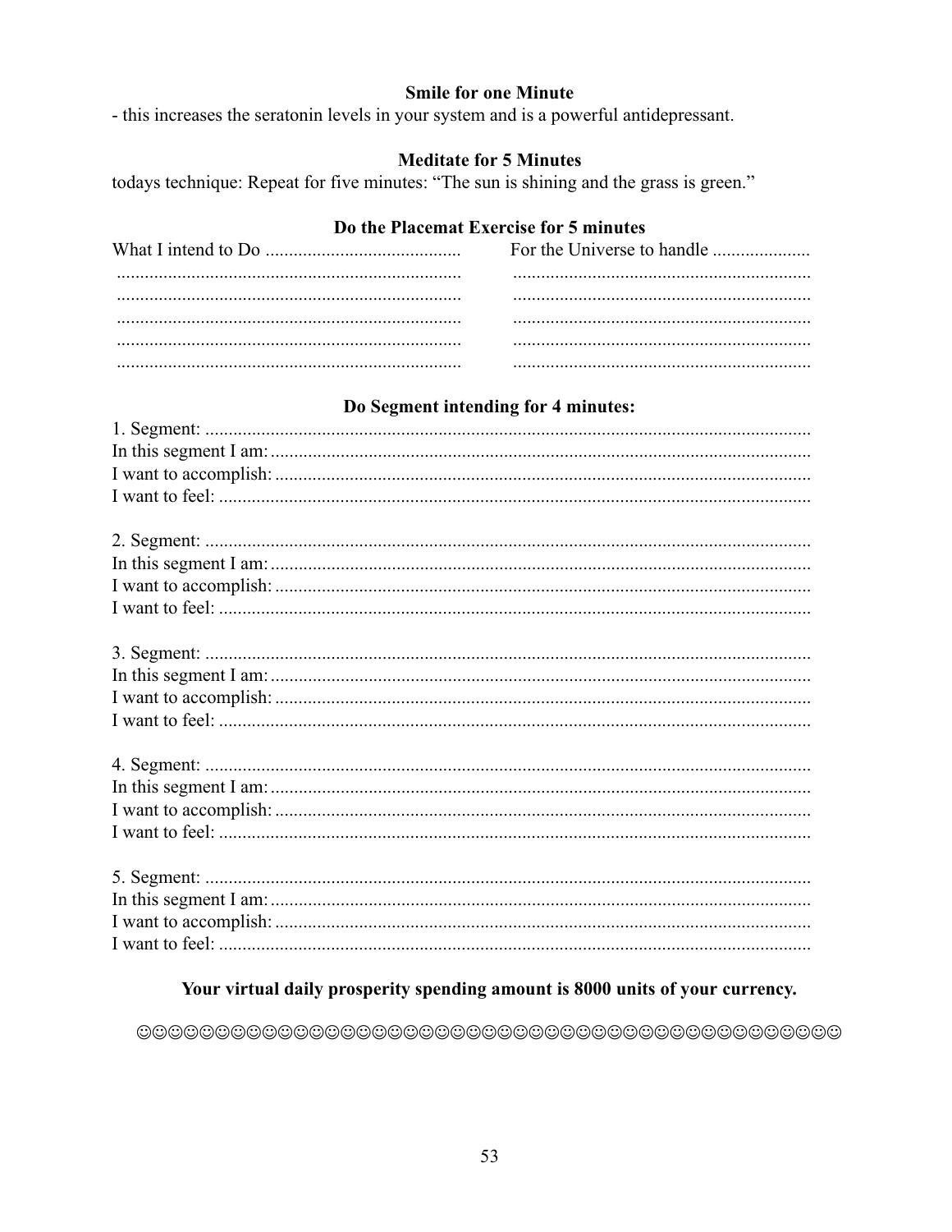**Smile for one Minute**

- this increases the seratonin levels in your system and is a powerful antidepressant.

**Meditate for 5 Minutes**

todays technique: Repeat for five minutes: "The sun is shining and the grass is green."

**Do the Placemat Exercise for 5 minutes**

| What I intend to Do ........................................ | For the Universe to handle .................... |
|---|---|
| .......................................................................... | ................................................................ |
| .......................................................................... | ................................................................ |
| .......................................................................... | ................................................................ |
| .......................................................................... | ................................................................ |
| .......................................................................... | ................................................................ |

**Do Segment intending for 4 minutes:**

1. Segment: ..................................................................................................................................
In this segment I am: ...................................................................................................................
I want to accomplish: ..................................................................................................................
I want to feel: ..............................................................................................................................

2. Segment: ..................................................................................................................................
In this segment I am: ...................................................................................................................
I want to accomplish: ..................................................................................................................
I want to feel: ..............................................................................................................................

3. Segment: ..................................................................................................................................
In this segment I am: ...................................................................................................................
I want to accomplish: ..................................................................................................................
I want to feel: ..............................................................................................................................

4. Segment: ..................................................................................................................................
In this segment I am: ...................................................................................................................
I want to accomplish: ..................................................................................................................
I want to feel: ..............................................................................................................................

5. Segment: ..................................................................................................................................
In this segment I am: ...................................................................................................................
I want to accomplish: ..................................................................................................................
I want to feel: ..............................................................................................................................

**Your virtual daily prosperity spending amount is 8000 units of your currency.**

☺☺☺☺☺☺☺☺☺☺☺☺☺☺☺☺☺☺☺☺☺☺☺☺☺☺☺☺☺☺☺☺☺☺☺☺☺☺☺☺☺☺☺☺☺☺☺☺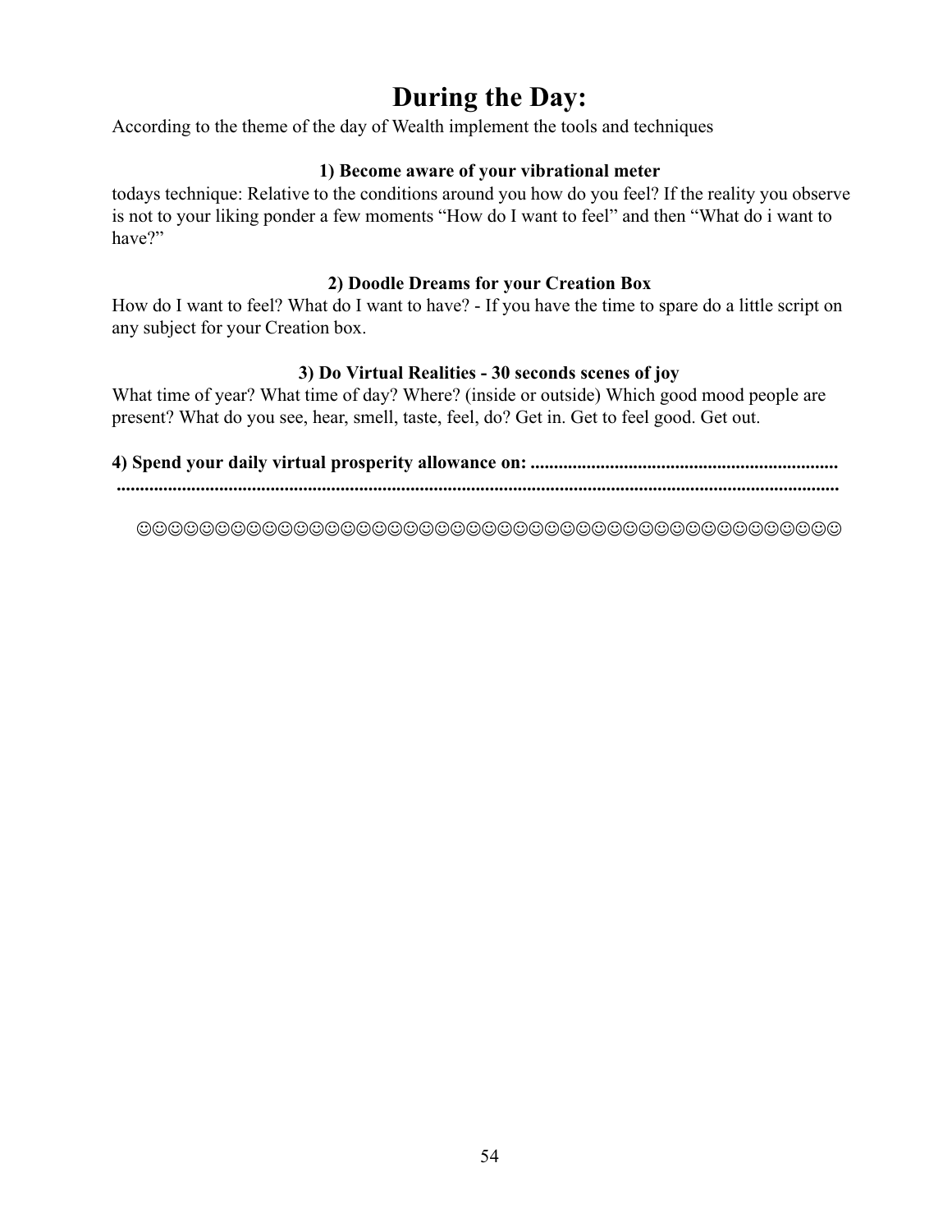# During the Day:

According to the theme of the day of Wealth implement the tools and techniques

**1) Become aware of your vibrational meter**

todays technique: Relative to the conditions around you how do you feel? If the reality you observe is not to your liking ponder a few moments "How do I want to feel" and then "What do i want to have?"

**2) Doodle Dreams for your Creation Box**

How do I want to feel? What do I want to have? - If you have the time to spare do a little script on any subject for your Creation box.

**3) Do Virtual Realities - 30 seconds scenes of joy**

What time of year? What time of day? Where? (inside or outside) Which good mood people are present? What do you see, hear, smell, taste, feel, do? Get in. Get to feel good. Get out.

**4) Spend your daily virtual prosperity allowance on: ..................................................................**
**....................................................................................................................................................**

☺☺☺☺☺☺☺☺☺☺☺☺☺☺☺☺☺☺☺☺☺☺☺☺☺☺☺☺☺☺☺☺☺☺☺☺☺☺☺☺☺☺☺☺☺☺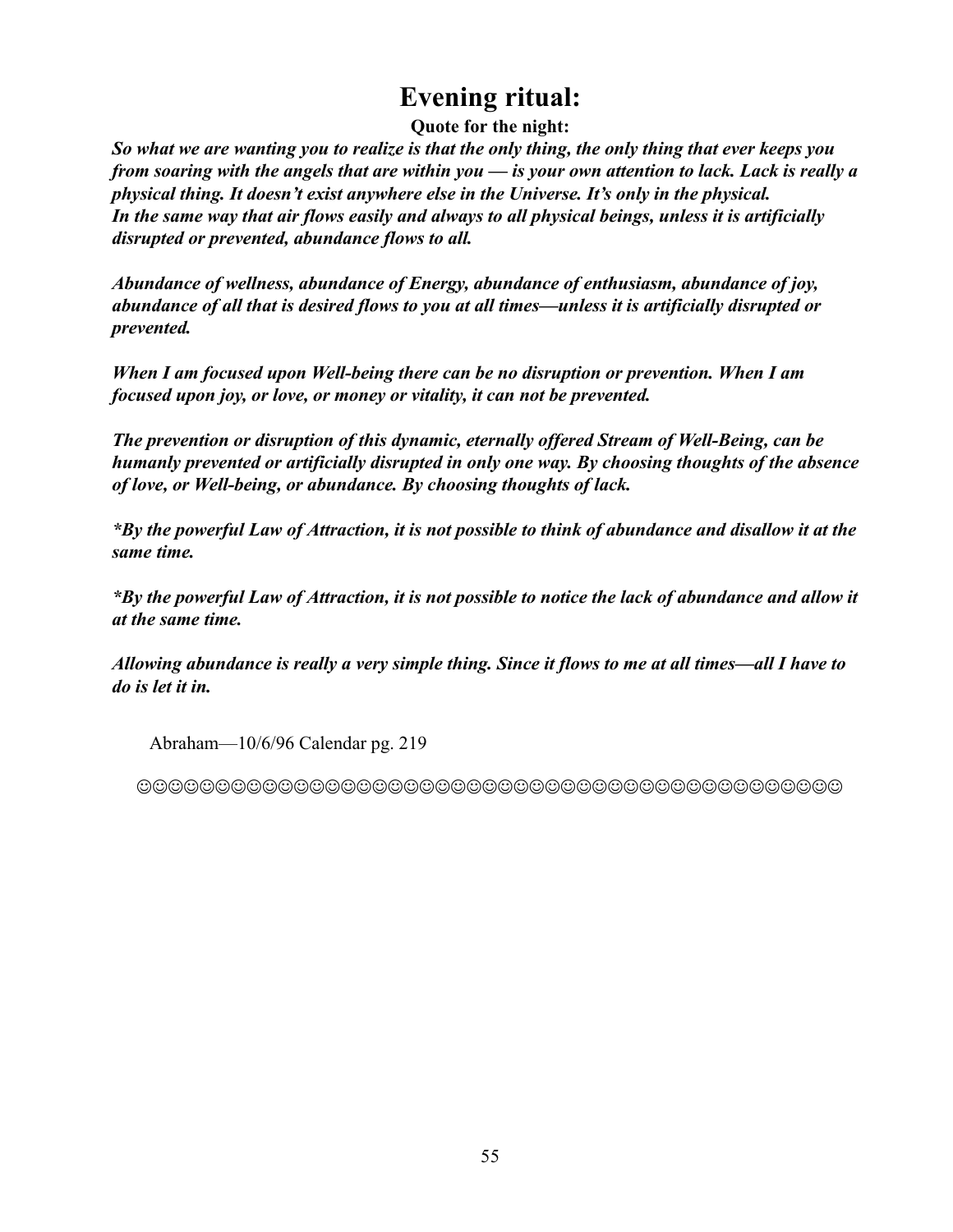# Evening ritual:

**Quote for the night:**

***So what we are wanting you to realize is that the only thing, the only thing that ever keeps you from soaring with the angels that are within you — is your own attention to lack. Lack is really a physical thing. It doesn't exist anywhere else in the Universe. It's only in the physical. In the same way that air flows easily and always to all physical beings, unless it is artificially disrupted or prevented, abundance flows to all.***

***Abundance of wellness, abundance of Energy, abundance of enthusiasm, abundance of joy, abundance of all that is desired flows to you at all times—unless it is artificially disrupted or prevented.***

***When I am focused upon Well-being there can be no disruption or prevention. When I am focused upon joy, or love, or money or vitality, it can not be prevented.***

***The prevention or disruption of this dynamic, eternally offered Stream of Well-Being, can be humanly prevented or artificially disrupted in only one way. By choosing thoughts of the absence of love, or Well-being, or abundance. By choosing thoughts of lack.***

***\*By the powerful Law of Attraction, it is not possible to think of abundance and disallow it at the same time.***

***\*By the powerful Law of Attraction, it is not possible to notice the lack of abundance and allow it at the same time.***

***Allowing abundance is really a very simple thing. Since it flows to me at all times—all I have to do is let it in.***

Abraham—10/6/96 Calendar pg. 219

☺☺☺☺☺☺☺☺☺☺☺☺☺☺☺☺☺☺☺☺☺☺☺☺☺☺☺☺☺☺☺☺☺☺☺☺☺☺☺☺☺☺☺☺☺☺☺☺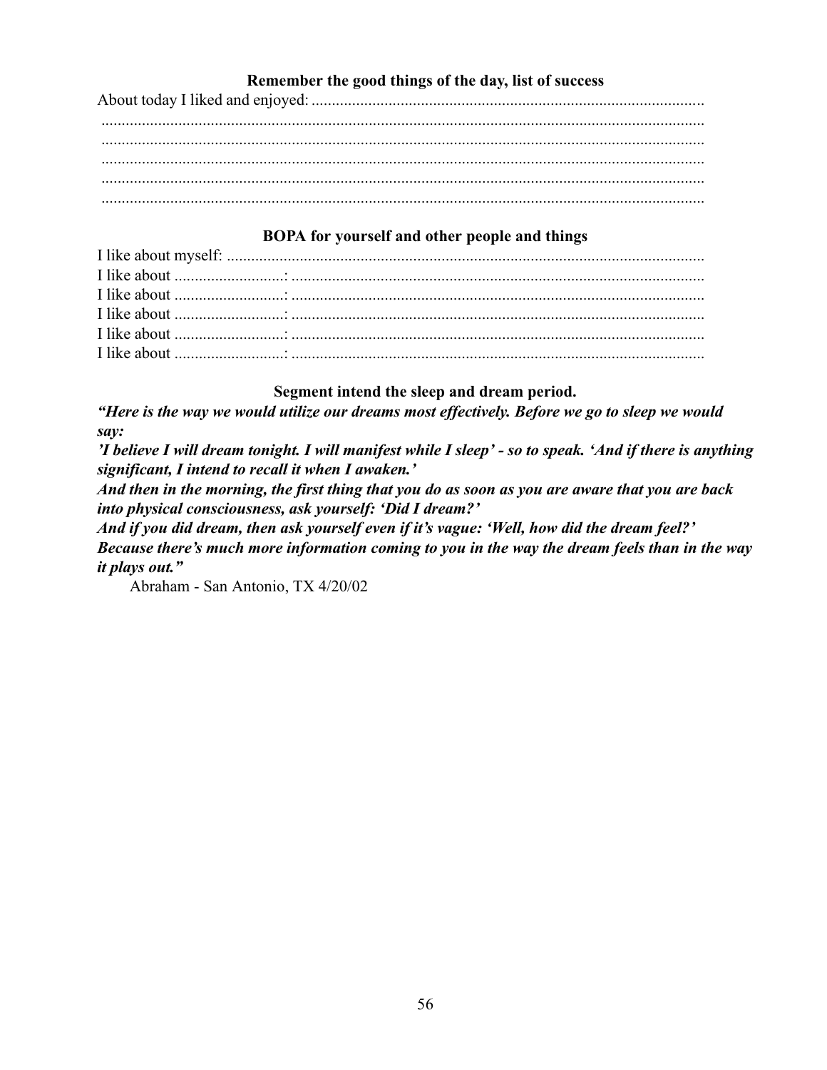### Remember the good things of the day, list of success

About today I liked and enjoyed: ...............................................................................................
...................................................................................................................................................
...................................................................................................................................................
...................................................................................................................................................
...................................................................................................................................................
...................................................................................................................................................

### BOPA for yourself and other people and things

I like about myself: ......................................................................................................................
I like about ..........................: ......................................................................................................
I like about ..........................: ......................................................................................................
I like about ..........................: ......................................................................................................
I like about ..........................: ......................................................................................................
I like about ..........................: ......................................................................................................

### Segment intend the sleep and dream period.

***"Here is the way we would utilize our dreams most effectively. Before we go to sleep we would say:***

***'I believe I will dream tonight. I will manifest while I sleep' - so to speak. 'And if there is anything significant, I intend to recall it when I awaken.'***

***And then in the morning, the first thing that you do as soon as you are aware that you are back into physical consciousness, ask yourself: 'Did I dream?'***

***And if you did dream, then ask yourself even if it's vague: 'Well, how did the dream feel?' Because there's much more information coming to you in the way the dream feels than in the way it plays out."***

Abraham - San Antonio, TX 4/20/02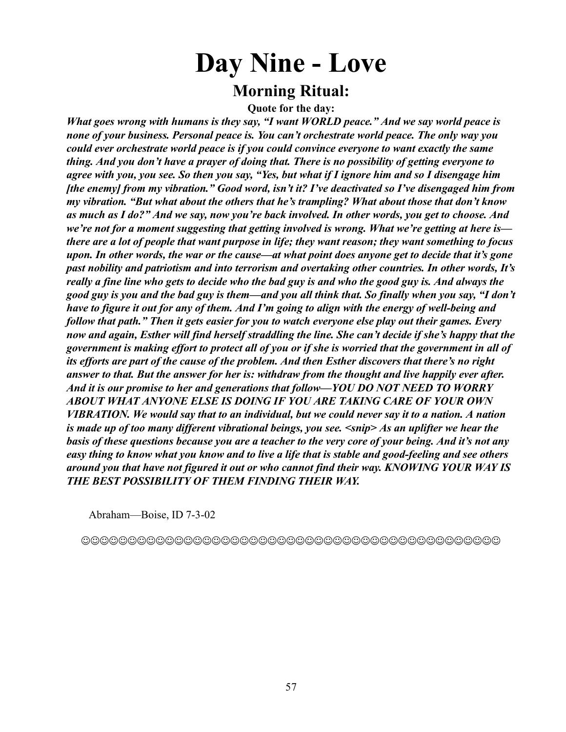# Day Nine - Love

## Morning Ritual:

**Quote for the day:**

***What goes wrong with humans is they say, "I want WORLD peace." And we say world peace is none of your business. Personal peace is. You can't orchestrate world peace. The only way you could ever orchestrate world peace is if you could convince everyone to want exactly the same thing. And you don't have a prayer of doing that. There is no possibility of getting everyone to agree with you, you see. So then you say, "Yes, but what if I ignore him and so I disengage him [the enemy] from my vibration." Good word, isn't it? I've deactivated so I've disengaged him from my vibration. "But what about the others that he's trampling? What about those that don't know as much as I do?" And we say, now you're back involved. In other words, you get to choose. And we're not for a moment suggesting that getting involved is wrong. What we're getting at here is—there are a lot of people that want purpose in life; they want reason; they want something to focus upon. In other words, the war or the cause—at what point does anyone get to decide that it's gone past nobility and patriotism and into terrorism and overtaking other countries. In other words, It's really a fine line who gets to decide who the bad guy is and who the good guy is. And always the good guy is you and the bad guy is them—and you all think that. So finally when you say, "I don't have to figure it out for any of them. And I'm going to align with the energy of well-being and follow that path." Then it gets easier for you to watch everyone else play out their games. Every now and again, Esther will find herself straddling the line. She can't decide if she's happy that the government is making effort to protect all of you or if she is worried that the government in all of its efforts are part of the cause of the problem. And then Esther discovers that there's no right answer to that. But the answer for her is: withdraw from the thought and live happily ever after. And it is our promise to her and generations that follow—YOU DO NOT NEED TO WORRY ABOUT WHAT ANYONE ELSE IS DOING IF YOU ARE TAKING CARE OF YOUR OWN VIBRATION. We would say that to an individual, but we could never say it to a nation. A nation is made up of too many different vibrational beings, you see. <snip> As an uplifter we hear the basis of these questions because you are a teacher to the very core of your being. And it's not any easy thing to know what you know and to live a life that is stable and good-feeling and see others around you that have not figured it out or who cannot find their way. KNOWING YOUR WAY IS THE BEST POSSIBILITY OF THEM FINDING THEIR WAY.***

Abraham—Boise, ID 7-3-02

☺☺☺☺☺☺☺☺☺☺☺☺☺☺☺☺☺☺☺☺☺☺☺☺☺☺☺☺☺☺☺☺☺☺☺☺☺☺☺☺☺☺☺☺☺☺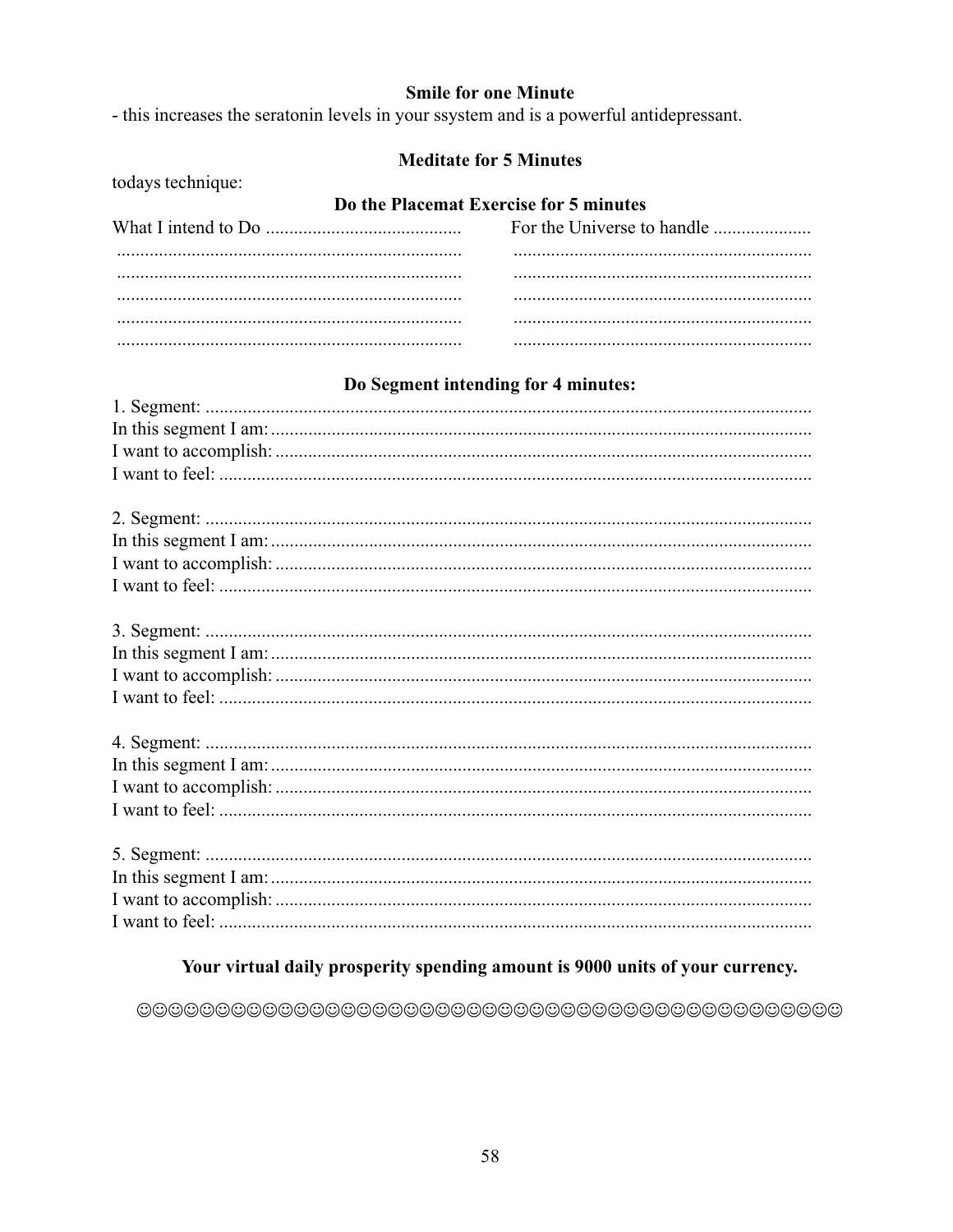**Smile for one Minute**

- this increases the seratonin levels in your ssystem and is a powerful antidepressant.

**Meditate for 5 Minutes**

todays technique:

**Do the Placemat Exercise for 5 minutes**

| What I intend to Do .......................................... | For the Universe to handle ..................... |
|---|---|
| .......................................................................... | ................................................................ |
| .......................................................................... | ................................................................ |
| .......................................................................... | ................................................................ |
| .......................................................................... | ................................................................ |
| .......................................................................... | ................................................................ |

**Do Segment intending for 4 minutes:**

1. Segment: ..................................................................................................................................
In this segment I am: ...................................................................................................................
I want to accomplish: ...................................................................................................................
I want to feel: ...............................................................................................................................

2. Segment: ..................................................................................................................................
In this segment I am: ...................................................................................................................
I want to accomplish: ...................................................................................................................
I want to feel: ...............................................................................................................................

3. Segment: ..................................................................................................................................
In this segment I am: ...................................................................................................................
I want to accomplish: ...................................................................................................................
I want to feel: ...............................................................................................................................

4. Segment: ..................................................................................................................................
In this segment I am: ...................................................................................................................
I want to accomplish: ...................................................................................................................
I want to feel: ...............................................................................................................................

5. Segment: ..................................................................................................................................
In this segment I am: ...................................................................................................................
I want to accomplish: ...................................................................................................................
I want to feel: ...............................................................................................................................

**Your virtual daily prosperity spending amount is 9000 units of your currency.**

☺☺☺☺☺☺☺☺☺☺☺☺☺☺☺☺☺☺☺☺☺☺☺☺☺☺☺☺☺☺☺☺☺☺☺☺☺☺☺☺☺☺☺☺☺☺☺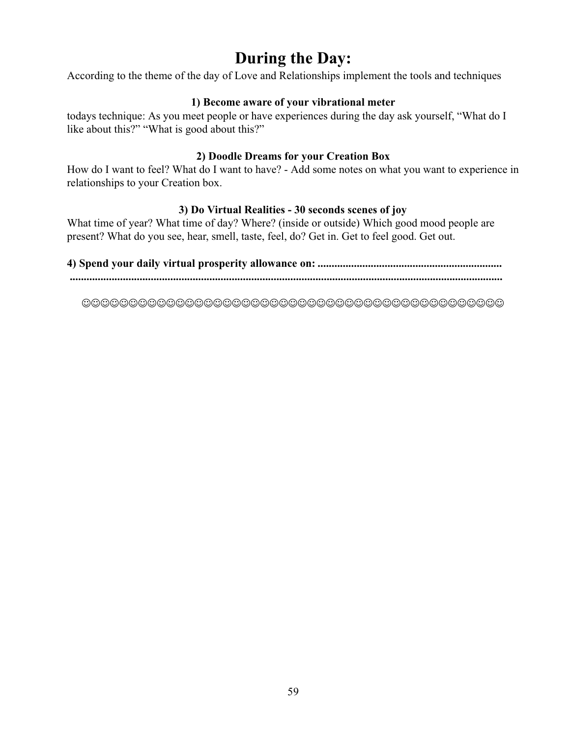# During the Day:

According to the theme of the day of Love and Relationships implement the tools and techniques

### 1) Become aware of your vibrational meter

todays technique: As you meet people or have experiences during the day ask yourself, “What do I like about this?” “What is good about this?”

### 2) Doodle Dreams for your Creation Box

How do I want to feel? What do I want to have? - Add some notes on what you want to experience in relationships to your Creation box.

### 3) Do Virtual Realities - 30 seconds scenes of joy

What time of year? What time of day? Where? (inside or outside) Which good mood people are present? What do you see, hear, smell, taste, feel, do? Get in. Get to feel good. Get out.

**4) Spend your daily virtual prosperity allowance on: .................................................................**
**.............................................................................................................................................**

☺☺☺☺☺☺☺☺☺☺☺☺☺☺☺☺☺☺☺☺☺☺☺☺☺☺☺☺☺☺☺☺☺☺☺☺☺☺☺☺☺☺☺☺☺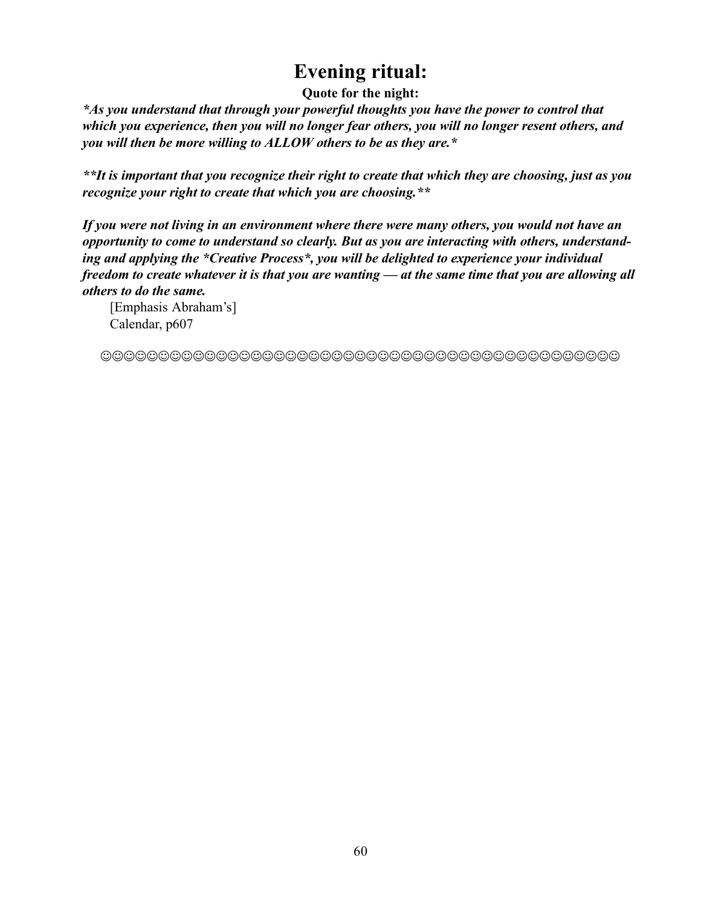# Evening ritual:

**Quote for the night:**

***As you understand that through your powerful thoughts you have the power to control that which you experience, then you will no longer fear others, you will no longer resent others, and you will then be more willing to ALLOW others to be as they are.***

****It is important that you recognize their right to create that which they are choosing, just as you recognize your right to create that which you are choosing.****

***If you were not living in an environment where there were many others, you would not have an opportunity to come to understand so clearly. But as you are interacting with others, understanding and applying the *Creative Process*, you will be delighted to experience your individual freedom to create whatever it is that you are wanting — at the same time that you are allowing all others to do the same.***

[Emphasis Abraham's]
Calendar, p607

☺☺☺☺☺☺☺☺☺☺☺☺☺☺☺☺☺☺☺☺☺☺☺☺☺☺☺☺☺☺☺☺☺☺☺☺☺☺☺☺☺☺☺☺☺☺☺☺☺☺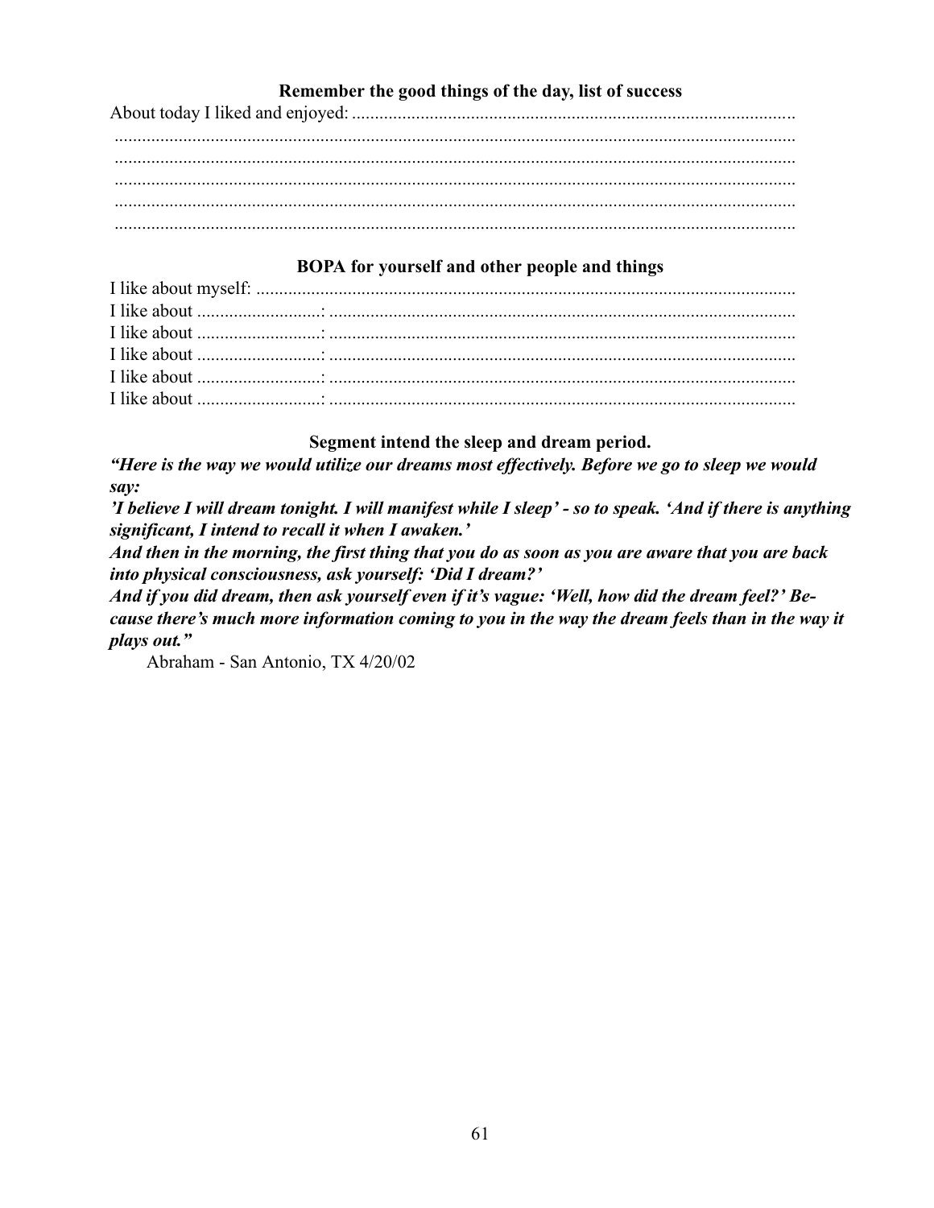### Remember the good things of the day, list of success

About today I liked and enjoyed: ................................................................................................
....................................................................................................................................................
....................................................................................................................................................
....................................................................................................................................................
....................................................................................................................................................
....................................................................................................................................................

### BOPA for yourself and other people and things

I like about myself: .....................................................................................................................
I like about ..........................: .....................................................................................................
I like about ..........................: .....................................................................................................
I like about ..........................: .....................................................................................................
I like about ..........................: .....................................................................................................
I like about ..........................: .....................................................................................................

### Segment intend the sleep and dream period.

***"Here is the way we would utilize our dreams most effectively. Before we go to sleep we would say:***

***'I believe I will dream tonight. I will manifest while I sleep' - so to speak. 'And if there is anything significant, I intend to recall it when I awaken.'***

***And then in the morning, the first thing that you do as soon as you are aware that you are back into physical consciousness, ask yourself: 'Did I dream?'***

***And if you did dream, then ask yourself even if it's vague: 'Well, how did the dream feel?' Because there's much more information coming to you in the way the dream feels than in the way it plays out."***

Abraham - San Antonio, TX 4/20/02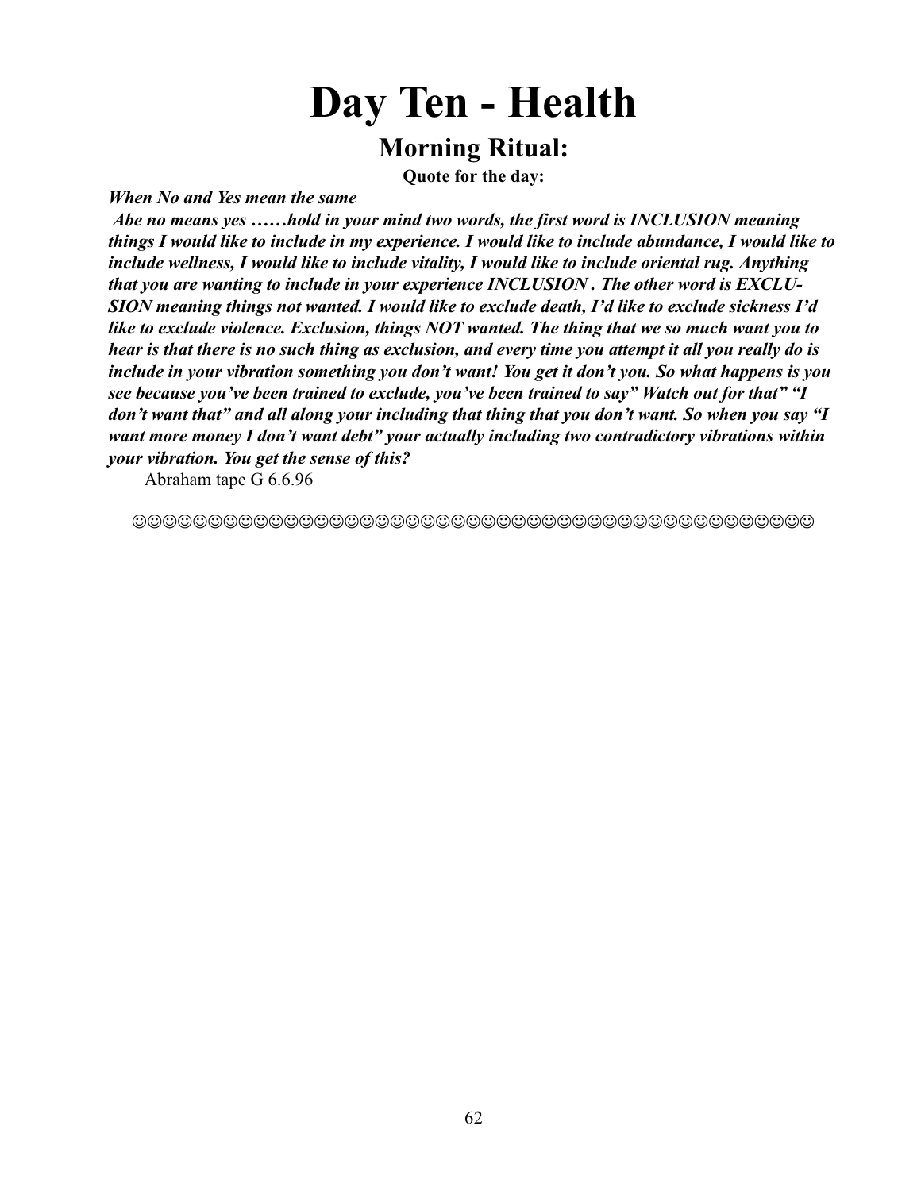# Day Ten - Health

## Morning Ritual:

**Quote for the day:**

***When No and Yes mean the same***

***Abe no means yes ……hold in your mind two words, the first word is INCLUSION meaning things I would like to include in my experience. I would like to include abundance, I would like to include wellness, I would like to include vitality, I would like to include oriental rug. Anything that you are wanting to include in your experience INCLUSION . The other word is EXCLUSION meaning things not wanted. I would like to exclude death, I'd like to exclude sickness I'd like to exclude violence. Exclusion, things NOT wanted. The thing that we so much want you to hear is that there is no such thing as exclusion, and every time you attempt it all you really do is include in your vibration something you don't want! You get it don't you. So what happens is you see because you've been trained to exclude, you've been trained to say" Watch out for that" "I don't want that" and all along your including that thing that you don't want. So when you say "I want more money I don't want debt" your actually including two contradictory vibrations within your vibration. You get the sense of this?***

Abraham tape G 6.6.96

☺☺☺☺☺☺☺☺☺☺☺☺☺☺☺☺☺☺☺☺☺☺☺☺☺☺☺☺☺☺☺☺☺☺☺☺☺☺☺☺☺☺☺☺☺☺☺☺☺☺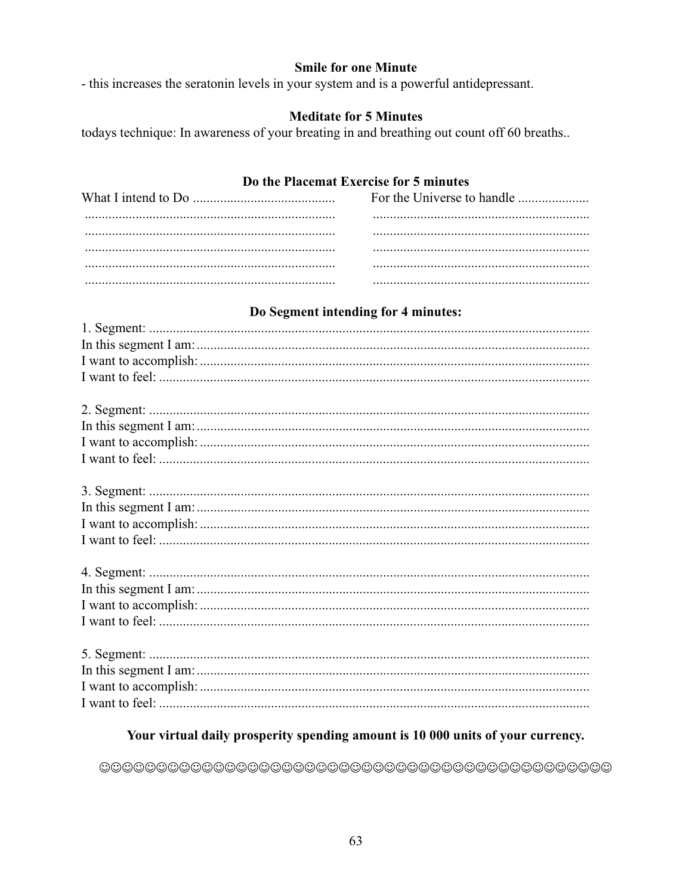**Smile for one Minute**

- this increases the seratonin levels in your system and is a powerful antidepressant.

**Meditate for 5 Minutes**

todays technique: In awareness of your breating in and breathing out count off 60 breaths..

**Do the Placemat Exercise for 5 minutes**

| What I intend to Do .......................................... | For the Universe to handle ..................... |
|---|---|
| .......................................................................... | ................................................................ |
| .......................................................................... | ................................................................ |
| .......................................................................... | ................................................................ |
| .......................................................................... | ................................................................ |
| .......................................................................... | ................................................................ |

**Do Segment intending for 4 minutes:**

1. Segment: ..................................................................................................................................
In this segment I am: ....................................................................................................................
I want to accomplish: ..................................................................................................................
I want to feel: ..............................................................................................................................

2. Segment: ..................................................................................................................................
In this segment I am: ....................................................................................................................
I want to accomplish: ..................................................................................................................
I want to feel: ..............................................................................................................................

3. Segment: ..................................................................................................................................
In this segment I am: ....................................................................................................................
I want to accomplish: ..................................................................................................................
I want to feel: ..............................................................................................................................

4. Segment: ..................................................................................................................................
In this segment I am: ....................................................................................................................
I want to accomplish: ..................................................................................................................
I want to feel: ..............................................................................................................................

5. Segment: ..................................................................................................................................
In this segment I am: ....................................................................................................................
I want to accomplish: ..................................................................................................................
I want to feel: ..............................................................................................................................

**Your virtual daily prosperity spending amount is 10 000 units of your currency.**

☺☺☺☺☺☺☺☺☺☺☺☺☺☺☺☺☺☺☺☺☺☺☺☺☺☺☺☺☺☺☺☺☺☺☺☺☺☺☺☺☺☺☺☺☺☺☺☺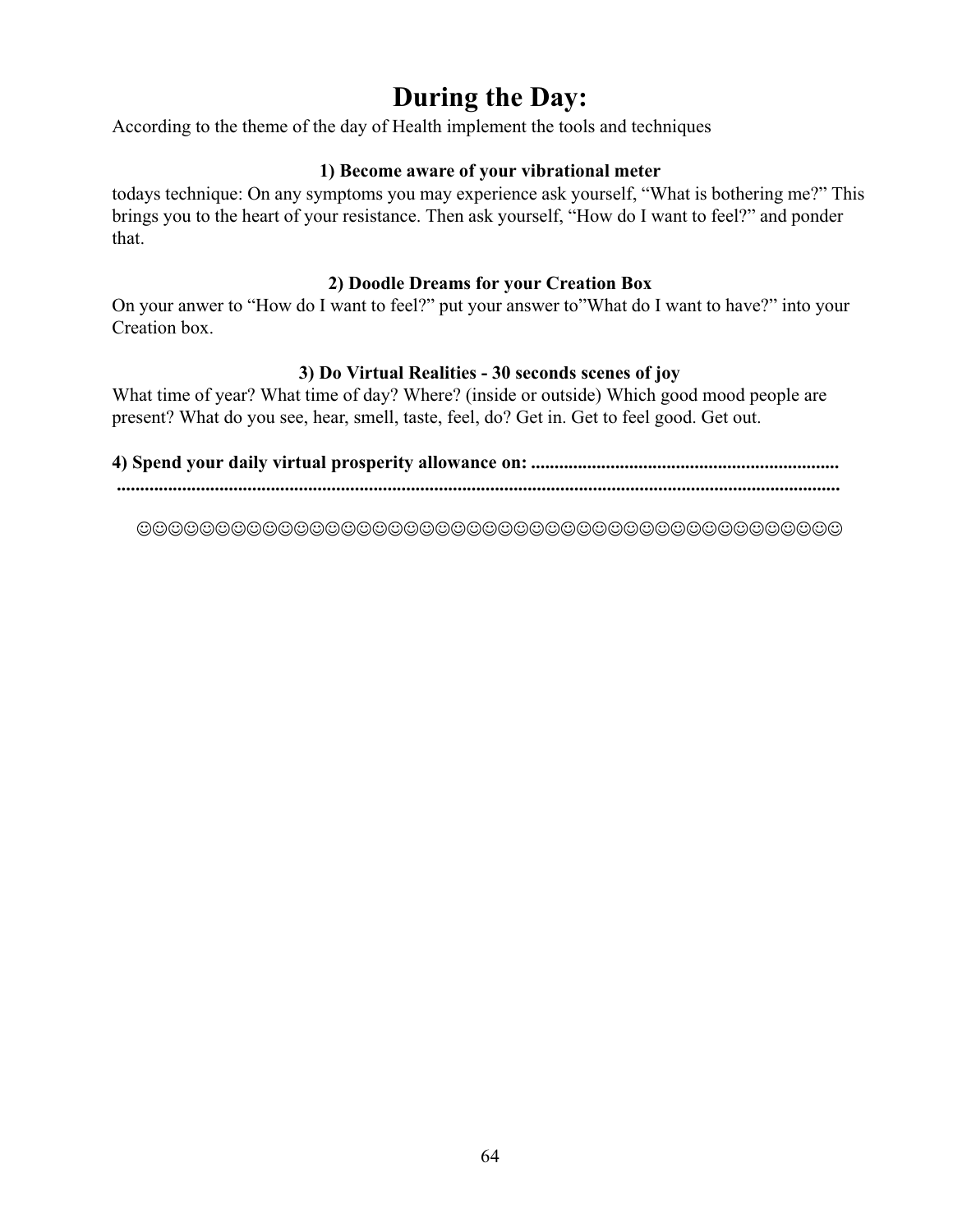# During the Day:

According to the theme of the day of Health implement the tools and techniques

**1) Become aware of your vibrational meter**

todays technique: On any symptoms you may experience ask yourself, “What is bothering me?” This brings you to the heart of your resistance. Then ask yourself, “How do I want to feel?” and ponder that.

**2) Doodle Dreams for your Creation Box**

On your anwer to “How do I want to feel?” put your answer to”What do I want to have?” into your Creation box.

**3) Do Virtual Realities - 30 seconds scenes of joy**

What time of year? What time of day? Where? (inside or outside) Which good mood people are present? What do you see, hear, smell, taste, feel, do? Get in. Get to feel good. Get out.

**4) Spend your daily virtual prosperity allowance on: .................................................................**
**...........................................................................................................................................**

☺☺☺☺☺☺☺☺☺☺☺☺☺☺☺☺☺☺☺☺☺☺☺☺☺☺☺☺☺☺☺☺☺☺☺☺☺☺☺☺☺☺☺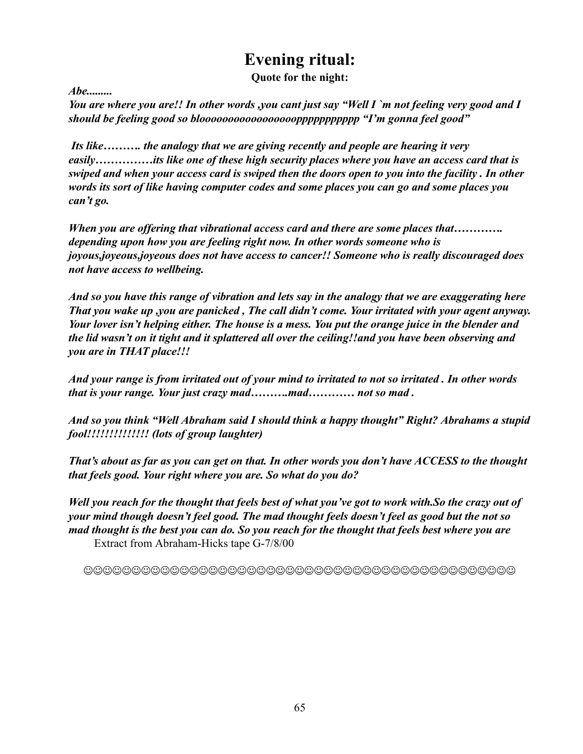# Evening ritual:

**Quote for the night:**

***Abe.........***

***You are where you are!! In other words ,you cant just say "Well I `m not feeling very good and I should be feeling good so bloooooooooooooooooopppppppppppp "I'm gonna feel good"***

***Its like………. the analogy that we are giving recently and people are hearing it very easily……………its like one of these high security places where you have an access card that is swiped and when your access card is swiped then the doors open to you into the facility . In other words its sort of like having computer codes and some places you can go and some places you can't go.***

***When you are offering that vibrational access card and there are some places that…………. depending upon how you are feeling right now. In other words someone who is joyous,joyeous,joyeous does not have access to cancer!! Someone who is really discouraged does not have access to wellbeing.***

***And so you have this range of vibration and lets say in the analogy that we are exaggerating here That you wake up ,you are panicked , The call didn't come. Your irritated with your agent anyway. Your lover isn't helping either. The house is a mess. You put the orange juice in the blender and the lid wasn't on it tight and it splattered all over the ceiling!!and you have been observing and you are in THAT place!!!***

***And your range is from irritated out of your mind to irritated to not so irritated . In other words that is your range. Your just crazy mad……….mad………… not so mad .***

***And so you think "Well Abraham said I should think a happy thought" Right? Abrahams a stupid fool!!!!!!!!!!!!!! (lots of group laughter)***

***That's about as far as you can get on that. In other words you don't have ACCESS to the thought that feels good. Your right where you are. So what do you do?***

***Well you reach for the thought that feels best of what you've got to work with.So the crazy out of your mind though doesn't feel good. The mad thought feels doesn't feel as good but the not so mad thought is the best you can do. So you reach for the thought that feels best where you are***

Extract from Abraham-Hicks tape G-7/8/00

☺☺☺☺☺☺☺☺☺☺☺☺☺☺☺☺☺☺☺☺☺☺☺☺☺☺☺☺☺☺☺☺☺☺☺☺☺☺☺☺☺☺☺☺☺☺☺☺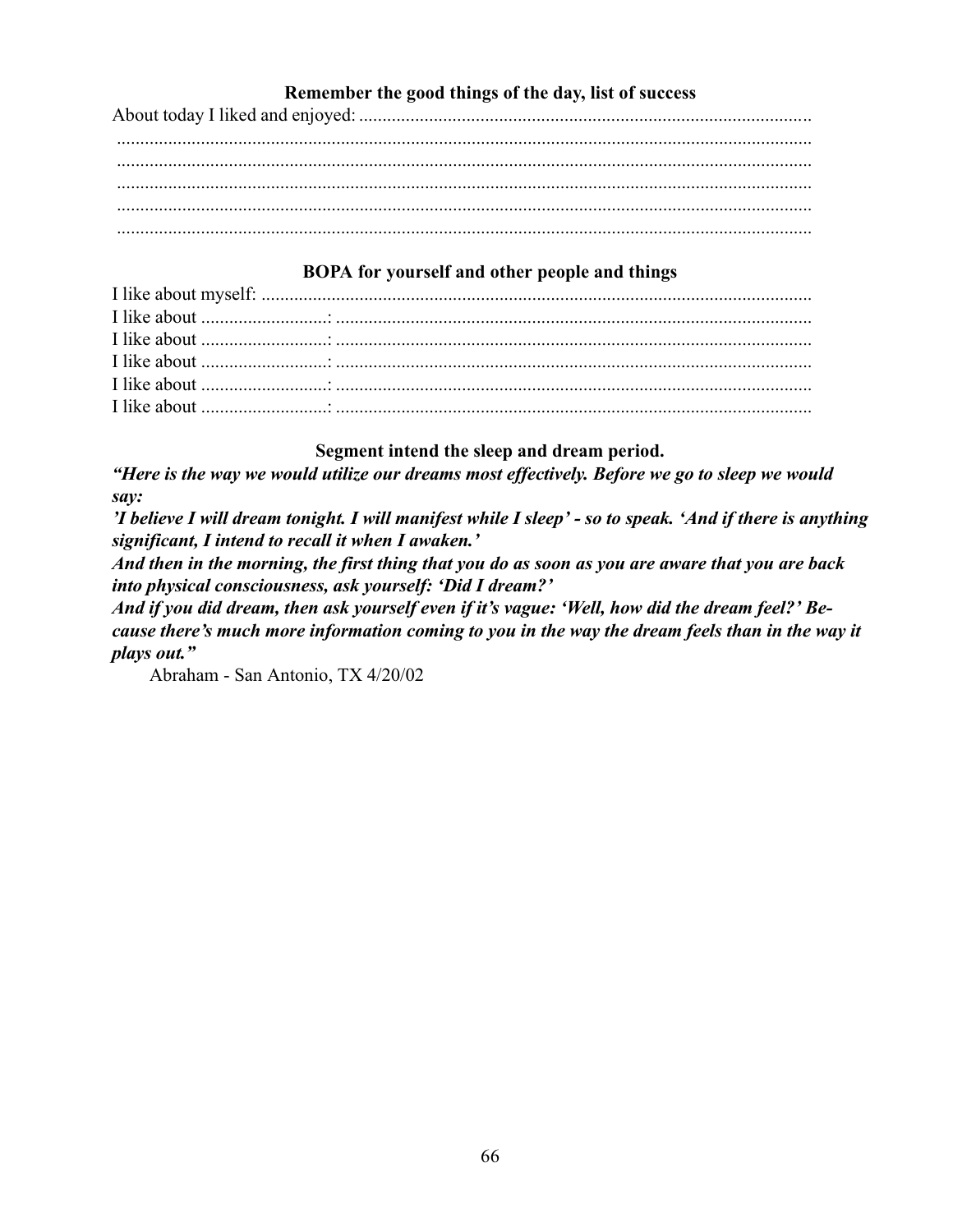### Remember the good things of the day, list of success

About today I liked and enjoyed: ................................................................................................
....................................................................................................................................................
....................................................................................................................................................
....................................................................................................................................................
....................................................................................................................................................
....................................................................................................................................................

### BOPA for yourself and other people and things

I like about myself: .......................................................................................................................
I like about ..........................: .....................................................................................................
I like about ..........................: .....................................................................................................
I like about ..........................: .....................................................................................................
I like about ..........................: .....................................................................................................
I like about ..........................: .....................................................................................................

### Segment intend the sleep and dream period.

***"Here is the way we would utilize our dreams most effectively. Before we go to sleep we would say:***

***'I believe I will dream tonight. I will manifest while I sleep' - so to speak. 'And if there is anything significant, I intend to recall it when I awaken.'***

***And then in the morning, the first thing that you do as soon as you are aware that you are back into physical consciousness, ask yourself: 'Did I dream?'***

***And if you did dream, then ask yourself even if it's vague: 'Well, how did the dream feel?' Because there's much more information coming to you in the way the dream feels than in the way it plays out."***

Abraham - San Antonio, TX 4/20/02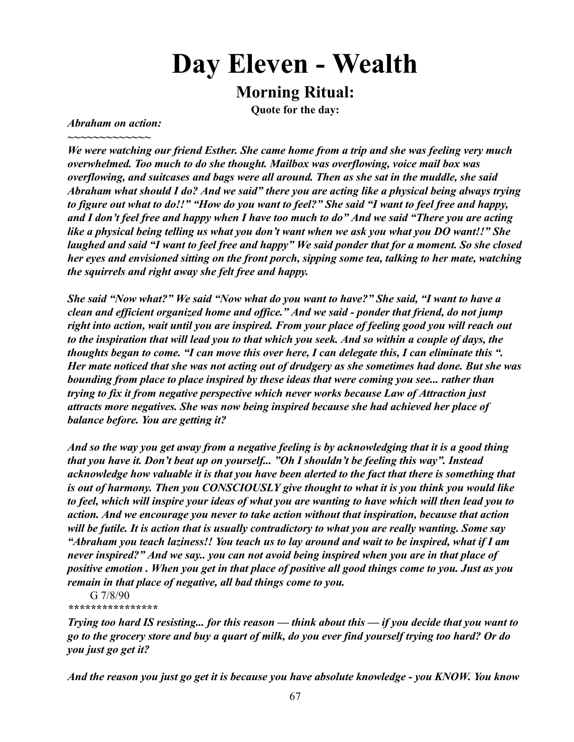# Day Eleven - Wealth

## Morning Ritual:

**Quote for the day:**

***Abraham on action:***

*~~~~~~~~~~~~~*

***We were watching our friend Esther. She came home from a trip and she was feeling very much overwhelmed. Too much to do she thought. Mailbox was overflowing, voice mail box was overflowing, and suitcases and bags were all around. Then as she sat in the muddle, she said Abraham what should I do? And we said" there you are acting like a physical being always trying to figure out what to do!!" "How do you want to feel?" She said "I want to feel free and happy, and I don't feel free and happy when I have too much to do" And we said "There you are acting like a physical being telling us what you don't want when we ask you what you DO want!!" She laughed and said "I want to feel free and happy" We said ponder that for a moment. So she closed her eyes and envisioned sitting on the front porch, sipping some tea, talking to her mate, watching the squirrels and right away she felt free and happy.***

***She said "Now what?" We said "Now what do you want to have?" She said, "I want to have a clean and efficient organized home and office." And we said - ponder that friend, do not jump right into action, wait until you are inspired. From your place of feeling good you will reach out to the inspiration that will lead you to that which you seek. And so within a couple of days, the thoughts began to come. "I can move this over here, I can delegate this, I can eliminate this ". Her mate noticed that she was not acting out of drudgery as she sometimes had done. But she was bounding from place to place inspired by these ideas that were coming you see... rather than trying to fix it from negative perspective which never works because Law of Attraction just attracts more negatives. She was now being inspired because she had achieved her place of balance before. You are getting it?***

***And so the way you get away from a negative feeling is by acknowledging that it is a good thing that you have it. Don't beat up on yourself... "Oh I shouldn't be feeling this way". Instead acknowledge how valuable it is that you have been alerted to the fact that there is something that is out of harmony. Then you CONSCIOUSLY give thought to what it is you think you would like to feel, which will inspire your ideas of what you are wanting to have which will then lead you to action. And we encourage you never to take action without that inspiration, because that action will be futile. It is action that is usually contradictory to what you are really wanting. Some say "Abraham you teach laziness!! You teach us to lay around and wait to be inspired, what if I am never inspired?" And we say.. you can not avoid being inspired when you are in that place of positive emotion . When you get in that place of positive all good things come to you. Just as you remain in that place of negative, all bad things come to you.***

G 7/8/90

*****************

***Trying too hard IS resisting... for this reason — think about this — if you decide that you want to go to the grocery store and buy a quart of milk, do you ever find yourself trying too hard? Or do you just go get it?***

***And the reason you just go get it is because you have absolute knowledge - you KNOW. You know***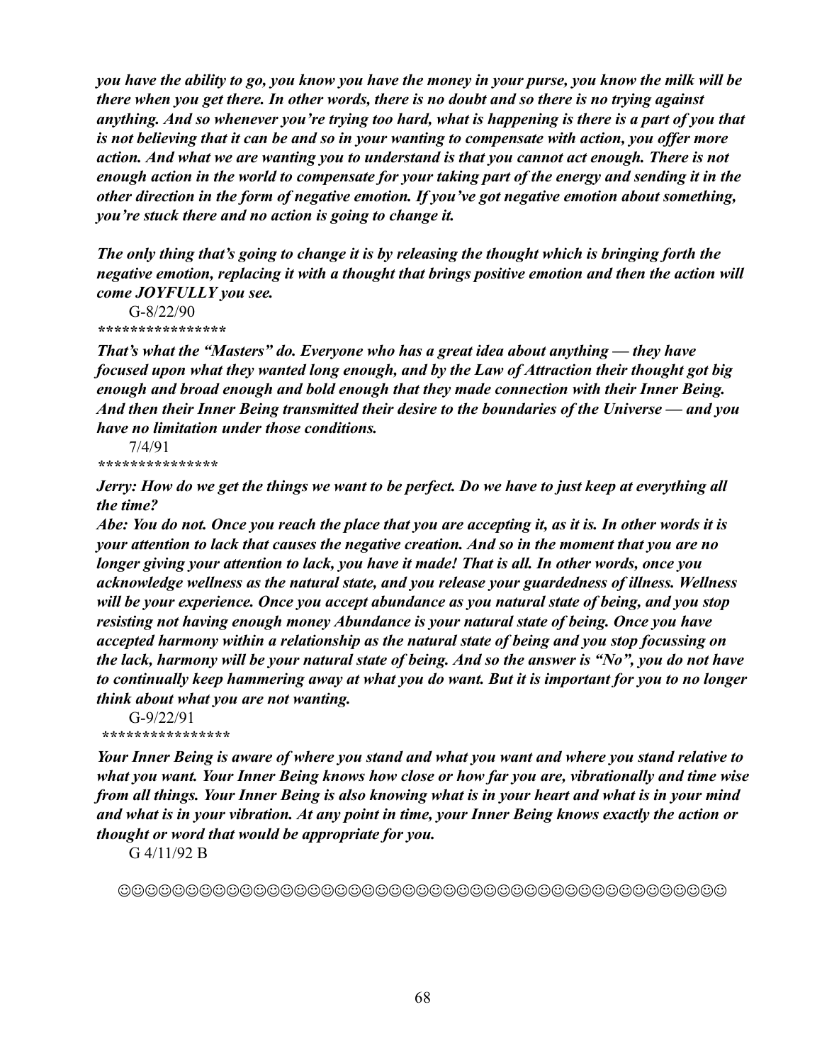*you have the ability to go, you know you have the money in your purse, you know the milk will be there when you get there. In other words, there is no doubt and so there is no trying against anything. And so whenever you're trying too hard, what is happening is there is a part of you that is not believing that it can be and so in your wanting to compensate with action, you offer more action. And what we are wanting you to understand is that you cannot act enough. There is not enough action in the world to compensate for your taking part of the energy and sending it in the other direction in the form of negative emotion. If you've got negative emotion about something, you're stuck there and no action is going to change it.*

*The only thing that's going to change it is by releasing the thought which is bringing forth the negative emotion, replacing it with a thought that brings positive emotion and then the action will come JOYFULLY you see.*

G-8/22/90

****************

*That's what the "Masters" do. Everyone who has a great idea about anything — they have focused upon what they wanted long enough, and by the Law of Attraction their thought got big enough and broad enough and bold enough that they made connection with their Inner Being. And then their Inner Being transmitted their desire to the boundaries of the Universe — and you have no limitation under those conditions.*

7/4/91

***************

*Jerry: How do we get the things we want to be perfect. Do we have to just keep at everything all the time?*

*Abe: You do not. Once you reach the place that you are accepting it, as it is. In other words it is your attention to lack that causes the negative creation. And so in the moment that you are no longer giving your attention to lack, you have it made! That is all. In other words, once you acknowledge wellness as the natural state, and you release your guardedness of illness. Wellness will be your experience. Once you accept abundance as you natural state of being, and you stop resisting not having enough money Abundance is your natural state of being. Once you have accepted harmony within a relationship as the natural state of being and you stop focussing on the lack, harmony will be your natural state of being. And so the answer is "No", you do not have to continually keep hammering away at what you do want. But it is important for you to no longer think about what you are not wanting.*

G-9/22/91

****************

*Your Inner Being is aware of where you stand and what you want and where you stand relative to what you want. Your Inner Being knows how close or how far you are, vibrationally and time wise from all things. Your Inner Being is also knowing what is in your heart and what is in your mind and what is in your vibration. At any point in time, your Inner Being knows exactly the action or thought or word that would be appropriate for you.*

G 4/11/92 B

☺☺☺☺☺☺☺☺☺☺☺☺☺☺☺☺☺☺☺☺☺☺☺☺☺☺☺☺☺☺☺☺☺☺☺☺☺☺☺☺☺☺☺☺☺☺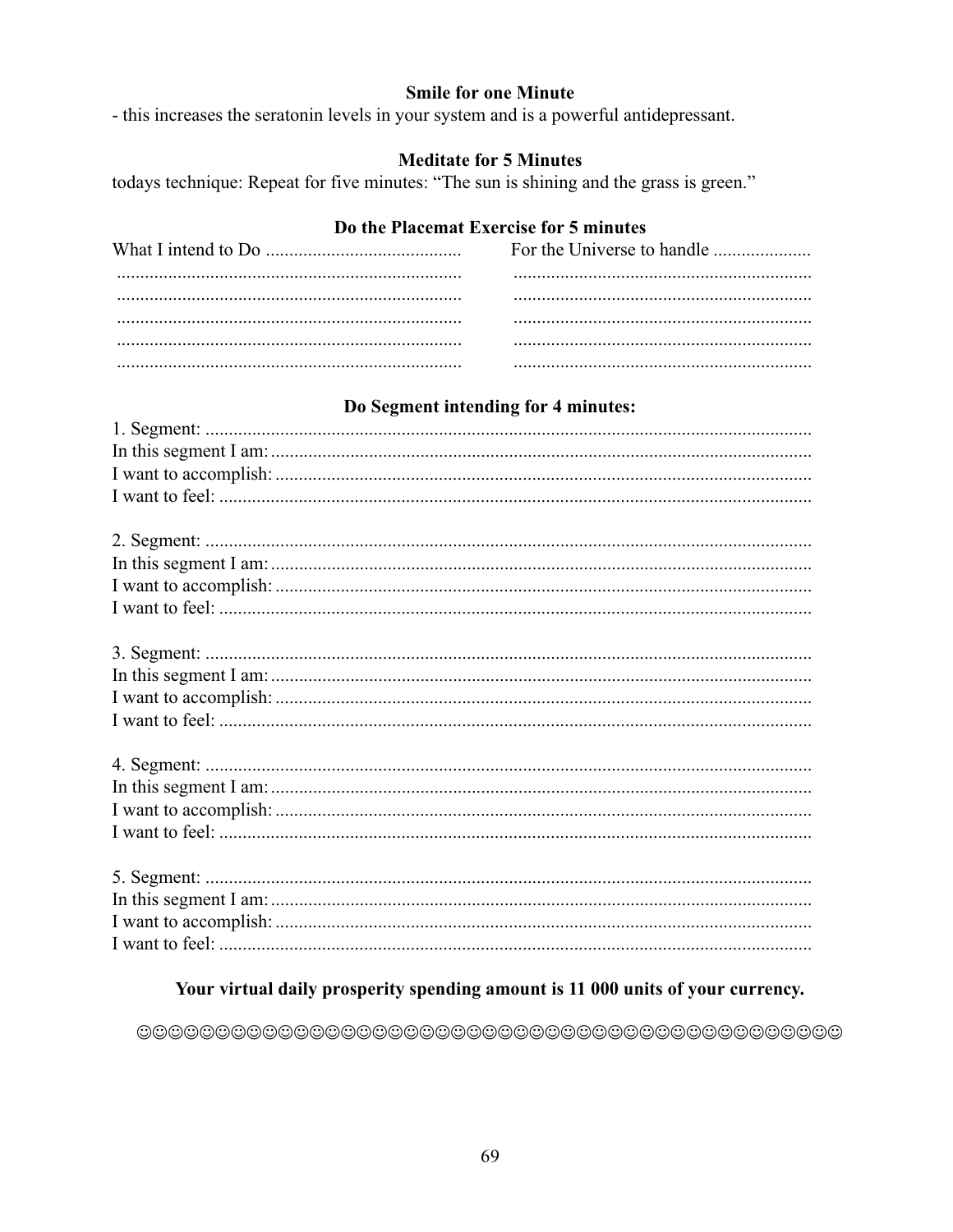**Smile for one Minute**

- this increases the seratonin levels in your system and is a powerful antidepressant.

**Meditate for 5 Minutes**

todays technique: Repeat for five minutes: "The sun is shining and the grass is green."

**Do the Placemat Exercise for 5 minutes**

| What I intend to Do .......................................... | For the Universe to handle ..................... |
|---|---|
| .......................................................................... | ................................................................ |
| .......................................................................... | ................................................................ |
| .......................................................................... | ................................................................ |
| .......................................................................... | ................................................................ |
| .......................................................................... | ................................................................ |

**Do Segment intending for 4 minutes:**

1. Segment: ..................................................................................................................
In this segment I am: ....................................................................................................
I want to accomplish: ...................................................................................................
I want to feel: ...............................................................................................................

2. Segment: ..................................................................................................................
In this segment I am: ....................................................................................................
I want to accomplish: ...................................................................................................
I want to feel: ...............................................................................................................

3. Segment: ..................................................................................................................
In this segment I am: ....................................................................................................
I want to accomplish: ...................................................................................................
I want to feel: ...............................................................................................................

4. Segment: ..................................................................................................................
In this segment I am: ....................................................................................................
I want to accomplish: ...................................................................................................
I want to feel: ...............................................................................................................

5. Segment: ..................................................................................................................
In this segment I am: ....................................................................................................
I want to accomplish: ...................................................................................................
I want to feel: ...............................................................................................................

**Your virtual daily prosperity spending amount is 11 000 units of your currency.**

☺☺☺☺☺☺☺☺☺☺☺☺☺☺☺☺☺☺☺☺☺☺☺☺☺☺☺☺☺☺☺☺☺☺☺☺☺☺☺☺☺☺☺☺☺☺☺☺☺☺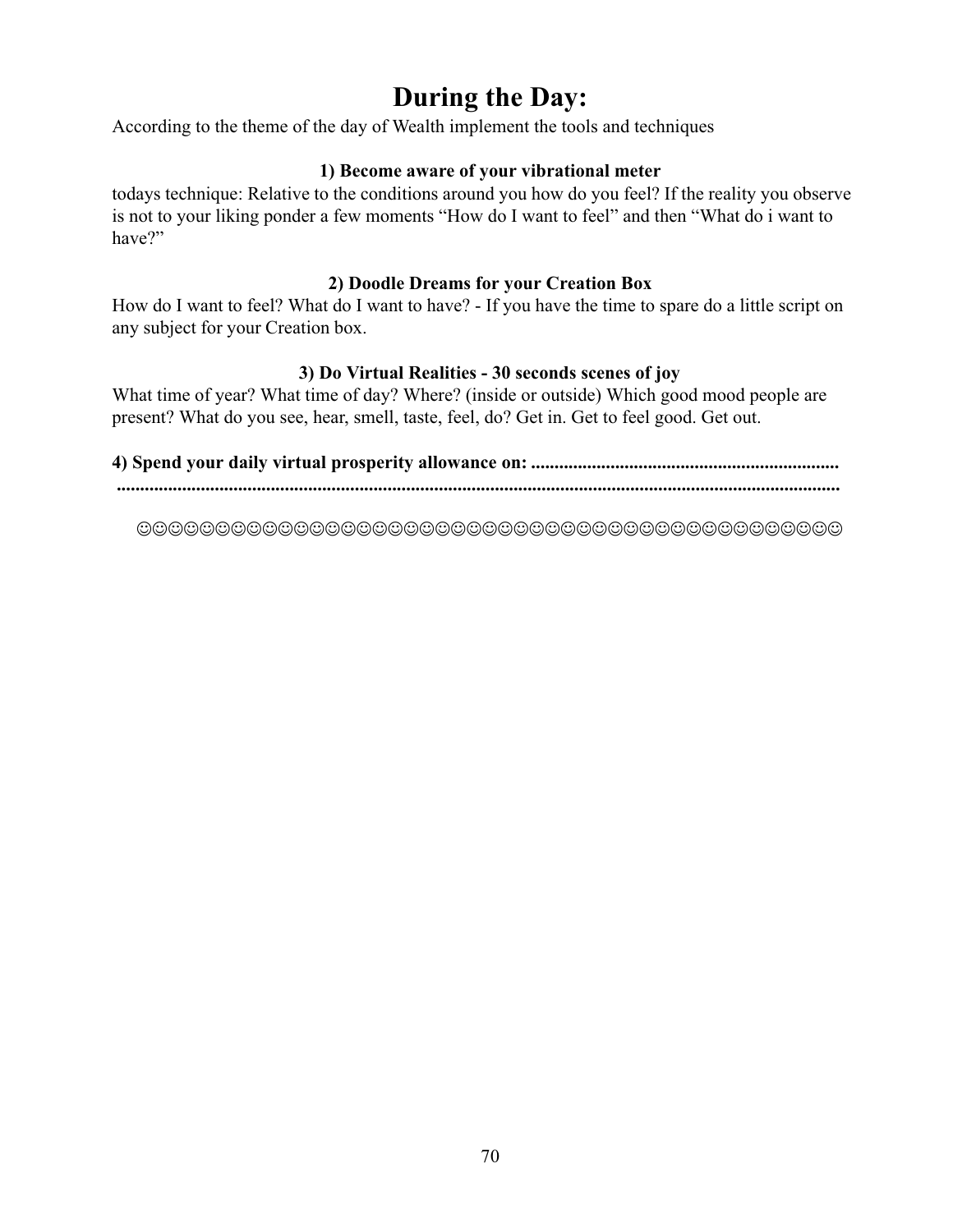# During the Day:

According to the theme of the day of Wealth implement the tools and techniques

**1) Become aware of your vibrational meter**

todays technique: Relative to the conditions around you how do you feel? If the reality you observe is not to your liking ponder a few moments “How do I want to feel” and then “What do i want to have?”

**2) Doodle Dreams for your Creation Box**

How do I want to feel? What do I want to have? - If you have the time to spare do a little script on any subject for your Creation box.

**3) Do Virtual Realities - 30 seconds scenes of joy**

What time of year? What time of day? Where? (inside or outside) Which good mood people are present? What do you see, hear, smell, taste, feel, do? Get in. Get to feel good. Get out.

**4) Spend your daily virtual prosperity allowance on: .................................................................**
**.........................................................................................................................................**

☺☺☺☺☺☺☺☺☺☺☺☺☺☺☺☺☺☺☺☺☺☺☺☺☺☺☺☺☺☺☺☺☺☺☺☺☺☺☺☺☺☺☺☺☺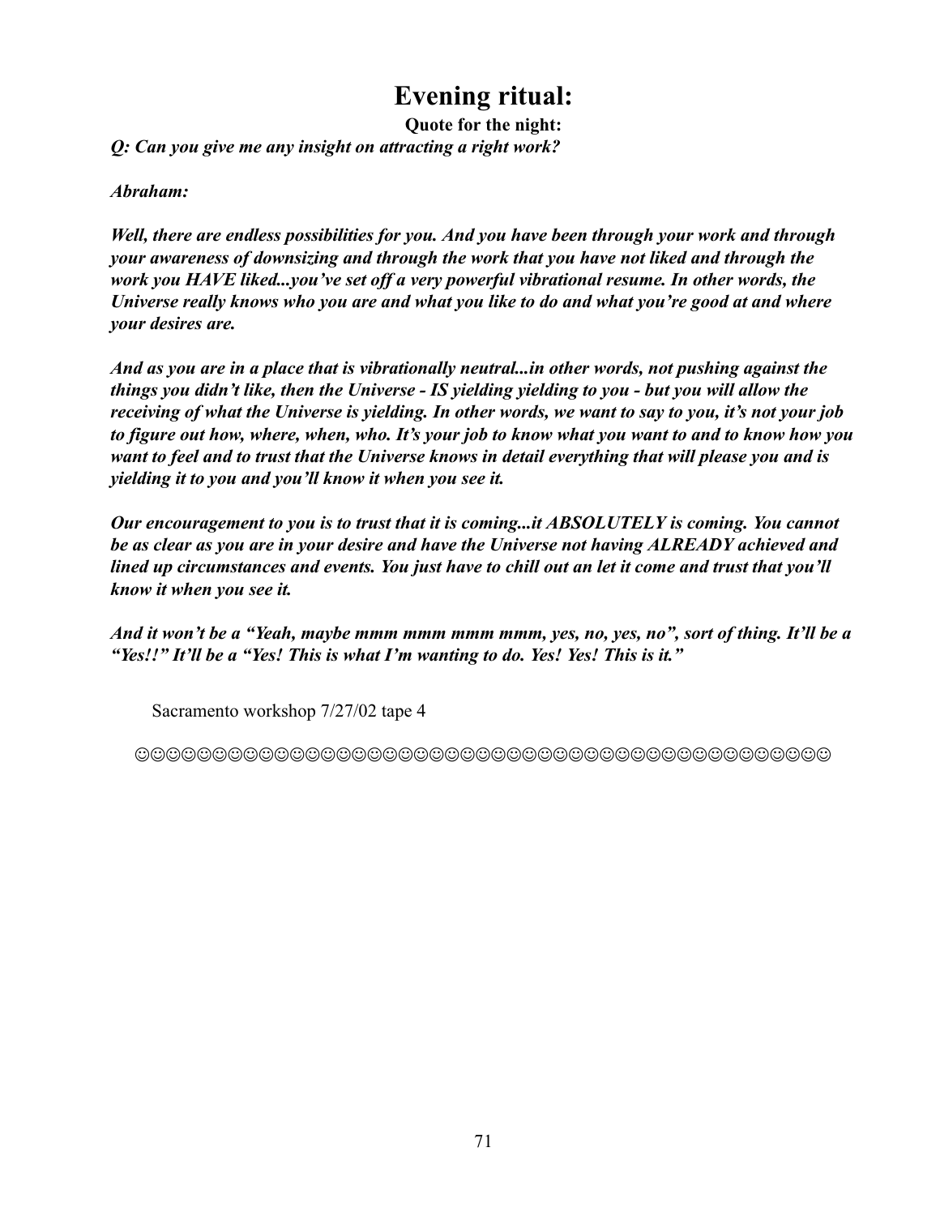# Evening ritual:

**Quote for the night:**

***Q: Can you give me any insight on attracting a right work?***

***Abraham:***

***Well, there are endless possibilities for you. And you have been through your work and through your awareness of downsizing and through the work that you have not liked and through the work you HAVE liked...you've set off a very powerful vibrational resume. In other words, the Universe really knows who you are and what you like to do and what you're good at and where your desires are.***

***And as you are in a place that is vibrationally neutral...in other words, not pushing against the things you didn't like, then the Universe - IS yielding yielding to you - but you will allow the receiving of what the Universe is yielding. In other words, we want to say to you, it's not your job to figure out how, where, when, who. It's your job to know what you want to and to know how you want to feel and to trust that the Universe knows in detail everything that will please you and is yielding it to you and you'll know it when you see it.***

***Our encouragement to you is to trust that it is coming...it ABSOLUTELY is coming. You cannot be as clear as you are in your desire and have the Universe not having ALREADY achieved and lined up circumstances and events. You just have to chill out an let it come and trust that you'll know it when you see it.***

***And it won't be a "Yeah, maybe mmm mmm mmm mmm, yes, no, yes, no", sort of thing. It'll be a "Yes!!" It'll be a "Yes! This is what I'm wanting to do. Yes! Yes! This is it."***

Sacramento workshop 7/27/02 tape 4

☺☺☺☺☺☺☺☺☺☺☺☺☺☺☺☺☺☺☺☺☺☺☺☺☺☺☺☺☺☺☺☺☺☺☺☺☺☺☺☺☺☺☺☺☺☺☺☺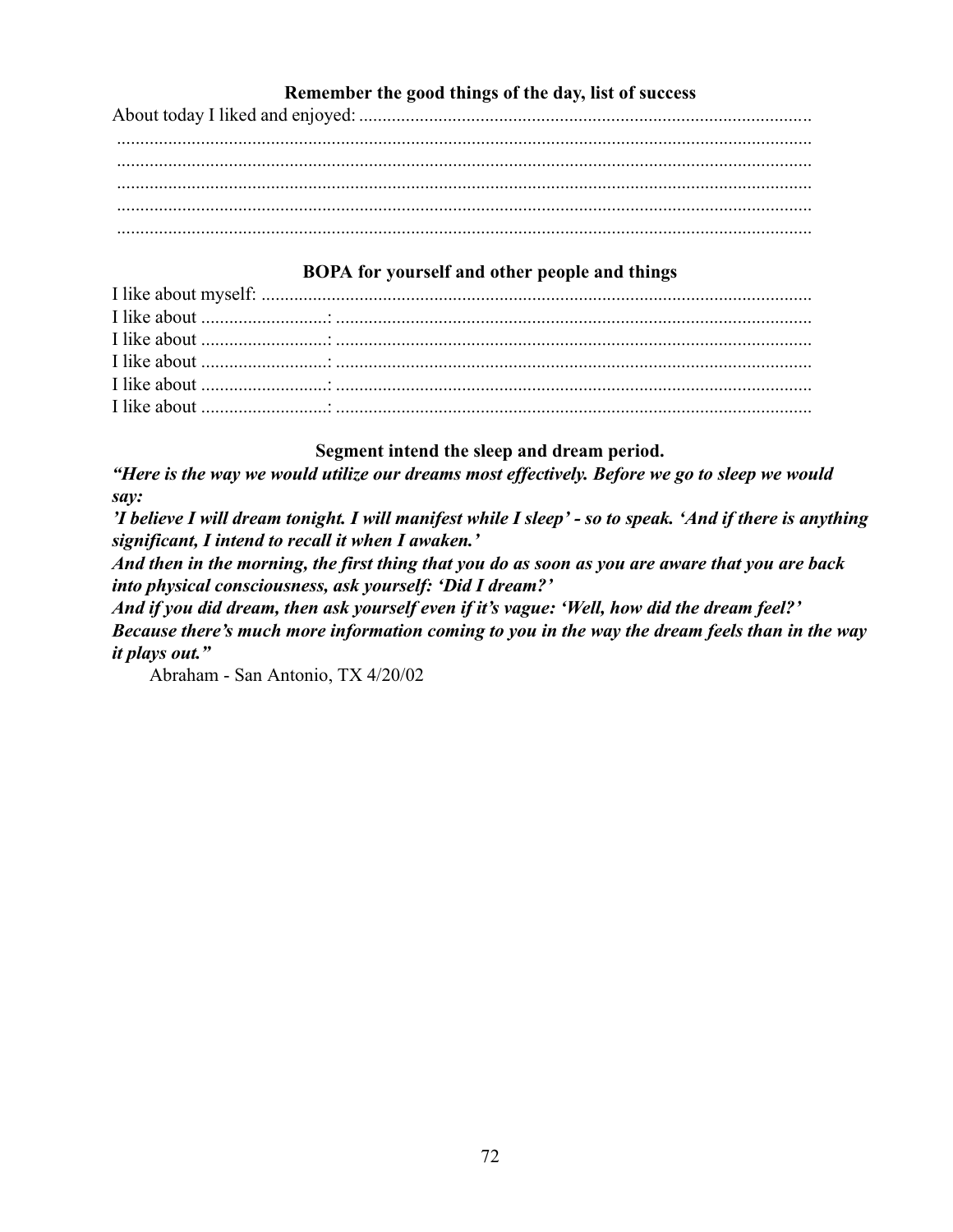### Remember the good things of the day, list of success

About today I liked and enjoyed: ................................................................................................

.....................................................................................................................................

.....................................................................................................................................

.....................................................................................................................................

.....................................................................................................................................

.....................................................................................................................................

### BOPA for yourself and other people and things

I like about myself: ......................................................................................................................

I like about ...........................: ......................................................................................................

I like about ...........................: ......................................................................................................

I like about ...........................: ......................................................................................................

I like about ...........................: ......................................................................................................

I like about ...........................: ......................................................................................................

### Segment intend the sleep and dream period.

***"Here is the way we would utilize our dreams most effectively. Before we go to sleep we would say:***

***'I believe I will dream tonight. I will manifest while I sleep' - so to speak. 'And if there is anything significant, I intend to recall it when I awaken.'***

***And then in the morning, the first thing that you do as soon as you are aware that you are back into physical consciousness, ask yourself: 'Did I dream?'***

***And if you did dream, then ask yourself even if it's vague: 'Well, how did the dream feel?'***

***Because there's much more information coming to you in the way the dream feels than in the way it plays out."***

Abraham - San Antonio, TX 4/20/02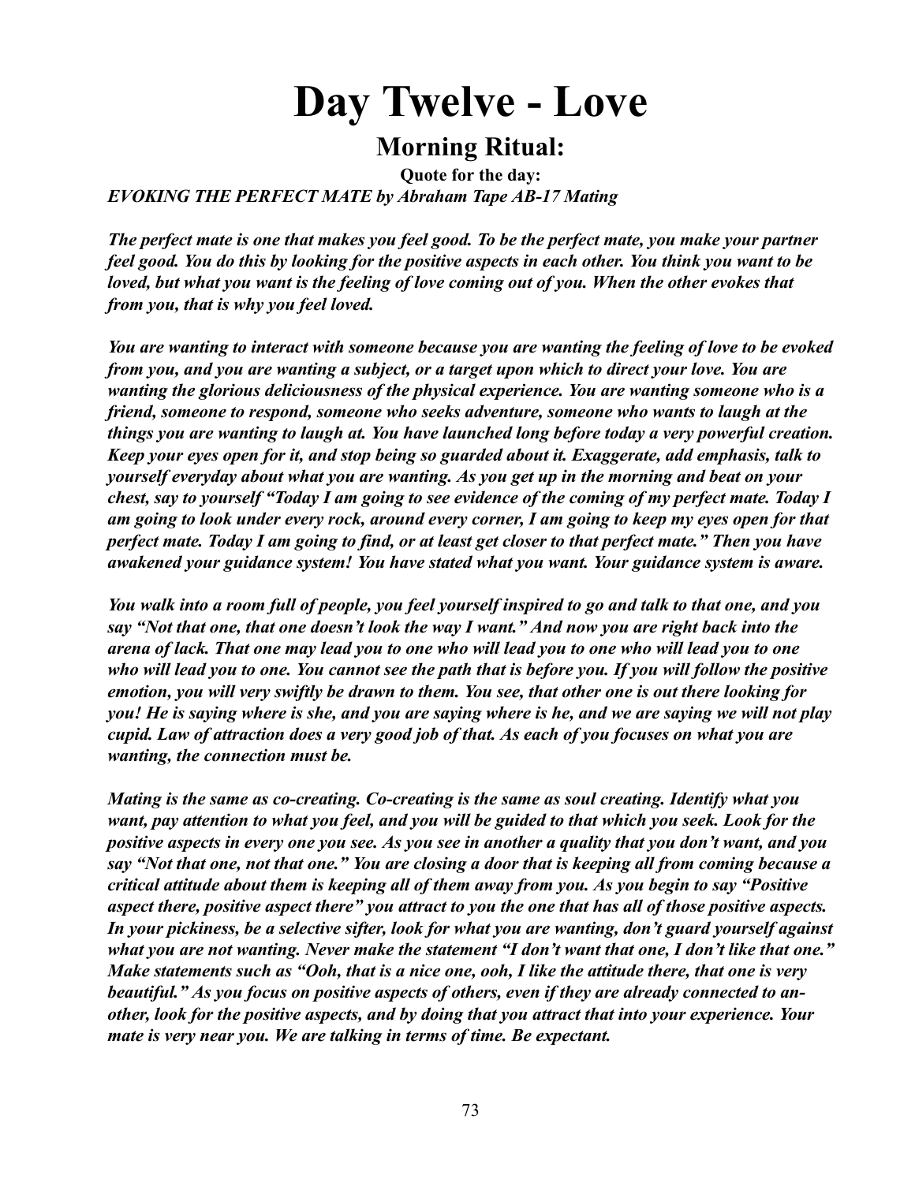# Day Twelve - Love

## Morning Ritual:

**Quote for the day:**

***EVOKING THE PERFECT MATE by Abraham Tape AB-17 Mating***

***The perfect mate is one that makes you feel good. To be the perfect mate, you make your partner feel good. You do this by looking for the positive aspects in each other. You think you want to be loved, but what you want is the feeling of love coming out of you. When the other evokes that from you, that is why you feel loved.***

***You are wanting to interact with someone because you are wanting the feeling of love to be evoked from you, and you are wanting a subject, or a target upon which to direct your love. You are wanting the glorious deliciousness of the physical experience. You are wanting someone who is a friend, someone to respond, someone who seeks adventure, someone who wants to laugh at the things you are wanting to laugh at. You have launched long before today a very powerful creation. Keep your eyes open for it, and stop being so guarded about it. Exaggerate, add emphasis, talk to yourself everyday about what you are wanting. As you get up in the morning and beat on your chest, say to yourself "Today I am going to see evidence of the coming of my perfect mate. Today I am going to look under every rock, around every corner, I am going to keep my eyes open for that perfect mate. Today I am going to find, or at least get closer to that perfect mate." Then you have awakened your guidance system! You have stated what you want. Your guidance system is aware.***

***You walk into a room full of people, you feel yourself inspired to go and talk to that one, and you say "Not that one, that one doesn't look the way I want." And now you are right back into the arena of lack. That one may lead you to one who will lead you to one who will lead you to one who will lead you to one. You cannot see the path that is before you. If you will follow the positive emotion, you will very swiftly be drawn to them. You see, that other one is out there looking for you! He is saying where is she, and you are saying where is he, and we are saying we will not play cupid. Law of attraction does a very good job of that. As each of you focuses on what you are wanting, the connection must be.***

***Mating is the same as co-creating. Co-creating is the same as soul creating. Identify what you want, pay attention to what you feel, and you will be guided to that which you seek. Look for the positive aspects in every one you see. As you see in another a quality that you don't want, and you say "Not that one, not that one." You are closing a door that is keeping all from coming because a critical attitude about them is keeping all of them away from you. As you begin to say "Positive aspect there, positive aspect there" you attract to you the one that has all of those positive aspects. In your pickiness, be a selective sifter, look for what you are wanting, don't guard yourself against what you are not wanting. Never make the statement "I don't want that one, I don't like that one." Make statements such as "Ooh, that is a nice one, ooh, I like the attitude there, that one is very beautiful." As you focus on positive aspects of others, even if they are already connected to another, look for the positive aspects, and by doing that you attract that into your experience. Your mate is very near you. We are talking in terms of time. Be expectant.***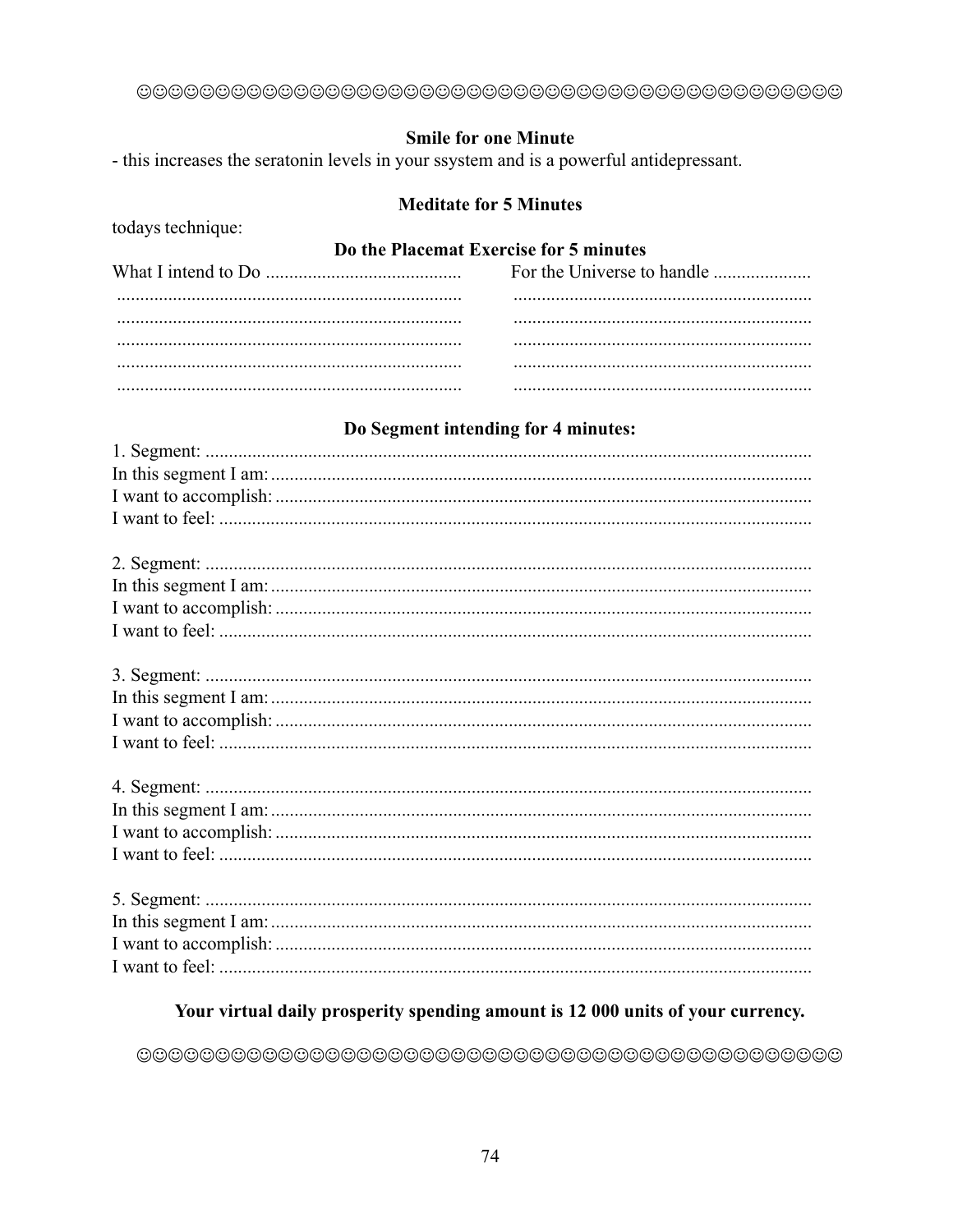☺☺☺☺☺☺☺☺☺☺☺☺☺☺☺☺☺☺☺☺☺☺☺☺☺☺☺☺☺☺☺☺☺☺☺☺☺☺☺☺☺☺☺☺☺☺☺☺☺☺☺☺

**Smile for one Minute**

- this increases the seratonin levels in your ssystem and is a powerful antidepressant.

**Meditate for 5 Minutes**

todays technique:

**Do the Placemat Exercise for 5 minutes**

| What I intend to Do .......................................... | For the Universe to handle ..................... |
| --- | --- |
| .......................................................................... | ................................................................ |
| .......................................................................... | ................................................................ |
| .......................................................................... | ................................................................ |
| .......................................................................... | ................................................................ |
| .......................................................................... | ................................................................ |

**Do Segment intending for 4 minutes:**

1. Segment: ..................................................................................................................................
In this segment I am: ....................................................................................................................
I want to accomplish: ...................................................................................................................
I want to feel: ...............................................................................................................................

2. Segment: ..................................................................................................................................
In this segment I am: ....................................................................................................................
I want to accomplish: ...................................................................................................................
I want to feel: ...............................................................................................................................

3. Segment: ..................................................................................................................................
In this segment I am: ....................................................................................................................
I want to accomplish: ...................................................................................................................
I want to feel: ...............................................................................................................................

4. Segment: ..................................................................................................................................
In this segment I am: ....................................................................................................................
I want to accomplish: ...................................................................................................................
I want to feel: ...............................................................................................................................

5. Segment: ..................................................................................................................................
In this segment I am: ....................................................................................................................
I want to accomplish: ...................................................................................................................
I want to feel: ...............................................................................................................................

**Your virtual daily prosperity spending amount is 12 000 units of your currency.**

☺☺☺☺☺☺☺☺☺☺☺☺☺☺☺☺☺☺☺☺☺☺☺☺☺☺☺☺☺☺☺☺☺☺☺☺☺☺☺☺☺☺☺☺☺☺☺☺☺☺☺☺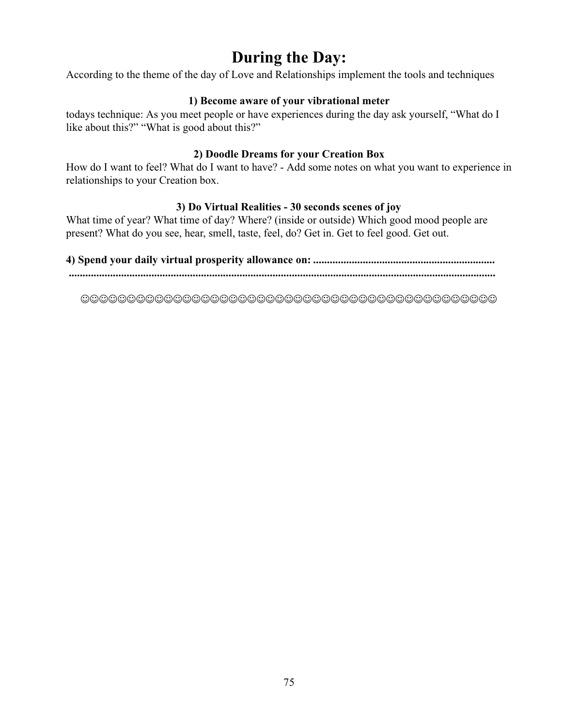# During the Day:

According to the theme of the day of Love and Relationships implement the tools and techniques

**1) Become aware of your vibrational meter**

todays technique: As you meet people or have experiences during the day ask yourself, “What do I like about this?” “What is good about this?”

**2) Doodle Dreams for your Creation Box**

How do I want to feel? What do I want to have? - Add some notes on what you want to experience in relationships to your Creation box.

**3) Do Virtual Realities - 30 seconds scenes of joy**

What time of year? What time of day? Where? (inside or outside) Which good mood people are present? What do you see, hear, smell, taste, feel, do? Get in. Get to feel good. Get out.

**4) Spend your daily virtual prosperity allowance on: ..................................................................**
**...........................................................................................................................................**

☺☺☺☺☺☺☺☺☺☺☺☺☺☺☺☺☺☺☺☺☺☺☺☺☺☺☺☺☺☺☺☺☺☺☺☺☺☺☺☺☺☺☺☺☺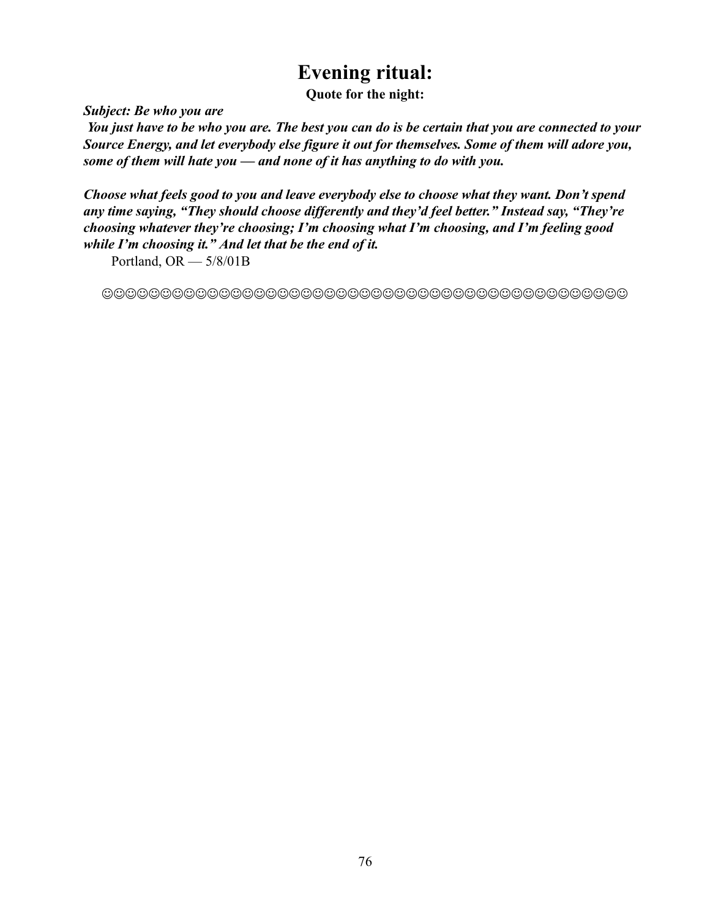# Evening ritual:

**Quote for the night:**

***Subject: Be who you are***

***You just have to be who you are. The best you can do is be certain that you are connected to your Source Energy, and let everybody else figure it out for themselves. Some of them will adore you, some of them will hate you — and none of it has anything to do with you.***

***Choose what feels good to you and leave everybody else to choose what they want. Don't spend any time saying, "They should choose differently and they'd feel better." Instead say, "They're choosing whatever they're choosing; I'm choosing what I'm choosing, and I'm feeling good while I'm choosing it." And let that be the end of it.***

Portland, OR — 5/8/01B

☺☺☺☺☺☺☺☺☺☺☺☺☺☺☺☺☺☺☺☺☺☺☺☺☺☺☺☺☺☺☺☺☺☺☺☺☺☺☺☺☺☺☺☺☺☺☺☺☺☺☺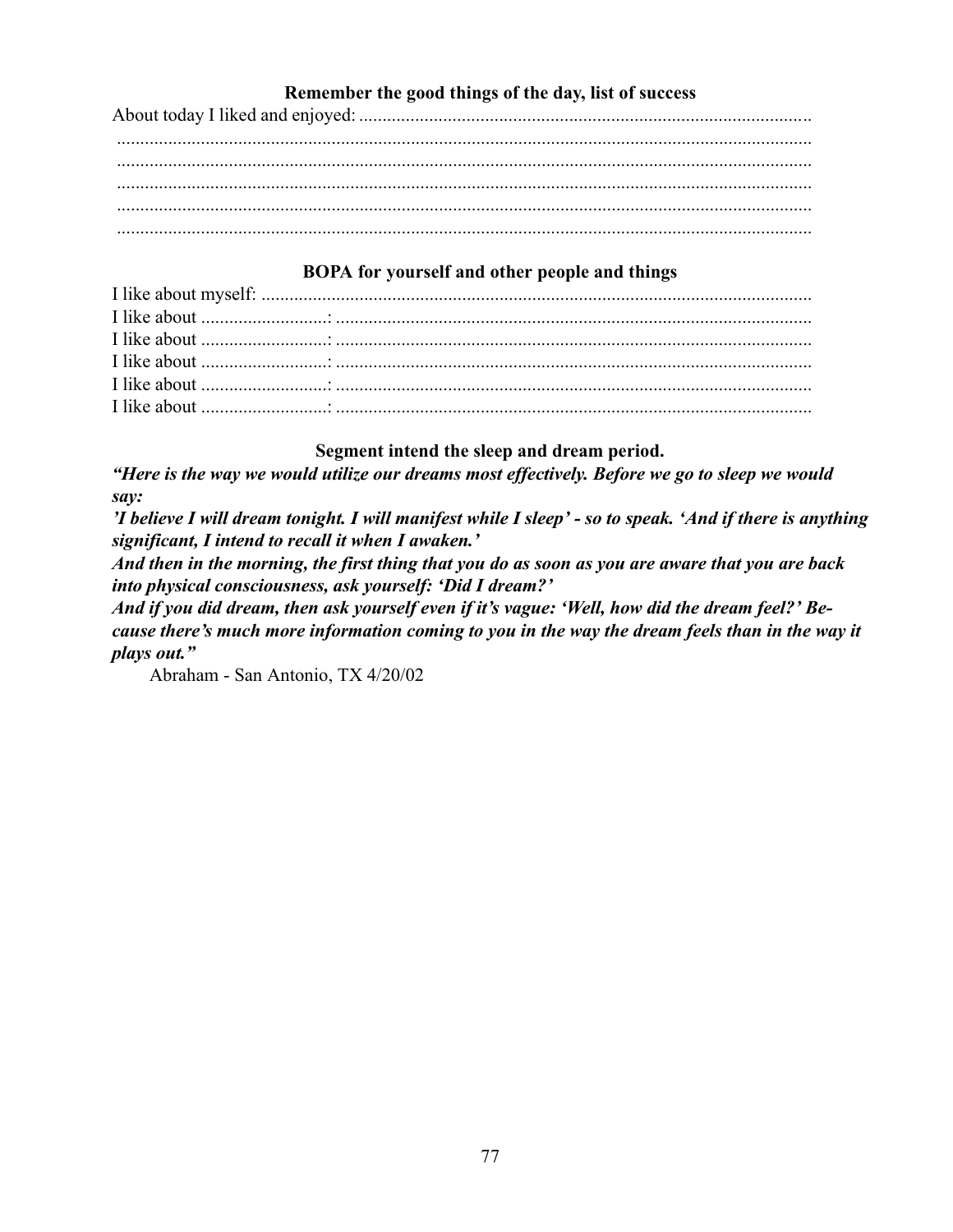### Remember the good things of the day, list of success

About today I liked and enjoyed: ..................................................................................................

..............................................................................................................................................

..............................................................................................................................................

..............................................................................................................................................

..............................................................................................................................................

..............................................................................................................................................

### BOPA for yourself and other people and things

I like about myself: ........................................................................................................

I like about ..........................: ........................................................................................

I like about ..........................: ........................................................................................

I like about ..........................: ........................................................................................

I like about ..........................: ........................................................................................

I like about ..........................: ........................................................................................

### Segment intend the sleep and dream period.

***"Here is the way we would utilize our dreams most effectively. Before we go to sleep we would say:***

***'I believe I will dream tonight. I will manifest while I sleep' - so to speak. 'And if there is anything significant, I intend to recall it when I awaken.'***

***And then in the morning, the first thing that you do as soon as you are aware that you are back into physical consciousness, ask yourself: 'Did I dream?'***

***And if you did dream, then ask yourself even if it's vague: 'Well, how did the dream feel?' Because there's much more information coming to you in the way the dream feels than in the way it plays out."***

Abraham - San Antonio, TX 4/20/02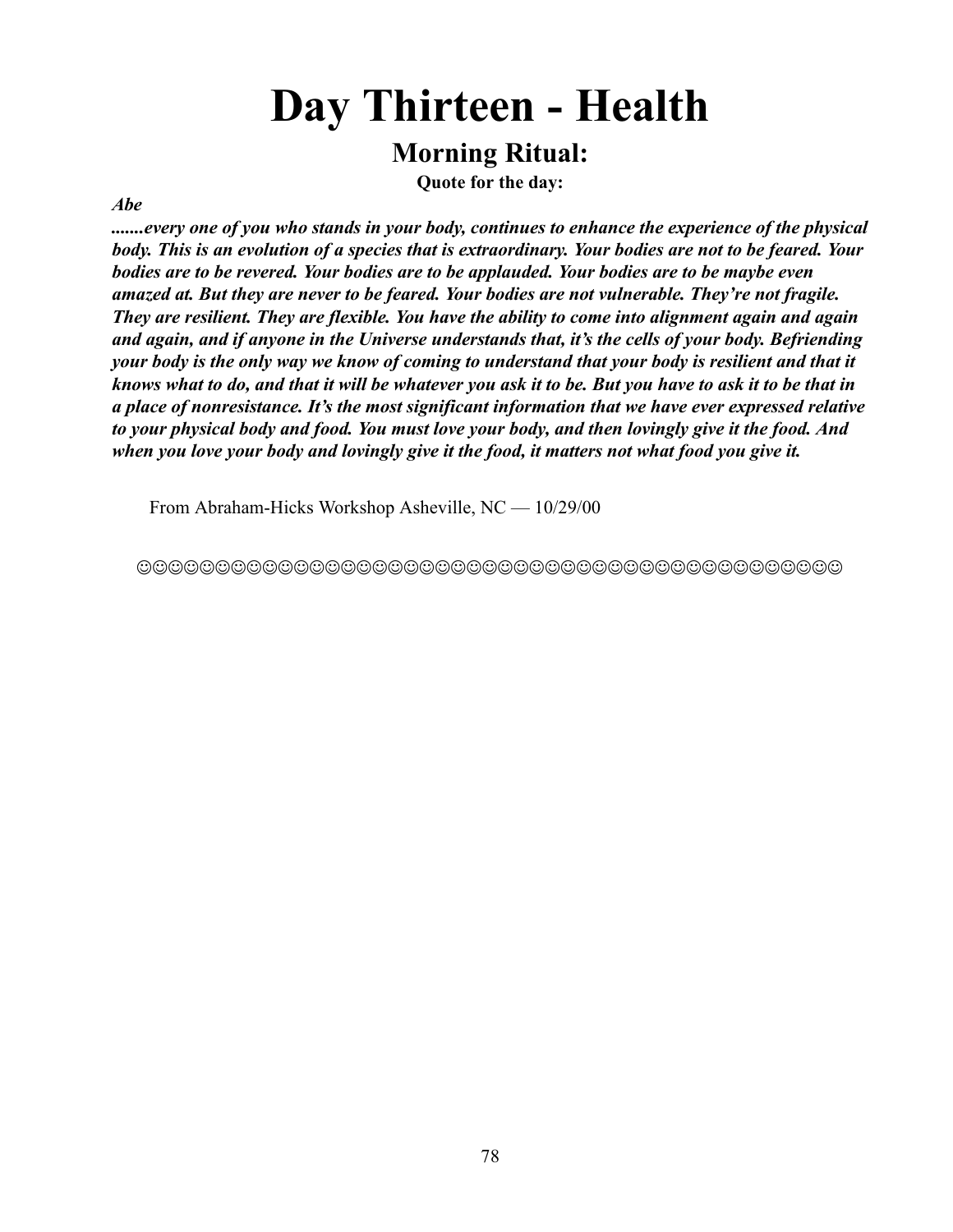# Day Thirteen - Health

## Morning Ritual:

**Quote for the day:**

***Abe***

***.......every one of you who stands in your body, continues to enhance the experience of the physical body. This is an evolution of a species that is extraordinary. Your bodies are not to be feared. Your bodies are to be revered. Your bodies are to be applauded. Your bodies are to be maybe even amazed at. But they are never to be feared. Your bodies are not vulnerable. They're not fragile. They are resilient. They are flexible. You have the ability to come into alignment again and again and again, and if anyone in the Universe understands that, it's the cells of your body. Befriending your body is the only way we know of coming to understand that your body is resilient and that it knows what to do, and that it will be whatever you ask it to be. But you have to ask it to be that in a place of nonresistance. It's the most significant information that we have ever expressed relative to your physical body and food. You must love your body, and then lovingly give it the food. And when you love your body and lovingly give it the food, it matters not what food you give it.***

From Abraham-Hicks Workshop Asheville, NC — 10/29/00

☺☺☺☺☺☺☺☺☺☺☺☺☺☺☺☺☺☺☺☺☺☺☺☺☺☺☺☺☺☺☺☺☺☺☺☺☺☺☺☺☺☺☺☺☺☺☺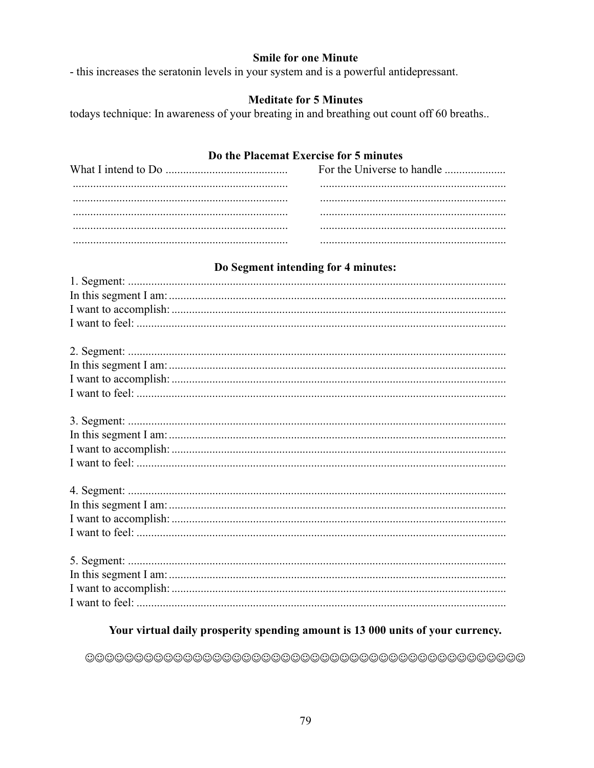**Smile for one Minute**

- this increases the seratonin levels in your system and is a powerful antidepressant.

**Meditate for 5 Minutes**

todays technique: In awareness of your breating in and breathing out count off 60 breaths..

**Do the Placemat Exercise for 5 minutes**

| What I intend to Do ......................................... | For the Universe to handle .................... |
|---|---|
| .......................................................................... | ................................................................ |
| .......................................................................... | ................................................................ |
| .......................................................................... | ................................................................ |
| .......................................................................... | ................................................................ |
| .......................................................................... | ................................................................ |

**Do Segment intending for 4 minutes:**

1. Segment: ..................................................................................................................................
In this segment I am: ...................................................................................................................
I want to accomplish: ..................................................................................................................
I want to feel: ..............................................................................................................................

2. Segment: ..................................................................................................................................
In this segment I am: ...................................................................................................................
I want to accomplish: ..................................................................................................................
I want to feel: ..............................................................................................................................

3. Segment: ..................................................................................................................................
In this segment I am: ...................................................................................................................
I want to accomplish: ..................................................................................................................
I want to feel: ..............................................................................................................................

4. Segment: ..................................................................................................................................
In this segment I am: ...................................................................................................................
I want to accomplish: ..................................................................................................................
I want to feel: ..............................................................................................................................

5. Segment: ..................................................................................................................................
In this segment I am: ...................................................................................................................
I want to accomplish: ..................................................................................................................
I want to feel: ..............................................................................................................................

**Your virtual daily prosperity spending amount is 13 000 units of your currency.**

☺☺☺☺☺☺☺☺☺☺☺☺☺☺☺☺☺☺☺☺☺☺☺☺☺☺☺☺☺☺☺☺☺☺☺☺☺☺☺☺☺☺☺☺☺☺☺☺☺☺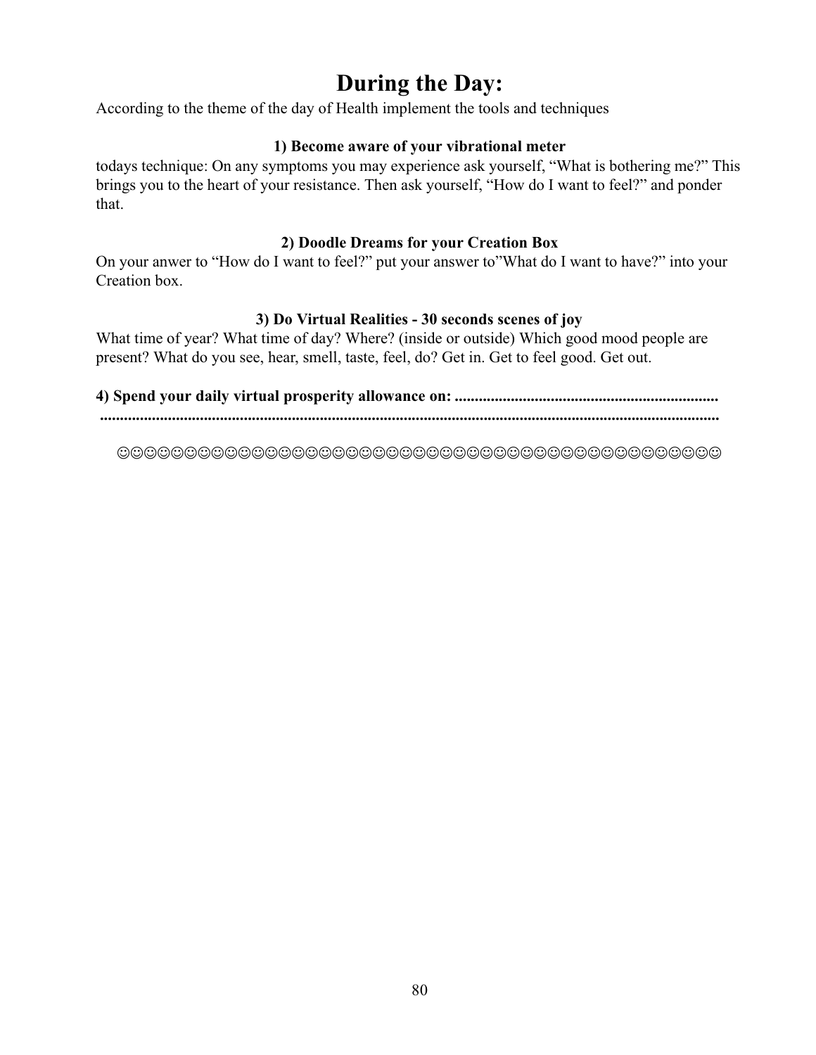# During the Day:

According to the theme of the day of Health implement the tools and techniques

### 1) Become aware of your vibrational meter

todays technique: On any symptoms you may experience ask yourself, “What is bothering me?” This brings you to the heart of your resistance. Then ask yourself, “How do I want to feel?” and ponder that.

### 2) Doodle Dreams for your Creation Box

On your anwer to “How do I want to feel?” put your answer to”What do I want to have?” into your Creation box.

### 3) Do Virtual Realities - 30 seconds scenes of joy

What time of year? What time of day? Where? (inside or outside) Which good mood people are present? What do you see, hear, smell, taste, feel, do? Get in. Get to feel good. Get out.

**4) Spend your daily virtual prosperity allowance on: ..................................................................
..........................................................................................................................................**

☺☺☺☺☺☺☺☺☺☺☺☺☺☺☺☺☺☺☺☺☺☺☺☺☺☺☺☺☺☺☺☺☺☺☺☺☺☺☺☺☺☺☺☺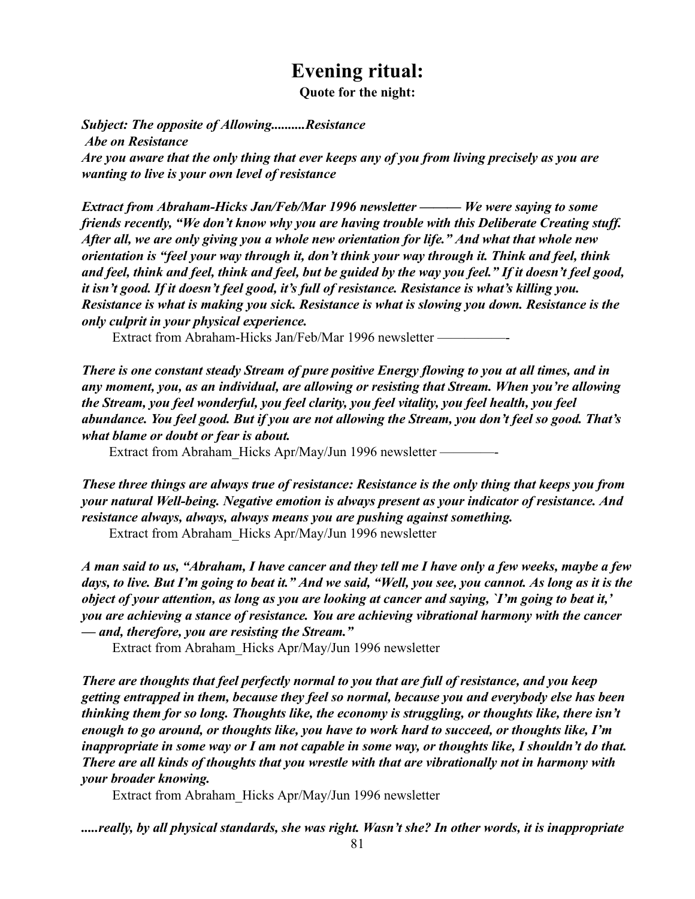# Evening ritual:

**Quote for the night:**

***Subject: The opposite of Allowing..........Resistance***

***Abe on Resistance***

***Are you aware that the only thing that ever keeps any of you from living precisely as you are wanting to live is your own level of resistance***

***Extract from Abraham-Hicks Jan/Feb/Mar 1996 newsletter ——— We were saying to some friends recently, "We don't know why you are having trouble with this Deliberate Creating stuff. After all, we are only giving you a whole new orientation for life." And what that whole new orientation is "feel your way through it, don't think your way through it. Think and feel, think and feel, think and feel, think and feel, but be guided by the way you feel." If it doesn't feel good, it isn't good. If it doesn't feel good, it's full of resistance. Resistance is what's killing you. Resistance is what is making you sick. Resistance is what is slowing you down. Resistance is the only culprit in your physical experience.***

Extract from Abraham-Hicks Jan/Feb/Mar 1996 newsletter —————-

***There is one constant steady Stream of pure positive Energy flowing to you at all times, and in any moment, you, as an individual, are allowing or resisting that Stream. When you're allowing the Stream, you feel wonderful, you feel clarity, you feel vitality, you feel health, you feel abundance. You feel good. But if you are not allowing the Stream, you don't feel so good. That's what blame or doubt or fear is about.***

Extract from Abraham_Hicks Apr/May/Jun 1996 newsletter ————-

***These three things are always true of resistance: Resistance is the only thing that keeps you from your natural Well-being. Negative emotion is always present as your indicator of resistance. And resistance always, always, always means you are pushing against something.***

Extract from Abraham_Hicks Apr/May/Jun 1996 newsletter

***A man said to us, "Abraham, I have cancer and they tell me I have only a few weeks, maybe a few days, to live. But I'm going to beat it." And we said, "Well, you see, you cannot. As long as it is the object of your attention, as long as you are looking at cancer and saying, `I'm going to beat it,' you are achieving a stance of resistance. You are achieving vibrational harmony with the cancer — and, therefore, you are resisting the Stream."***

Extract from Abraham_Hicks Apr/May/Jun 1996 newsletter

***There are thoughts that feel perfectly normal to you that are full of resistance, and you keep getting entrapped in them, because they feel so normal, because you and everybody else has been thinking them for so long. Thoughts like, the economy is struggling, or thoughts like, there isn't enough to go around, or thoughts like, you have to work hard to succeed, or thoughts like, I'm inappropriate in some way or I am not capable in some way, or thoughts like, I shouldn't do that. There are all kinds of thoughts that you wrestle with that are vibrationally not in harmony with your broader knowing.***

Extract from Abraham_Hicks Apr/May/Jun 1996 newsletter

***.....really, by all physical standards, she was right. Wasn't she? In other words, it is inappropriate***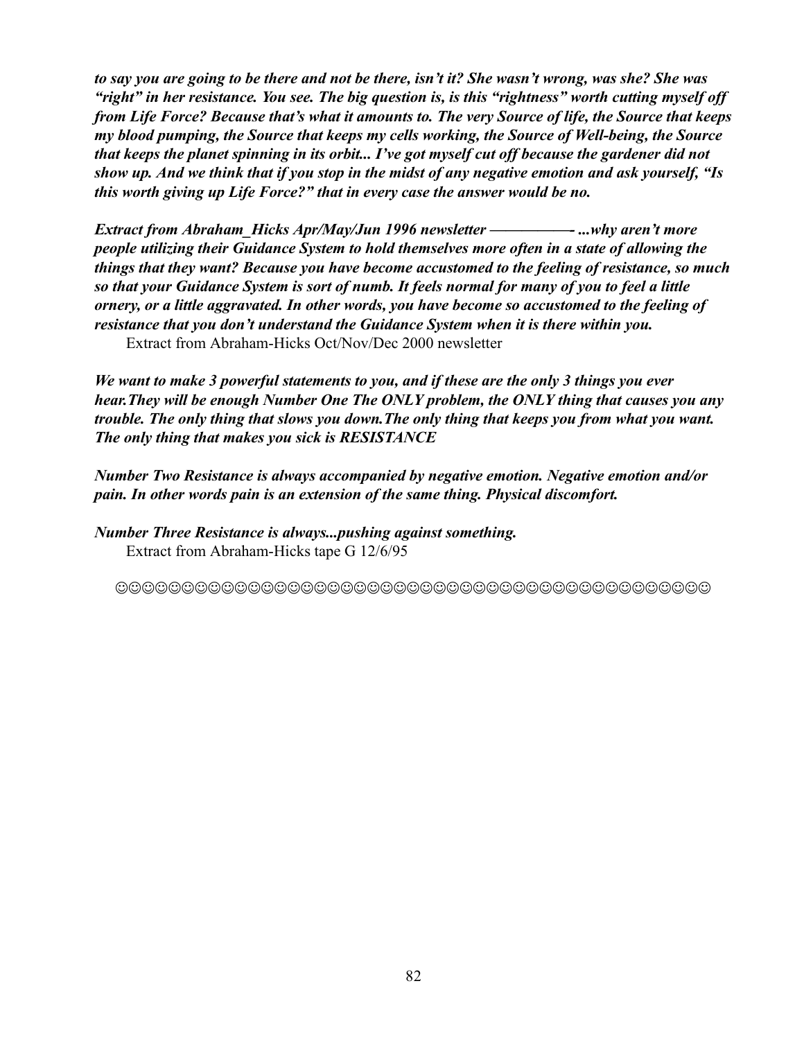***to say you are going to be there and not be there, isn't it? She wasn't wrong, was she? She was "right" in her resistance. You see. The big question is, is this "rightness" worth cutting myself off from Life Force? Because that's what it amounts to. The very Source of life, the Source that keeps my blood pumping, the Source that keeps my cells working, the Source of Well-being, the Source that keeps the planet spinning in its orbit... I've got myself cut off because the gardener did not show up. And we think that if you stop in the midst of any negative emotion and ask yourself, "Is this worth giving up Life Force?" that in every case the answer would be no.***

***Extract from Abraham_Hicks Apr/May/Jun 1996 newsletter ——————- ...why aren't more people utilizing their Guidance System to hold themselves more often in a state of allowing the things that they want? Because you have become accustomed to the feeling of resistance, so much so that your Guidance System is sort of numb. It feels normal for many of you to feel a little ornery, or a little aggravated. In other words, you have become so accustomed to the feeling of resistance that you don't understand the Guidance System when it is there within you.***

Extract from Abraham-Hicks Oct/Nov/Dec 2000 newsletter

***We want to make 3 powerful statements to you, and if these are the only 3 things you ever hear.They will be enough Number One The ONLY problem, the ONLY thing that causes you any trouble. The only thing that slows you down.The only thing that keeps you from what you want. The only thing that makes you sick is RESISTANCE***

***Number Two Resistance is always accompanied by negative emotion. Negative emotion and/or pain. In other words pain is an extension of the same thing. Physical discomfort.***

***Number Three Resistance is always...pushing against something.***

Extract from Abraham-Hicks tape G 12/6/95

☺☺☺☺☺☺☺☺☺☺☺☺☺☺☺☺☺☺☺☺☺☺☺☺☺☺☺☺☺☺☺☺☺☺☺☺☺☺☺☺☺☺☺☺☺☺☺☺☺☺☺☺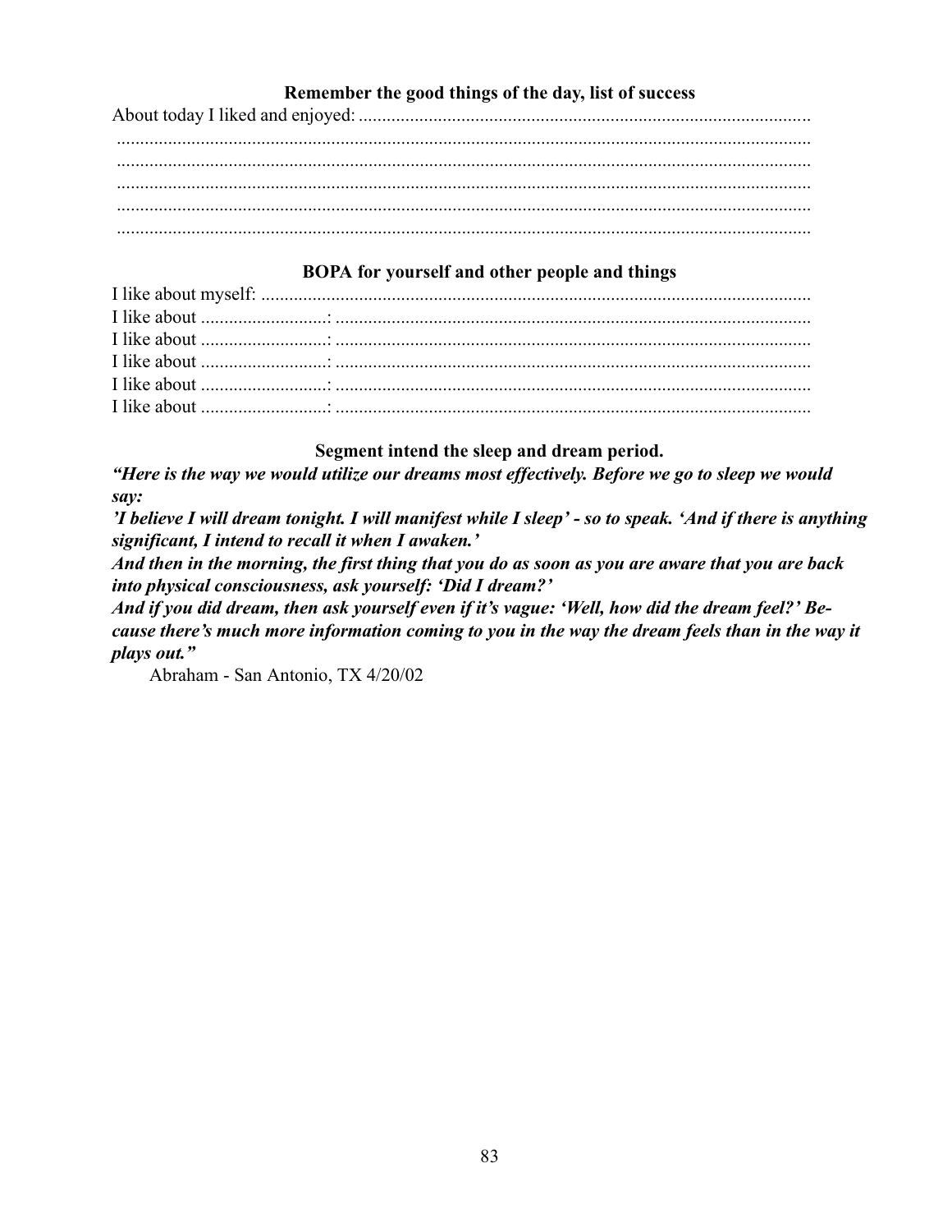### Remember the good things of the day, list of success

About today I liked and enjoyed: ..............................................................................................
.....................................................................................................................................
.....................................................................................................................................
.....................................................................................................................................
.....................................................................................................................................
.....................................................................................................................................

### BOPA for yourself and other people and things

I like about myself: .....................................................................................................
I like about ..........................: .....................................................................................
I like about ..........................: .....................................................................................
I like about ..........................: .....................................................................................
I like about ..........................: .....................................................................................
I like about ..........................: .....................................................................................

### Segment intend the sleep and dream period.

***"Here is the way we would utilize our dreams most effectively. Before we go to sleep we would say:***

***'I believe I will dream tonight. I will manifest while I sleep' - so to speak. 'And if there is anything significant, I intend to recall it when I awaken.'***

***And then in the morning, the first thing that you do as soon as you are aware that you are back into physical consciousness, ask yourself: 'Did I dream?'***

***And if you did dream, then ask yourself even if it's vague: 'Well, how did the dream feel?' Because there's much more information coming to you in the way the dream feels than in the way it plays out."***

Abraham - San Antonio, TX 4/20/02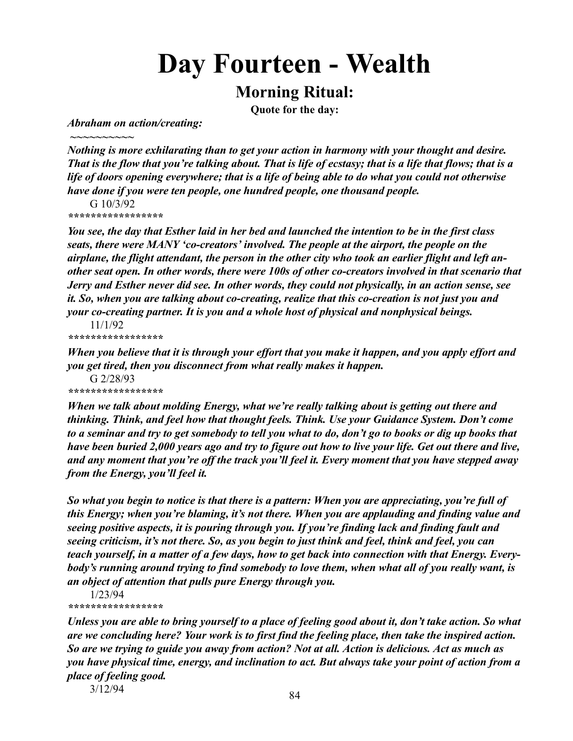# Day Fourteen - Wealth

## Morning Ritual:

**Quote for the day:**

***Abraham on action/creating:***

~~~~~~~~~~

***Nothing is more exhilarating than to get your action in harmony with your thought and desire. That is the flow that you're talking about. That is life of ecstasy; that is a life that flows; that is a life of doors opening everywhere; that is a life of being able to do what you could not otherwise have done if you were ten people, one hundred people, one thousand people.***

G 10/3/92

*****************

***You see, the day that Esther laid in her bed and launched the intention to be in the first class seats, there were MANY 'co-creators' involved. The people at the airport, the people on the airplane, the flight attendant, the person in the other city who took an earlier flight and left another seat open. In other words, there were 100s of other co-creators involved in that scenario that Jerry and Esther never did see. In other words, they could not physically, in an action sense, see it. So, when you are talking about co-creating, realize that this co-creation is not just you and your co-creating partner. It is you and a whole host of physical and nonphysical beings.***

11/1/92

*****************

***When you believe that it is through your effort that you make it happen, and you apply effort and you get tired, then you disconnect from what really makes it happen.***

G 2/28/93

*****************

***When we talk about molding Energy, what we're really talking about is getting out there and thinking. Think, and feel how that thought feels. Think. Use your Guidance System. Don't come to a seminar and try to get somebody to tell you what to do, don't go to books or dig up books that have been buried 2,000 years ago and try to figure out how to live your life. Get out there and live, and any moment that you're off the track you'll feel it. Every moment that you have stepped away from the Energy, you'll feel it.***

***So what you begin to notice is that there is a pattern: When you are appreciating, you're full of this Energy; when you're blaming, it's not there. When you are applauding and finding value and seeing positive aspects, it is pouring through you. If you're finding lack and finding fault and seeing criticism, it's not there. So, as you begin to just think and feel, think and feel, you can teach yourself, in a matter of a few days, how to get back into connection with that Energy. Everybody's running around trying to find somebody to love them, when what all of you really want, is an object of attention that pulls pure Energy through you.***

1/23/94

*****************

***Unless you are able to bring yourself to a place of feeling good about it, don't take action. So what are we concluding here? Your work is to first find the feeling place, then take the inspired action. So are we trying to guide you away from action? Not at all. Action is delicious. Act as much as you have physical time, energy, and inclination to act. But always take your point of action from a place of feeling good.***

3/12/94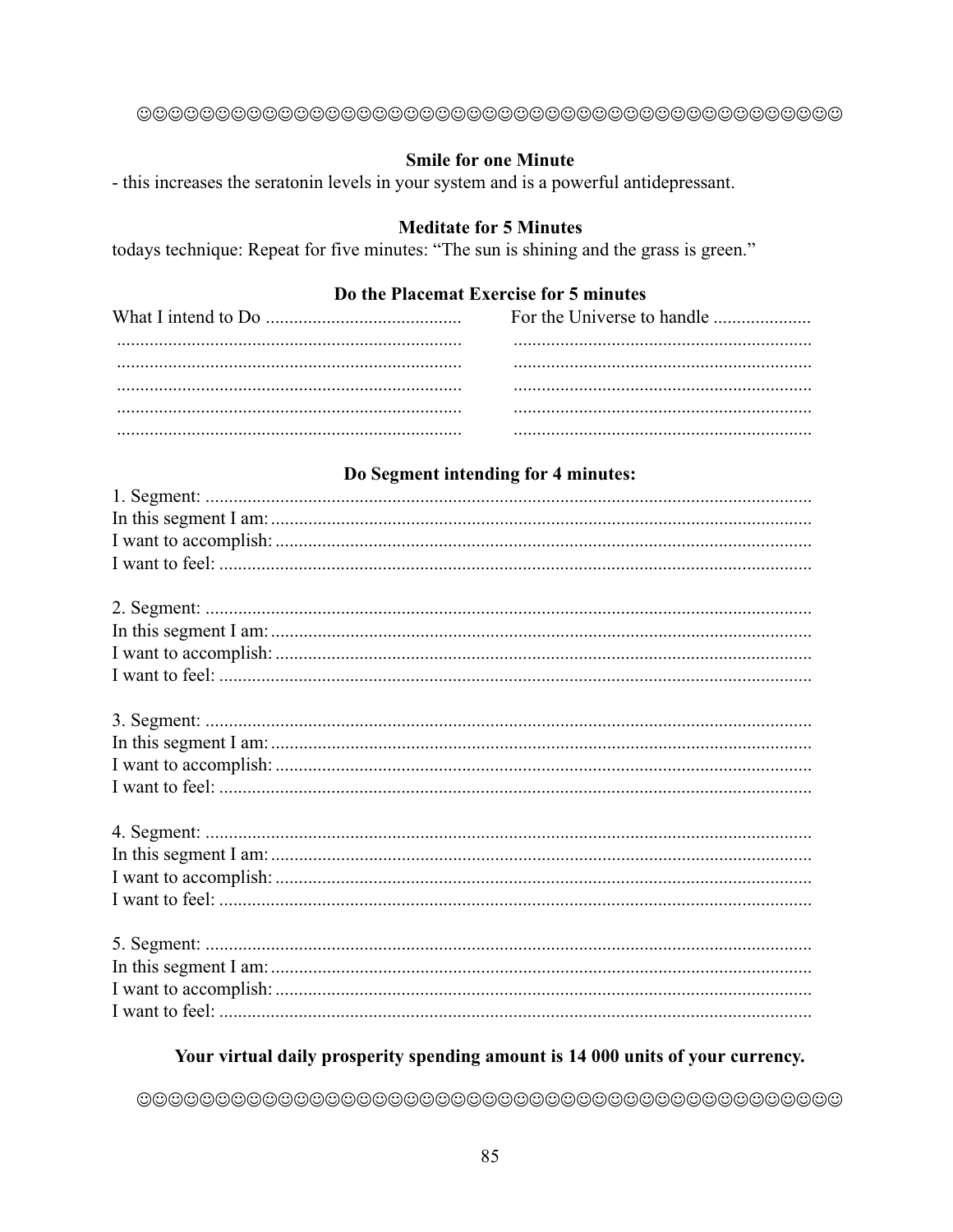☺☺☺☺☺☺☺☺☺☺☺☺☺☺☺☺☺☺☺☺☺☺☺☺☺☺☺☺☺☺☺☺☺☺☺☺☺☺☺☺☺☺☺☺☺☺☺☺☺

**Smile for one Minute**

- this increases the seratonin levels in your system and is a powerful antidepressant.

**Meditate for 5 Minutes**

todays technique: Repeat for five minutes: "The sun is shining and the grass is green."

**Do the Placemat Exercise for 5 minutes**

| What I intend to Do .......................................... | For the Universe to handle ..................... |
|---|---|
| .......................................................................... | ................................................................ |
| .......................................................................... | ................................................................ |
| .......................................................................... | ................................................................ |
| .......................................................................... | ................................................................ |
| .......................................................................... | ................................................................ |

**Do Segment intending for 4 minutes:**

1. Segment: ..................................................................................................................
In this segment I am: ..................................................................................................
I want to accomplish: ..................................................................................................
I want to feel: ..............................................................................................................

2. Segment: ..................................................................................................................
In this segment I am: ..................................................................................................
I want to accomplish: ..................................................................................................
I want to feel: ..............................................................................................................

3. Segment: ..................................................................................................................
In this segment I am: ..................................................................................................
I want to accomplish: ..................................................................................................
I want to feel: ..............................................................................................................

4. Segment: ..................................................................................................................
In this segment I am: ..................................................................................................
I want to accomplish: ..................................................................................................
I want to feel: ..............................................................................................................

5. Segment: ..................................................................................................................
In this segment I am: ..................................................................................................
I want to accomplish: ..................................................................................................
I want to feel: ..............................................................................................................

**Your virtual daily prosperity spending amount is 14 000 units of your currency.**

☺☺☺☺☺☺☺☺☺☺☺☺☺☺☺☺☺☺☺☺☺☺☺☺☺☺☺☺☺☺☺☺☺☺☺☺☺☺☺☺☺☺☺☺☺☺☺☺☺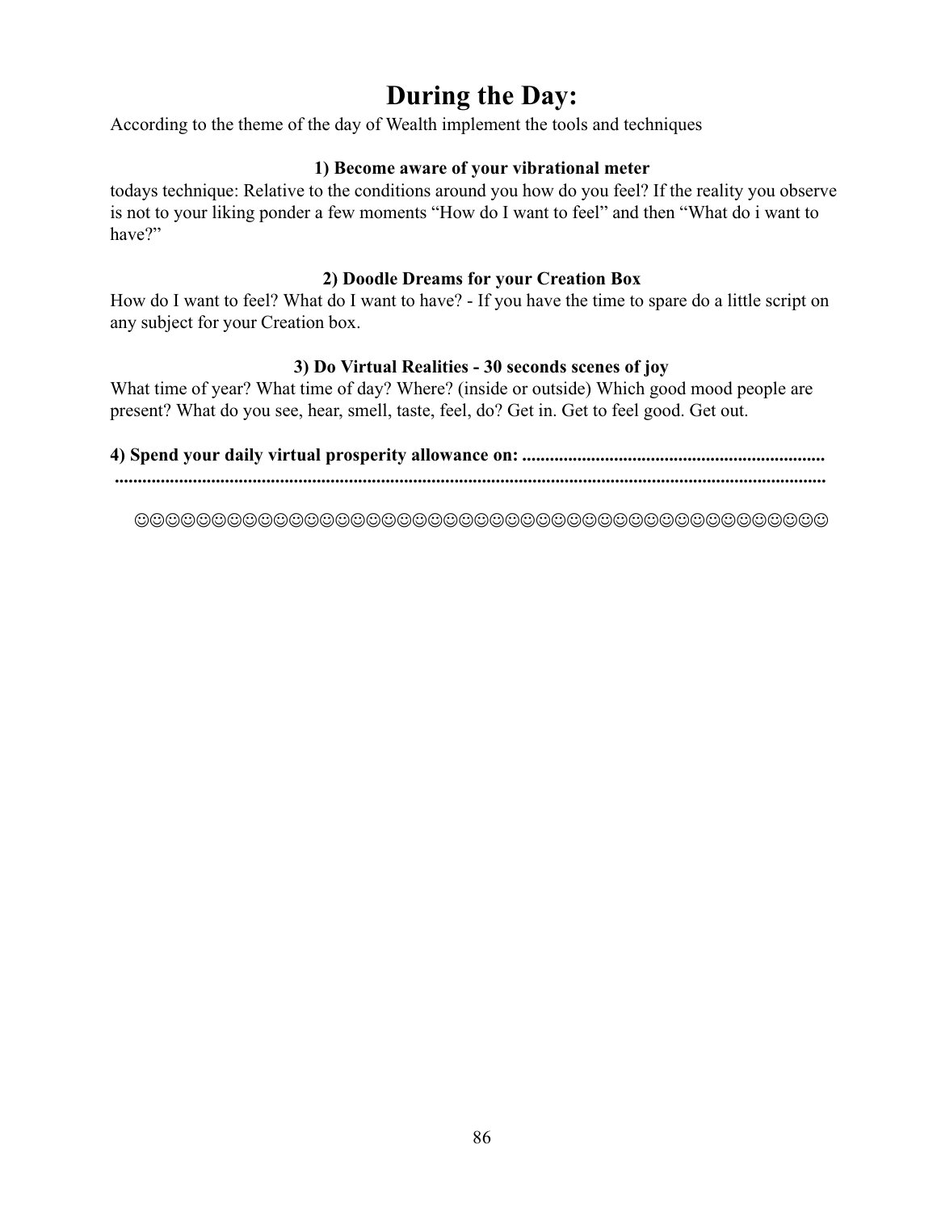# During the Day:

According to the theme of the day of Wealth implement the tools and techniques

**1) Become aware of your vibrational meter**

todays technique: Relative to the conditions around you how do you feel? If the reality you observe is not to your liking ponder a few moments “How do I want to feel” and then “What do i want to have?”

**2) Doodle Dreams for your Creation Box**

How do I want to feel? What do I want to have? - If you have the time to spare do a little script on any subject for your Creation box.

**3) Do Virtual Realities - 30 seconds scenes of joy**

What time of year? What time of day? Where? (inside or outside) Which good mood people are present? What do you see, hear, smell, taste, feel, do? Get in. Get to feel good. Get out.

**4) Spend your daily virtual prosperity allowance on: ..................................................................**
**...........................................................................................................................................**

☺☺☺☺☺☺☺☺☺☺☺☺☺☺☺☺☺☺☺☺☺☺☺☺☺☺☺☺☺☺☺☺☺☺☺☺☺☺☺☺☺☺☺☺☺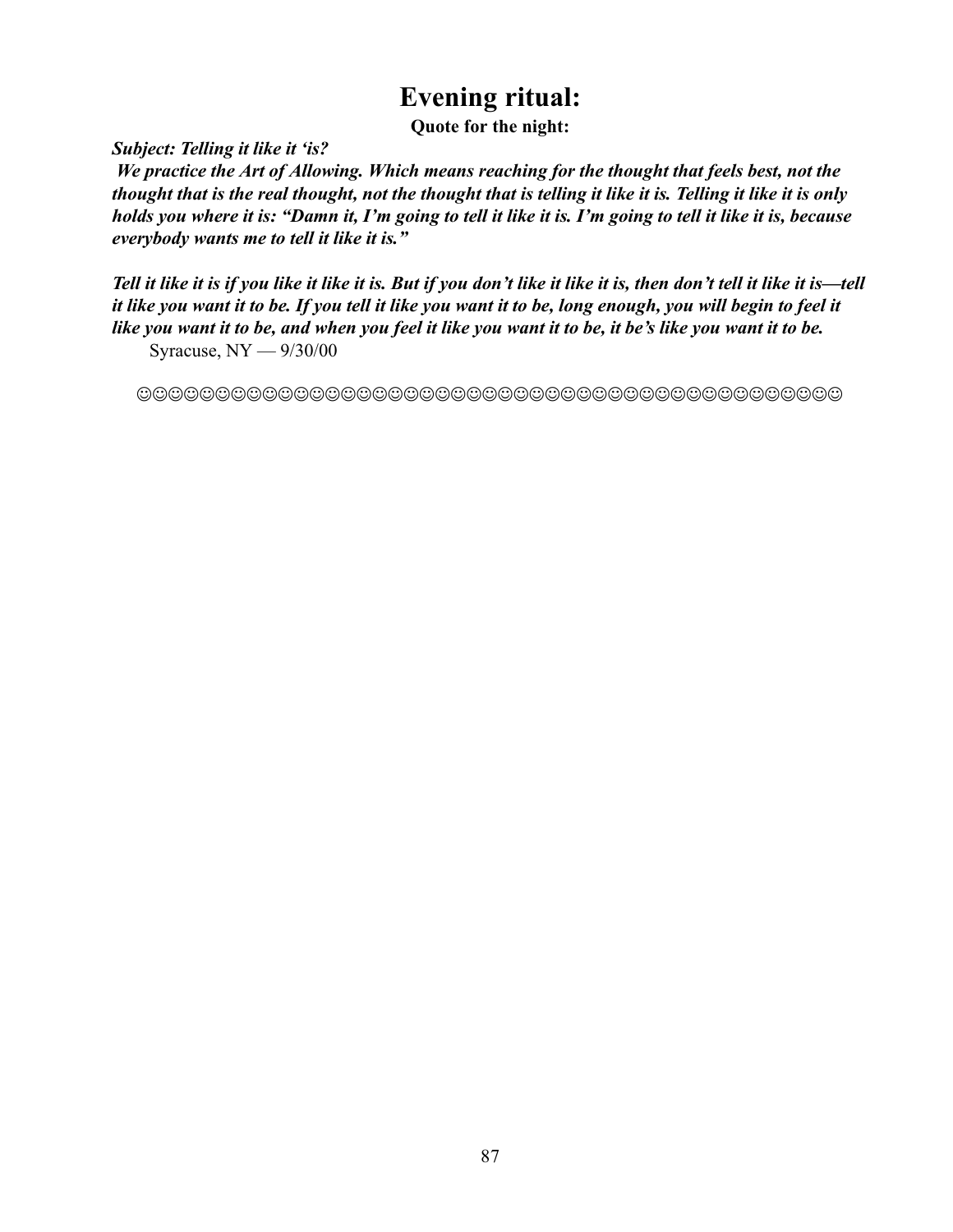# Evening ritual:

**Quote for the night:**

***Subject: Telling it like it 'is?***

***We practice the Art of Allowing. Which means reaching for the thought that feels best, not the thought that is the real thought, not the thought that is telling it like it is. Telling it like it is only holds you where it is: "Damn it, I'm going to tell it like it is. I'm going to tell it like it is, because everybody wants me to tell it like it is."***

***Tell it like it is if you like it like it is. But if you don't like it like it is, then don't tell it like it is—tell it like you want it to be. If you tell it like you want it to be, long enough, you will begin to feel it like you want it to be, and when you feel it like you want it to be, it be's like you want it to be.***

Syracuse, NY — 9/30/00

☺☺☺☺☺☺☺☺☺☺☺☺☺☺☺☺☺☺☺☺☺☺☺☺☺☺☺☺☺☺☺☺☺☺☺☺☺☺☺☺☺☺☺☺☺☺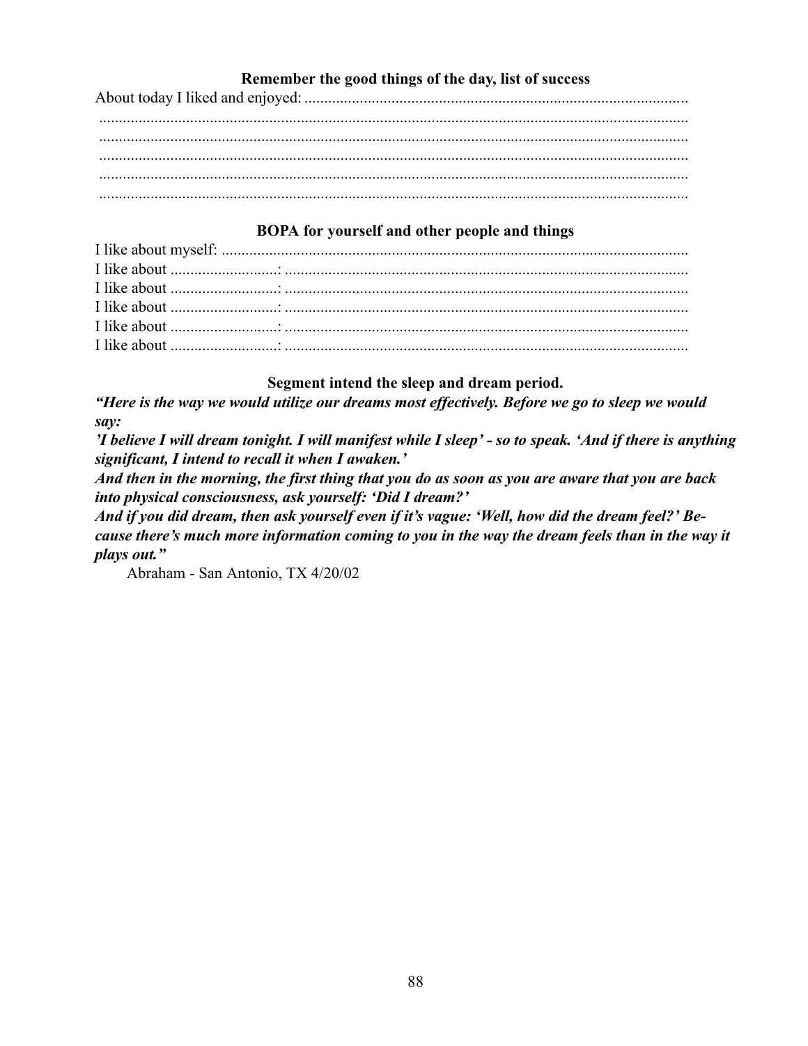### Remember the good things of the day, list of success

About today I liked and enjoyed: ................................................................................................
.....................................................................................................................................
.....................................................................................................................................
.....................................................................................................................................
.....................................................................................................................................
.....................................................................................................................................

### BOPA for yourself and other people and things

I like about myself: .......................................................................................................
I like about ..........................: ......................................................................................
I like about ..........................: ......................................................................................
I like about ..........................: ......................................................................................
I like about ..........................: ......................................................................................
I like about ..........................: ......................................................................................

### Segment intend the sleep and dream period.

***"Here is the way we would utilize our dreams most effectively. Before we go to sleep we would say:***

***'I believe I will dream tonight. I will manifest while I sleep' - so to speak. 'And if there is anything significant, I intend to recall it when I awaken.'***

***And then in the morning, the first thing that you do as soon as you are aware that you are back into physical consciousness, ask yourself: 'Did I dream?'***

***And if you did dream, then ask yourself even if it's vague: 'Well, how did the dream feel?' Because there's much more information coming to you in the way the dream feels than in the way it plays out."***

Abraham - San Antonio, TX 4/20/02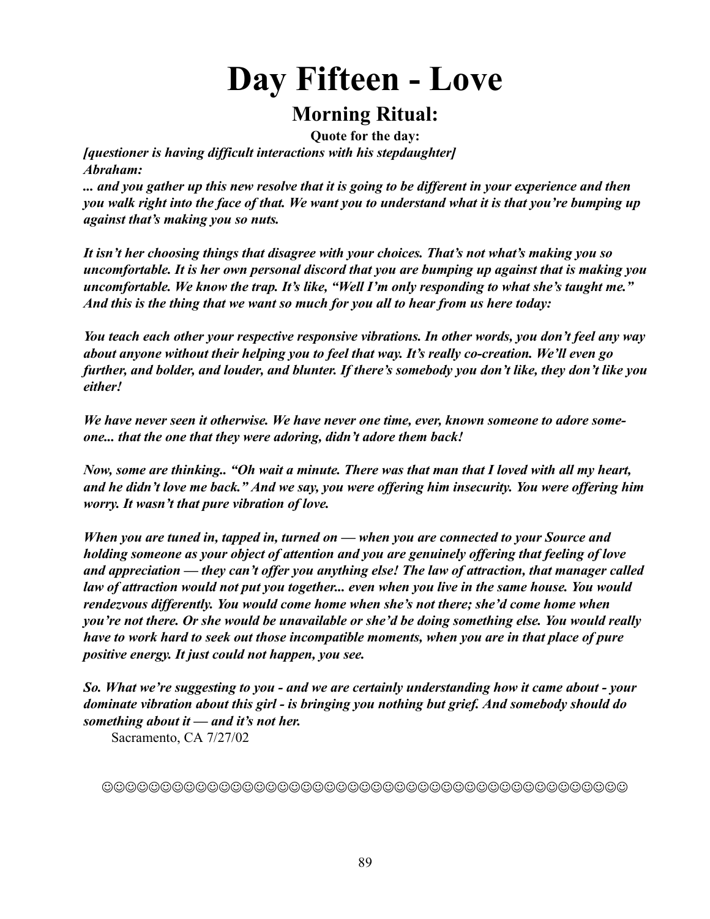# Day Fifteen - Love

## Morning Ritual:

**Quote for the day:**

***[questioner is having difficult interactions with his stepdaughter]***
***Abraham:***

***... and you gather up this new resolve that it is going to be different in your experience and then you walk right into the face of that. We want you to understand what it is that you're bumping up against that's making you so nuts.***

***It isn't her choosing things that disagree with your choices. That's not what's making you so uncomfortable. It is her own personal discord that you are bumping up against that is making you uncomfortable. We know the trap. It's like, "Well I'm only responding to what she's taught me." And this is the thing that we want so much for you all to hear from us here today:***

***You teach each other your respective responsive vibrations. In other words, you don't feel any way about anyone without their helping you to feel that way. It's really co-creation. We'll even go further, and bolder, and louder, and blunter. If there's somebody you don't like, they don't like you either!***

***We have never seen it otherwise. We have never one time, ever, known someone to adore someone... that the one that they were adoring, didn't adore them back!***

***Now, some are thinking.. "Oh wait a minute. There was that man that I loved with all my heart, and he didn't love me back." And we say, you were offering him insecurity. You were offering him worry. It wasn't that pure vibration of love.***

***When you are tuned in, tapped in, turned on — when you are connected to your Source and holding someone as your object of attention and you are genuinely offering that feeling of love and appreciation — they can't offer you anything else! The law of attraction, that manager called law of attraction would not put you together... even when you live in the same house. You would rendezvous differently. You would come home when she's not there; she'd come home when you're not there. Or she would be unavailable or she'd be doing something else. You would really have to work hard to seek out those incompatible moments, when you are in that place of pure positive energy. It just could not happen, you see.***

***So. What we're suggesting to you - and we are certainly understanding how it came about - your dominate vibration about this girl - is bringing you nothing but grief. And somebody should do something about it — and it's not her.***

Sacramento, CA 7/27/02

☺☺☺☺☺☺☺☺☺☺☺☺☺☺☺☺☺☺☺☺☺☺☺☺☺☺☺☺☺☺☺☺☺☺☺☺☺☺☺☺☺☺☺☺☺☺☺☺☺☺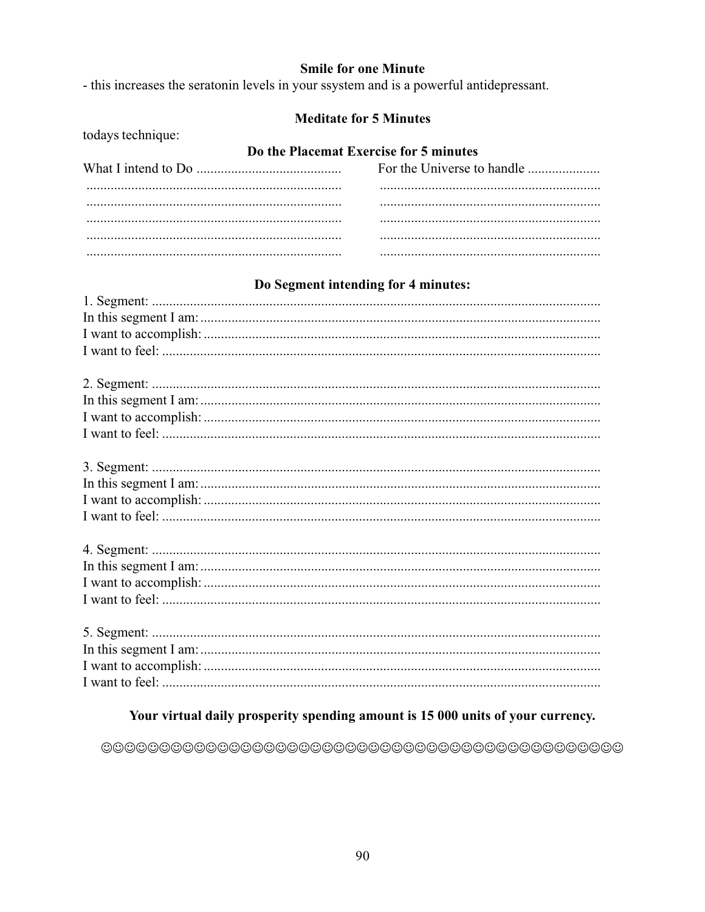**Smile for one Minute**

- this increases the seratonin levels in your ssystem and is a powerful antidepressant.

**Meditate for 5 Minutes**

todays technique:

**Do the Placemat Exercise for 5 minutes**

| What I intend to Do .......................................... | For the Universe to handle ..................... |
|---|---|
| .......................................................................... | ................................................................ |
| .......................................................................... | ................................................................ |
| .......................................................................... | ................................................................ |
| .......................................................................... | ................................................................ |
| .......................................................................... | ................................................................ |

**Do Segment intending for 4 minutes:**

1. Segment: ..................................................................................................................................
In this segment I am: ...................................................................................................................
I want to accomplish: ..................................................................................................................
I want to feel: ..............................................................................................................................

2. Segment: ..................................................................................................................................
In this segment I am: ...................................................................................................................
I want to accomplish: ..................................................................................................................
I want to feel: ..............................................................................................................................

3. Segment: ..................................................................................................................................
In this segment I am: ...................................................................................................................
I want to accomplish: ..................................................................................................................
I want to feel: ..............................................................................................................................

4. Segment: ..................................................................................................................................
In this segment I am: ...................................................................................................................
I want to accomplish: ..................................................................................................................
I want to feel: ..............................................................................................................................

5. Segment: ..................................................................................................................................
In this segment I am: ...................................................................................................................
I want to accomplish: ..................................................................................................................
I want to feel: ..............................................................................................................................

**Your virtual daily prosperity spending amount is 15 000 units of your currency.**

☺☺☺☺☺☺☺☺☺☺☺☺☺☺☺☺☺☺☺☺☺☺☺☺☺☺☺☺☺☺☺☺☺☺☺☺☺☺☺☺☺☺☺☺☺☺☺☺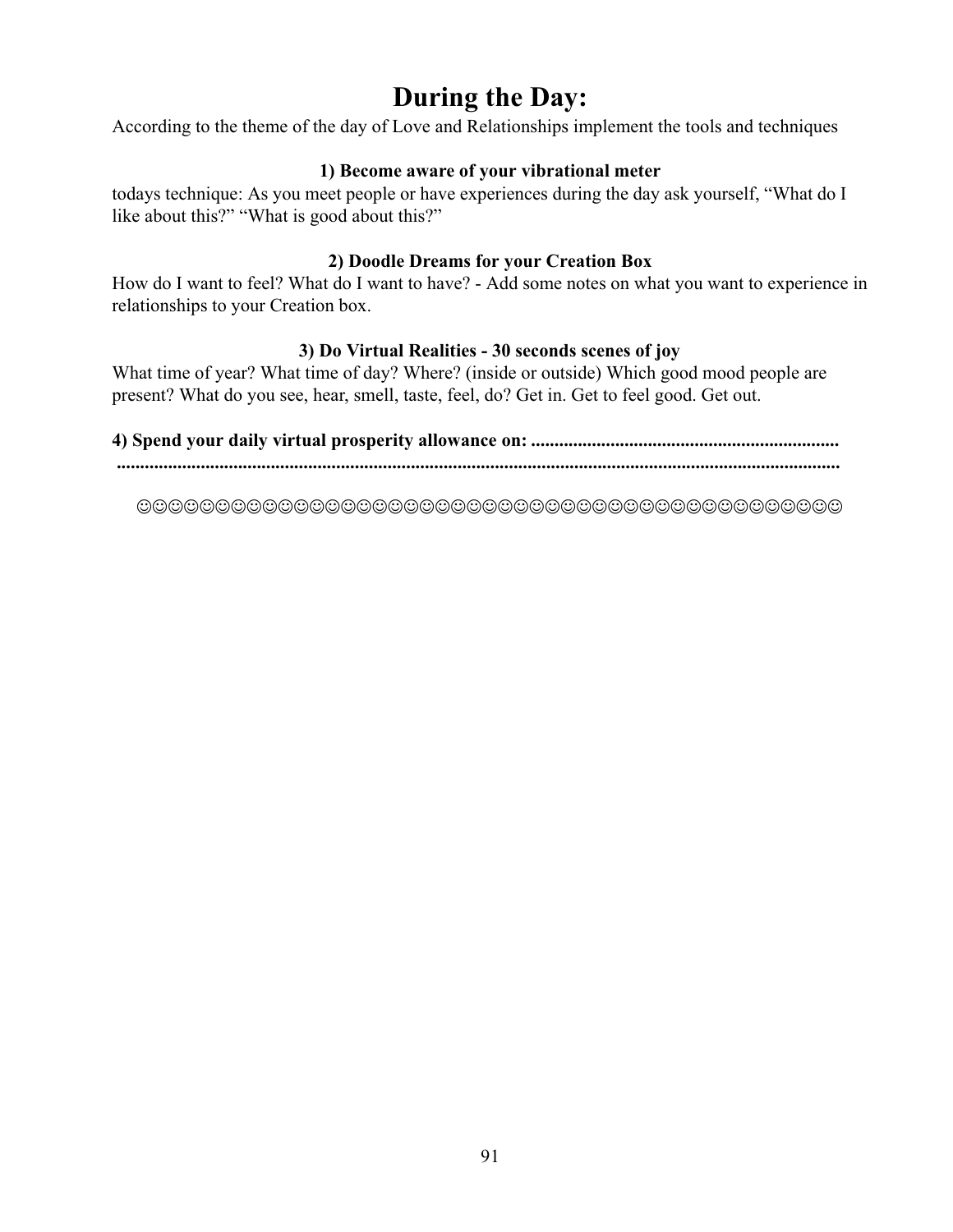# During the Day:

According to the theme of the day of Love and Relationships implement the tools and techniques

**1) Become aware of your vibrational meter**

todays technique: As you meet people or have experiences during the day ask yourself, “What do I like about this?” “What is good about this?”

**2) Doodle Dreams for your Creation Box**

How do I want to feel? What do I want to have? - Add some notes on what you want to experience in relationships to your Creation box.

**3) Do Virtual Realities - 30 seconds scenes of joy**

What time of year? What time of day? Where? (inside or outside) Which good mood people are present? What do you see, hear, smell, taste, feel, do? Get in. Get to feel good. Get out.

**4) Spend your daily virtual prosperity allowance on: .................................................................**
**..........................................................................................................................................**

☺☺☺☺☺☺☺☺☺☺☺☺☺☺☺☺☺☺☺☺☺☺☺☺☺☺☺☺☺☺☺☺☺☺☺☺☺☺☺☺☺☺☺☺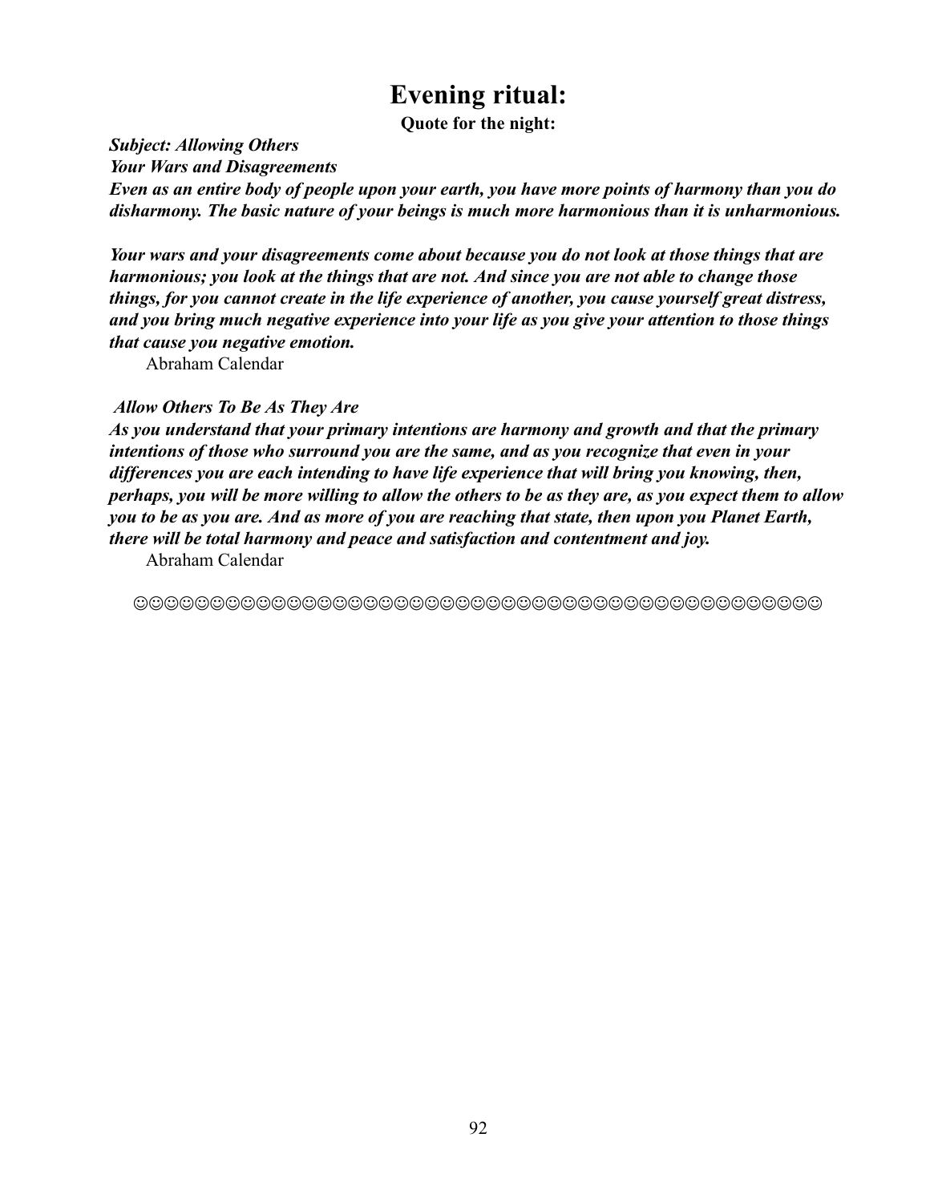# Evening ritual:

**Quote for the night:**

***Subject: Allowing Others***

***Your Wars and Disagreements***

***Even as an entire body of people upon your earth, you have more points of harmony than you do disharmony. The basic nature of your beings is much more harmonious than it is unharmonious.***

***Your wars and your disagreements come about because you do not look at those things that are harmonious; you look at the things that are not. And since you are not able to change those things, for you cannot create in the life experience of another, you cause yourself great distress, and you bring much negative experience into your life as you give your attention to those things that cause you negative emotion.***

Abraham Calendar

***Allow Others To Be As They Are***

***As you understand that your primary intentions are harmony and growth and that the primary intentions of those who surround you are the same, and as you recognize that even in your differences you are each intending to have life experience that will bring you knowing, then, perhaps, you will be more willing to allow the others to be as they are, as you expect them to allow you to be as you are. And as more of you are reaching that state, then upon you Planet Earth, there will be total harmony and peace and satisfaction and contentment and joy.***

Abraham Calendar

☺☺☺☺☺☺☺☺☺☺☺☺☺☺☺☺☺☺☺☺☺☺☺☺☺☺☺☺☺☺☺☺☺☺☺☺☺☺☺☺☺☺☺☺☺☺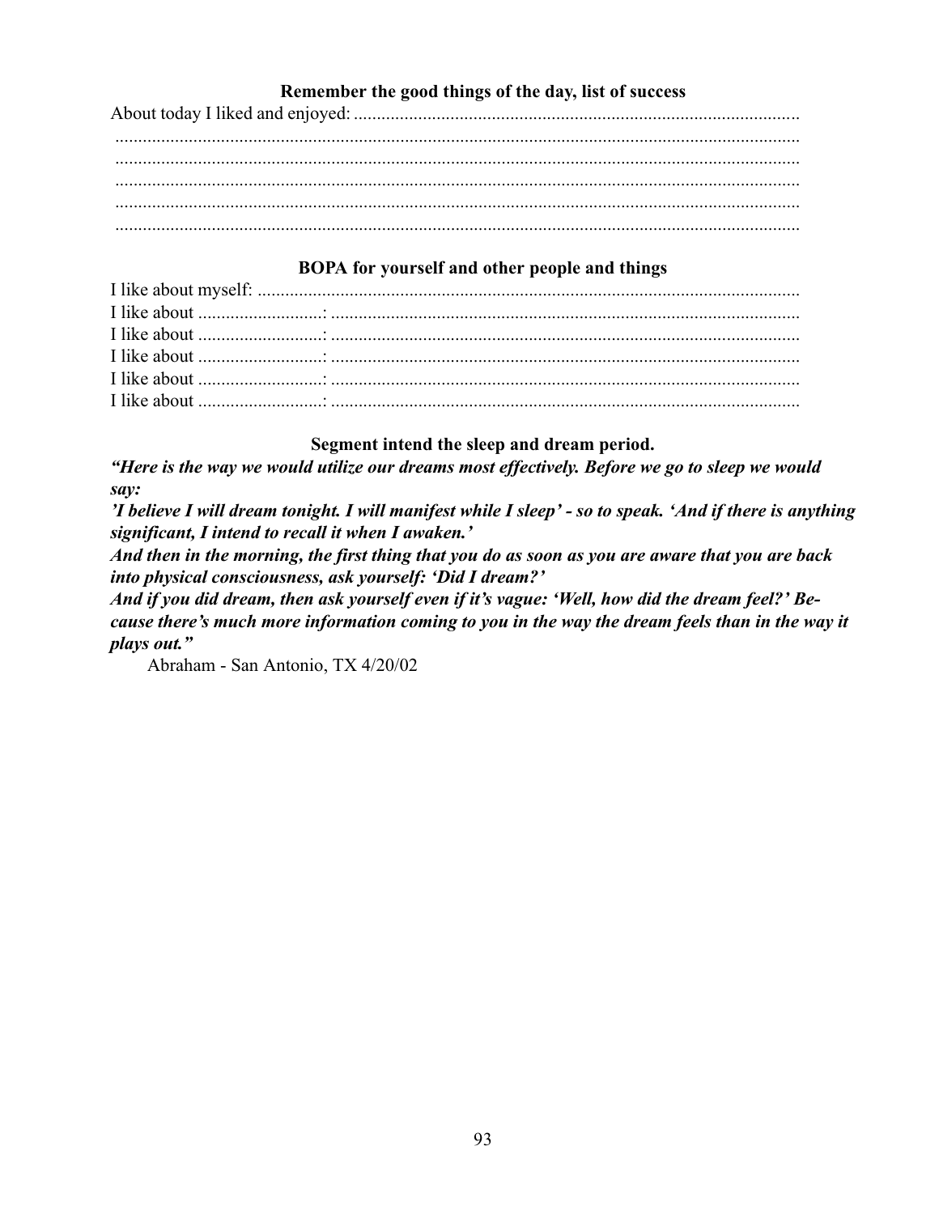### Remember the good things of the day, list of success

About today I liked and enjoyed: ................................................................................................

.....................................................................................................................................

.....................................................................................................................................

.....................................................................................................................................

.....................................................................................................................................

.....................................................................................................................................

### BOPA for yourself and other people and things

I like about myself: ......................................................................................................

I like about ..........................: .....................................................................................

I like about ..........................: .....................................................................................

I like about ..........................: .....................................................................................

I like about ..........................: .....................................................................................

I like about ..........................: .....................................................................................

### Segment intend the sleep and dream period.

***"Here is the way we would utilize our dreams most effectively. Before we go to sleep we would say:***

***'I believe I will dream tonight. I will manifest while I sleep' - so to speak. 'And if there is anything significant, I intend to recall it when I awaken.'***

***And then in the morning, the first thing that you do as soon as you are aware that you are back into physical consciousness, ask yourself: 'Did I dream?'***

***And if you did dream, then ask yourself even if it's vague: 'Well, how did the dream feel?' Because there's much more information coming to you in the way the dream feels than in the way it plays out."***

Abraham - San Antonio, TX 4/20/02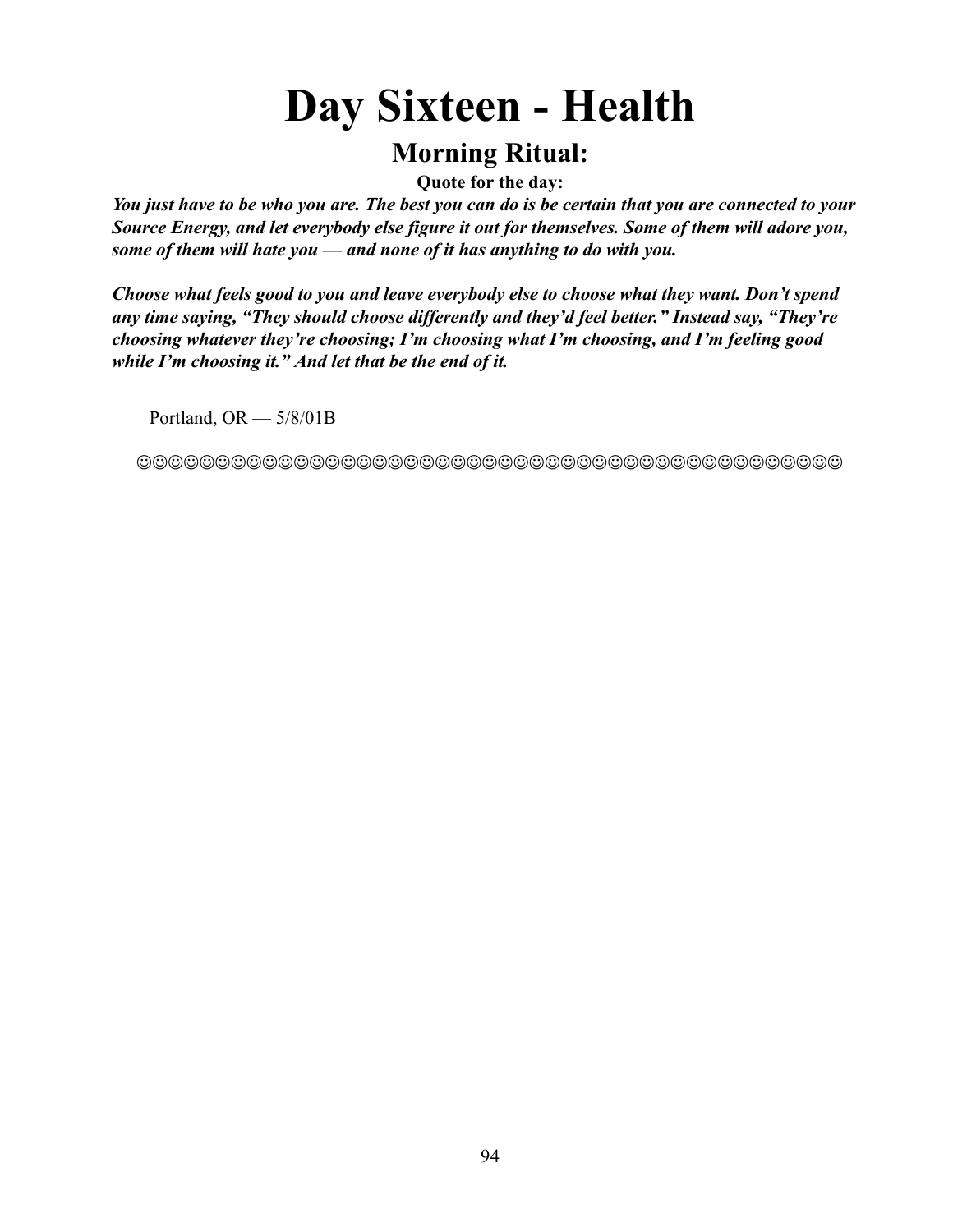# Day Sixteen - Health

## Morning Ritual:

**Quote for the day:**

***You just have to be who you are. The best you can do is be certain that you are connected to your Source Energy, and let everybody else figure it out for themselves. Some of them will adore you, some of them will hate you — and none of it has anything to do with you.***

***Choose what feels good to you and leave everybody else to choose what they want. Don't spend any time saying, "They should choose differently and they'd feel better." Instead say, "They're choosing whatever they're choosing; I'm choosing what I'm choosing, and I'm feeling good while I'm choosing it." And let that be the end of it.***

Portland, OR — 5/8/01B

☺☺☺☺☺☺☺☺☺☺☺☺☺☺☺☺☺☺☺☺☺☺☺☺☺☺☺☺☺☺☺☺☺☺☺☺☺☺☺☺☺☺☺☺☺☺☺☺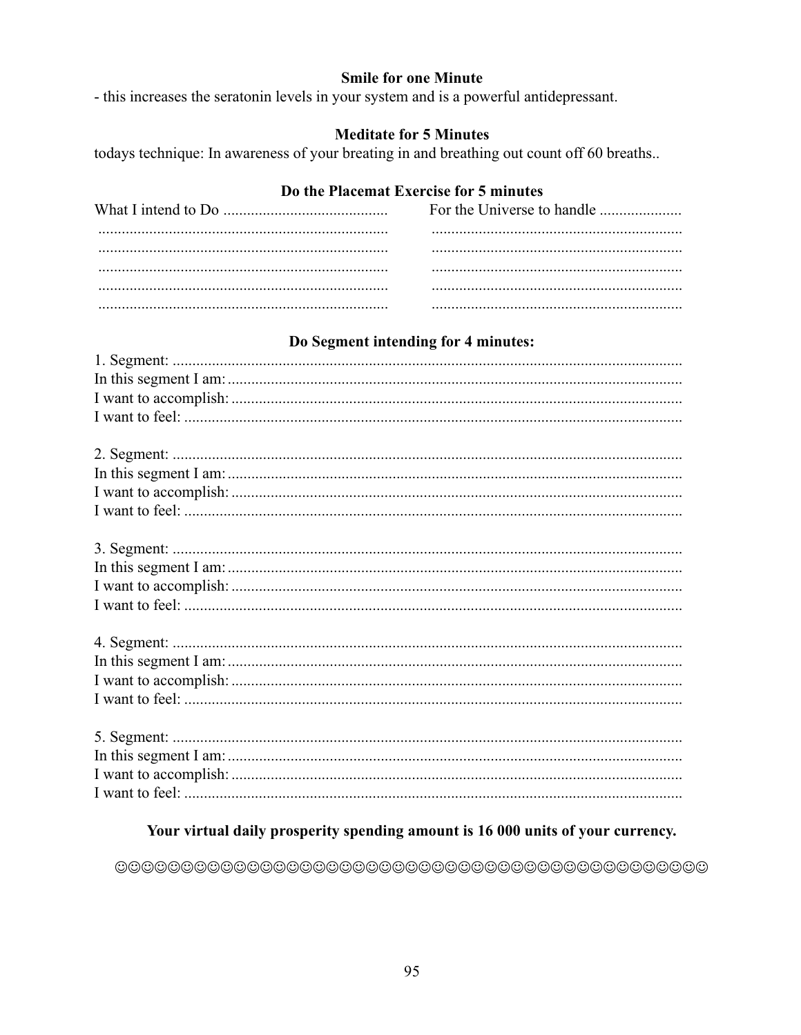**Smile for one Minute**

- this increases the seratonin levels in your system and is a powerful antidepressant.

**Meditate for 5 Minutes**

todays technique: In awareness of your breating in and breathing out count off 60 breaths..

**Do the Placemat Exercise for 5 minutes**

| What I intend to Do .......................................... | For the Universe to handle ..................... |
| --- | --- |
| .......................................................................... | ................................................................ |
| .......................................................................... | ................................................................ |
| .......................................................................... | ................................................................ |
| .......................................................................... | ................................................................ |
| .......................................................................... | ................................................................ |

**Do Segment intending for 4 minutes:**

1. Segment: ..................................................................................................................
In this segment I am: ....................................................................................................
I want to accomplish: ...................................................................................................
I want to feel: ...............................................................................................................

2. Segment: ..................................................................................................................
In this segment I am: ....................................................................................................
I want to accomplish: ...................................................................................................
I want to feel: ...............................................................................................................

3. Segment: ..................................................................................................................
In this segment I am: ....................................................................................................
I want to accomplish: ...................................................................................................
I want to feel: ...............................................................................................................

4. Segment: ..................................................................................................................
In this segment I am: ....................................................................................................
I want to accomplish: ...................................................................................................
I want to feel: ...............................................................................................................

5. Segment: ..................................................................................................................
In this segment I am: ....................................................................................................
I want to accomplish: ...................................................................................................
I want to feel: ...............................................................................................................

**Your virtual daily prosperity spending amount is 16 000 units of your currency.**

☺☺☺☺☺☺☺☺☺☺☺☺☺☺☺☺☺☺☺☺☺☺☺☺☺☺☺☺☺☺☺☺☺☺☺☺☺☺☺☺☺☺☺☺☺☺☺☺☺☺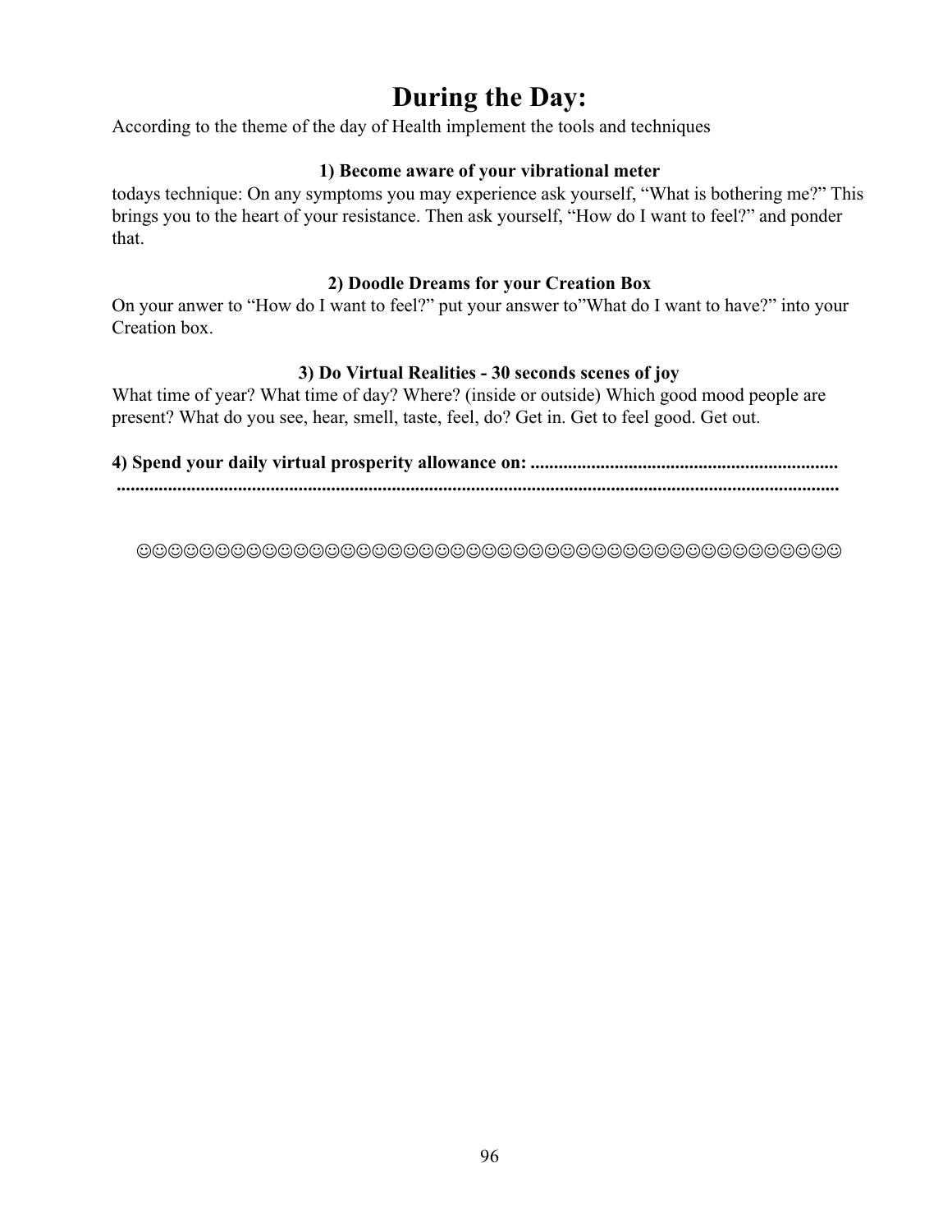# During the Day:

According to the theme of the day of Health implement the tools and techniques

### 1) Become aware of your vibrational meter

todays technique: On any symptoms you may experience ask yourself, “What is bothering me?” This brings you to the heart of your resistance. Then ask yourself, “How do I want to feel?” and ponder that.

### 2) Doodle Dreams for your Creation Box

On your anwer to “How do I want to feel?” put your answer to”What do I want to have?” into your Creation box.

### 3) Do Virtual Realities - 30 seconds scenes of joy

What time of year? What time of day? Where? (inside or outside) Which good mood people are present? What do you see, hear, smell, taste, feel, do? Get in. Get to feel good. Get out.

**4) Spend your daily virtual prosperity allowance on: .................................................................**
**..........................................................................................................................................**

☺☺☺☺☺☺☺☺☺☺☺☺☺☺☺☺☺☺☺☺☺☺☺☺☺☺☺☺☺☺☺☺☺☺☺☺☺☺☺☺☺☺☺☺☺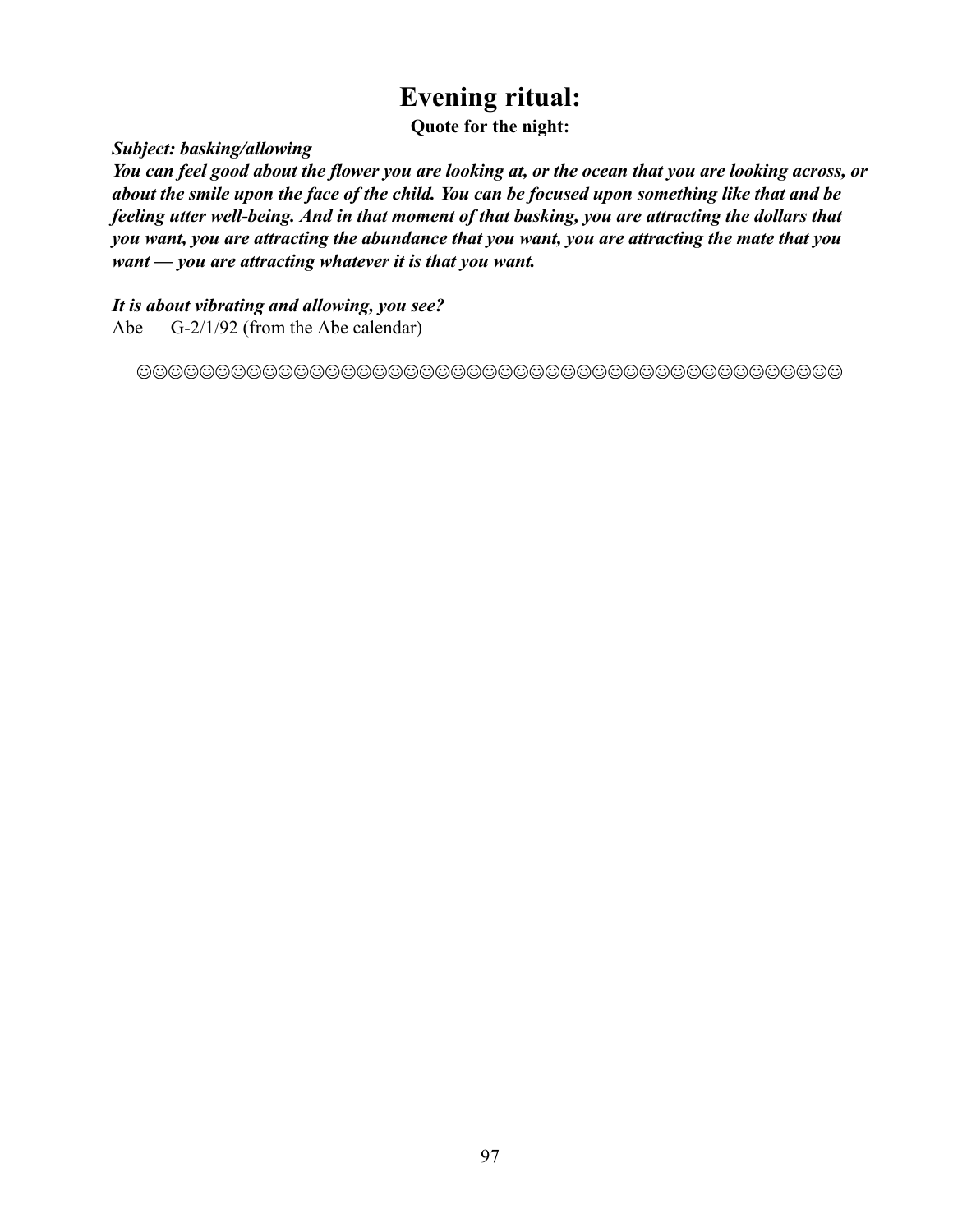# Evening ritual:

**Quote for the night:**

***Subject: basking/allowing***

***You can feel good about the flower you are looking at, or the ocean that you are looking across, or about the smile upon the face of the child. You can be focused upon something like that and be feeling utter well-being. And in that moment of that basking, you are attracting the dollars that you want, you are attracting the abundance that you want, you are attracting the mate that you want — you are attracting whatever it is that you want.***

***It is about vibrating and allowing, you see?***

Abe — G-2/1/92 (from the Abe calendar)

☺☺☺☺☺☺☺☺☺☺☺☺☺☺☺☺☺☺☺☺☺☺☺☺☺☺☺☺☺☺☺☺☺☺☺☺☺☺☺☺☺☺☺☺☺☺☺☺☺☺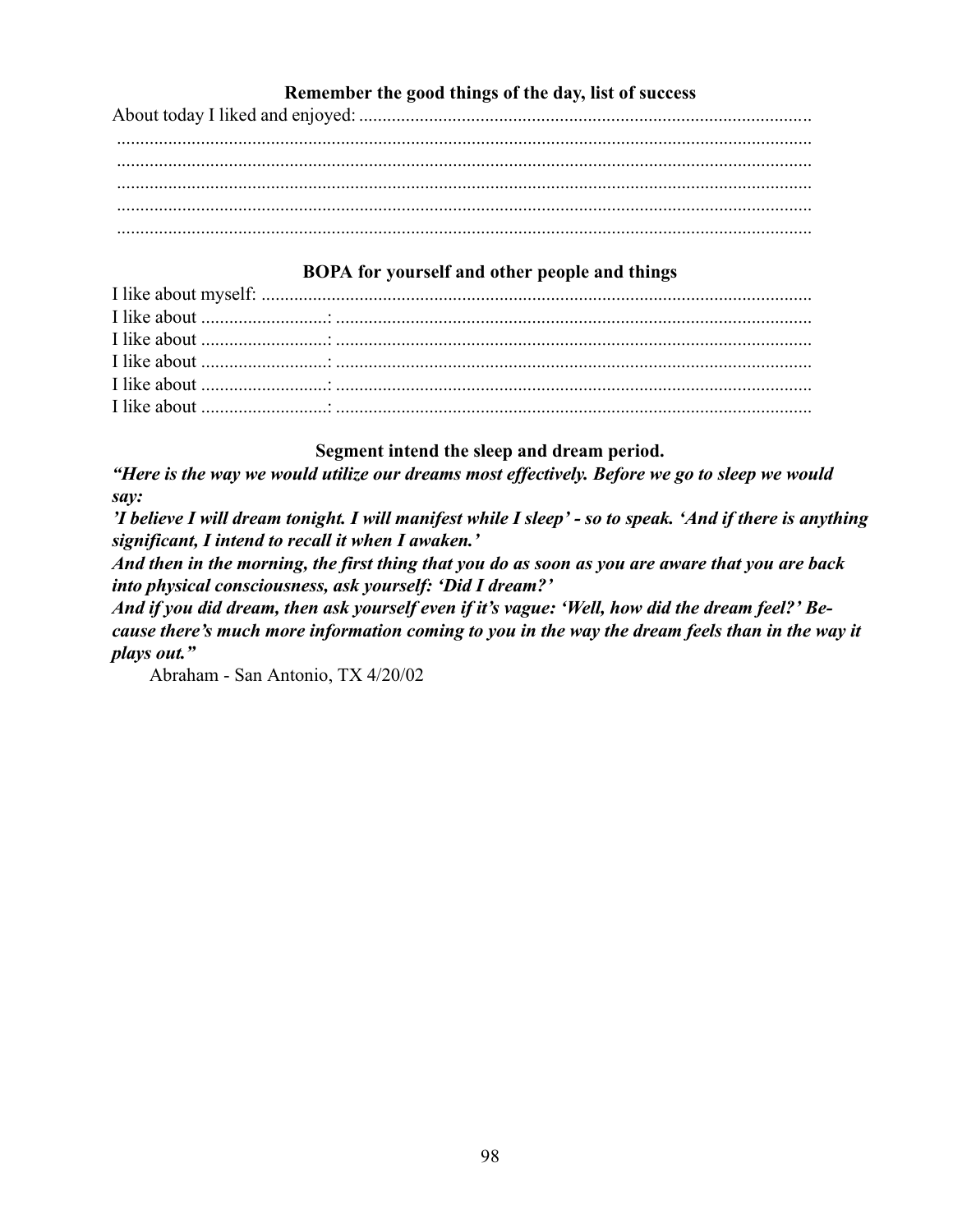### Remember the good things of the day, list of success

About today I liked and enjoyed: ..................................................................................................
.....................................................................................................................................................
.....................................................................................................................................................
.....................................................................................................................................................
.....................................................................................................................................................
.....................................................................................................................................................

### BOPA for yourself and other people and things

I like about myself: .......................................................................................................................
I like about ..........................: ......................................................................................................
I like about ..........................: ......................................................................................................
I like about ..........................: ......................................................................................................
I like about ..........................: ......................................................................................................
I like about ..........................: ......................................................................................................

### Segment intend the sleep and dream period.

***"Here is the way we would utilize our dreams most effectively. Before we go to sleep we would say:***
***'I believe I will dream tonight. I will manifest while I sleep' - so to speak. 'And if there is anything significant, I intend to recall it when I awaken.'***
***And then in the morning, the first thing that you do as soon as you are aware that you are back into physical consciousness, ask yourself: 'Did I dream?'***
***And if you did dream, then ask yourself even if it's vague: 'Well, how did the dream feel?' Because there's much more information coming to you in the way the dream feels than in the way it plays out."***

Abraham - San Antonio, TX 4/20/02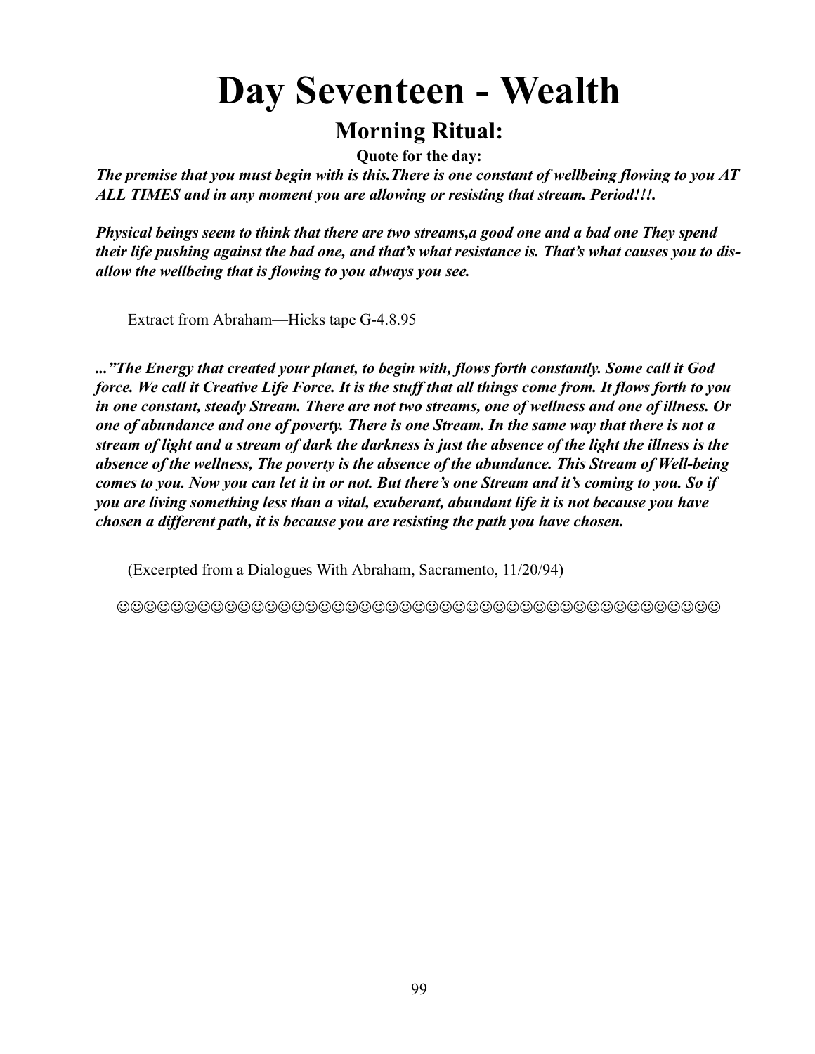# Day Seventeen - Wealth

## Morning Ritual:

**Quote for the day:**

***The premise that you must begin with is this.There is one constant of wellbeing flowing to you AT ALL TIMES and in any moment you are allowing or resisting that stream. Period!!!.***

***Physical beings seem to think that there are two streams,a good one and a bad one They spend their life pushing against the bad one, and that's what resistance is. That's what causes you to dis-allow the wellbeing that is flowing to you always you see.***

Extract from Abraham—Hicks tape G-4.8.95

***..."The Energy that created your planet, to begin with, flows forth constantly. Some call it God force. We call it Creative Life Force. It is the stuff that all things come from. It flows forth to you in one constant, steady Stream. There are not two streams, one of wellness and one of illness. Or one of abundance and one of poverty. There is one Stream. In the same way that there is not a stream of light and a stream of dark the darkness is just the absence of the light the illness is the absence of the wellness, The poverty is the absence of the abundance. This Stream of Well-being comes to you. Now you can let it in or not. But there's one Stream and it's coming to you. So if you are living something less than a vital, exuberant, abundant life it is not because you have chosen a different path, it is because you are resisting the path you have chosen.***

(Excerpted from a Dialogues With Abraham, Sacramento, 11/20/94)

☺☺☺☺☺☺☺☺☺☺☺☺☺☺☺☺☺☺☺☺☺☺☺☺☺☺☺☺☺☺☺☺☺☺☺☺☺☺☺☺☺☺☺☺☺☺☺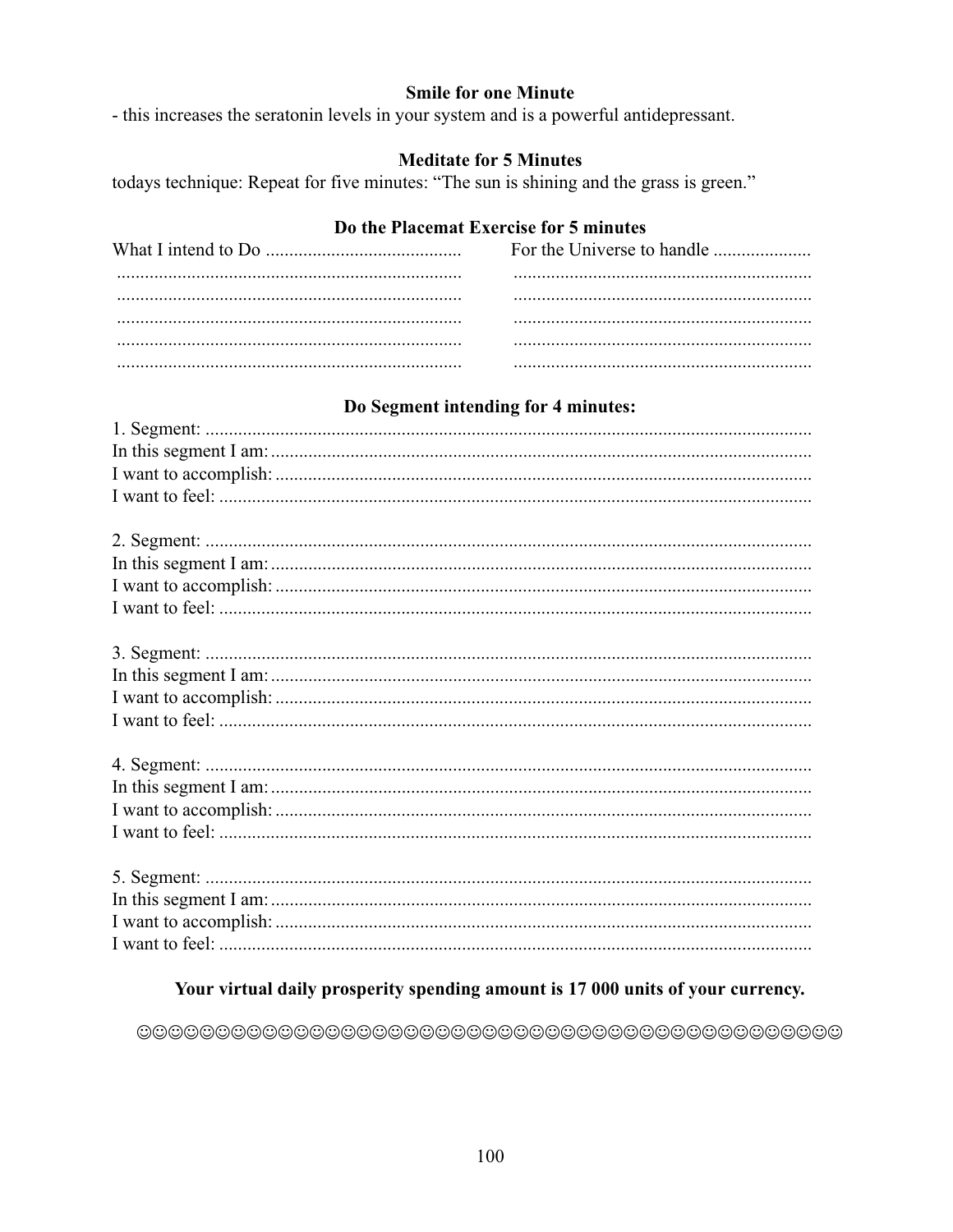### Smile for one Minute

- this increases the seratonin levels in your system and is a powerful antidepressant.

### Meditate for 5 Minutes

todays technique: Repeat for five minutes: "The sun is shining and the grass is green."

### Do the Placemat Exercise for 5 minutes

| What I intend to Do ......................................... | For the Universe to handle ..................... |
|---|---|
| .......................................................................... | ................................................................ |
| .......................................................................... | ................................................................ |
| .......................................................................... | ................................................................ |
| .......................................................................... | ................................................................ |
| .......................................................................... | ................................................................ |

### Do Segment intending for 4 minutes:

1. Segment: ..................................................................................................................
In this segment I am: ....................................................................................................
I want to accomplish: ...................................................................................................
I want to feel: ...............................................................................................................

2. Segment: ..................................................................................................................
In this segment I am: ....................................................................................................
I want to accomplish: ...................................................................................................
I want to feel: ...............................................................................................................

3. Segment: ..................................................................................................................
In this segment I am: ....................................................................................................
I want to accomplish: ...................................................................................................
I want to feel: ...............................................................................................................

4. Segment: ..................................................................................................................
In this segment I am: ....................................................................................................
I want to accomplish: ...................................................................................................
I want to feel: ...............................................................................................................

5. Segment: ..................................................................................................................
In this segment I am: ....................................................................................................
I want to accomplish: ...................................................................................................
I want to feel: ...............................................................................................................

**Your virtual daily prosperity spending amount is 17 000 units of your currency.**

☺☺☺☺☺☺☺☺☺☺☺☺☺☺☺☺☺☺☺☺☺☺☺☺☺☺☺☺☺☺☺☺☺☺☺☺☺☺☺☺☺☺☺☺☺☺☺☺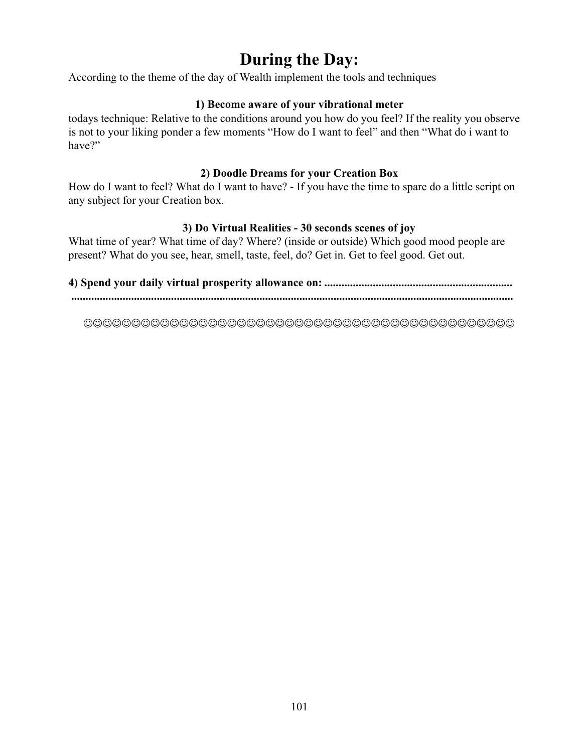# During the Day:

According to the theme of the day of Wealth implement the tools and techniques

**1) Become aware of your vibrational meter**

todays technique: Relative to the conditions around you how do you feel? If the reality you observe is not to your liking ponder a few moments “How do I want to feel” and then “What do i want to have?”

**2) Doodle Dreams for your Creation Box**

How do I want to feel? What do I want to have? - If you have the time to spare do a little script on any subject for your Creation box.

**3) Do Virtual Realities - 30 seconds scenes of joy**

What time of year? What time of day? Where? (inside or outside) Which good mood people are present? What do you see, hear, smell, taste, feel, do? Get in. Get to feel good. Get out.

**4) Spend your daily virtual prosperity allowance on: .................................................................**
**.........................................................................................................................................**

☺☺☺☺☺☺☺☺☺☺☺☺☺☺☺☺☺☺☺☺☺☺☺☺☺☺☺☺☺☺☺☺☺☺☺☺☺☺☺☺☺☺☺☺☺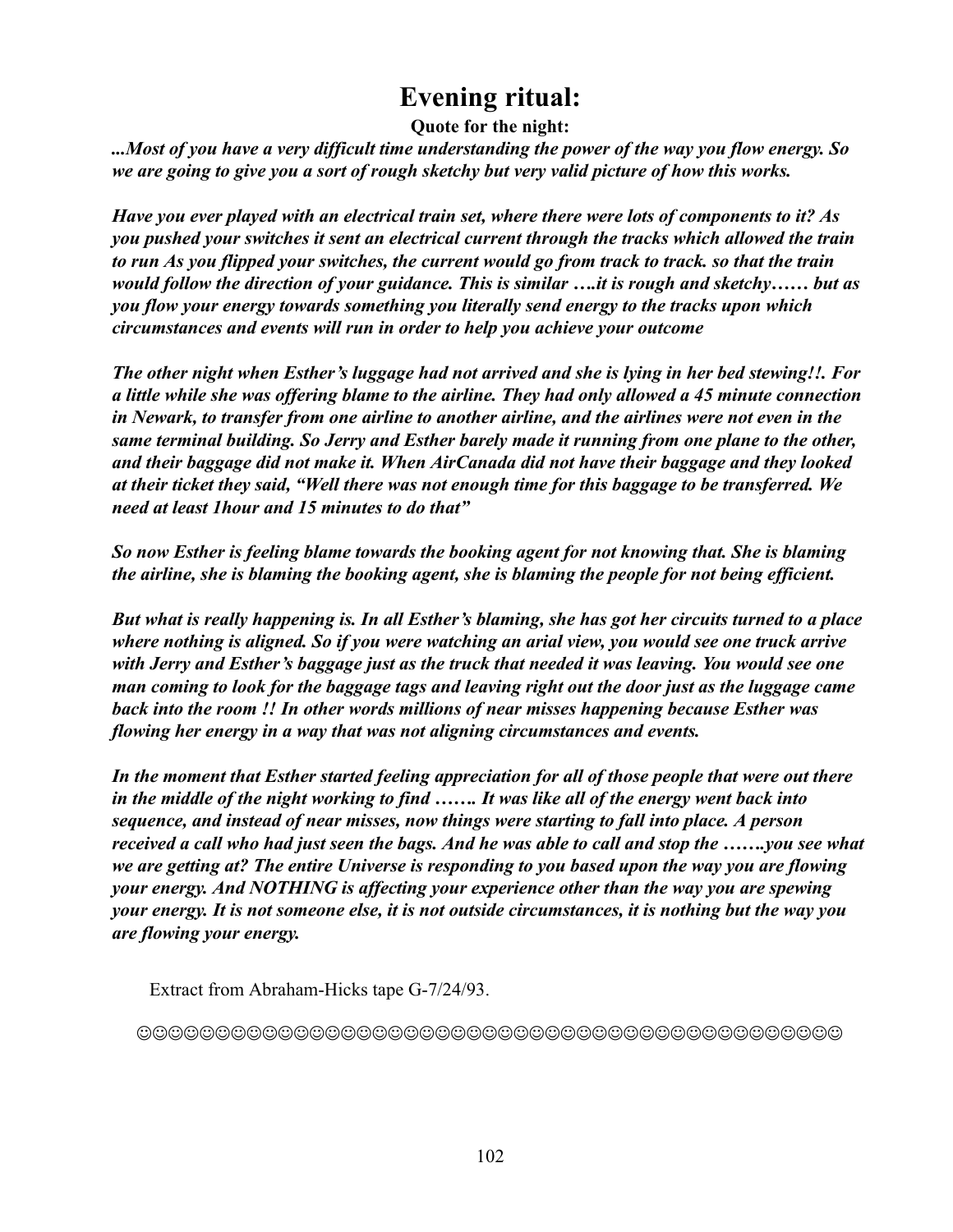# Evening ritual:

**Quote for the night:**

***...Most of you have a very difficult time understanding the power of the way you flow energy. So we are going to give you a sort of rough sketchy but very valid picture of how this works.***

***Have you ever played with an electrical train set, where there were lots of components to it? As you pushed your switches it sent an electrical current through the tracks which allowed the train to run As you flipped your switches, the current would go from track to track. so that the train would follow the direction of your guidance. This is similar ….it is rough and sketchy…… but as you flow your energy towards something you literally send energy to the tracks upon which circumstances and events will run in order to help you achieve your outcome***

***The other night when Esther's luggage had not arrived and she is lying in her bed stewing!!. For a little while she was offering blame to the airline. They had only allowed a 45 minute connection in Newark, to transfer from one airline to another airline, and the airlines were not even in the same terminal building. So Jerry and Esther barely made it running from one plane to the other, and their baggage did not make it. When AirCanada did not have their baggage and they looked at their ticket they said, "Well there was not enough time for this baggage to be transferred. We need at least 1hour and 15 minutes to do that"***

***So now Esther is feeling blame towards the booking agent for not knowing that. She is blaming the airline, she is blaming the booking agent, she is blaming the people for not being efficient.***

***But what is really happening is. In all Esther's blaming, she has got her circuits turned to a place where nothing is aligned. So if you were watching an arial view, you would see one truck arrive with Jerry and Esther's baggage just as the truck that needed it was leaving. You would see one man coming to look for the baggage tags and leaving right out the door just as the luggage came back into the room !! In other words millions of near misses happening because Esther was flowing her energy in a way that was not aligning circumstances and events.***

***In the moment that Esther started feeling appreciation for all of those people that were out there in the middle of the night working to find ……. It was like all of the energy went back into sequence, and instead of near misses, now things were starting to fall into place. A person received a call who had just seen the bags. And he was able to call and stop the …….you see what we are getting at? The entire Universe is responding to you based upon the way you are flowing your energy. And NOTHING is affecting your experience other than the way you are spewing your energy. It is not someone else, it is not outside circumstances, it is nothing but the way you are flowing your energy.***

Extract from Abraham-Hicks tape G-7/24/93.

☺☺☺☺☺☺☺☺☺☺☺☺☺☺☺☺☺☺☺☺☺☺☺☺☺☺☺☺☺☺☺☺☺☺☺☺☺☺☺☺☺☺☺☺☺☺☺☺☺☺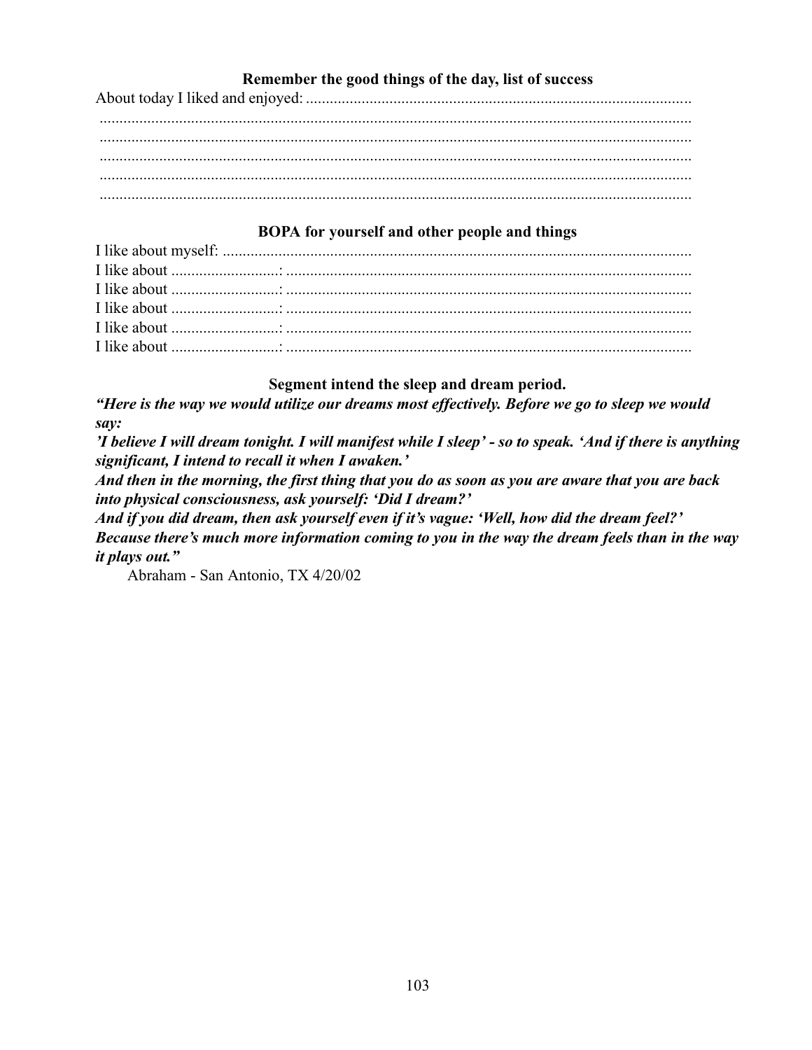### Remember the good things of the day, list of success

About today I liked and enjoyed: ..............................................................................................

.............................................................................................................................................

.............................................................................................................................................

.............................................................................................................................................

.............................................................................................................................................

.............................................................................................................................................

### BOPA for yourself and other people and things

I like about myself: ......................................................................................................

I like about ..........................: ......................................................................................

I like about ..........................: ......................................................................................

I like about ..........................: ......................................................................................

I like about ..........................: ......................................................................................

I like about ..........................: ......................................................................................

### Segment intend the sleep and dream period.

***"Here is the way we would utilize our dreams most effectively. Before we go to sleep we would say:***

***'I believe I will dream tonight. I will manifest while I sleep' - so to speak. 'And if there is anything significant, I intend to recall it when I awaken.'***

***And then in the morning, the first thing that you do as soon as you are aware that you are back into physical consciousness, ask yourself: 'Did I dream?'***

***And if you did dream, then ask yourself even if it's vague: 'Well, how did the dream feel?'***

***Because there's much more information coming to you in the way the dream feels than in the way it plays out."***

Abraham - San Antonio, TX 4/20/02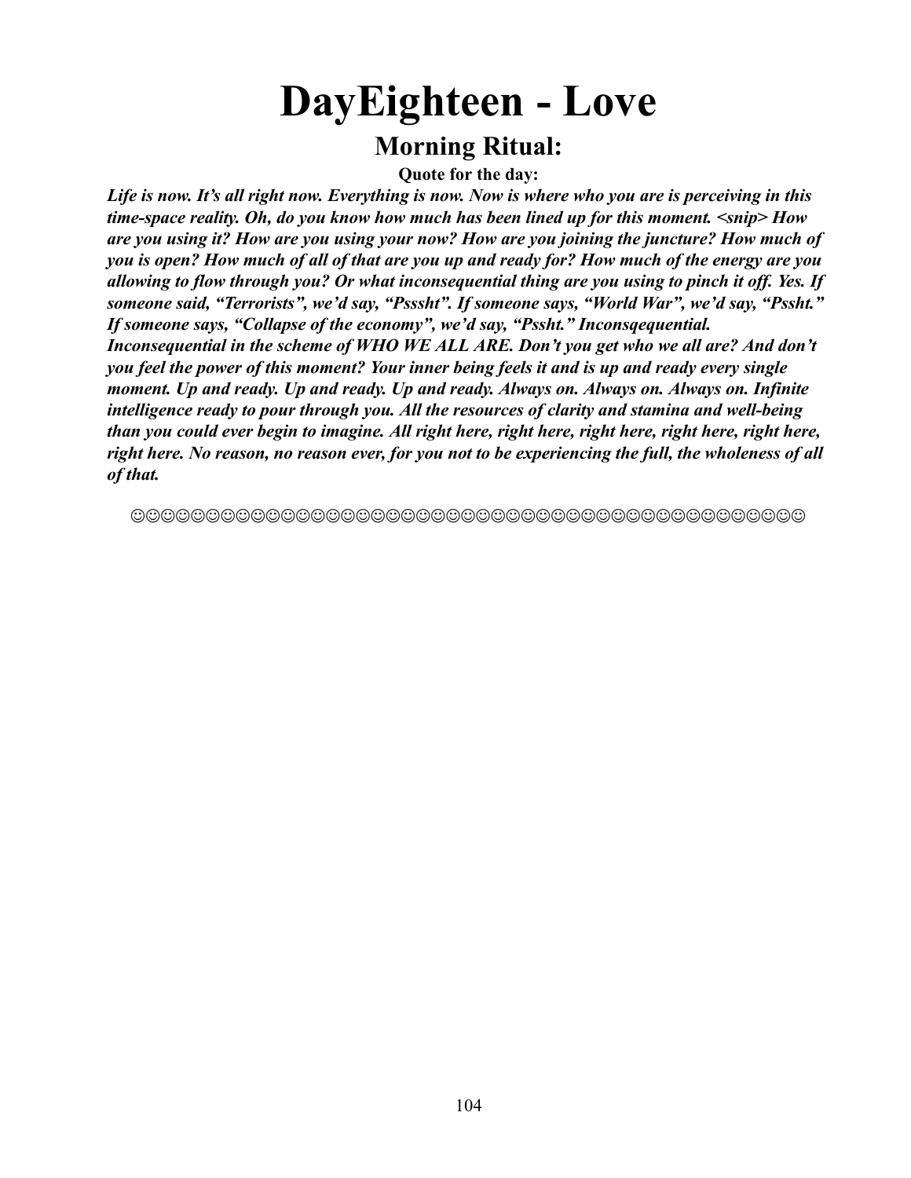# DayEighteen - Love

## Morning Ritual:

**Quote for the day:**

***Life is now. It's all right now. Everything is now. Now is where who you are is perceiving in this time-space reality. Oh, do you know how much has been lined up for this moment. <snip> How are you using it? How are you using your now? How are you joining the juncture? How much of you is open? How much of all of that are you up and ready for? How much of the energy are you allowing to flow through you? Or what inconsequential thing are you using to pinch it off. Yes. If someone said, "Terrorists", we'd say, "Psssht". If someone says, "World War", we'd say, "Pssht." If someone says, "Collapse of the economy", we'd say, "Pssht." Inconsqequential. Inconsequential in the scheme of WHO WE ALL ARE. Don't you get who we all are? And don't you feel the power of this moment? Your inner being feels it and is up and ready every single moment. Up and ready. Up and ready. Up and ready. Always on. Always on. Always on. Infinite intelligence ready to pour through you. All the resources of clarity and stamina and well-being than you could ever begin to imagine. All right here, right here, right here, right here, right here, right here. No reason, no reason ever, for you not to be experiencing the full, the wholeness of all of that.***

☺☺☺☺☺☺☺☺☺☺☺☺☺☺☺☺☺☺☺☺☺☺☺☺☺☺☺☺☺☺☺☺☺☺☺☺☺☺☺☺☺☺☺☺☺☺☺☺☺☺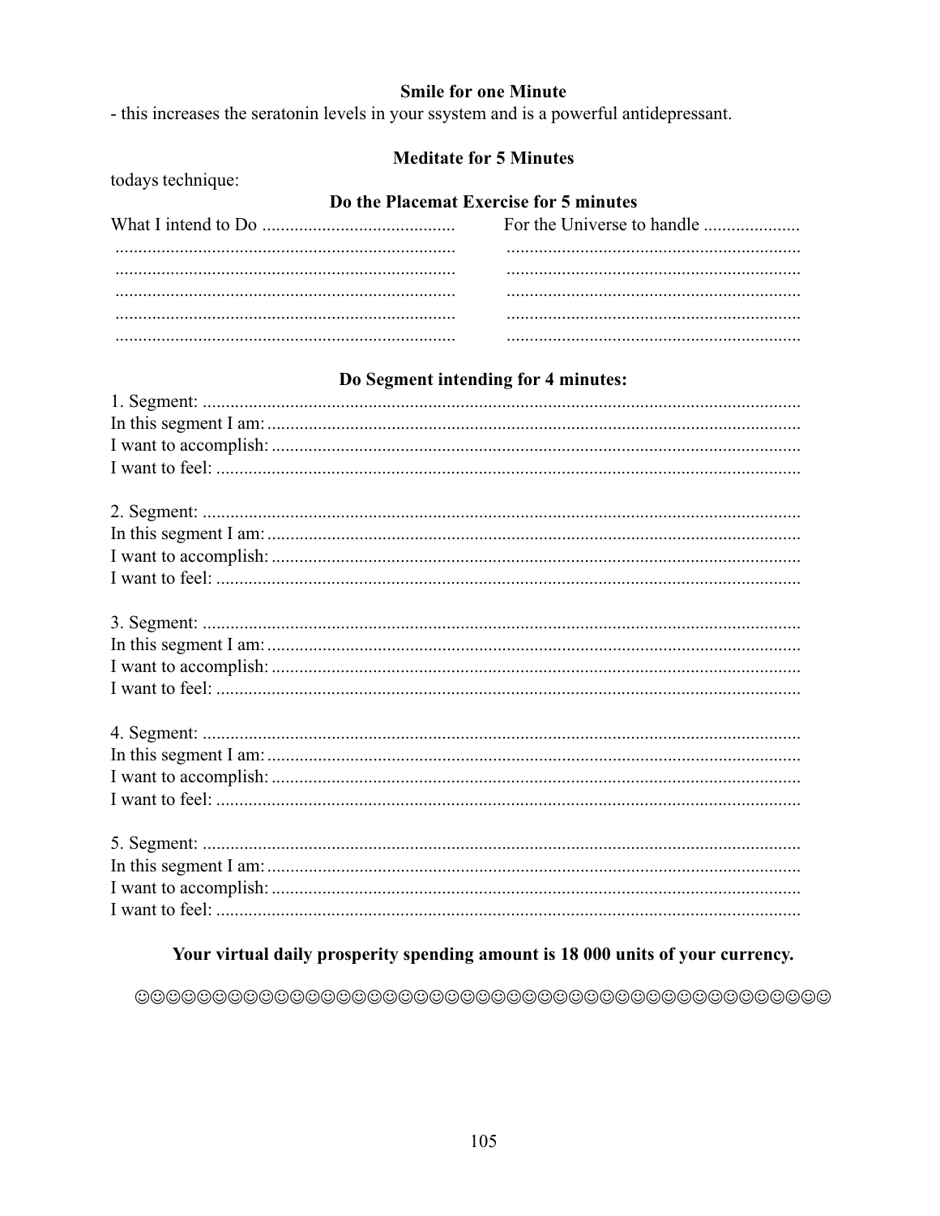**Smile for one Minute**

- this increases the seratonin levels in your ssystem and is a powerful antidepressant.

**Meditate for 5 Minutes**

todays technique:

**Do the Placemat Exercise for 5 minutes**

| What I intend to Do .......................................... | For the Universe to handle ..................... |
|---|---|
| .......................................................................... | ................................................................ |
| .......................................................................... | ................................................................ |
| .......................................................................... | ................................................................ |
| .......................................................................... | ................................................................ |
| .......................................................................... | ................................................................ |

**Do Segment intending for 4 minutes:**

1. Segment: ..................................................................................................................
In this segment I am: ...................................................................................................
I want to accomplish: ..................................................................................................
I want to feel: ..............................................................................................................

2. Segment: ..................................................................................................................
In this segment I am: ...................................................................................................
I want to accomplish: ..................................................................................................
I want to feel: ..............................................................................................................

3. Segment: ..................................................................................................................
In this segment I am: ...................................................................................................
I want to accomplish: ..................................................................................................
I want to feel: ..............................................................................................................

4. Segment: ..................................................................................................................
In this segment I am: ...................................................................................................
I want to accomplish: ..................................................................................................
I want to feel: ..............................................................................................................

5. Segment: ..................................................................................................................
In this segment I am: ...................................................................................................
I want to accomplish: ..................................................................................................
I want to feel: ..............................................................................................................

**Your virtual daily prosperity spending amount is 18 000 units of your currency.**

☺☺☺☺☺☺☺☺☺☺☺☺☺☺☺☺☺☺☺☺☺☺☺☺☺☺☺☺☺☺☺☺☺☺☺☺☺☺☺☺☺☺☺☺☺☺☺☺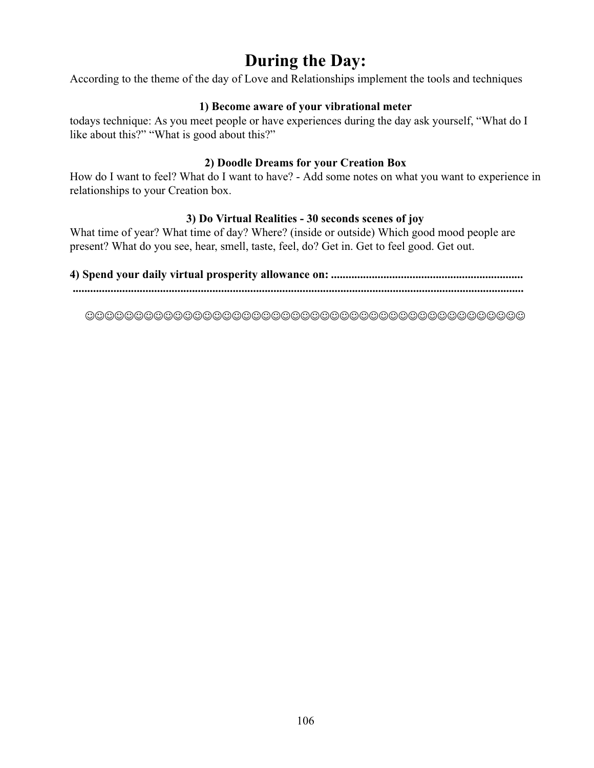# During the Day:

According to the theme of the day of Love and Relationships implement the tools and techniques

**1) Become aware of your vibrational meter**

todays technique: As you meet people or have experiences during the day ask yourself, “What do I like about this?” “What is good about this?”

**2) Doodle Dreams for your Creation Box**

How do I want to feel? What do I want to have? - Add some notes on what you want to experience in relationships to your Creation box.

**3) Do Virtual Realities - 30 seconds scenes of joy**

What time of year? What time of day? Where? (inside or outside) Which good mood people are present? What do you see, hear, smell, taste, feel, do? Get in. Get to feel good. Get out.

**4) Spend your daily virtual prosperity allowance on: ..................................................................**
**...........................................................................................................................................**

☺☺☺☺☺☺☺☺☺☺☺☺☺☺☺☺☺☺☺☺☺☺☺☺☺☺☺☺☺☺☺☺☺☺☺☺☺☺☺☺☺☺☺☺☺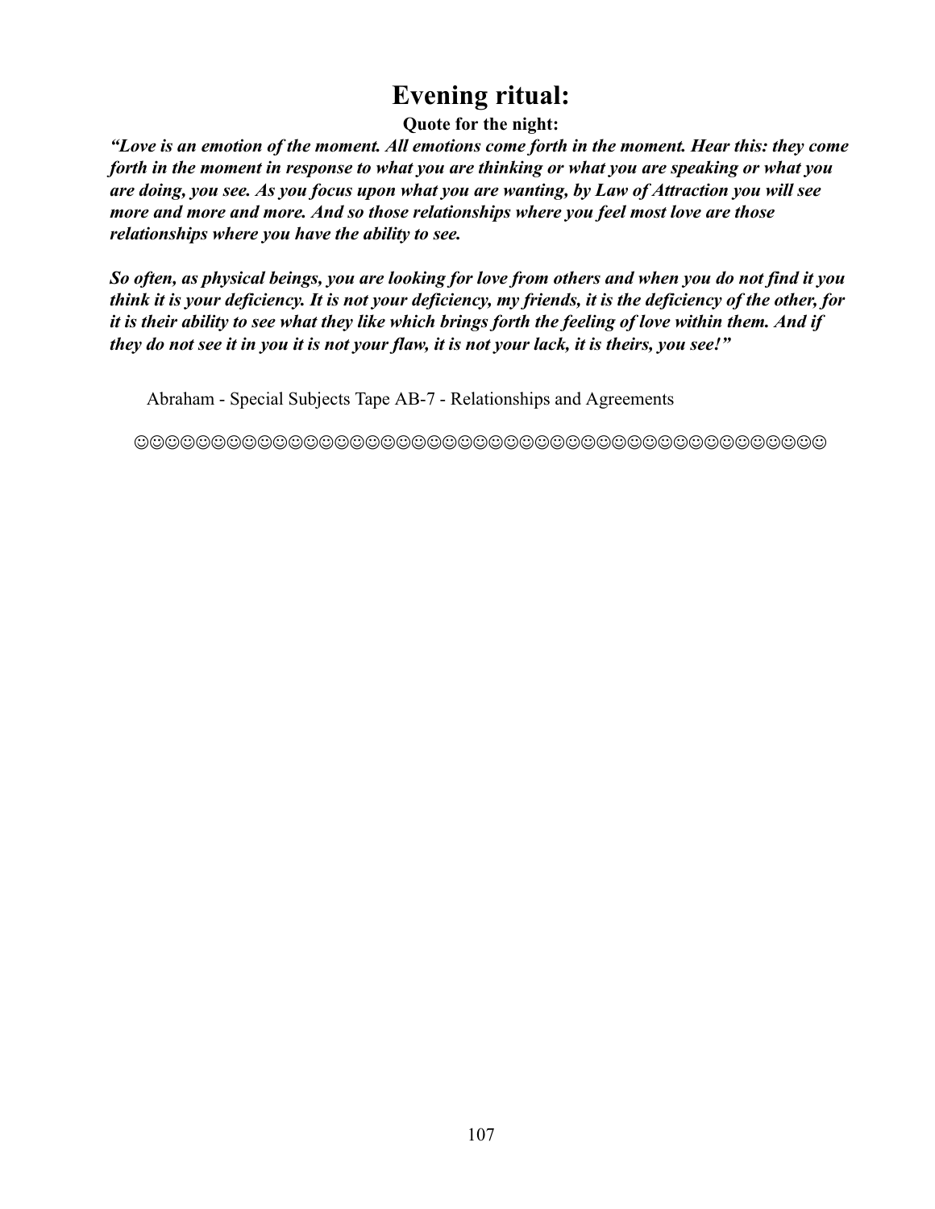# Evening ritual:

**Quote for the night:**

***"Love is an emotion of the moment. All emotions come forth in the moment. Hear this: they come forth in the moment in response to what you are thinking or what you are speaking or what you are doing, you see. As you focus upon what you are wanting, by Law of Attraction you will see more and more and more. And so those relationships where you feel most love are those relationships where you have the ability to see.***

***So often, as physical beings, you are looking for love from others and when you do not find it you think it is your deficiency. It is not your deficiency, my friends, it is the deficiency of the other, for it is their ability to see what they like which brings forth the feeling of love within them. And if they do not see it in you it is not your flaw, it is not your lack, it is theirs, you see!"***

Abraham - Special Subjects Tape AB-7 - Relationships and Agreements

☺☺☺☺☺☺☺☺☺☺☺☺☺☺☺☺☺☺☺☺☺☺☺☺☺☺☺☺☺☺☺☺☺☺☺☺☺☺☺☺☺☺☺☺☺☺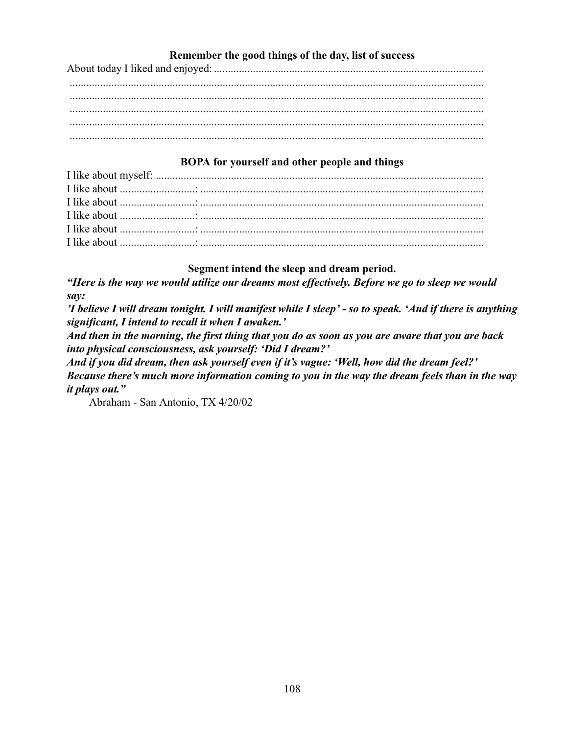### Remember the good things of the day, list of success

About today I liked and enjoyed: ................................................................................................

....................................................................................................................................................

....................................................................................................................................................

....................................................................................................................................................

....................................................................................................................................................

....................................................................................................................................................

### BOPA for yourself and other people and things

I like about myself: ......................................................................................................................

I like about ..........................: ......................................................................................................

I like about ..........................: ......................................................................................................

I like about ..........................: ......................................................................................................

I like about ..........................: ......................................................................................................

I like about ..........................: ......................................................................................................

### Segment intend the sleep and dream period.

***"Here is the way we would utilize our dreams most effectively. Before we go to sleep we would say:***

***'I believe I will dream tonight. I will manifest while I sleep' - so to speak. 'And if there is anything significant, I intend to recall it when I awaken.'***

***And then in the morning, the first thing that you do as soon as you are aware that you are back into physical consciousness, ask yourself: 'Did I dream?'***

***And if you did dream, then ask yourself even if it's vague: 'Well, how did the dream feel?' Because there's much more information coming to you in the way the dream feels than in the way it plays out."***

Abraham - San Antonio, TX 4/20/02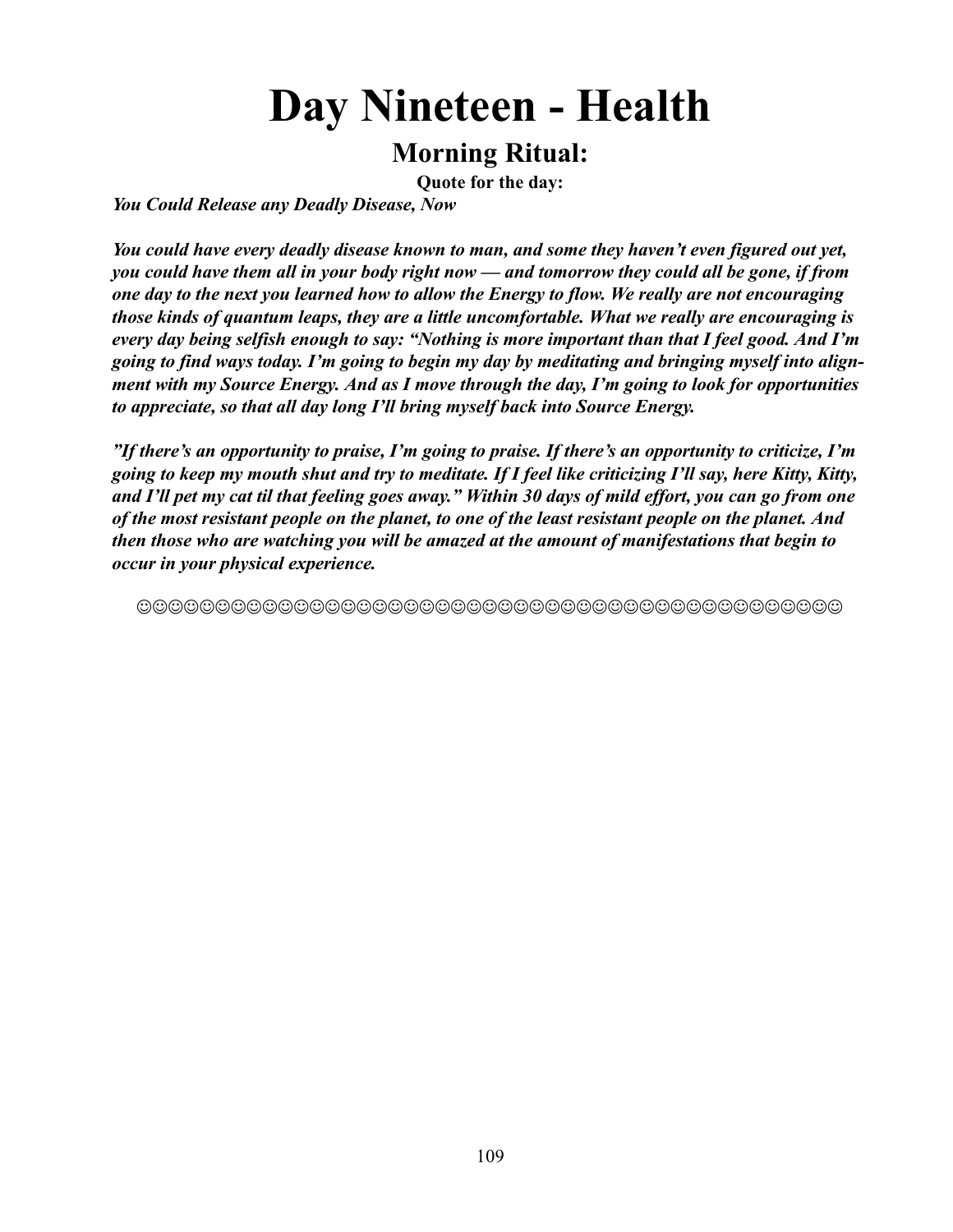# Day Nineteen - Health

## Morning Ritual:

**Quote for the day:**

***You Could Release any Deadly Disease, Now***

***You could have every deadly disease known to man, and some they haven't even figured out yet, you could have them all in your body right now — and tomorrow they could all be gone, if from one day to the next you learned how to allow the Energy to flow. We really are not encouraging those kinds of quantum leaps, they are a little uncomfortable. What we really are encouraging is every day being selfish enough to say: "Nothing is more important than that I feel good. And I'm going to find ways today. I'm going to begin my day by meditating and bringing myself into alignment with my Source Energy. And as I move through the day, I'm going to look for opportunities to appreciate, so that all day long I'll bring myself back into Source Energy.***

***"If there's an opportunity to praise, I'm going to praise. If there's an opportunity to criticize, I'm going to keep my mouth shut and try to meditate. If I feel like criticizing I'll say, here Kitty, Kitty, and I'll pet my cat til that feeling goes away." Within 30 days of mild effort, you can go from one of the most resistant people on the planet, to one of the least resistant people on the planet. And then those who are watching you will be amazed at the amount of manifestations that begin to occur in your physical experience.***

☺☺☺☺☺☺☺☺☺☺☺☺☺☺☺☺☺☺☺☺☺☺☺☺☺☺☺☺☺☺☺☺☺☺☺☺☺☺☺☺☺☺☺☺☺☺☺☺☺☺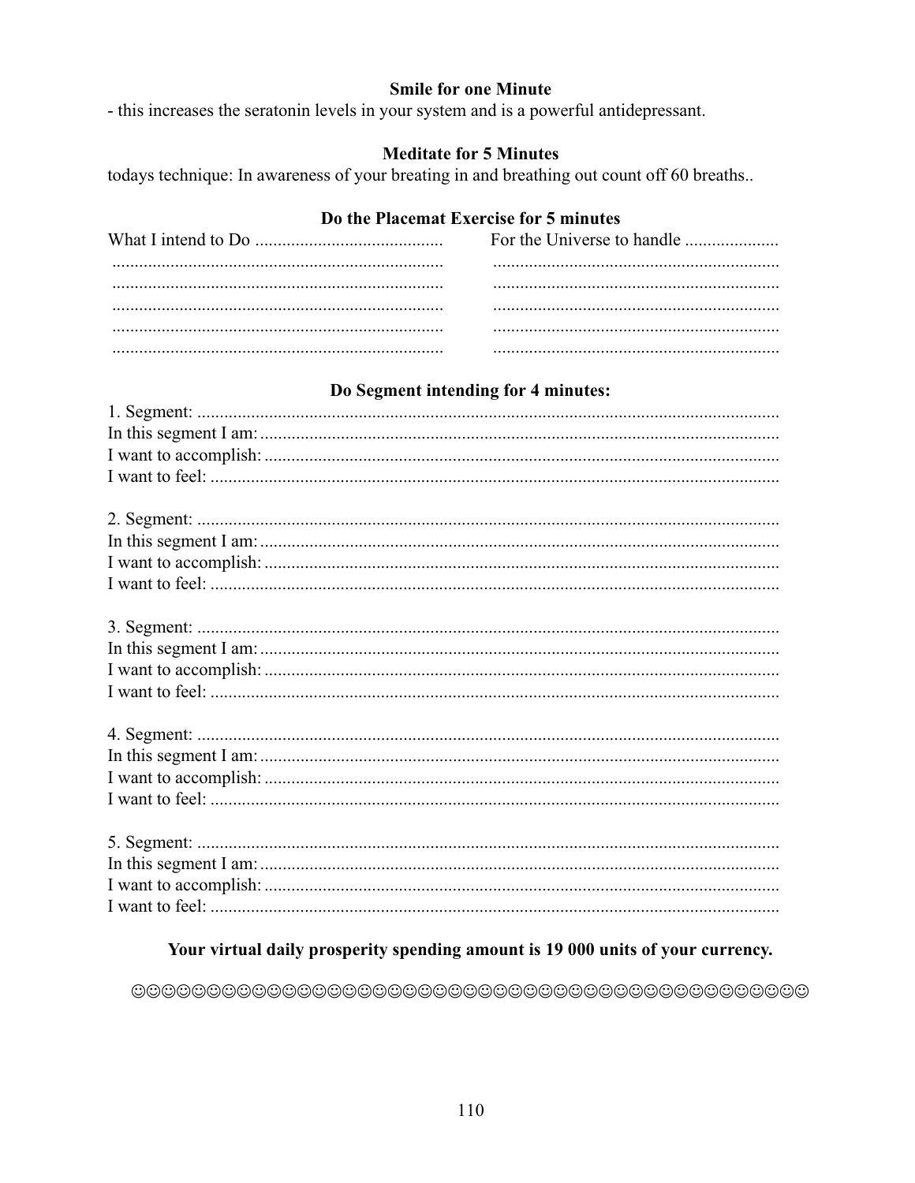**Smile for one Minute**

- this increases the seratonin levels in your system and is a powerful antidepressant.

**Meditate for 5 Minutes**

todays technique: In awareness of your breating in and breathing out count off 60 breaths..

**Do the Placemat Exercise for 5 minutes**

| What I intend to Do .......................................... | For the Universe to handle ..................... |
|---|---|
| .......................................................................... | ................................................................ |
| .......................................................................... | ................................................................ |
| .......................................................................... | ................................................................ |
| .......................................................................... | ................................................................ |
| .......................................................................... | ................................................................ |

**Do Segment intending for 4 minutes:**

1. Segment: .................................................................................................................................
In this segment I am: ...................................................................................................................
I want to accomplish: ..................................................................................................................
I want to feel: ..............................................................................................................................

2. Segment: .................................................................................................................................
In this segment I am: ...................................................................................................................
I want to accomplish: ..................................................................................................................
I want to feel: ..............................................................................................................................

3. Segment: .................................................................................................................................
In this segment I am: ...................................................................................................................
I want to accomplish: ..................................................................................................................
I want to feel: ..............................................................................................................................

4. Segment: .................................................................................................................................
In this segment I am: ...................................................................................................................
I want to accomplish: ..................................................................................................................
I want to feel: ..............................................................................................................................

5. Segment: .................................................................................................................................
In this segment I am: ...................................................................................................................
I want to accomplish: ..................................................................................................................
I want to feel: ..............................................................................................................................

**Your virtual daily prosperity spending amount is 19 000 units of your currency.**

☺☺☺☺☺☺☺☺☺☺☺☺☺☺☺☺☺☺☺☺☺☺☺☺☺☺☺☺☺☺☺☺☺☺☺☺☺☺☺☺☺☺☺☺☺☺☺☺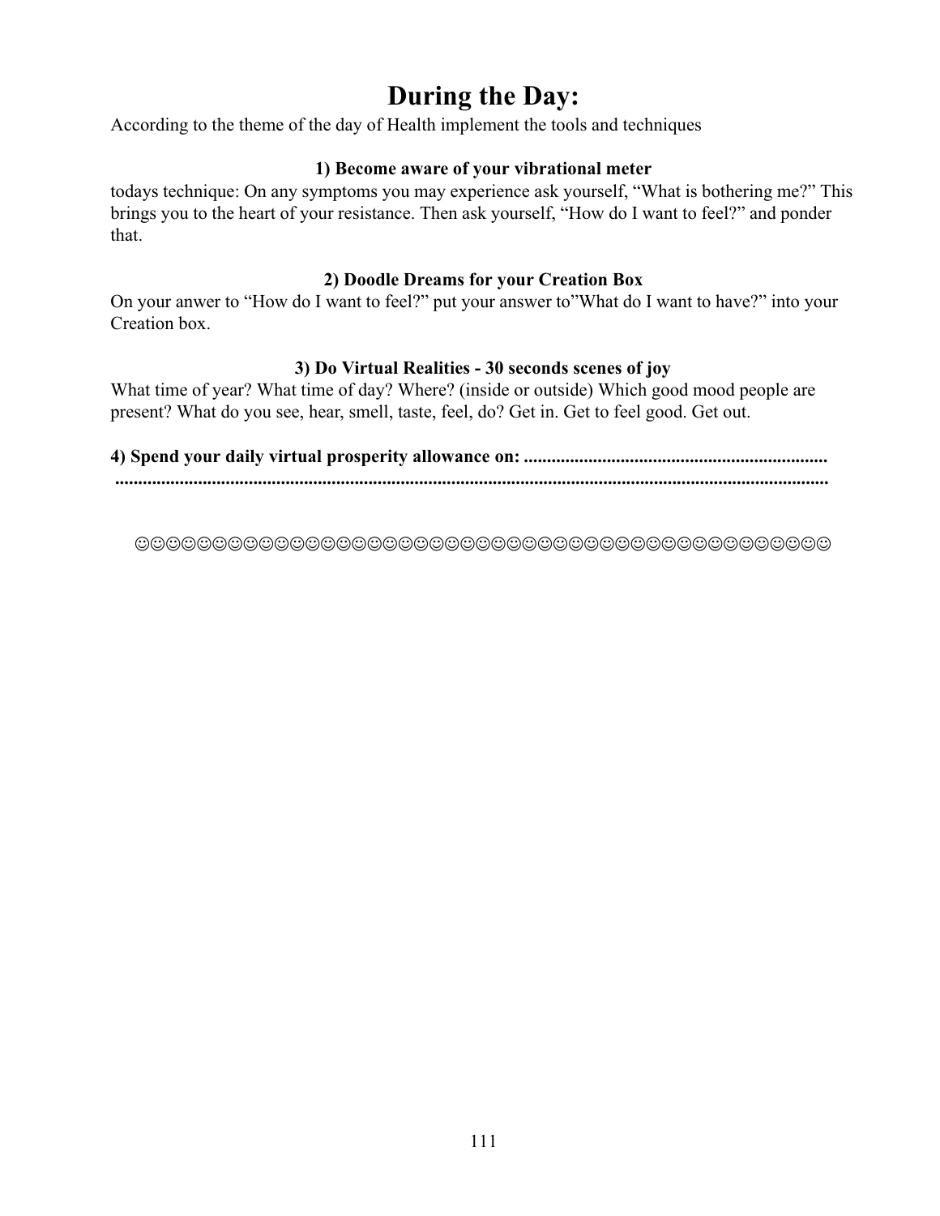# During the Day:

According to the theme of the day of Health implement the tools and techniques

**1) Become aware of your vibrational meter**

todays technique: On any symptoms you may experience ask yourself, “What is bothering me?” This brings you to the heart of your resistance. Then ask yourself, “How do I want to feel?” and ponder that.

**2) Doodle Dreams for your Creation Box**

On your anwer to “How do I want to feel?” put your answer to”What do I want to have?” into your Creation box.

**3) Do Virtual Realities - 30 seconds scenes of joy**

What time of year? What time of day? Where? (inside or outside) Which good mood people are present? What do you see, hear, smell, taste, feel, do? Get in. Get to feel good. Get out.

**4) Spend your daily virtual prosperity allowance on: ..................................................................**
**..........................................................................................................................................**

☺☺☺☺☺☺☺☺☺☺☺☺☺☺☺☺☺☺☺☺☺☺☺☺☺☺☺☺☺☺☺☺☺☺☺☺☺☺☺☺☺☺☺☺☺☺☺☺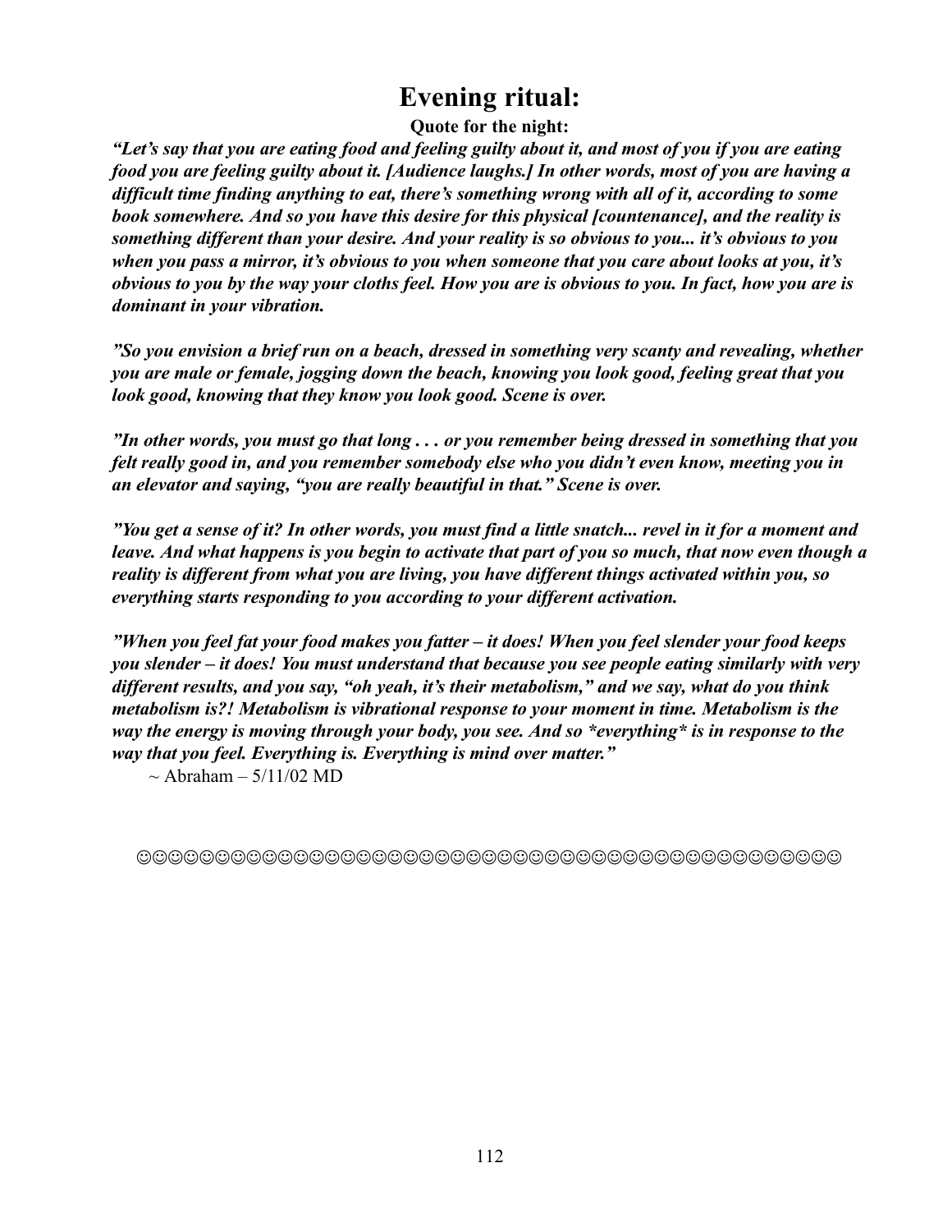# Evening ritual:

**Quote for the night:**

***"Let's say that you are eating food and feeling guilty about it, and most of you if you are eating food you are feeling guilty about it. [Audience laughs.] In other words, most of you are having a difficult time finding anything to eat, there's something wrong with all of it, according to some book somewhere. And so you have this desire for this physical [countenance], and the reality is something different than your desire. And your reality is so obvious to you... it's obvious to you when you pass a mirror, it's obvious to you when someone that you care about looks at you, it's obvious to you by the way your cloths feel. How you are is obvious to you. In fact, how you are is dominant in your vibration.***

***"So you envision a brief run on a beach, dressed in something very scanty and revealing, whether you are male or female, jogging down the beach, knowing you look good, feeling great that you look good, knowing that they know you look good. Scene is over.***

***"In other words, you must go that long . . . or you remember being dressed in something that you felt really good in, and you remember somebody else who you didn't even know, meeting you in an elevator and saying, "you are really beautiful in that." Scene is over.***

***"You get a sense of it? In other words, you must find a little snatch... revel in it for a moment and leave. And what happens is you begin to activate that part of you so much, that now even though a reality is different from what you are living, you have different things activated within you, so everything starts responding to you according to your different activation.***

***"When you feel fat your food makes you fatter – it does! When you feel slender your food keeps you slender – it does! You must understand that because you see people eating similarly with very different results, and you say, "oh yeah, it's their metabolism," and we say, what do you think metabolism is?! Metabolism is vibrational response to your moment in time. Metabolism is the way the energy is moving through your body, you see. And so *everything* is in response to the way that you feel. Everything is. Everything is mind over matter."***

~ Abraham – 5/11/02 MD

☺☺☺☺☺☺☺☺☺☺☺☺☺☺☺☺☺☺☺☺☺☺☺☺☺☺☺☺☺☺☺☺☺☺☺☺☺☺☺☺☺☺☺☺☺☺☺☺☺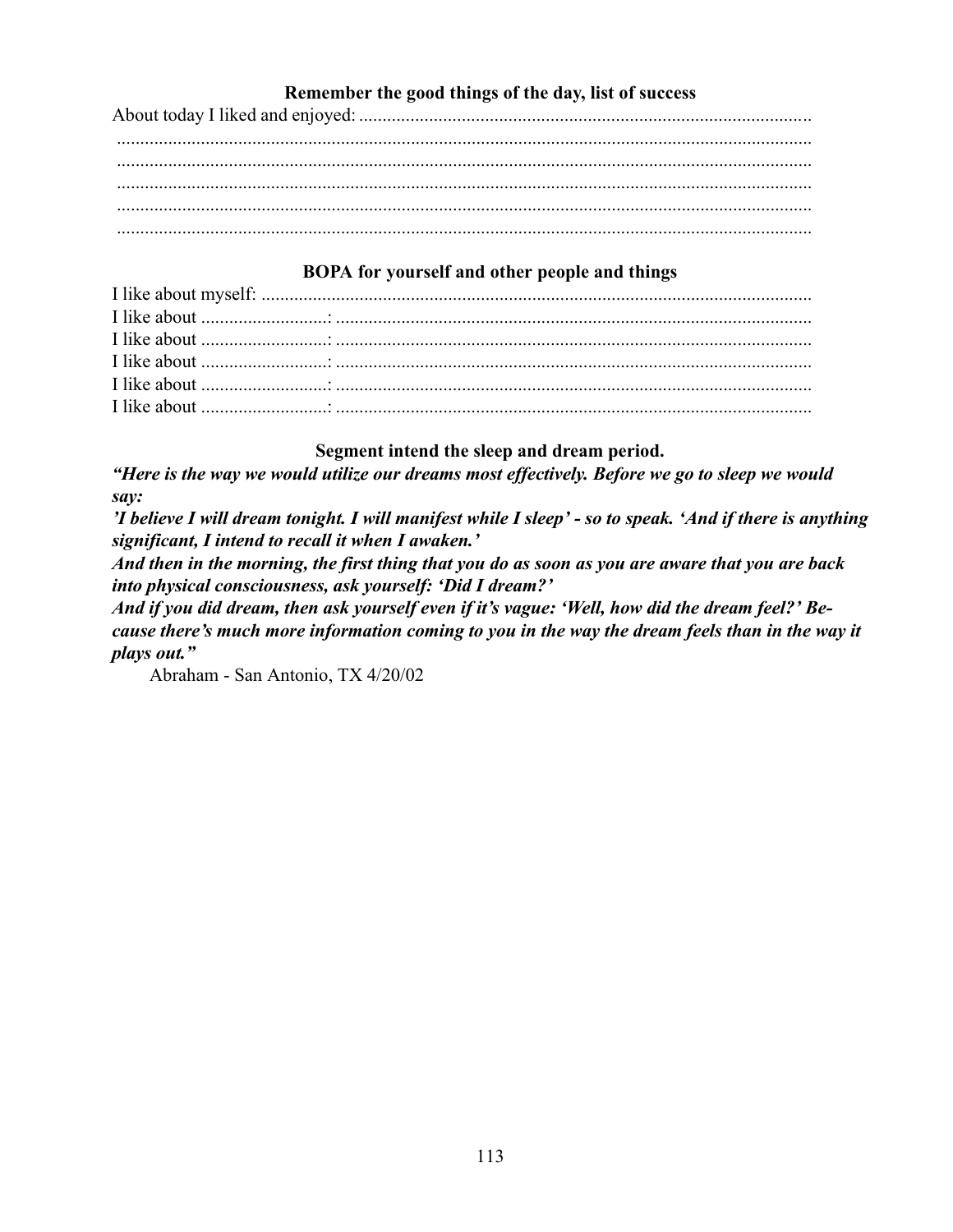### Remember the good things of the day, list of success

About today I liked and enjoyed: ..................................................................................................
..........................................................................................................................................
..........................................................................................................................................
..........................................................................................................................................
..........................................................................................................................................
..........................................................................................................................................

### BOPA for yourself and other people and things

I like about myself: ......................................................................................................................
I like about ..........................: ......................................................................................................
I like about ..........................: ......................................................................................................
I like about ..........................: ......................................................................................................
I like about ..........................: ......................................................................................................
I like about ..........................: ......................................................................................................

### Segment intend the sleep and dream period.

***"Here is the way we would utilize our dreams most effectively. Before we go to sleep we would say:***

***'I believe I will dream tonight. I will manifest while I sleep' - so to speak. 'And if there is anything significant, I intend to recall it when I awaken.'***

***And then in the morning, the first thing that you do as soon as you are aware that you are back into physical consciousness, ask yourself: 'Did I dream?'***

***And if you did dream, then ask yourself even if it's vague: 'Well, how did the dream feel?' Because there's much more information coming to you in the way the dream feels than in the way it plays out."***

Abraham - San Antonio, TX 4/20/02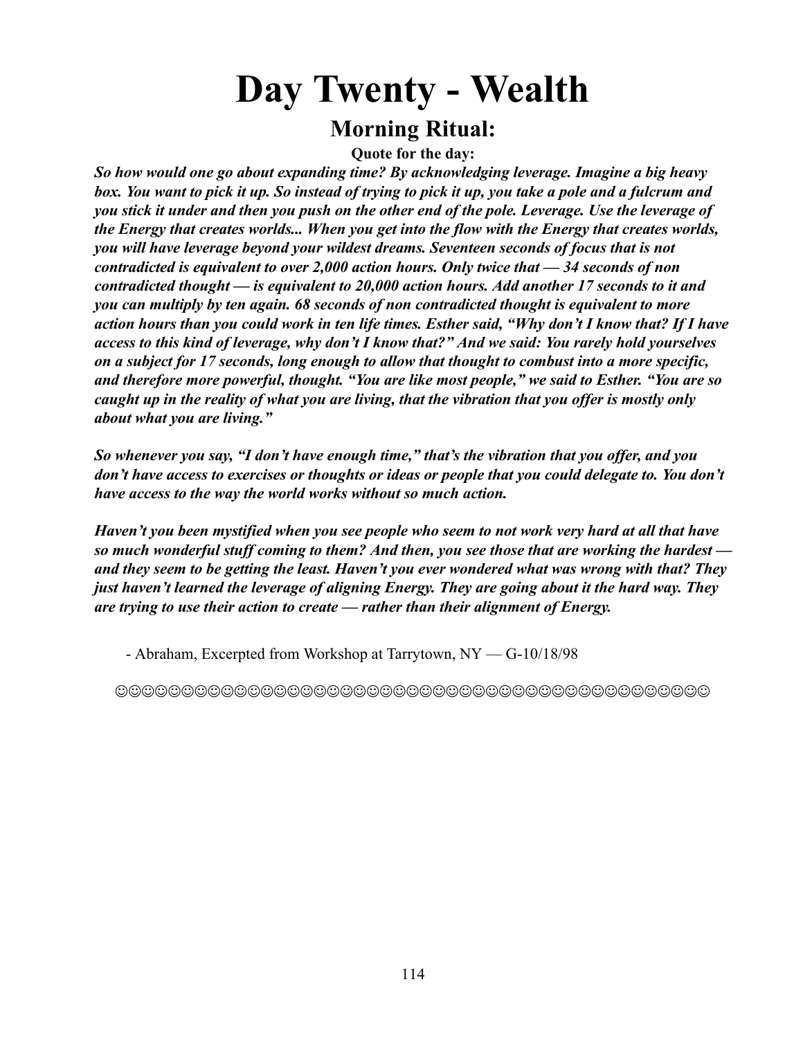# Day Twenty - Wealth

## Morning Ritual:

**Quote for the day:**

***So how would one go about expanding time? By acknowledging leverage. Imagine a big heavy box. You want to pick it up. So instead of trying to pick it up, you take a pole and a fulcrum and you stick it under and then you push on the other end of the pole. Leverage. Use the leverage of the Energy that creates worlds... When you get into the flow with the Energy that creates worlds, you will have leverage beyond your wildest dreams. Seventeen seconds of focus that is not contradicted is equivalent to over 2,000 action hours. Only twice that — 34 seconds of non contradicted thought — is equivalent to 20,000 action hours. Add another 17 seconds to it and you can multiply by ten again. 68 seconds of non contradicted thought is equivalent to more action hours than you could work in ten life times. Esther said, "Why don't I know that? If I have access to this kind of leverage, why don't I know that?" And we said: You rarely hold yourselves on a subject for 17 seconds, long enough to allow that thought to combust into a more specific, and therefore more powerful, thought. "You are like most people," we said to Esther. "You are so caught up in the reality of what you are living, that the vibration that you offer is mostly only about what you are living."***

***So whenever you say, "I don't have enough time," that's the vibration that you offer, and you don't have access to exercises or thoughts or ideas or people that you could delegate to. You don't have access to the way the world works without so much action.***

***Haven't you been mystified when you see people who seem to not work very hard at all that have so much wonderful stuff coming to them? And then, you see those that are working the hardest — and they seem to be getting the least. Haven't you ever wondered what was wrong with that? They just haven't learned the leverage of aligning Energy. They are going about it the hard way. They are trying to use their action to create — rather than their alignment of Energy.***

- Abraham, Excerpted from Workshop at Tarrytown, NY — G-10/18/98

☺☺☺☺☺☺☺☺☺☺☺☺☺☺☺☺☺☺☺☺☺☺☺☺☺☺☺☺☺☺☺☺☺☺☺☺☺☺☺☺☺☺☺☺☺☺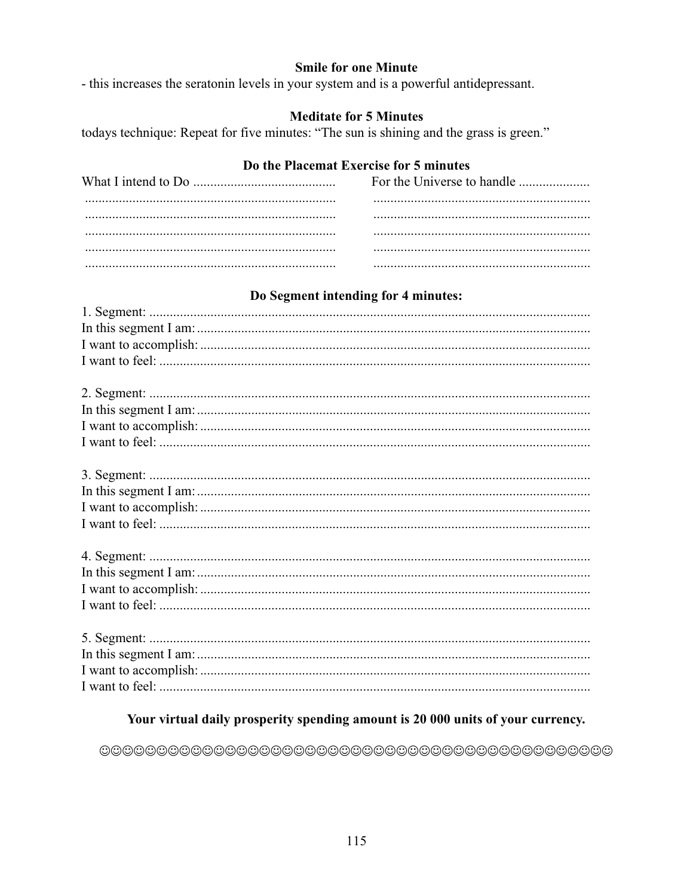**Smile for one Minute**

- this increases the seratonin levels in your system and is a powerful antidepressant.

**Meditate for 5 Minutes**

todays technique: Repeat for five minutes: "The sun is shining and the grass is green."

**Do the Placemat Exercise for 5 minutes**

| What I intend to Do .......................................... | For the Universe to handle ..................... |
|---|---|
| .......................................................................... | ................................................................ |
| .......................................................................... | ................................................................ |
| .......................................................................... | ................................................................ |
| .......................................................................... | ................................................................ |
| .......................................................................... | ................................................................ |

**Do Segment intending for 4 minutes:**

1. Segment: ..................................................................................................................................
In this segment I am: ...................................................................................................................
I want to accomplish: ..................................................................................................................
I want to feel: ..............................................................................................................................

2. Segment: ..................................................................................................................................
In this segment I am: ...................................................................................................................
I want to accomplish: ..................................................................................................................
I want to feel: ..............................................................................................................................

3. Segment: ..................................................................................................................................
In this segment I am: ...................................................................................................................
I want to accomplish: ..................................................................................................................
I want to feel: ..............................................................................................................................

4. Segment: ..................................................................................................................................
In this segment I am: ...................................................................................................................
I want to accomplish: ..................................................................................................................
I want to feel: ..............................................................................................................................

5. Segment: ..................................................................................................................................
In this segment I am: ...................................................................................................................
I want to accomplish: ..................................................................................................................
I want to feel: ..............................................................................................................................

**Your virtual daily prosperity spending amount is 20 000 units of your currency.**

☺☺☺☺☺☺☺☺☺☺☺☺☺☺☺☺☺☺☺☺☺☺☺☺☺☺☺☺☺☺☺☺☺☺☺☺☺☺☺☺☺☺☺☺☺☺☺☺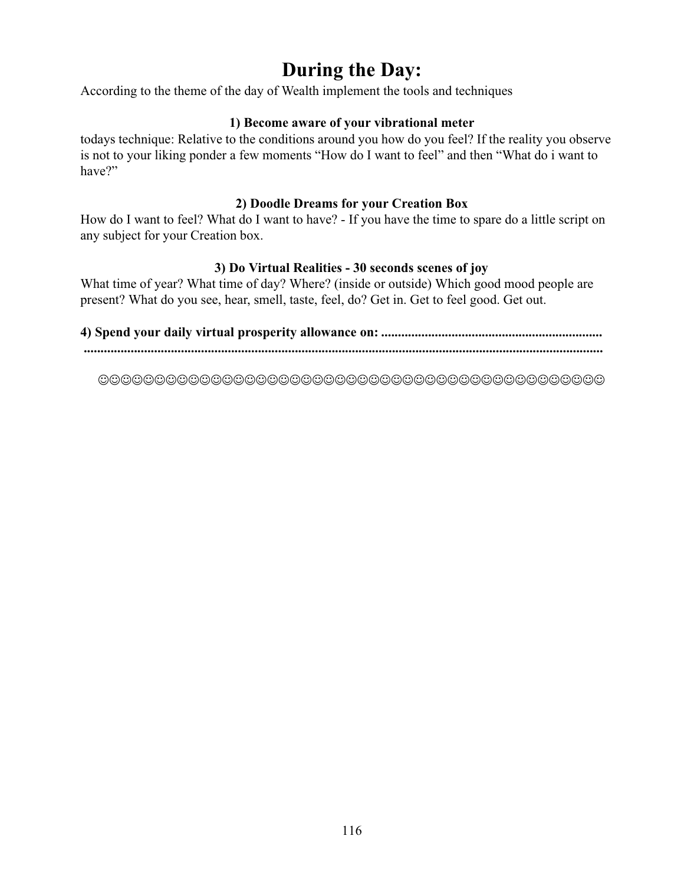# During the Day:

According to the theme of the day of Wealth implement the tools and techniques

**1) Become aware of your vibrational meter**

todays technique: Relative to the conditions around you how do you feel? If the reality you observe is not to your liking ponder a few moments “How do I want to feel” and then “What do i want to have?”

**2) Doodle Dreams for your Creation Box**

How do I want to feel? What do I want to have? - If you have the time to spare do a little script on any subject for your Creation box.

**3) Do Virtual Realities - 30 seconds scenes of joy**

What time of year? What time of day? Where? (inside or outside) Which good mood people are present? What do you see, hear, smell, taste, feel, do? Get in. Get to feel good. Get out.

**4) Spend your daily virtual prosperity allowance on: .................................................................**
**..........................................................................................................................................**

☺☺☺☺☺☺☺☺☺☺☺☺☺☺☺☺☺☺☺☺☺☺☺☺☺☺☺☺☺☺☺☺☺☺☺☺☺☺☺☺☺☺☺☺☺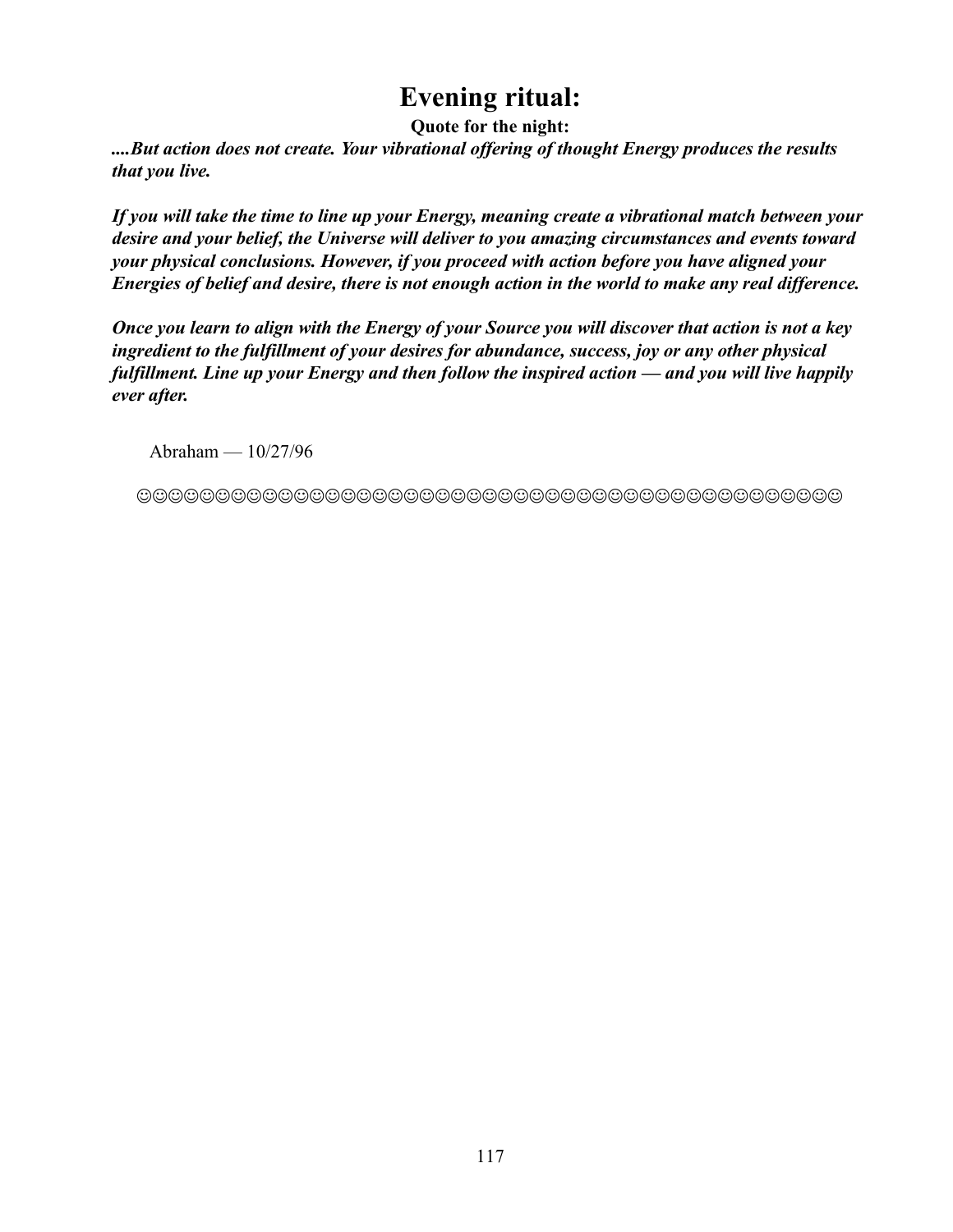# Evening ritual:

**Quote for the night:**

***....But action does not create. Your vibrational offering of thought Energy produces the results that you live.***

***If you will take the time to line up your Energy, meaning create a vibrational match between your desire and your belief, the Universe will deliver to you amazing circumstances and events toward your physical conclusions. However, if you proceed with action before you have aligned your Energies of belief and desire, there is not enough action in the world to make any real difference.***

***Once you learn to align with the Energy of your Source you will discover that action is not a key ingredient to the fulfillment of your desires for abundance, success, joy or any other physical fulfillment. Line up your Energy and then follow the inspired action — and you will live happily ever after.***

Abraham — 10/27/96

☺☺☺☺☺☺☺☺☺☺☺☺☺☺☺☺☺☺☺☺☺☺☺☺☺☺☺☺☺☺☺☺☺☺☺☺☺☺☺☺☺☺☺☺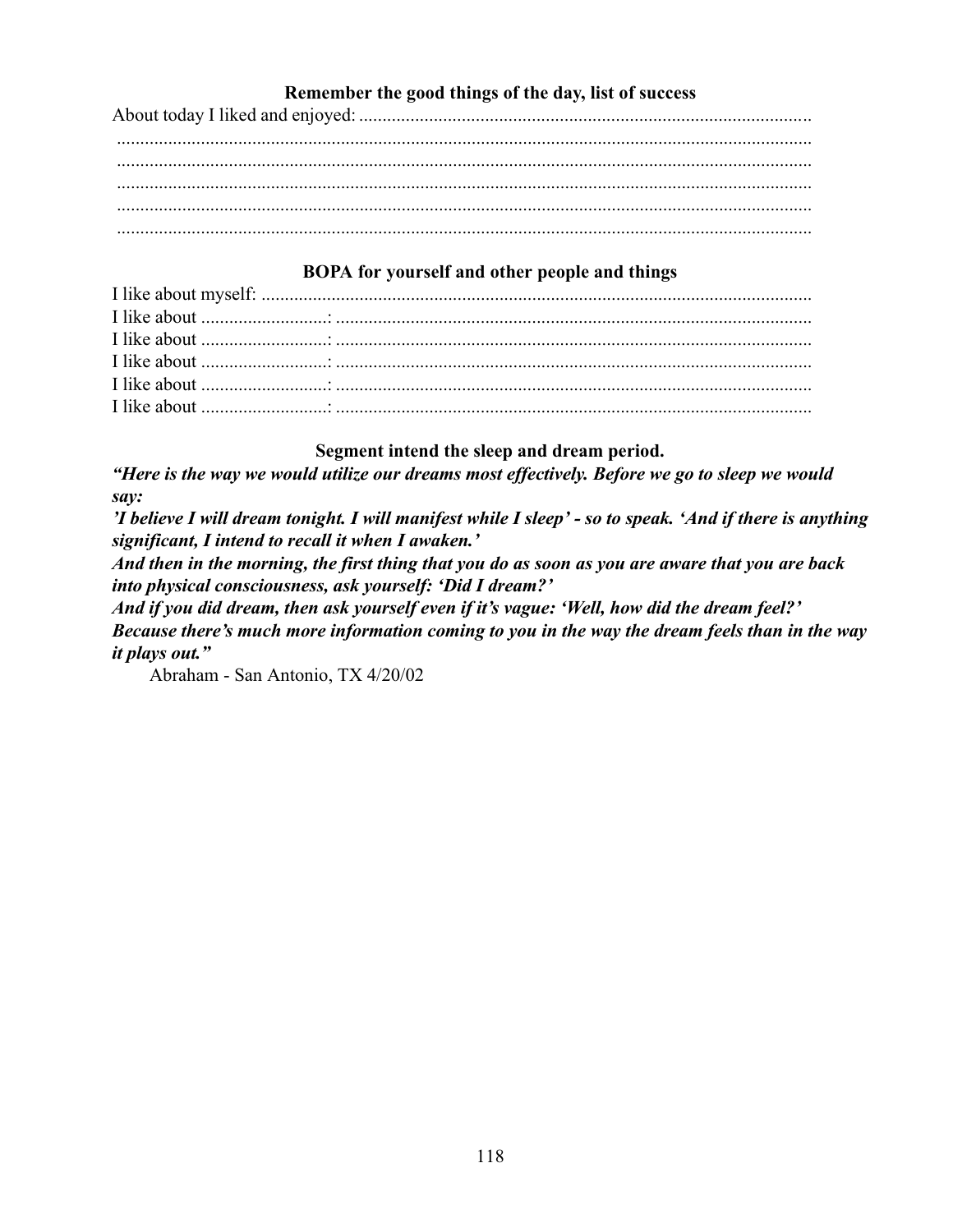### Remember the good things of the day, list of success

About today I liked and enjoyed: ................................................................................................
....................................................................................................................................................
....................................................................................................................................................
....................................................................................................................................................
....................................................................................................................................................
....................................................................................................................................................

### BOPA for yourself and other people and things

I like about myself: ......................................................................................................................
I like about ..........................: ......................................................................................................
I like about ..........................: ......................................................................................................
I like about ..........................: ......................................................................................................
I like about ..........................: ......................................................................................................
I like about ..........................: ......................................................................................................

### Segment intend the sleep and dream period.

***"Here is the way we would utilize our dreams most effectively. Before we go to sleep we would say:***
***'I believe I will dream tonight. I will manifest while I sleep' - so to speak. 'And if there is anything significant, I intend to recall it when I awaken.'***
***And then in the morning, the first thing that you do as soon as you are aware that you are back into physical consciousness, ask yourself: 'Did I dream?'***
***And if you did dream, then ask yourself even if it's vague: 'Well, how did the dream feel?'***
***Because there's much more information coming to you in the way the dream feels than in the way it plays out."***

Abraham - San Antonio, TX 4/20/02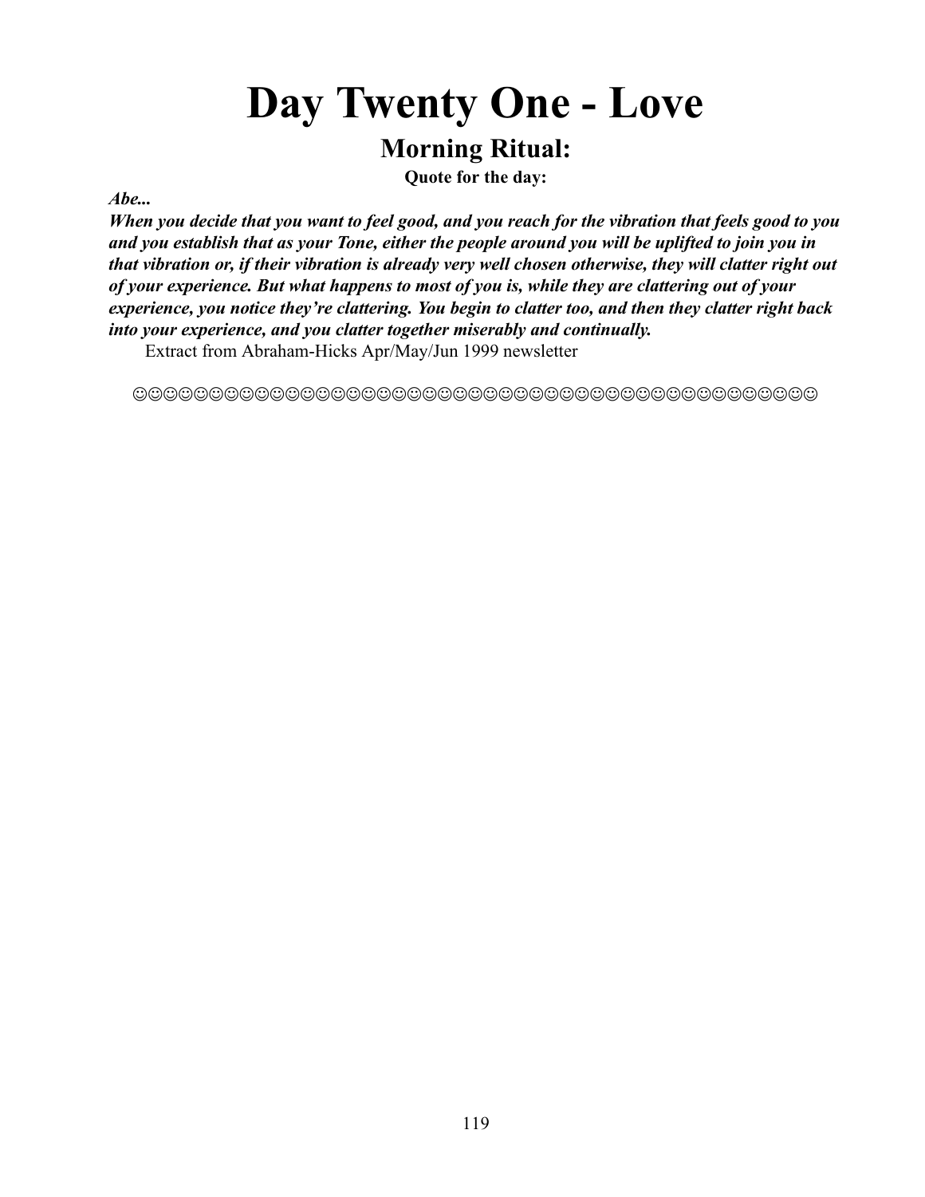# Day Twenty One - Love

## Morning Ritual:

### Quote for the day:

***Abe...***

***When you decide that you want to feel good, and you reach for the vibration that feels good to you and you establish that as your Tone, either the people around you will be uplifted to join you in that vibration or, if their vibration is already very well chosen otherwise, they will clatter right out of your experience. But what happens to most of you is, while they are clattering out of your experience, you notice they're clattering. You begin to clatter too, and then they clatter right back into your experience, and you clatter together miserably and continually.***

Extract from Abraham-Hicks Apr/May/Jun 1999 newsletter

☺☺☺☺☺☺☺☺☺☺☺☺☺☺☺☺☺☺☺☺☺☺☺☺☺☺☺☺☺☺☺☺☺☺☺☺☺☺☺☺☺☺☺☺☺☺☺☺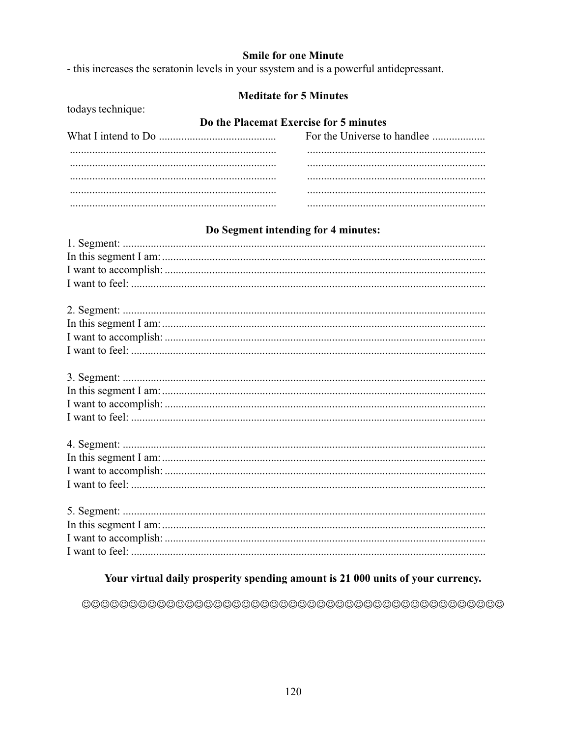**Smile for one Minute**

- this increases the seratonin levels in your ssystem and is a powerful antidepressant.

**Meditate for 5 Minutes**

todays technique:

**Do the Placemat Exercise for 5 minutes**

| What I intend to Do .......................................... | For the Universe to handlee ................... |
|---|---|
| .......................................................................... | ................................................................ |
| .......................................................................... | ................................................................ |
| .......................................................................... | ................................................................ |
| .......................................................................... | ................................................................ |
| .......................................................................... | ................................................................ |

**Do Segment intending for 4 minutes:**

1. Segment: ..................................................................................................................................
In this segment I am: ...................................................................................................................
I want to accomplish: ..................................................................................................................
I want to feel: ..............................................................................................................................

2. Segment: ..................................................................................................................................
In this segment I am: ...................................................................................................................
I want to accomplish: ..................................................................................................................
I want to feel: ..............................................................................................................................

3. Segment: ..................................................................................................................................
In this segment I am: ...................................................................................................................
I want to accomplish: ..................................................................................................................
I want to feel: ..............................................................................................................................

4. Segment: ..................................................................................................................................
In this segment I am: ...................................................................................................................
I want to accomplish: ..................................................................................................................
I want to feel: ..............................................................................................................................

5. Segment: ..................................................................................................................................
In this segment I am: ...................................................................................................................
I want to accomplish: ..................................................................................................................
I want to feel: ..............................................................................................................................

**Your virtual daily prosperity spending amount is 21 000 units of your currency.**

☺☺☺☺☺☺☺☺☺☺☺☺☺☺☺☺☺☺☺☺☺☺☺☺☺☺☺☺☺☺☺☺☺☺☺☺☺☺☺☺☺☺☺☺☺☺☺☺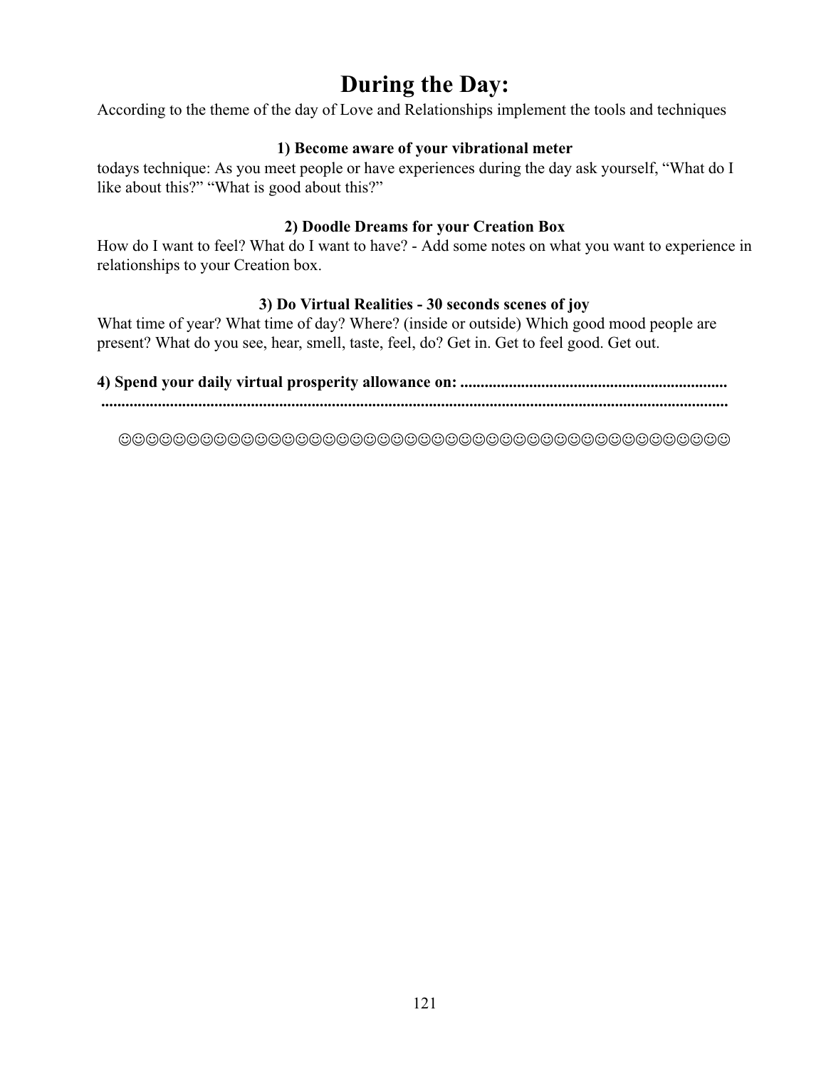# During the Day:

According to the theme of the day of Love and Relationships implement the tools and techniques

**1) Become aware of your vibrational meter**

todays technique: As you meet people or have experiences during the day ask yourself, "What do I like about this?" "What is good about this?"

**2) Doodle Dreams for your Creation Box**

How do I want to feel? What do I want to have? - Add some notes on what you want to experience in relationships to your Creation box.

**3) Do Virtual Realities - 30 seconds scenes of joy**

What time of year? What time of day? Where? (inside or outside) Which good mood people are present? What do you see, hear, smell, taste, feel, do? Get in. Get to feel good. Get out.

**4) Spend your daily virtual prosperity allowance on: .................................................................
..........................................................................................................................................**

☺☺☺☺☺☺☺☺☺☺☺☺☺☺☺☺☺☺☺☺☺☺☺☺☺☺☺☺☺☺☺☺☺☺☺☺☺☺☺☺☺☺☺☺☺☺☺☺☺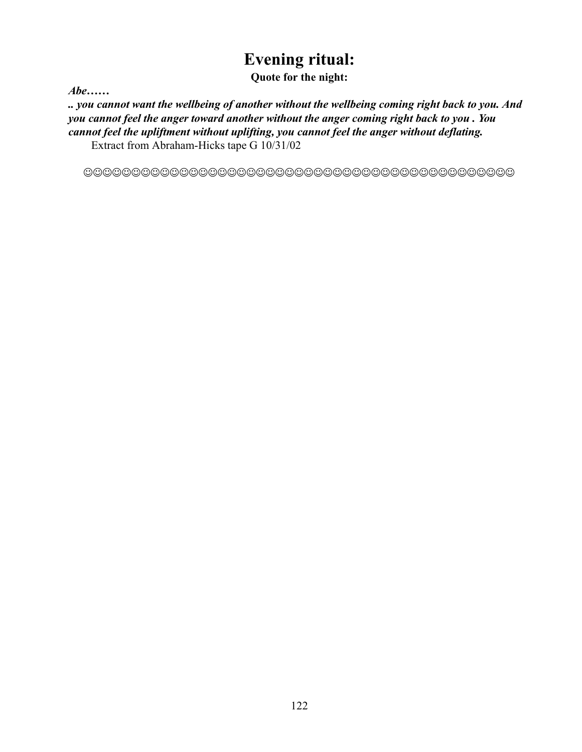# Evening ritual:

**Quote for the night:**

***Abe……***

***.. you cannot want the wellbeing of another without the wellbeing coming right back to you. And you cannot feel the anger toward another without the anger coming right back to you . You cannot feel the upliftment without uplifting, you cannot feel the anger without deflating.***

Extract from Abraham-Hicks tape G 10/31/02

☺☺☺☺☺☺☺☺☺☺☺☺☺☺☺☺☺☺☺☺☺☺☺☺☺☺☺☺☺☺☺☺☺☺☺☺☺☺☺☺☺☺☺☺☺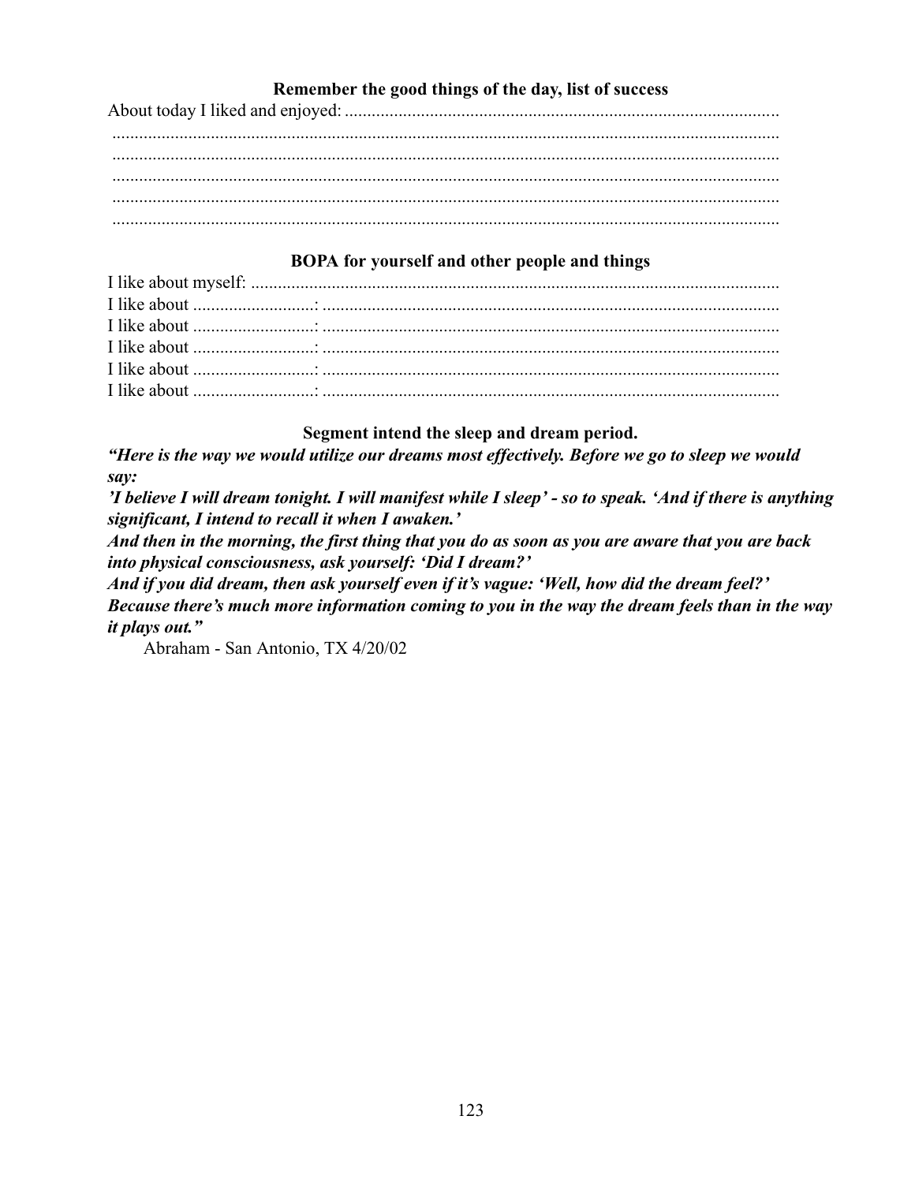### Remember the good things of the day, list of success

About today I liked and enjoyed: ..................................................................................................

.......................................................................................................................................

.......................................................................................................................................

.......................................................................................................................................

.......................................................................................................................................

.......................................................................................................................................

### BOPA for yourself and other people and things

I like about myself: ......................................................................................................

I like about ..........................: ......................................................................................

I like about ..........................: ......................................................................................

I like about ..........................: ......................................................................................

I like about ..........................: ......................................................................................

I like about ..........................: ......................................................................................

### Segment intend the sleep and dream period.

***"Here is the way we would utilize our dreams most effectively. Before we go to sleep we would say:***

***'I believe I will dream tonight. I will manifest while I sleep' - so to speak. 'And if there is anything significant, I intend to recall it when I awaken.'***

***And then in the morning, the first thing that you do as soon as you are aware that you are back into physical consciousness, ask yourself: 'Did I dream?'***

***And if you did dream, then ask yourself even if it's vague: 'Well, how did the dream feel?' Because there's much more information coming to you in the way the dream feels than in the way it plays out."***

Abraham - San Antonio, TX 4/20/02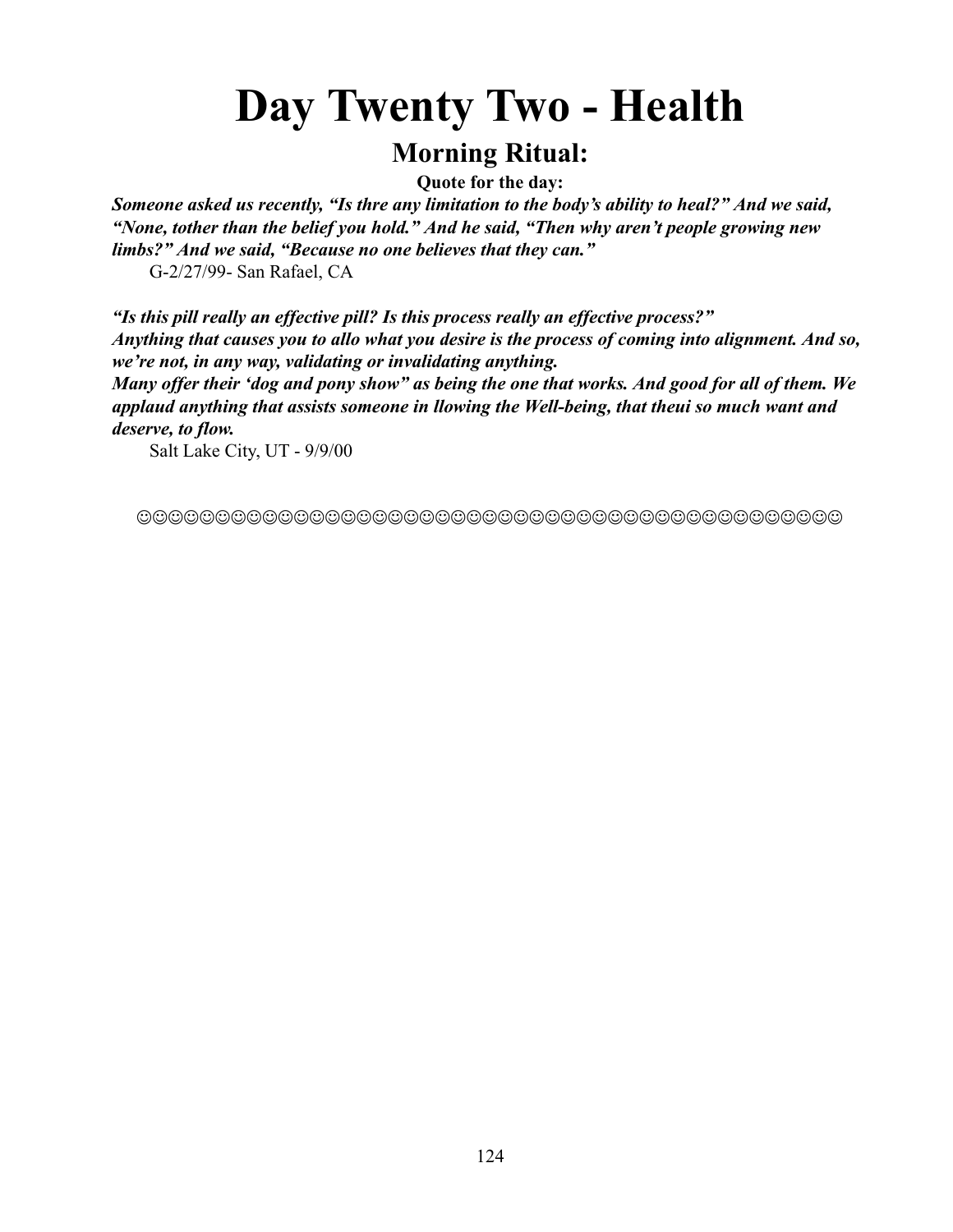# Day Twenty Two - Health

## Morning Ritual:

**Quote for the day:**

***Someone asked us recently, "Is thre any limitation to the body's ability to heal?" And we said, "None, tother than the belief you hold." And he said, "Then why aren't people growing new limbs?" And we said, "Because no one believes that they can."***

G-2/27/99- San Rafael, CA

***"Is this pill really an effective pill? Is this process really an effective process?"***
***Anything that causes you to allo what you desire is the process of coming into alignment. And so, we're not, in any way, validating or invalidating anything.***
***Many offer their 'dog and pony show" as being the one that works. And good for all of them. We applaud anything that assists someone in llowing the Well-being, that theui so much want and deserve, to flow.***

Salt Lake City, UT - 9/9/00

☺☺☺☺☺☺☺☺☺☺☺☺☺☺☺☺☺☺☺☺☺☺☺☺☺☺☺☺☺☺☺☺☺☺☺☺☺☺☺☺☺☺☺☺☺☺☺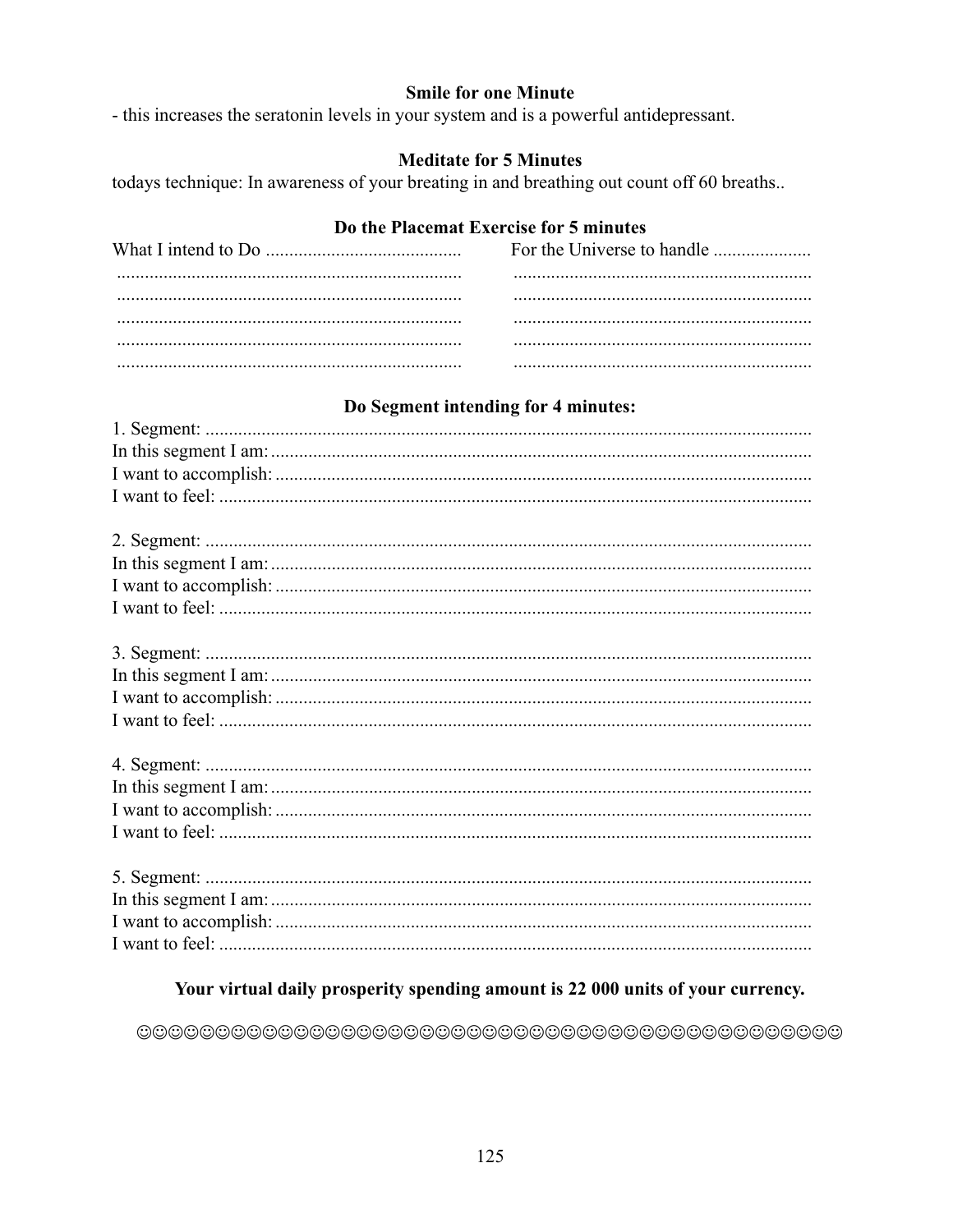**Smile for one Minute**

- this increases the seratonin levels in your system and is a powerful antidepressant.

**Meditate for 5 Minutes**

todays technique: In awareness of your breating in and breathing out count off 60 breaths..

**Do the Placemat Exercise for 5 minutes**

| What I intend to Do .......................................... | For the Universe to handle ..................... |
|---|---|
| .......................................................................... | ................................................................ |
| .......................................................................... | ................................................................ |
| .......................................................................... | ................................................................ |
| .......................................................................... | ................................................................ |
| .......................................................................... | ................................................................ |

**Do Segment intending for 4 minutes:**

1. Segment: ..................................................................................................................
In this segment I am: ...................................................................................................
I want to accomplish: ..................................................................................................
I want to feel: ..............................................................................................................

2. Segment: ..................................................................................................................
In this segment I am: ...................................................................................................
I want to accomplish: ..................................................................................................
I want to feel: ..............................................................................................................

3. Segment: ..................................................................................................................
In this segment I am: ...................................................................................................
I want to accomplish: ..................................................................................................
I want to feel: ..............................................................................................................

4. Segment: ..................................................................................................................
In this segment I am: ...................................................................................................
I want to accomplish: ..................................................................................................
I want to feel: ..............................................................................................................

5. Segment: ..................................................................................................................
In this segment I am: ...................................................................................................
I want to accomplish: ..................................................................................................
I want to feel: ..............................................................................................................

**Your virtual daily prosperity spending amount is 22 000 units of your currency.**

☺☺☺☺☺☺☺☺☺☺☺☺☺☺☺☺☺☺☺☺☺☺☺☺☺☺☺☺☺☺☺☺☺☺☺☺☺☺☺☺☺☺☺☺☺☺☺☺☺☺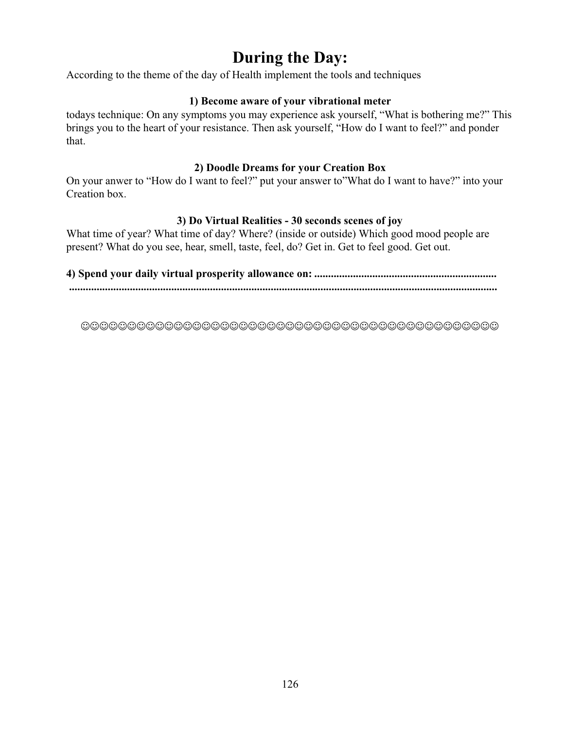# During the Day:

According to the theme of the day of Health implement the tools and techniques

### 1) Become aware of your vibrational meter

todays technique: On any symptoms you may experience ask yourself, “What is bothering me?” This brings you to the heart of your resistance. Then ask yourself, “How do I want to feel?” and ponder that.

### 2) Doodle Dreams for your Creation Box

On your anwer to “How do I want to feel?” put your answer to”What do I want to have?” into your Creation box.

### 3) Do Virtual Realities - 30 seconds scenes of joy

What time of year? What time of day? Where? (inside or outside) Which good mood people are present? What do you see, hear, smell, taste, feel, do? Get in. Get to feel good. Get out.

**4) Spend your daily virtual prosperity allowance on: .................................................................**
**.........................................................................................................................................**

☺☺☺☺☺☺☺☺☺☺☺☺☺☺☺☺☺☺☺☺☺☺☺☺☺☺☺☺☺☺☺☺☺☺☺☺☺☺☺☺☺☺☺☺☺☺☺☺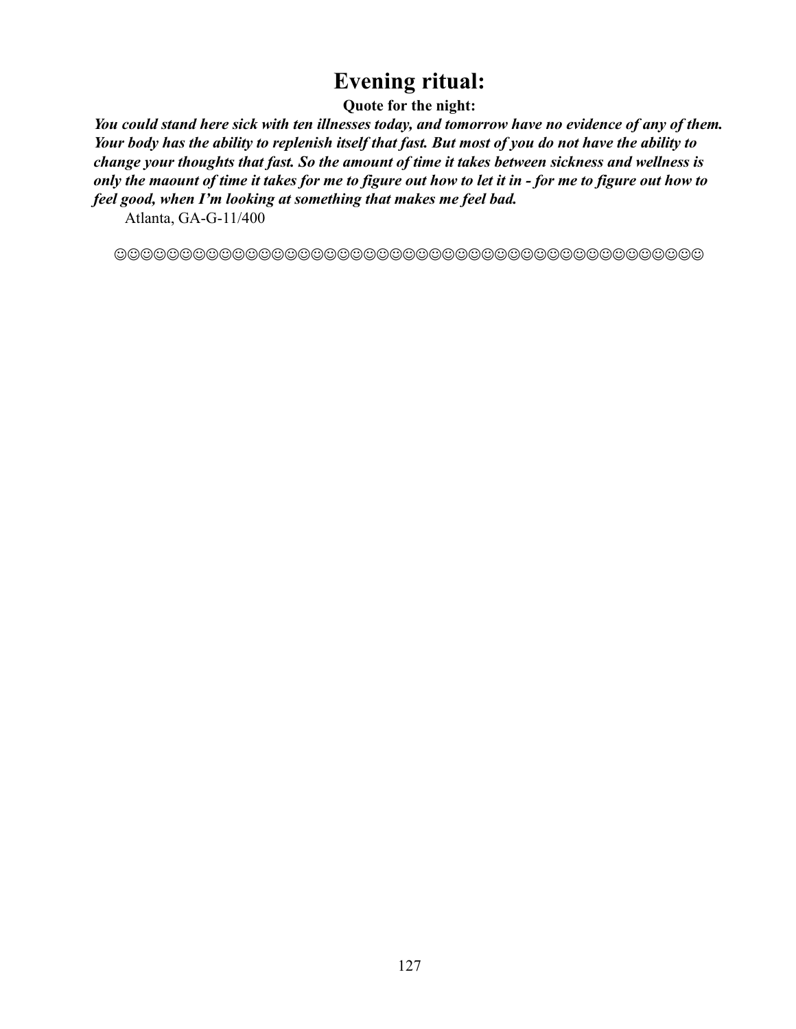# Evening ritual:

**Quote for the night:**

***You could stand here sick with ten illnesses today, and tomorrow have no evidence of any of them. Your body has the ability to replenish itself that fast. But most of you do not have the ability to change your thoughts that fast. So the amount of time it takes between sickness and wellness is only the maount of time it takes for me to figure out how to let it in - for me to figure out how to feel good, when I'm looking at something that makes me feel bad.***

Atlanta, GA-G-11/400

☺☺☺☺☺☺☺☺☺☺☺☺☺☺☺☺☺☺☺☺☺☺☺☺☺☺☺☺☺☺☺☺☺☺☺☺☺☺☺☺☺☺☺☺☺☺☺☺☺☺☺☺☺☺☺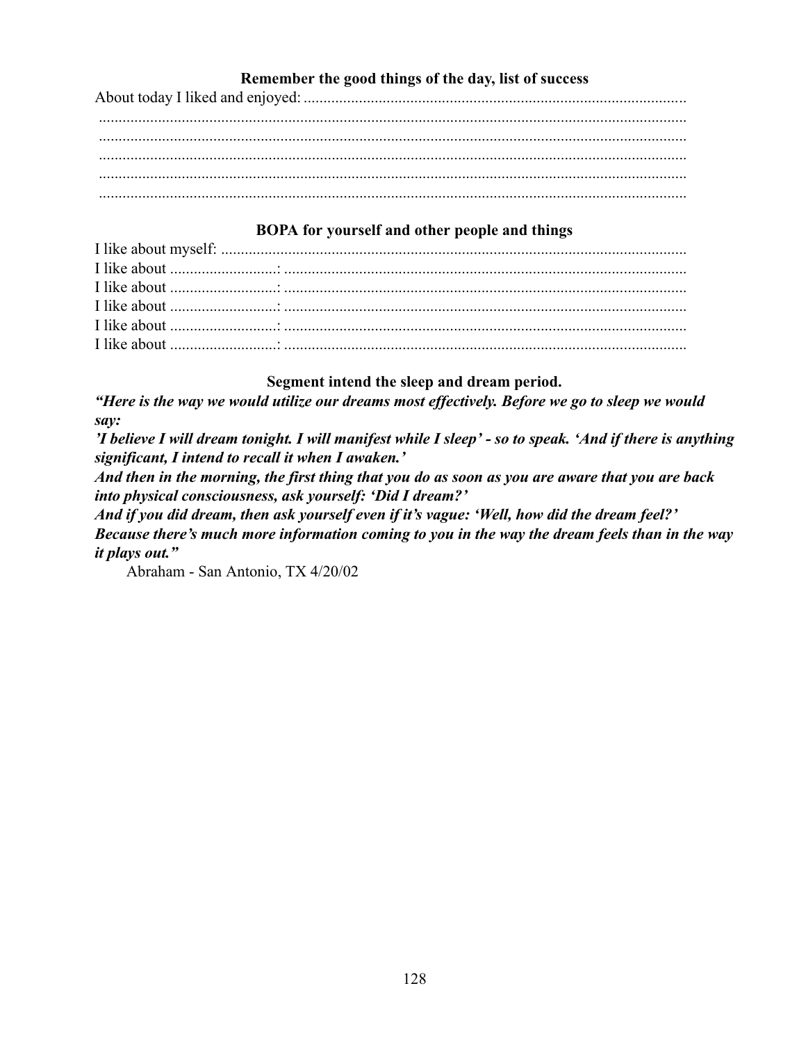### Remember the good things of the day, list of success

About today I liked and enjoyed: ................................................................................................
....................................................................................................................................................
....................................................................................................................................................
....................................................................................................................................................
....................................................................................................................................................
....................................................................................................................................................

### BOPA for yourself and other people and things

I like about myself: ......................................................................................................................
I like about ..........................: .....................................................................................................
I like about ..........................: .....................................................................................................
I like about ..........................: .....................................................................................................
I like about ..........................: .....................................................................................................
I like about ..........................: .....................................................................................................

### Segment intend the sleep and dream period.

***"Here is the way we would utilize our dreams most effectively. Before we go to sleep we would say:***

***'I believe I will dream tonight. I will manifest while I sleep' - so to speak. 'And if there is anything significant, I intend to recall it when I awaken.'***

***And then in the morning, the first thing that you do as soon as you are aware that you are back into physical consciousness, ask yourself: 'Did I dream?'***

***And if you did dream, then ask yourself even if it's vague: 'Well, how did the dream feel?' Because there's much more information coming to you in the way the dream feels than in the way it plays out."***

Abraham - San Antonio, TX 4/20/02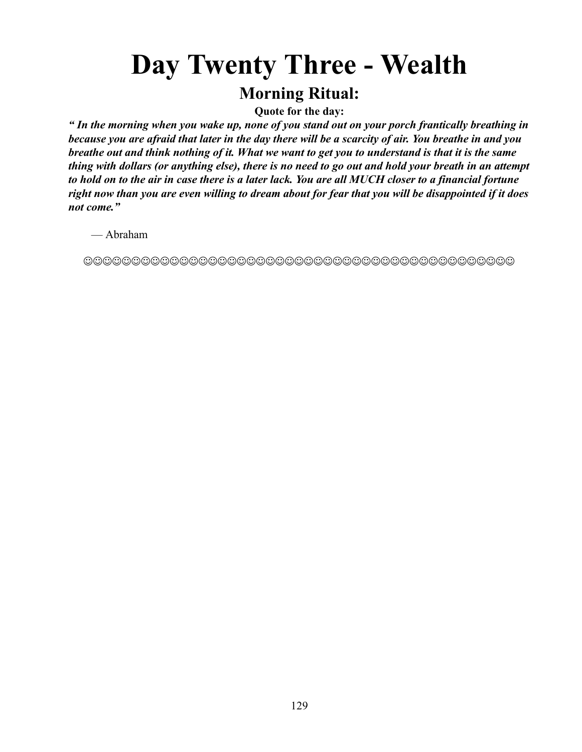# Day Twenty Three - Wealth

## Morning Ritual:

**Quote for the day:**

***" In the morning when you wake up, none of you stand out on your porch frantically breathing in because you are afraid that later in the day there will be a scarcity of air. You breathe in and you breathe out and think nothing of it. What we want to get you to understand is that it is the same thing with dollars (or anything else), there is no need to go out and hold your breath in an attempt to hold on to the air in case there is a later lack. You are all MUCH closer to a financial fortune right now than you are even willing to dream about for fear that you will be disappointed if it does not come."***

— Abraham

☺☺☺☺☺☺☺☺☺☺☺☺☺☺☺☺☺☺☺☺☺☺☺☺☺☺☺☺☺☺☺☺☺☺☺☺☺☺☺☺☺☺☺☺☺☺☺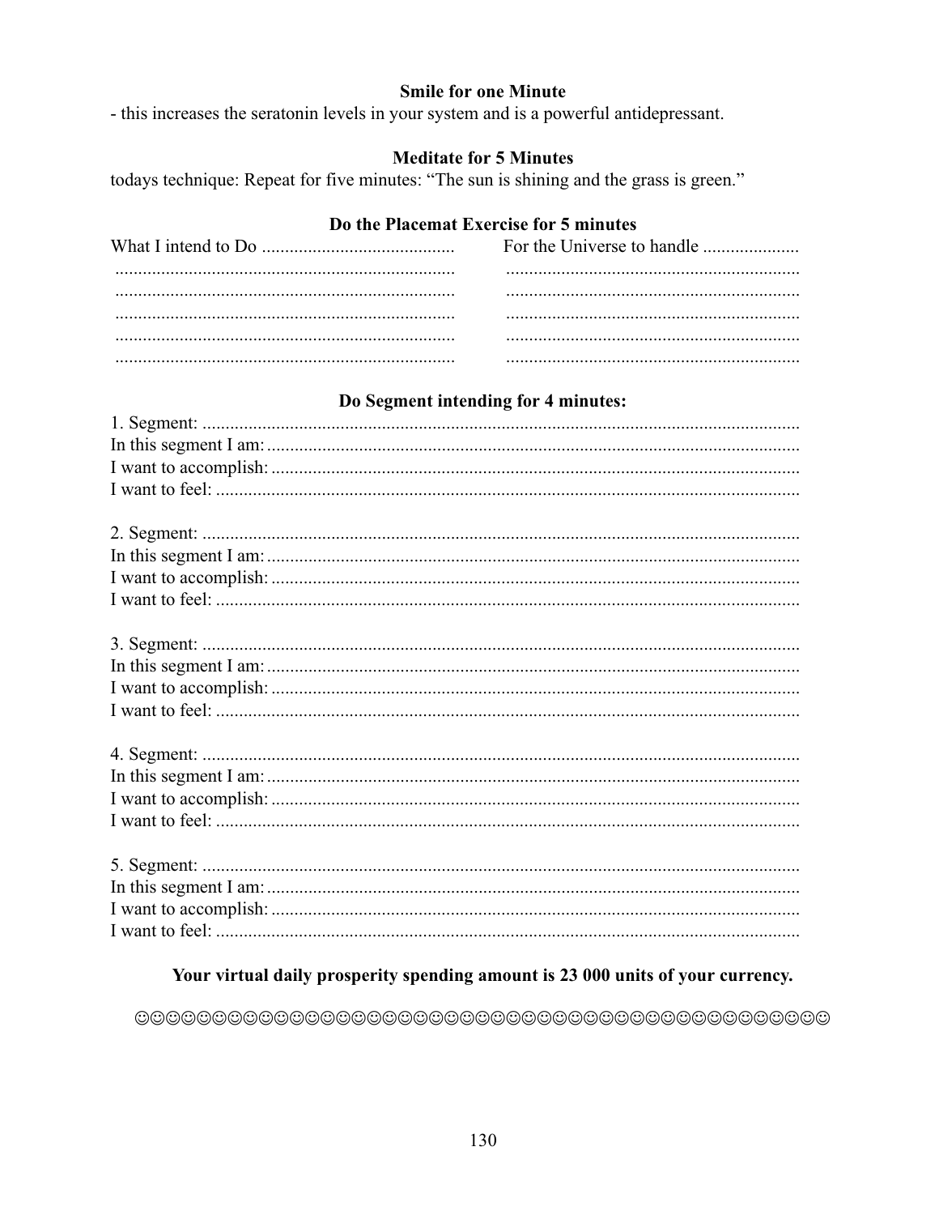**Smile for one Minute**

- this increases the seratonin levels in your system and is a powerful antidepressant.

**Meditate for 5 Minutes**

todays technique: Repeat for five minutes: "The sun is shining and the grass is green."

**Do the Placemat Exercise for 5 minutes**

| What I intend to Do .......................................... | For the Universe to handle ..................... |
|---|---|
| .......................................................................... | ................................................................ |
| .......................................................................... | ................................................................ |
| .......................................................................... | ................................................................ |
| .......................................................................... | ................................................................ |
| .......................................................................... | ................................................................ |

**Do Segment intending for 4 minutes:**

1. Segment: ..................................................................................................................
In this segment I am: ...................................................................................................
I want to accomplish: ..................................................................................................
I want to feel: ..............................................................................................................

2. Segment: ..................................................................................................................
In this segment I am: ...................................................................................................
I want to accomplish: ..................................................................................................
I want to feel: ..............................................................................................................

3. Segment: ..................................................................................................................
In this segment I am: ...................................................................................................
I want to accomplish: ..................................................................................................
I want to feel: ..............................................................................................................

4. Segment: ..................................................................................................................
In this segment I am: ...................................................................................................
I want to accomplish: ..................................................................................................
I want to feel: ..............................................................................................................

5. Segment: ..................................................................................................................
In this segment I am: ...................................................................................................
I want to accomplish: ..................................................................................................
I want to feel: ..............................................................................................................

**Your virtual daily prosperity spending amount is 23 000 units of your currency.**

☺☺☺☺☺☺☺☺☺☺☺☺☺☺☺☺☺☺☺☺☺☺☺☺☺☺☺☺☺☺☺☺☺☺☺☺☺☺☺☺☺☺☺☺☺☺☺☺☺☺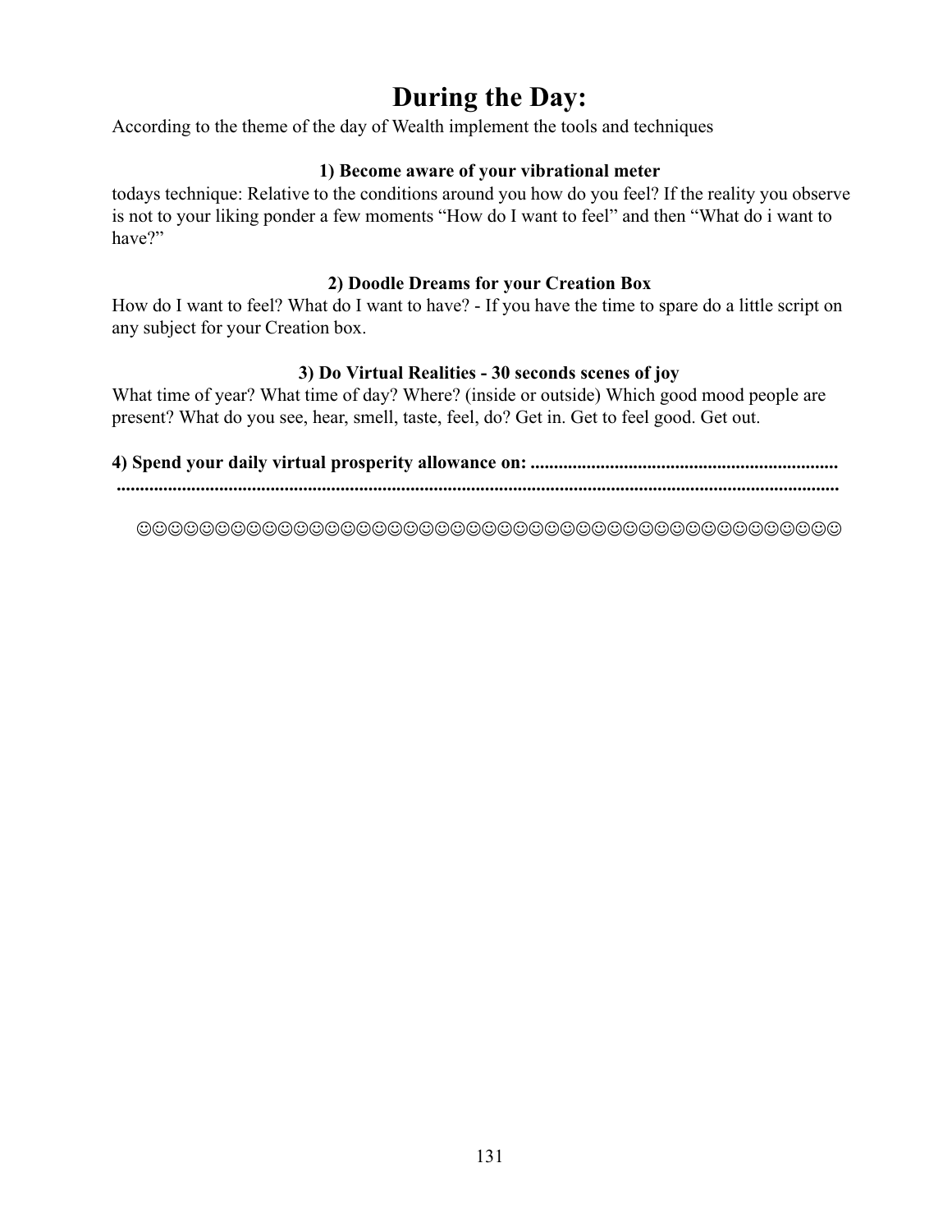# During the Day:

According to the theme of the day of Wealth implement the tools and techniques

**1) Become aware of your vibrational meter**

todays technique: Relative to the conditions around you how do you feel? If the reality you observe is not to your liking ponder a few moments “How do I want to feel” and then “What do i want to have?”

**2) Doodle Dreams for your Creation Box**

How do I want to feel? What do I want to have? - If you have the time to spare do a little script on any subject for your Creation box.

**3) Do Virtual Realities - 30 seconds scenes of joy**

What time of year? What time of day? Where? (inside or outside) Which good mood people are present? What do you see, hear, smell, taste, feel, do? Get in. Get to feel good. Get out.

**4) Spend your daily virtual prosperity allowance on: .................................................................**
**.........................................................................................................................................**

☺☺☺☺☺☺☺☺☺☺☺☺☺☺☺☺☺☺☺☺☺☺☺☺☺☺☺☺☺☺☺☺☺☺☺☺☺☺☺☺☺☺☺☺☺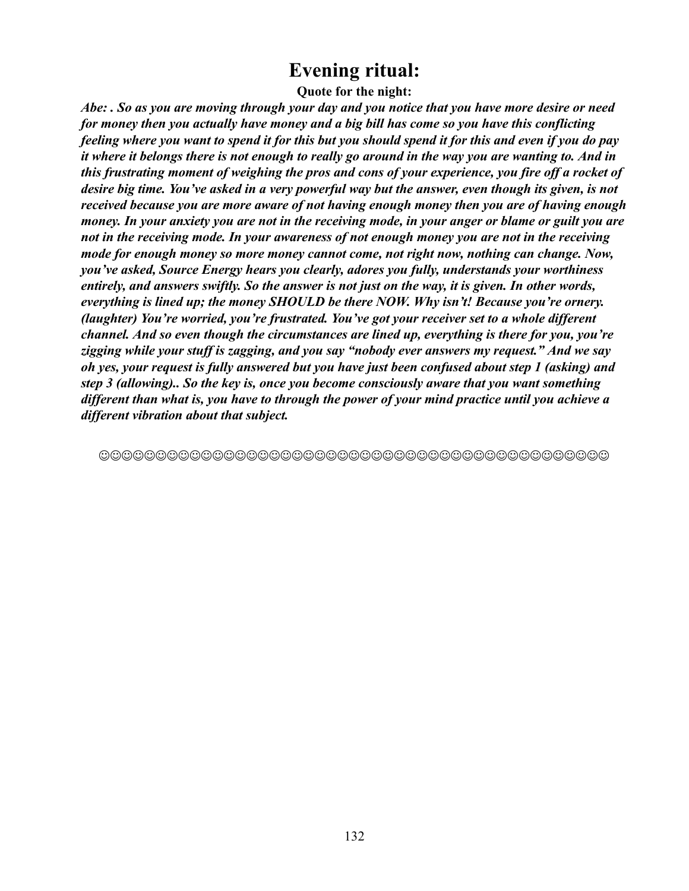# Evening ritual:

**Quote for the night:**

***Abe: . So as you are moving through your day and you notice that you have more desire or need for money then you actually have money and a big bill has come so you have this conflicting feeling where you want to spend it for this but you should spend it for this and even if you do pay it where it belongs there is not enough to really go around in the way you are wanting to. And in this frustrating moment of weighing the pros and cons of your experience, you fire off a rocket of desire big time. You've asked in a very powerful way but the answer, even though its given, is not received because you are more aware of not having enough money then you are of having enough money. In your anxiety you are not in the receiving mode, in your anger or blame or guilt you are not in the receiving mode. In your awareness of not enough money you are not in the receiving mode for enough money so more money cannot come, not right now, nothing can change. Now, you've asked, Source Energy hears you clearly, adores you fully, understands your worthiness entirely, and answers swiftly. So the answer is not just on the way, it is given. In other words, everything is lined up; the money SHOULD be there NOW. Why isn't! Because you're ornery. (laughter) You're worried, you're frustrated. You've got your receiver set to a whole different channel. And so even though the circumstances are lined up, everything is there for you, you're zigging while your stuff is zagging, and you say "nobody ever answers my request." And we say oh yes, your request is fully answered but you have just been confused about step 1 (asking) and step 3 (allowing).. So the key is, once you become consciously aware that you want something different than what is, you have to through the power of your mind practice until you achieve a different vibration about that subject.***

☺☺☺☺☺☺☺☺☺☺☺☺☺☺☺☺☺☺☺☺☺☺☺☺☺☺☺☺☺☺☺☺☺☺☺☺☺☺☺☺☺☺☺☺☺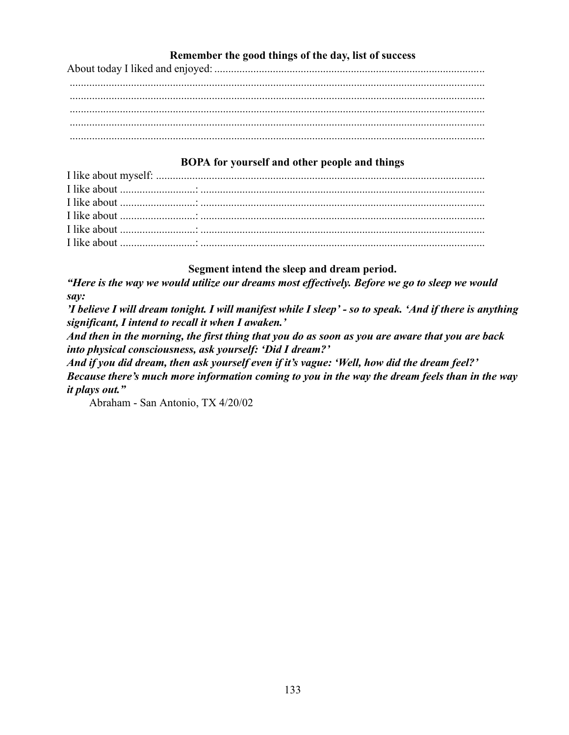### Remember the good things of the day, list of success

About today I liked and enjoyed: ...............................................................................................
...................................................................................................................................................
...................................................................................................................................................
...................................................................................................................................................
...................................................................................................................................................
...................................................................................................................................................

### BOPA for yourself and other people and things

I like about myself: ...................................................................................................................
I like about ..........................: .....................................................................................................
I like about ..........................: .....................................................................................................
I like about ..........................: .....................................................................................................
I like about ..........................: .....................................................................................................
I like about ..........................: .....................................................................................................

### Segment intend the sleep and dream period.

***"Here is the way we would utilize our dreams most effectively. Before we go to sleep we would say:***
***'I believe I will dream tonight. I will manifest while I sleep' - so to speak. 'And if there is anything significant, I intend to recall it when I awaken.'***
***And then in the morning, the first thing that you do as soon as you are aware that you are back into physical consciousness, ask yourself: 'Did I dream?'***
***And if you did dream, then ask yourself even if it's vague: 'Well, how did the dream feel?'***
***Because there's much more information coming to you in the way the dream feels than in the way it plays out."***

Abraham - San Antonio, TX 4/20/02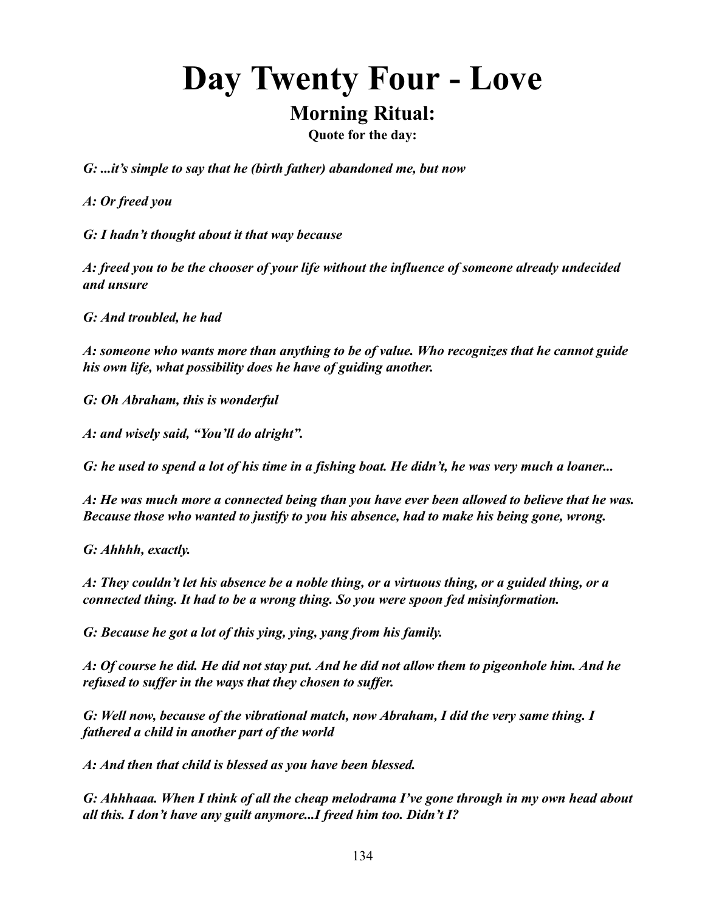# Day Twenty Four - Love

## Morning Ritual:

### Quote for the day:

***G: ...it's simple to say that he (birth father) abandoned me, but now***

***A: Or freed you***

***G: I hadn't thought about it that way because***

***A: freed you to be the chooser of your life without the influence of someone already undecided and unsure***

***G: And troubled, he had***

***A: someone who wants more than anything to be of value. Who recognizes that he cannot guide his own life, what possibility does he have of guiding another.***

***G: Oh Abraham, this is wonderful***

***A: and wisely said, "You'll do alright".***

***G: he used to spend a lot of his time in a fishing boat. He didn't, he was very much a loaner...***

***A: He was much more a connected being than you have ever been allowed to believe that he was. Because those who wanted to justify to you his absence, had to make his being gone, wrong.***

***G: Ahhhh, exactly.***

***A: They couldn't let his absence be a noble thing, or a virtuous thing, or a guided thing, or a connected thing. It had to be a wrong thing. So you were spoon fed misinformation.***

***G: Because he got a lot of this ying, ying, yang from his family.***

***A: Of course he did. He did not stay put. And he did not allow them to pigeonhole him. And he refused to suffer in the ways that they chosen to suffer.***

***G: Well now, because of the vibrational match, now Abraham, I did the very same thing. I fathered a child in another part of the world***

***A: And then that child is blessed as you have been blessed.***

***G: Ahhhaaa. When I think of all the cheap melodrama I've gone through in my own head about all this. I don't have any guilt anymore...I freed him too. Didn't I?***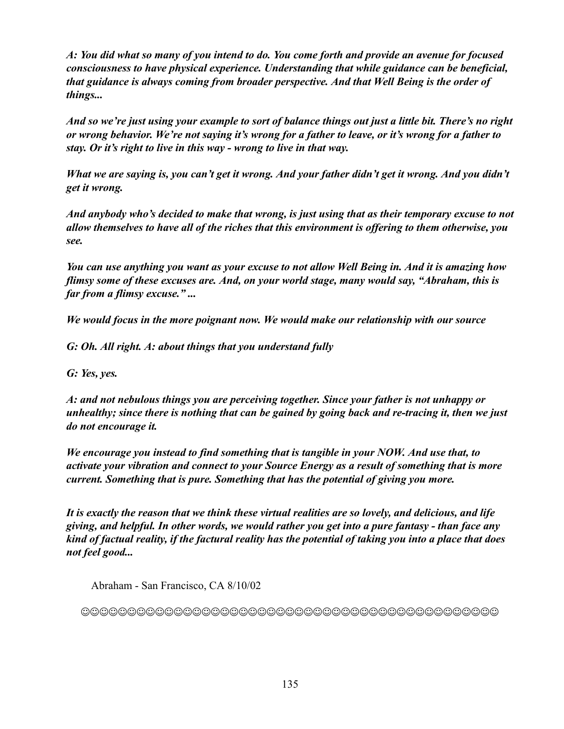***A: You did what so many of you intend to do. You come forth and provide an avenue for focused consciousness to have physical experience. Understanding that while guidance can be beneficial, that guidance is always coming from broader perspective. And that Well Being is the order of things...***

***And so we're just using your example to sort of balance things out just a little bit. There's no right or wrong behavior. We're not saying it's wrong for a father to leave, or it's wrong for a father to stay. Or it's right to live in this way - wrong to live in that way.***

***What we are saying is, you can't get it wrong. And your father didn't get it wrong. And you didn't get it wrong.***

***And anybody who's decided to make that wrong, is just using that as their temporary excuse to not allow themselves to have all of the riches that this environment is offering to them otherwise, you see.***

***You can use anything you want as your excuse to not allow Well Being in. And it is amazing how flimsy some of these excuses are. And, on your world stage, many would say, "Abraham, this is far from a flimsy excuse." ...***

***We would focus in the more poignant now. We would make our relationship with our source***

***G: Oh. All right. A: about things that you understand fully***

***G: Yes, yes.***

***A: and not nebulous things you are perceiving together. Since your father is not unhappy or unhealthy; since there is nothing that can be gained by going back and re-tracing it, then we just do not encourage it.***

***We encourage you instead to find something that is tangible in your NOW. And use that, to activate your vibration and connect to your Source Energy as a result of something that is more current. Something that is pure. Something that has the potential of giving you more.***

***It is exactly the reason that we think these virtual realities are so lovely, and delicious, and life giving, and helpful. In other words, we would rather you get into a pure fantasy - than face any kind of factual reality, if the factural reality has the potential of taking you into a place that does not feel good...***

Abraham - San Francisco, CA 8/10/02

☺☺☺☺☺☺☺☺☺☺☺☺☺☺☺☺☺☺☺☺☺☺☺☺☺☺☺☺☺☺☺☺☺☺☺☺☺☺☺☺☺☺☺☺☺☺☺☺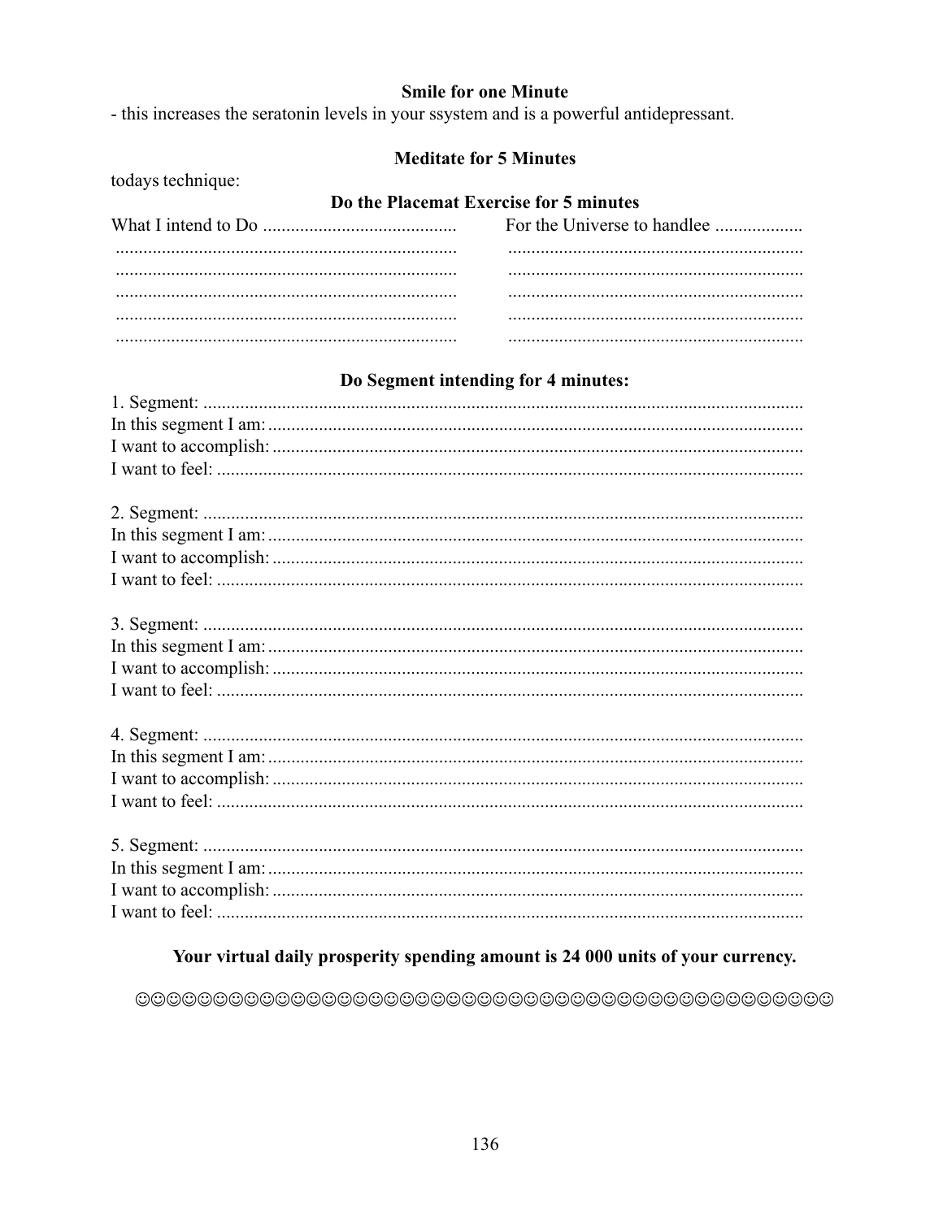**Smile for one Minute**

- this increases the seratonin levels in your ssystem and is a powerful antidepressant.

**Meditate for 5 Minutes**

todays technique:

**Do the Placemat Exercise for 5 minutes**

| What I intend to Do .......................................... | For the Universe to handlee ................... |
|---|---|
| .......................................................................... | ................................................................ |
| .......................................................................... | ................................................................ |
| .......................................................................... | ................................................................ |
| .......................................................................... | ................................................................ |
| .......................................................................... | ................................................................ |

**Do Segment intending for 4 minutes:**

1. Segment: ..................................................................................................................................
In this segment I am: ...................................................................................................................
I want to accomplish: ..................................................................................................................
I want to feel: ...............................................................................................................................

2. Segment: ..................................................................................................................................
In this segment I am: ...................................................................................................................
I want to accomplish: ..................................................................................................................
I want to feel: ...............................................................................................................................

3. Segment: ..................................................................................................................................
In this segment I am: ...................................................................................................................
I want to accomplish: ..................................................................................................................
I want to feel: ...............................................................................................................................

4. Segment: ..................................................................................................................................
In this segment I am: ...................................................................................................................
I want to accomplish: ..................................................................................................................
I want to feel: ...............................................................................................................................

5. Segment: ..................................................................................................................................
In this segment I am: ...................................................................................................................
I want to accomplish: ..................................................................................................................
I want to feel: ...............................................................................................................................

**Your virtual daily prosperity spending amount is 24 000 units of your currency.**

☺☺☺☺☺☺☺☺☺☺☺☺☺☺☺☺☺☺☺☺☺☺☺☺☺☺☺☺☺☺☺☺☺☺☺☺☺☺☺☺☺☺☺☺☺☺☺☺☺☺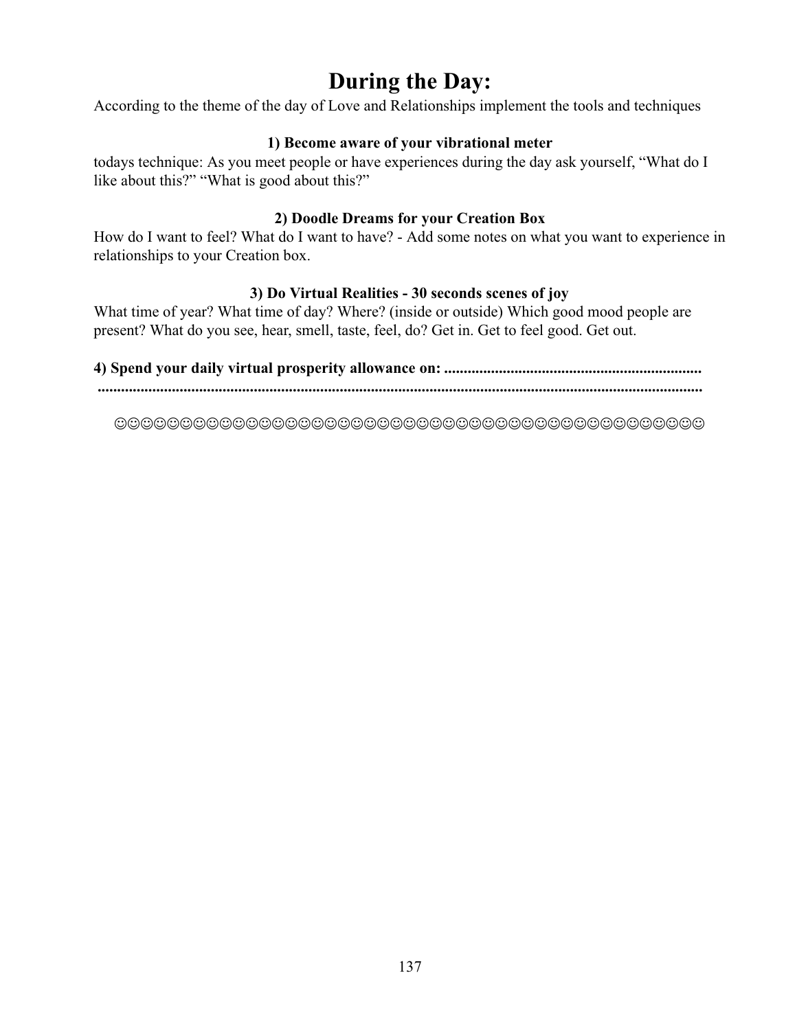# During the Day:

According to the theme of the day of Love and Relationships implement the tools and techniques

**1) Become aware of your vibrational meter**

todays technique: As you meet people or have experiences during the day ask yourself, "What do I like about this?" "What is good about this?"

**2) Doodle Dreams for your Creation Box**

How do I want to feel? What do I want to have? - Add some notes on what you want to experience in relationships to your Creation box.

**3) Do Virtual Realities - 30 seconds scenes of joy**

What time of year? What time of day? Where? (inside or outside) Which good mood people are present? What do you see, hear, smell, taste, feel, do? Get in. Get to feel good. Get out.

**4) Spend your daily virtual prosperity allowance on: .................................................................**
**.........................................................................................................................................**

☺☺☺☺☺☺☺☺☺☺☺☺☺☺☺☺☺☺☺☺☺☺☺☺☺☺☺☺☺☺☺☺☺☺☺☺☺☺☺☺☺☺☺☺☺☺☺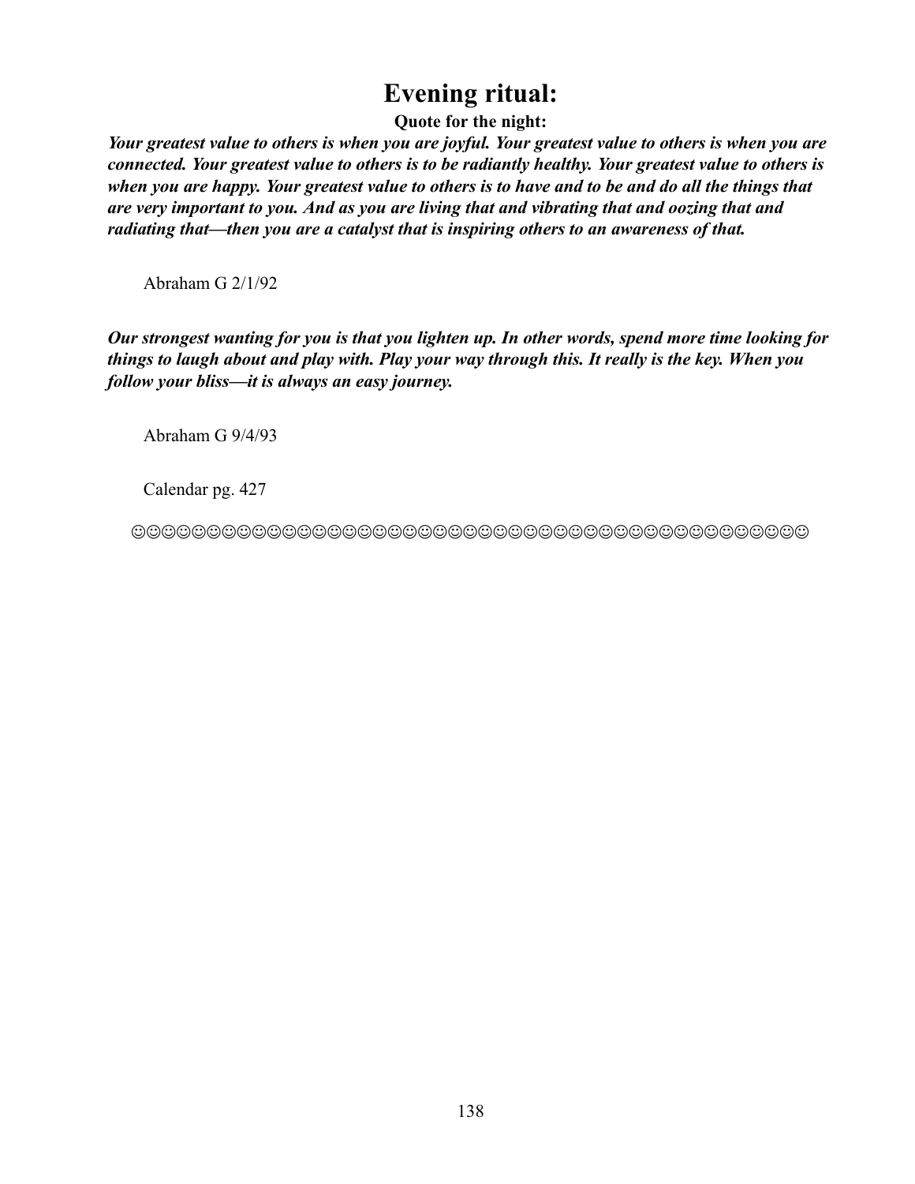# Evening ritual:

**Quote for the night:**

***Your greatest value to others is when you are joyful. Your greatest value to others is when you are connected. Your greatest value to others is to be radiantly healthy. Your greatest value to others is when you are happy. Your greatest value to others is to have and to be and do all the things that are very important to you. And as you are living that and vibrating that and oozing that and radiating that—then you are a catalyst that is inspiring others to an awareness of that.***

Abraham G 2/1/92

***Our strongest wanting for you is that you lighten up. In other words, spend more time looking for things to laugh about and play with. Play your way through this. It really is the key. When you follow your bliss—it is always an easy journey.***

Abraham G 9/4/93

Calendar pg. 427

☺☺☺☺☺☺☺☺☺☺☺☺☺☺☺☺☺☺☺☺☺☺☺☺☺☺☺☺☺☺☺☺☺☺☺☺☺☺☺☺☺☺☺☺☺☺☺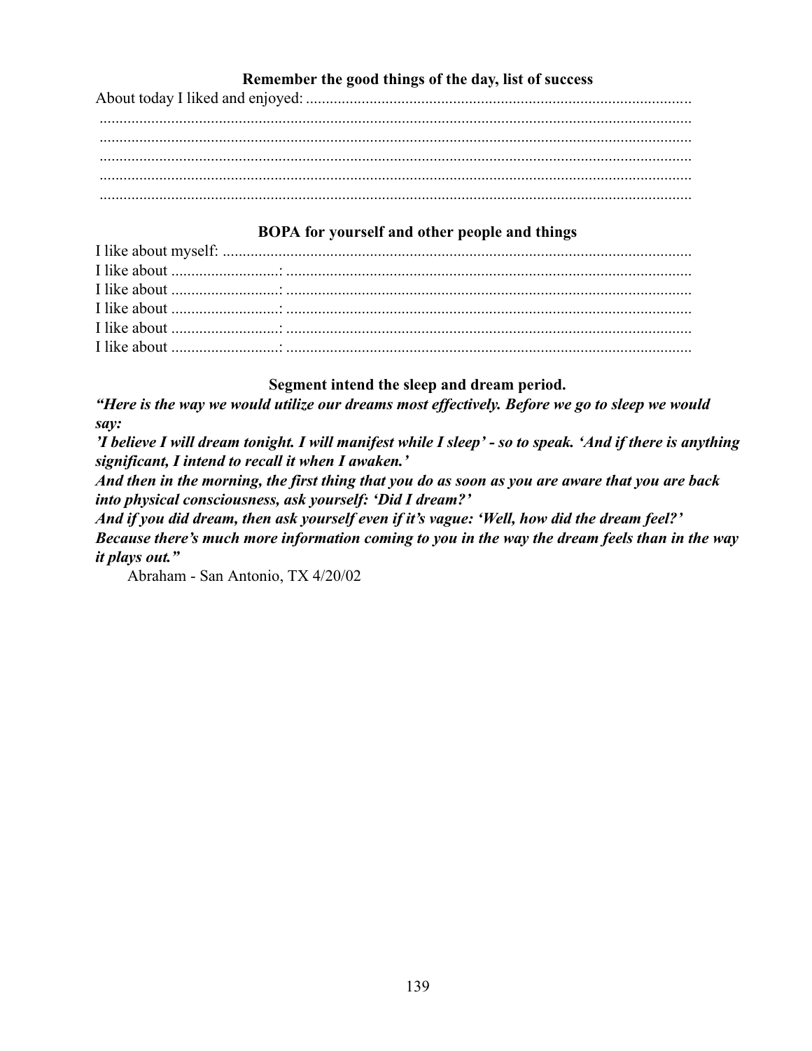### Remember the good things of the day, list of success

About today I liked and enjoyed: ................................................................................................
.....................................................................................................................................
.....................................................................................................................................
.....................................................................................................................................
.....................................................................................................................................
.....................................................................................................................................

### BOPA for yourself and other people and things

I like about myself: .....................................................................................................
I like about ..........................: .....................................................................................
I like about ..........................: .....................................................................................
I like about ..........................: .....................................................................................
I like about ..........................: .....................................................................................
I like about ..........................: .....................................................................................

### Segment intend the sleep and dream period.

***"Here is the way we would utilize our dreams most effectively. Before we go to sleep we would say:***
***'I believe I will dream tonight. I will manifest while I sleep' - so to speak. 'And if there is anything significant, I intend to recall it when I awaken.'***
***And then in the morning, the first thing that you do as soon as you are aware that you are back into physical consciousness, ask yourself: 'Did I dream?'***
***And if you did dream, then ask yourself even if it's vague: 'Well, how did the dream feel?'***
***Because there's much more information coming to you in the way the dream feels than in the way it plays out."***

Abraham - San Antonio, TX 4/20/02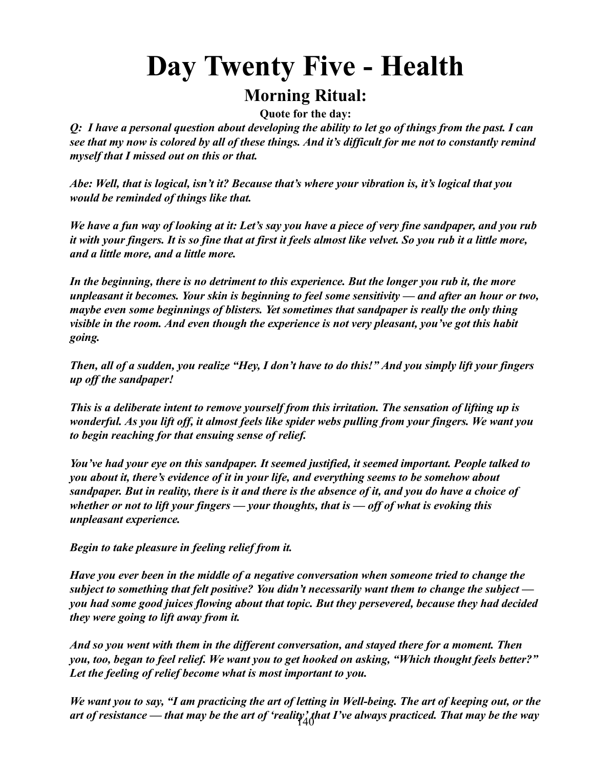# Day Twenty Five - Health

## Morning Ritual:

**Quote for the day:**

***Q: I have a personal question about developing the ability to let go of things from the past. I can see that my now is colored by all of these things. And it's difficult for me not to constantly remind myself that I missed out on this or that.***

***Abe: Well, that is logical, isn't it? Because that's where your vibration is, it's logical that you would be reminded of things like that.***

***We have a fun way of looking at it: Let's say you have a piece of very fine sandpaper, and you rub it with your fingers. It is so fine that at first it feels almost like velvet. So you rub it a little more, and a little more, and a little more.***

***In the beginning, there is no detriment to this experience. But the longer you rub it, the more unpleasant it becomes. Your skin is beginning to feel some sensitivity — and after an hour or two, maybe even some beginnings of blisters. Yet sometimes that sandpaper is really the only thing visible in the room. And even though the experience is not very pleasant, you've got this habit going.***

***Then, all of a sudden, you realize "Hey, I don't have to do this!" And you simply lift your fingers up off the sandpaper!***

***This is a deliberate intent to remove yourself from this irritation. The sensation of lifting up is wonderful. As you lift off, it almost feels like spider webs pulling from your fingers. We want you to begin reaching for that ensuing sense of relief.***

***You've had your eye on this sandpaper. It seemed justified, it seemed important. People talked to you about it, there's evidence of it in your life, and everything seems to be somehow about sandpaper. But in reality, there is it and there is the absence of it, and you do have a choice of whether or not to lift your fingers — your thoughts, that is — off of what is evoking this unpleasant experience.***

***Begin to take pleasure in feeling relief from it.***

***Have you ever been in the middle of a negative conversation when someone tried to change the subject to something that felt positive? You didn't necessarily want them to change the subject — you had some good juices flowing about that topic. But they persevered, because they had decided they were going to lift away from it.***

***And so you went with them in the different conversation, and stayed there for a moment. Then you, too, began to feel relief. We want you to get hooked on asking, "Which thought feels better?" Let the feeling of relief become what is most important to you.***

***We want you to say, "I am practicing the art of letting in Well-being. The art of keeping out, or the art of resistance — that may be the art of 'reality' that I've always practiced. That may be the way***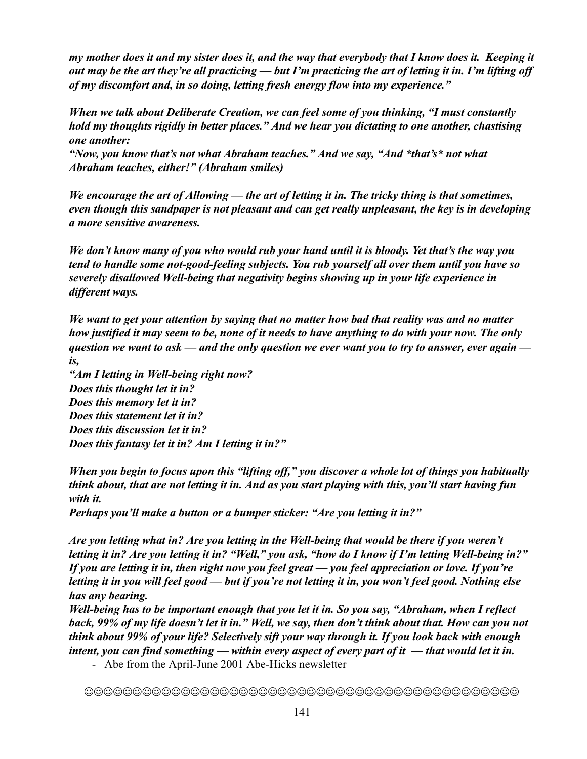***my mother does it and my sister does it, and the way that everybody that I know does it. Keeping it out may be the art they're all practicing — but I'm practicing the art of letting it in. I'm lifting off of my discomfort and, in so doing, letting fresh energy flow into my experience."***

***When we talk about Deliberate Creation, we can feel some of you thinking, "I must constantly hold my thoughts rigidly in better places." And we hear you dictating to one another, chastising one another:***
***"Now, you know that's not what Abraham teaches." And we say, "And *that's* not what Abraham teaches, either!" (Abraham smiles)***

***We encourage the art of Allowing — the art of letting it in. The tricky thing is that sometimes, even though this sandpaper is not pleasant and can get really unpleasant, the key is in developing a more sensitive awareness.***

***We don't know many of you who would rub your hand until it is bloody. Yet that's the way you tend to handle some not-good-feeling subjects. You rub yourself all over them until you have so severely disallowed Well-being that negativity begins showing up in your life experience in different ways.***

***We want to get your attention by saying that no matter how bad that reality was and no matter how justified it may seem to be, none of it needs to have anything to do with your now. The only question we want to ask — and the only question we ever want you to try to answer, ever again — is,***
***"Am I letting in Well-being right now?***
***Does this thought let it in?***
***Does this memory let it in?***
***Does this statement let it in?***
***Does this discussion let it in?***
***Does this fantasy let it in? Am I letting it in?"***

***When you begin to focus upon this "lifting off," you discover a whole lot of things you habitually think about, that are not letting it in. And as you start playing with this, you'll start having fun with it.***
***Perhaps you'll make a button or a bumper sticker: "Are you letting it in?"***

***Are you letting what in? Are you letting in the Well-being that would be there if you weren't letting it in? Are you letting it in? "Well," you ask, "how do I know if I'm letting Well-being in?" If you are letting it in, then right now you feel great — you feel appreciation or love. If you're letting it in you will feel good — but if you're not letting it in, you won't feel good. Nothing else has any bearing.***
***Well-being has to be important enough that you let it in. So you say, "Abraham, when I reflect back, 99% of my life doesn't let it in." Well, we say, then don't think about that. How can you not think about 99% of your life? Selectively sift your way through it. If you look back with enough intent, you can find something — within every aspect of every part of it — that would let it in.***

-– Abe from the April-June 2001 Abe-Hicks newsletter

☺☺☺☺☺☺☺☺☺☺☺☺☺☺☺☺☺☺☺☺☺☺☺☺☺☺☺☺☺☺☺☺☺☺☺☺☺☺☺☺☺☺☺☺☺☺☺☺☺☺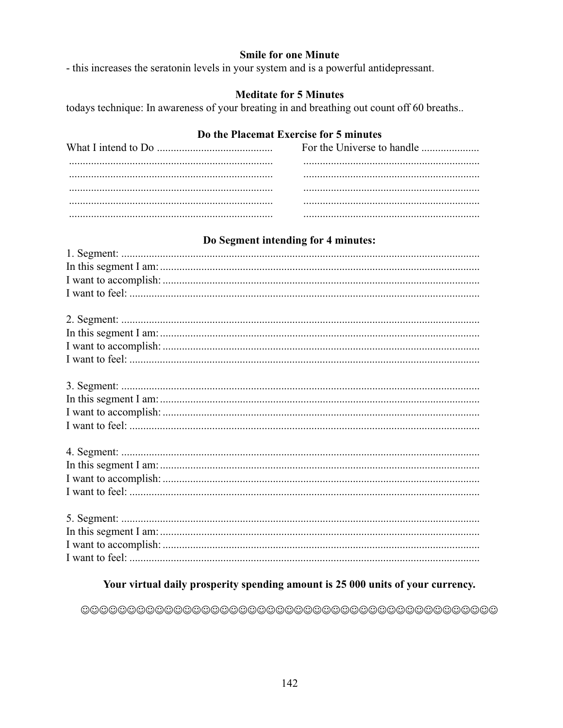**Smile for one Minute**

- this increases the seratonin levels in your system and is a powerful antidepressant.

**Meditate for 5 Minutes**

todays technique: In awareness of your breating in and breathing out count off 60 breaths..

**Do the Placemat Exercise for 5 minutes**

| What I intend to Do .......................................... | For the Universe to handle ..................... |
|---|---|
| .......................................................................... | ................................................................ |
| .......................................................................... | ................................................................ |
| .......................................................................... | ................................................................ |
| .......................................................................... | ................................................................ |
| .......................................................................... | ................................................................ |

**Do Segment intending for 4 minutes:**

1. Segment: .................................................................................................................................
In this segment I am: ..................................................................................................................
I want to accomplish: .................................................................................................................
I want to feel: .............................................................................................................................

2. Segment: .................................................................................................................................
In this segment I am: ..................................................................................................................
I want to accomplish: .................................................................................................................
I want to feel: .............................................................................................................................

3. Segment: .................................................................................................................................
In this segment I am: ..................................................................................................................
I want to accomplish: .................................................................................................................
I want to feel: .............................................................................................................................

4. Segment: .................................................................................................................................
In this segment I am: ..................................................................................................................
I want to accomplish: .................................................................................................................
I want to feel: .............................................................................................................................

5. Segment: .................................................................................................................................
In this segment I am: ..................................................................................................................
I want to accomplish: .................................................................................................................
I want to feel: .............................................................................................................................

**Your virtual daily prosperity spending amount is 25 000 units of your currency.**

☺☺☺☺☺☺☺☺☺☺☺☺☺☺☺☺☺☺☺☺☺☺☺☺☺☺☺☺☺☺☺☺☺☺☺☺☺☺☺☺☺☺☺☺☺☺☺☺☺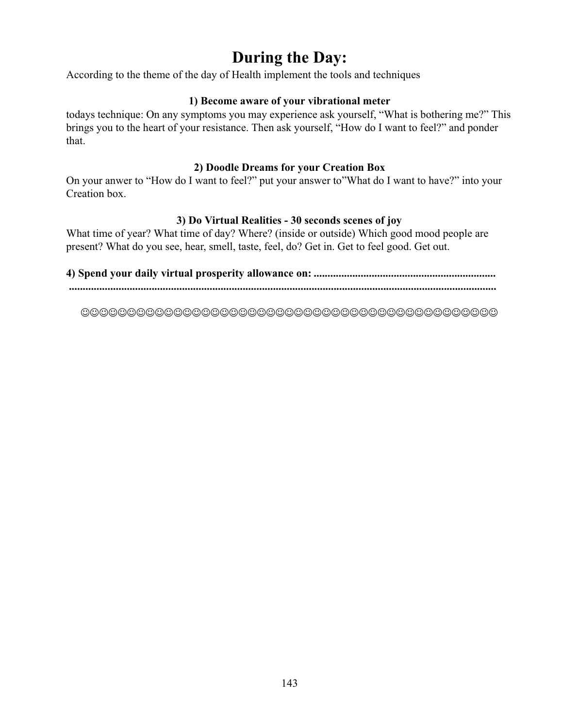# During the Day:

According to the theme of the day of Health implement the tools and techniques

### 1) Become aware of your vibrational meter

todays technique: On any symptoms you may experience ask yourself, “What is bothering me?” This brings you to the heart of your resistance. Then ask yourself, “How do I want to feel?” and ponder that.

### 2) Doodle Dreams for your Creation Box

On your anwer to “How do I want to feel?” put your answer to”What do I want to have?” into your Creation box.

### 3) Do Virtual Realities - 30 seconds scenes of joy

What time of year? What time of day? Where? (inside or outside) Which good mood people are present? What do you see, hear, smell, taste, feel, do? Get in. Get to feel good. Get out.

**4) Spend your daily virtual prosperity allowance on: .................................................................**
**.............................................................................................................................................**

☺☺☺☺☺☺☺☺☺☺☺☺☺☺☺☺☺☺☺☺☺☺☺☺☺☺☺☺☺☺☺☺☺☺☺☺☺☺☺☺☺☺☺☺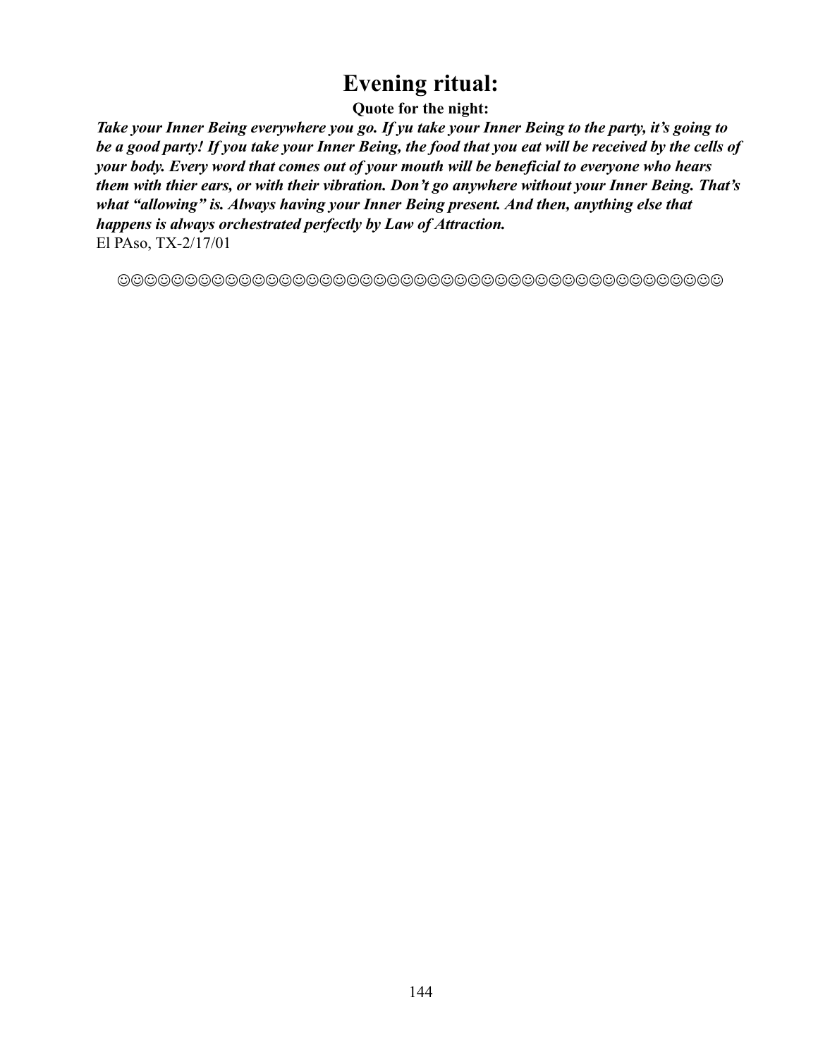# Evening ritual:

**Quote for the night:**

***Take your Inner Being everywhere you go. If yu take your Inner Being to the party, it's going to be a good party! If you take your Inner Being, the food that you eat will be received by the cells of your body. Every word that comes out of your mouth will be beneficial to everyone who hears them with thier ears, or with their vibration. Don't go anywhere without your Inner Being. That's what "allowing" is. Always having your Inner Being present. And then, anything else that happens is always orchestrated perfectly by Law of Attraction.***

El PAso, TX-2/17/01

☺☺☺☺☺☺☺☺☺☺☺☺☺☺☺☺☺☺☺☺☺☺☺☺☺☺☺☺☺☺☺☺☺☺☺☺☺☺☺☺☺☺☺☺☺☺☺☺☺☺☺☺☺☺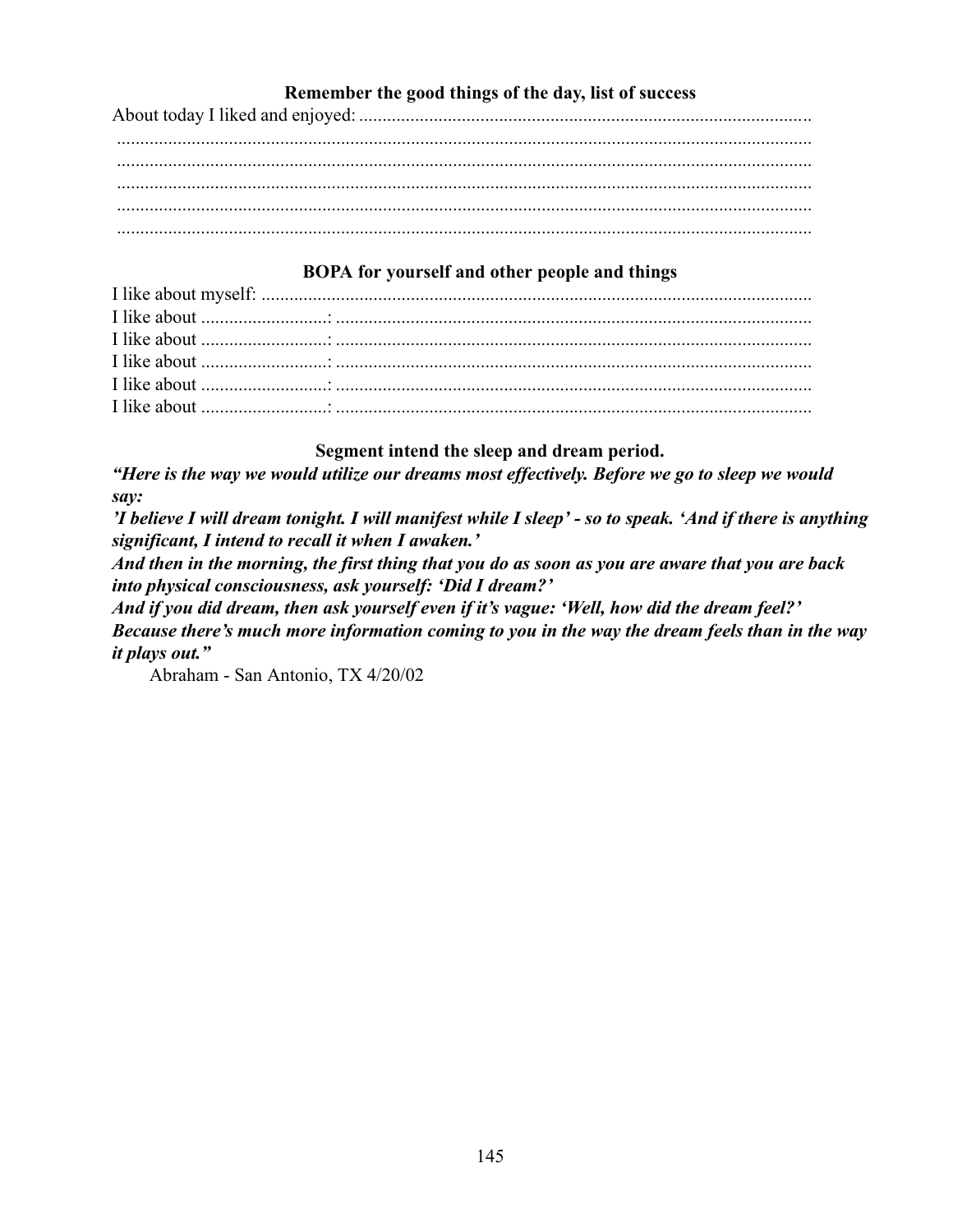### Remember the good things of the day, list of success

About today I liked and enjoyed: ...............................................................................................

..................................................................................................................................................

..................................................................................................................................................

..................................................................................................................................................

..................................................................................................................................................

..................................................................................................................................................

### BOPA for yourself and other people and things

I like about myself: ......................................................................................................................

I like about ..........................: .....................................................................................................

I like about ..........................: .....................................................................................................

I like about ..........................: .....................................................................................................

I like about ..........................: .....................................................................................................

I like about ..........................: .....................................................................................................

### Segment intend the sleep and dream period.

***"Here is the way we would utilize our dreams most effectively. Before we go to sleep we would say:***

***'I believe I will dream tonight. I will manifest while I sleep' - so to speak. 'And if there is anything significant, I intend to recall it when I awaken.'***

***And then in the morning, the first thing that you do as soon as you are aware that you are back into physical consciousness, ask yourself: 'Did I dream?'***

***And if you did dream, then ask yourself even if it's vague: 'Well, how did the dream feel?' Because there's much more information coming to you in the way the dream feels than in the way it plays out."***

Abraham - San Antonio, TX 4/20/02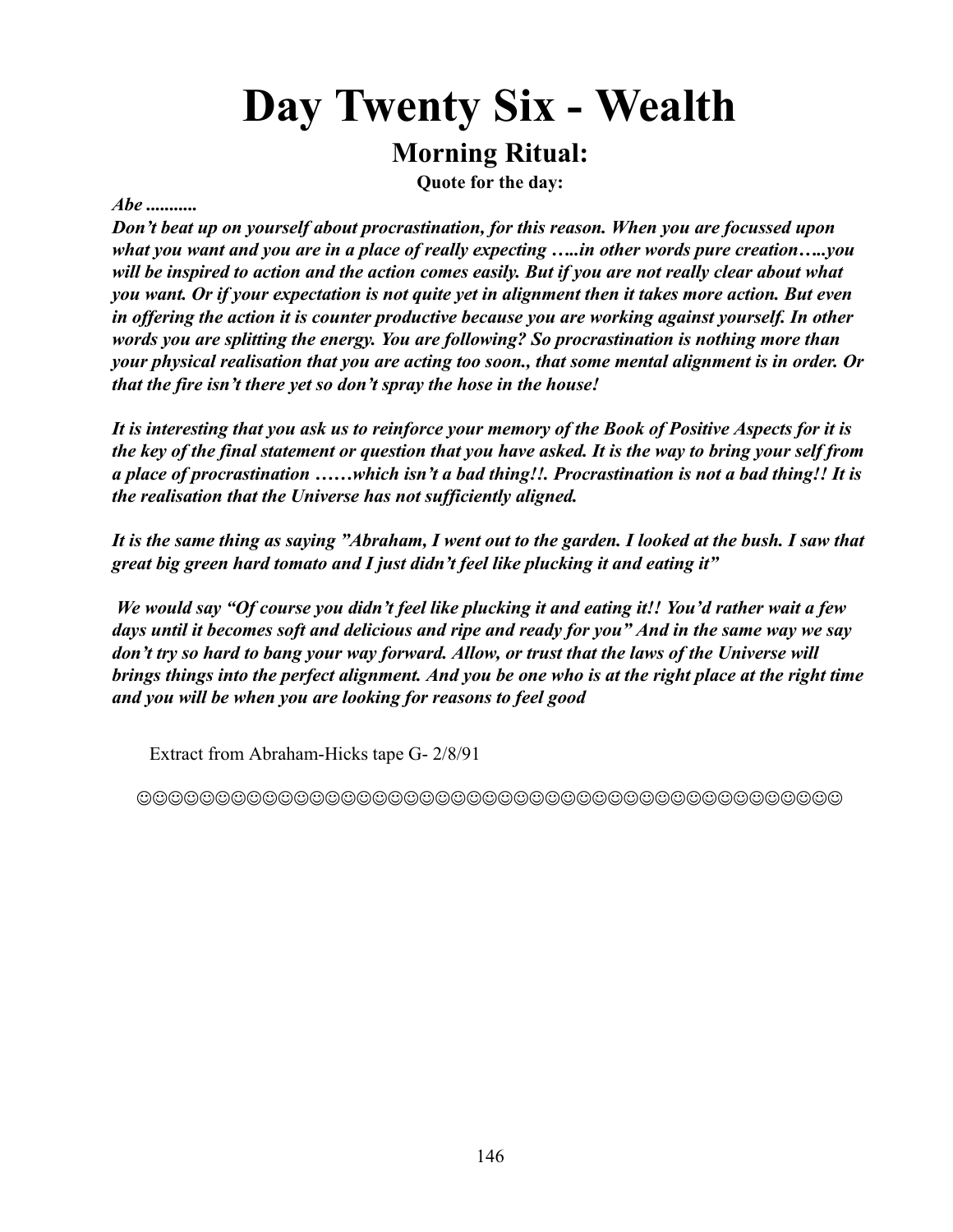# Day Twenty Six - Wealth

## Morning Ritual:

**Quote for the day:**

***Abe ...........***

***Don't beat up on yourself about procrastination, for this reason. When you are focussed upon what you want and you are in a place of really expecting …..in other words pure creation…..you will be inspired to action and the action comes easily. But if you are not really clear about what you want. Or if your expectation is not quite yet in alignment then it takes more action. But even in offering the action it is counter productive because you are working against yourself. In other words you are splitting the energy. You are following? So procrastination is nothing more than your physical realisation that you are acting too soon., that some mental alignment is in order. Or that the fire isn't there yet so don't spray the hose in the house!***

***It is interesting that you ask us to reinforce your memory of the Book of Positive Aspects for it is the key of the final statement or question that you have asked. It is the way to bring your self from a place of procrastination ……which isn't a bad thing!!. Procrastination is not a bad thing!! It is the realisation that the Universe has not sufficiently aligned.***

***It is the same thing as saying "Abraham, I went out to the garden. I looked at the bush. I saw that great big green hard tomato and I just didn't feel like plucking it and eating it"***

***We would say "Of course you didn't feel like plucking it and eating it!! You'd rather wait a few days until it becomes soft and delicious and ripe and ready for you" And in the same way we say don't try so hard to bang your way forward. Allow, or trust that the laws of the Universe will brings things into the perfect alignment. And you be one who is at the right place at the right time and you will be when you are looking for reasons to feel good***

Extract from Abraham-Hicks tape G- 2/8/91

☺☺☺☺☺☺☺☺☺☺☺☺☺☺☺☺☺☺☺☺☺☺☺☺☺☺☺☺☺☺☺☺☺☺☺☺☺☺☺☺☺☺☺☺☺☺☺☺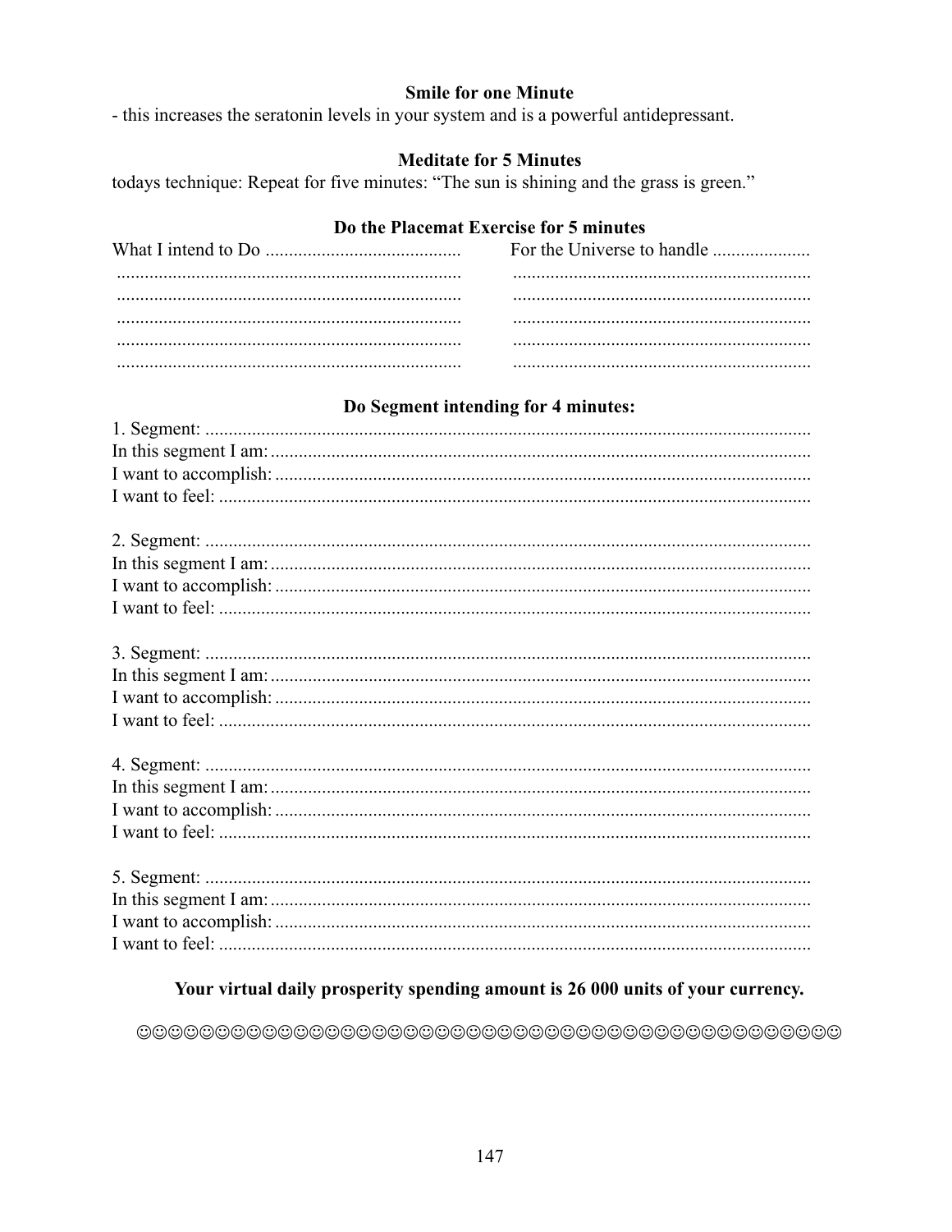**Smile for one Minute**

- this increases the seratonin levels in your system and is a powerful antidepressant.

**Meditate for 5 Minutes**

todays technique: Repeat for five minutes: "The sun is shining and the grass is green."

**Do the Placemat Exercise for 5 minutes**

| What I intend to Do .......................................... | For the Universe to handle ..................... |
| --- | --- |
| .......................................................................... | ................................................................ |
| .......................................................................... | ................................................................ |
| .......................................................................... | ................................................................ |
| .......................................................................... | ................................................................ |
| .......................................................................... | ................................................................ |

**Do Segment intending for 4 minutes:**

1. Segment: ..................................................................................................................................
In this segment I am: ....................................................................................................................
I want to accomplish: ....................................................................................................................
I want to feel: ...............................................................................................................................

2. Segment: ..................................................................................................................................
In this segment I am: ....................................................................................................................
I want to accomplish: ....................................................................................................................
I want to feel: ...............................................................................................................................

3. Segment: ..................................................................................................................................
In this segment I am: ....................................................................................................................
I want to accomplish: ....................................................................................................................
I want to feel: ...............................................................................................................................

4. Segment: ..................................................................................................................................
In this segment I am: ....................................................................................................................
I want to accomplish: ....................................................................................................................
I want to feel: ...............................................................................................................................

5. Segment: ..................................................................................................................................
In this segment I am: ....................................................................................................................
I want to accomplish: ....................................................................................................................
I want to feel: ...............................................................................................................................

**Your virtual daily prosperity spending amount is 26 000 units of your currency.**

☺☺☺☺☺☺☺☺☺☺☺☺☺☺☺☺☺☺☺☺☺☺☺☺☺☺☺☺☺☺☺☺☺☺☺☺☺☺☺☺☺☺☺☺☺☺☺☺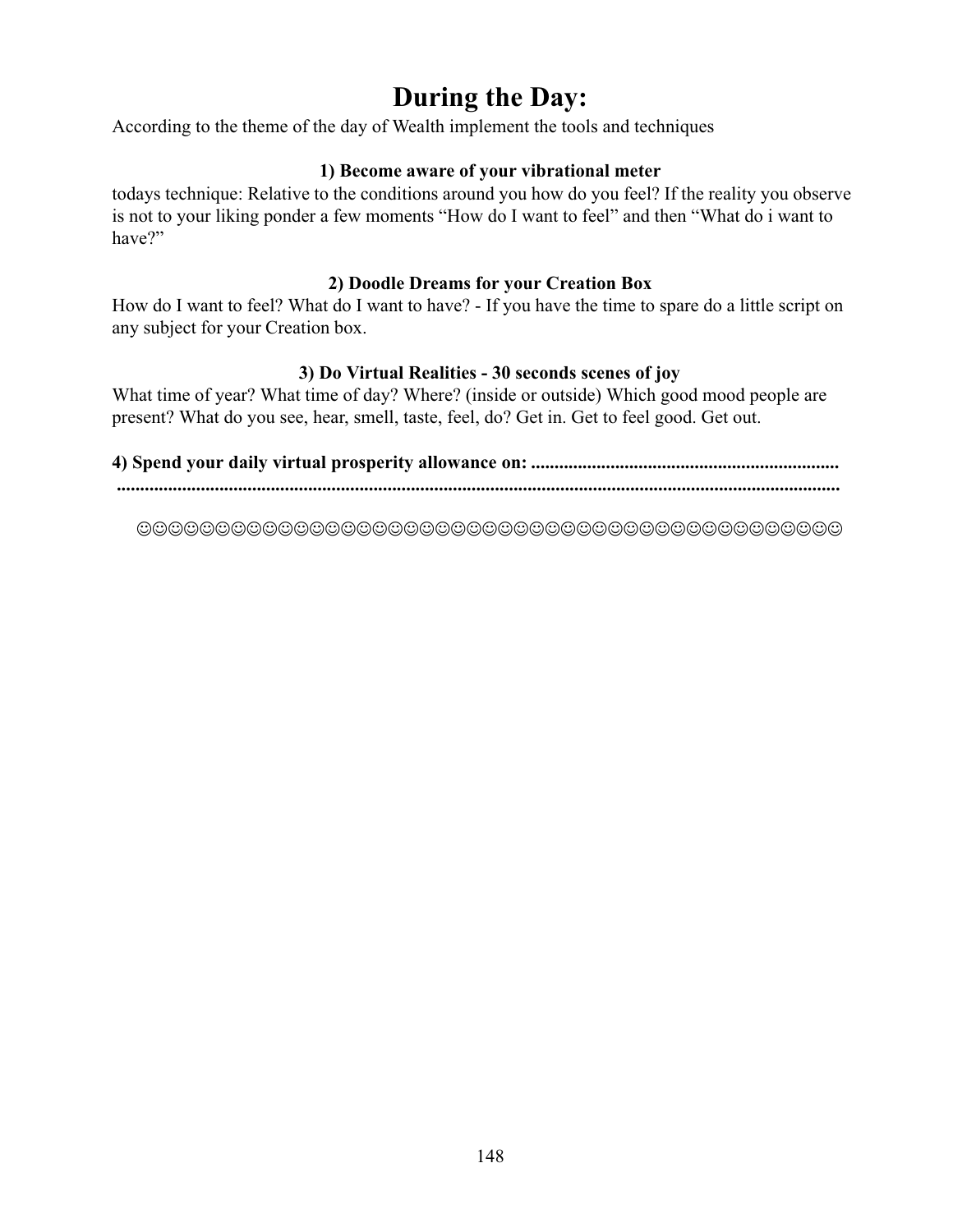# During the Day:

According to the theme of the day of Wealth implement the tools and techniques

**1) Become aware of your vibrational meter**

todays technique: Relative to the conditions around you how do you feel? If the reality you observe is not to your liking ponder a few moments “How do I want to feel” and then “What do i want to have?”

**2) Doodle Dreams for your Creation Box**

How do I want to feel? What do I want to have? - If you have the time to spare do a little script on any subject for your Creation box.

**3) Do Virtual Realities - 30 seconds scenes of joy**

What time of year? What time of day? Where? (inside or outside) Which good mood people are present? What do you see, hear, smell, taste, feel, do? Get in. Get to feel good. Get out.

**4) Spend your daily virtual prosperity allowance on: ..................................................................**
**..........................................................................................................................................**

☺☺☺☺☺☺☺☺☺☺☺☺☺☺☺☺☺☺☺☺☺☺☺☺☺☺☺☺☺☺☺☺☺☺☺☺☺☺☺☺☺☺☺☺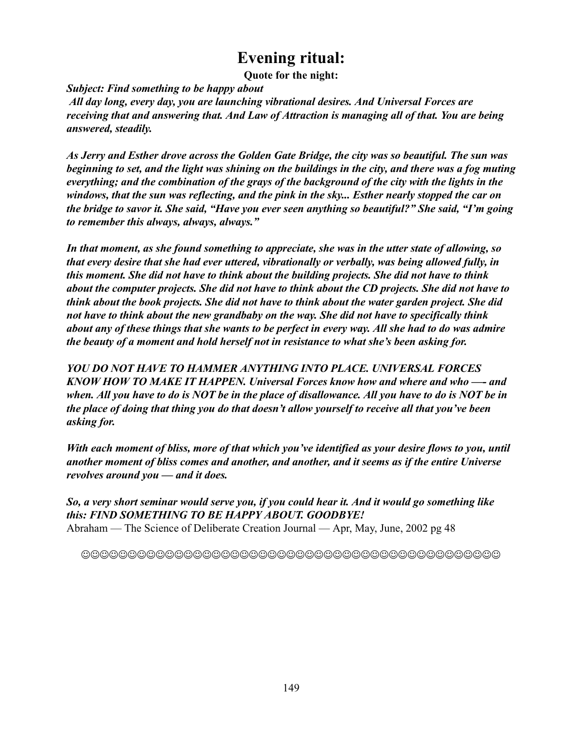# Evening ritual:

**Quote for the night:**

***Subject: Find something to be happy about***

***All day long, every day, you are launching vibrational desires. And Universal Forces are receiving that and answering that. And Law of Attraction is managing all of that. You are being answered, steadily.***

***As Jerry and Esther drove across the Golden Gate Bridge, the city was so beautiful. The sun was beginning to set, and the light was shining on the buildings in the city, and there was a fog muting everything; and the combination of the grays of the background of the city with the lights in the windows, that the sun was reflecting, and the pink in the sky... Esther nearly stopped the car on the bridge to savor it. She said, "Have you ever seen anything so beautiful?" She said, "I'm going to remember this always, always, always."***

***In that moment, as she found something to appreciate, she was in the utter state of allowing, so that every desire that she had ever uttered, vibrationally or verbally, was being allowed fully, in this moment. She did not have to think about the building projects. She did not have to think about the computer projects. She did not have to think about the CD projects. She did not have to think about the book projects. She did not have to think about the water garden project. She did not have to think about the new grandbaby on the way. She did not have to specifically think about any of these things that she wants to be perfect in every way. All she had to do was admire the beauty of a moment and hold herself not in resistance to what she's been asking for.***

***YOU DO NOT HAVE TO HAMMER ANYTHING INTO PLACE. UNIVERSAL FORCES KNOW HOW TO MAKE IT HAPPEN. Universal Forces know how and where and who —- and when. All you have to do is NOT be in the place of disallowance. All you have to do is NOT be in the place of doing that thing you do that doesn't allow yourself to receive all that you've been asking for.***

***With each moment of bliss, more of that which you've identified as your desire flows to you, until another moment of bliss comes and another, and another, and it seems as if the entire Universe revolves around you — and it does.***

***So, a very short seminar would serve you, if you could hear it. And it would go something like this: FIND SOMETHING TO BE HAPPY ABOUT. GOODBYE!***

Abraham — The Science of Deliberate Creation Journal — Apr, May, June, 2002 pg 48

☺☺☺☺☺☺☺☺☺☺☺☺☺☺☺☺☺☺☺☺☺☺☺☺☺☺☺☺☺☺☺☺☺☺☺☺☺☺☺☺☺☺☺☺☺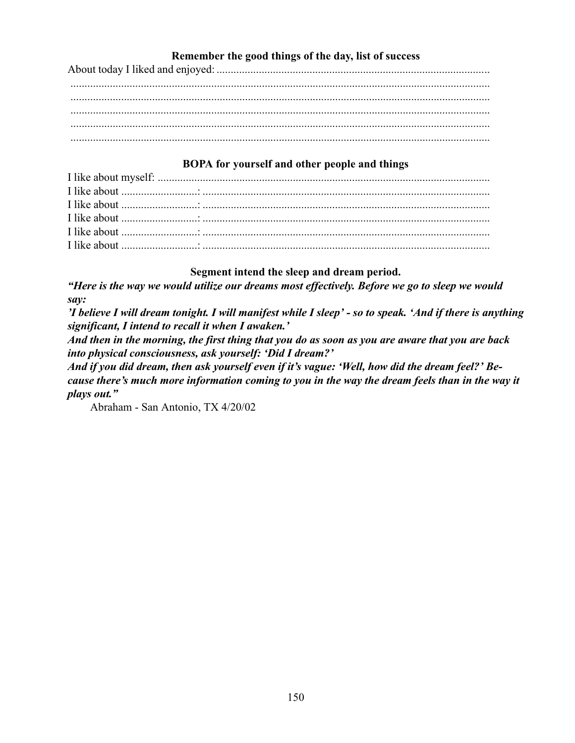### Remember the good things of the day, list of success

About today I liked and enjoyed: ................................................................................................

.....................................................................................................................................

.....................................................................................................................................

.....................................................................................................................................

.....................................................................................................................................

.....................................................................................................................................

### BOPA for yourself and other people and things

I like about myself: .....................................................................................................................

I like about ..........................: .....................................................................................................

I like about ..........................: .....................................................................................................

I like about ..........................: .....................................................................................................

I like about ..........................: .....................................................................................................

I like about ..........................: .....................................................................................................

### Segment intend the sleep and dream period.

***"Here is the way we would utilize our dreams most effectively. Before we go to sleep we would say:***

***'I believe I will dream tonight. I will manifest while I sleep' - so to speak. 'And if there is anything significant, I intend to recall it when I awaken.'***

***And then in the morning, the first thing that you do as soon as you are aware that you are back into physical consciousness, ask yourself: 'Did I dream?'***

***And if you did dream, then ask yourself even if it's vague: 'Well, how did the dream feel?' Because there's much more information coming to you in the way the dream feels than in the way it plays out."***

Abraham - San Antonio, TX 4/20/02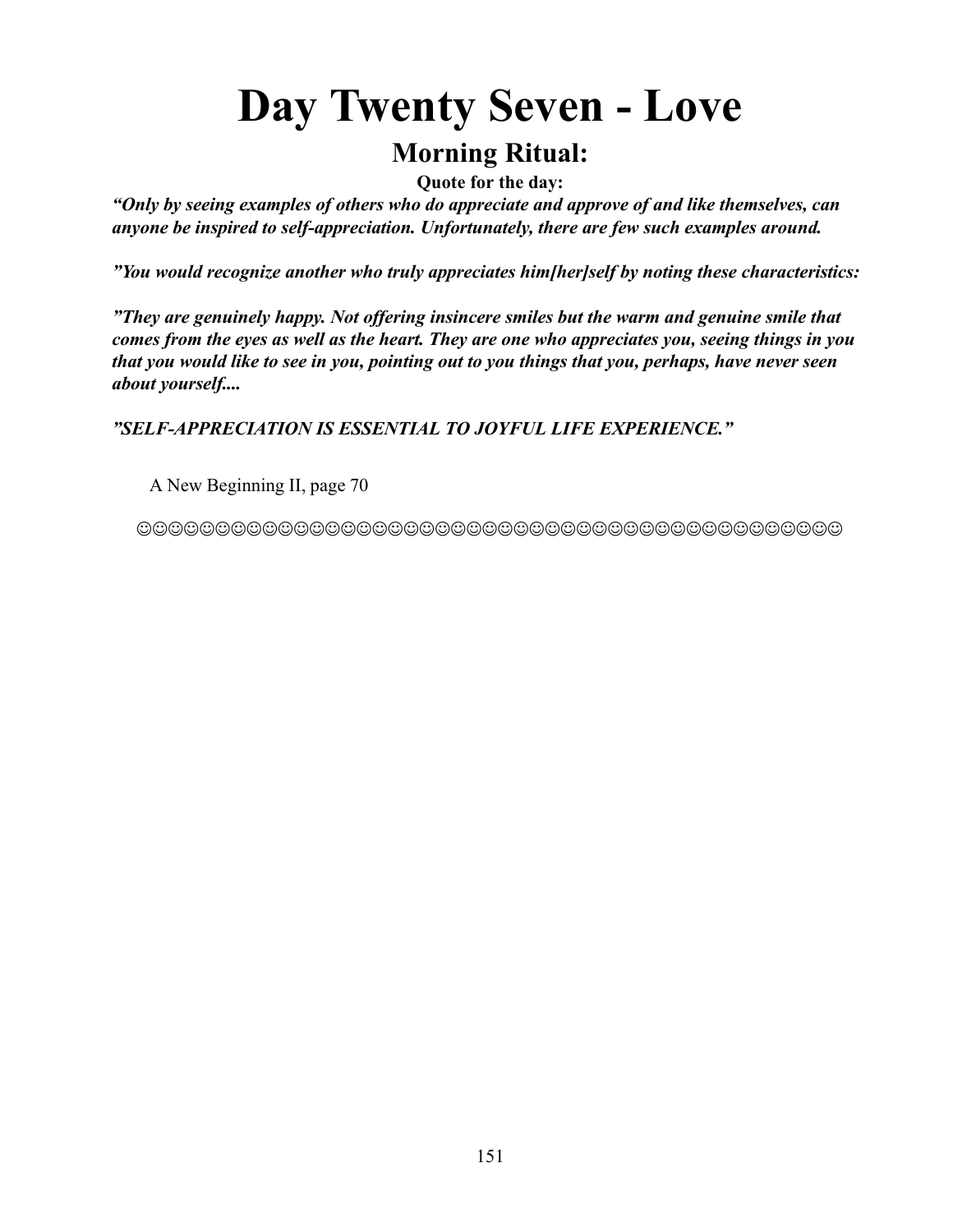# Day Twenty Seven - Love

## Morning Ritual:

**Quote for the day:**

***"Only by seeing examples of others who do appreciate and approve of and like themselves, can anyone be inspired to self-appreciation. Unfortunately, there are few such examples around.***

***"You would recognize another who truly appreciates him[her]self by noting these characteristics:***

***"They are genuinely happy. Not offering insincere smiles but the warm and genuine smile that comes from the eyes as well as the heart. They are one who appreciates you, seeing things in you that you would like to see in you, pointing out to you things that you, perhaps, have never seen about yourself....***

***"SELF-APPRECIATION IS ESSENTIAL TO JOYFUL LIFE EXPERIENCE."***

A New Beginning II, page 70

☺☺☺☺☺☺☺☺☺☺☺☺☺☺☺☺☺☺☺☺☺☺☺☺☺☺☺☺☺☺☺☺☺☺☺☺☺☺☺☺☺☺☺☺☺☺☺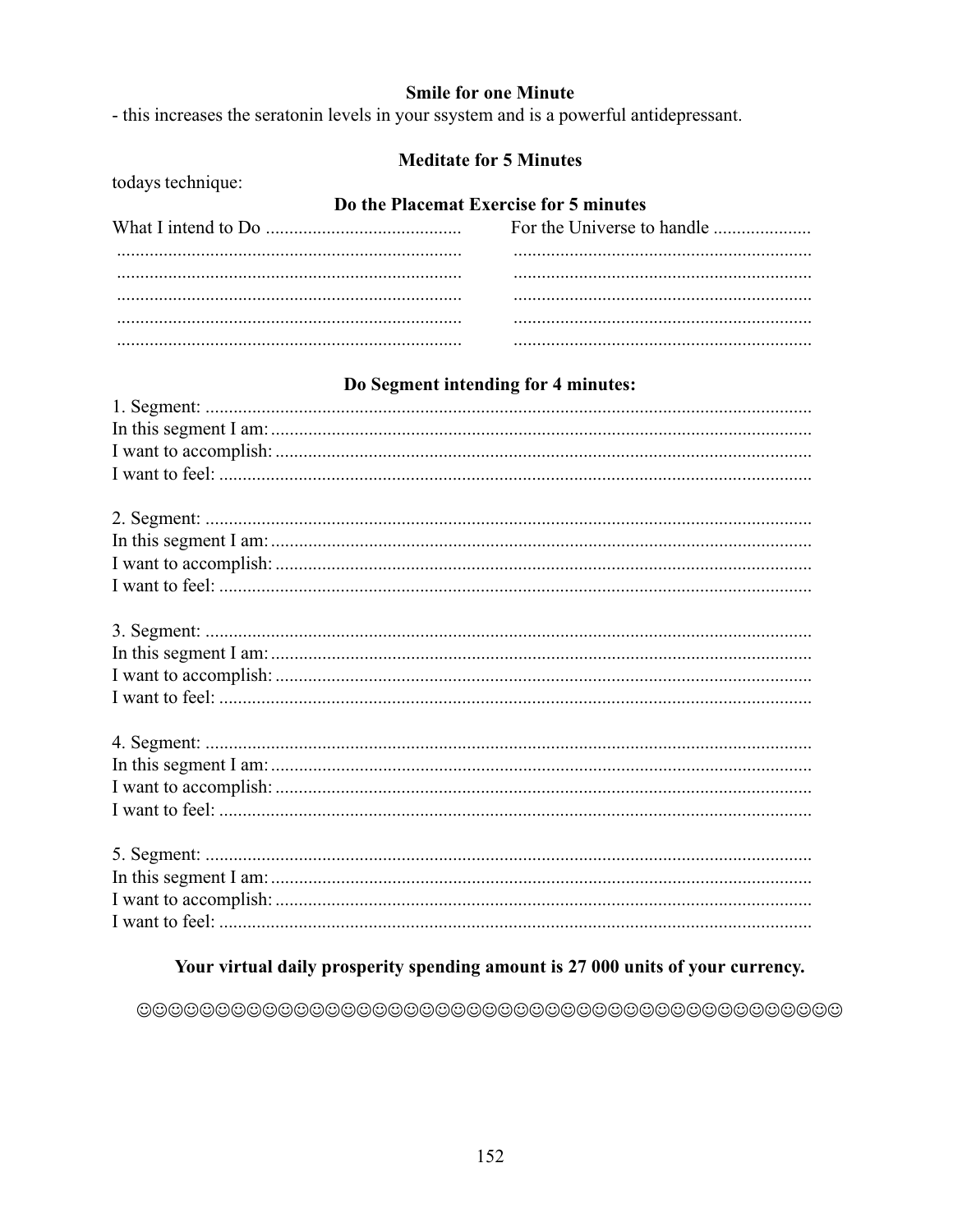**Smile for one Minute**

- this increases the seratonin levels in your ssystem and is a powerful antidepressant.

**Meditate for 5 Minutes**

todays technique:

**Do the Placemat Exercise for 5 minutes**

| What I intend to Do .......................................... | For the Universe to handle ..................... |
| --- | --- |
| .......................................................................... | ................................................................ |
| .......................................................................... | ................................................................ |
| .......................................................................... | ................................................................ |
| .......................................................................... | ................................................................ |
| .......................................................................... | ................................................................ |

**Do Segment intending for 4 minutes:**

1. Segment: .................................................................................................................
In this segment I am: ...................................................................................................
I want to accomplish: ..................................................................................................
I want to feel: ..............................................................................................................

2. Segment: .................................................................................................................
In this segment I am: ...................................................................................................
I want to accomplish: ..................................................................................................
I want to feel: ..............................................................................................................

3. Segment: .................................................................................................................
In this segment I am: ...................................................................................................
I want to accomplish: ..................................................................................................
I want to feel: ..............................................................................................................

4. Segment: .................................................................................................................
In this segment I am: ...................................................................................................
I want to accomplish: ..................................................................................................
I want to feel: ..............................................................................................................

5. Segment: .................................................................................................................
In this segment I am: ...................................................................................................
I want to accomplish: ..................................................................................................
I want to feel: ..............................................................................................................

**Your virtual daily prosperity spending amount is 27 000 units of your currency.**

☺☺☺☺☺☺☺☺☺☺☺☺☺☺☺☺☺☺☺☺☺☺☺☺☺☺☺☺☺☺☺☺☺☺☺☺☺☺☺☺☺☺☺☺☺☺☺☺☺☺☺☺☺☺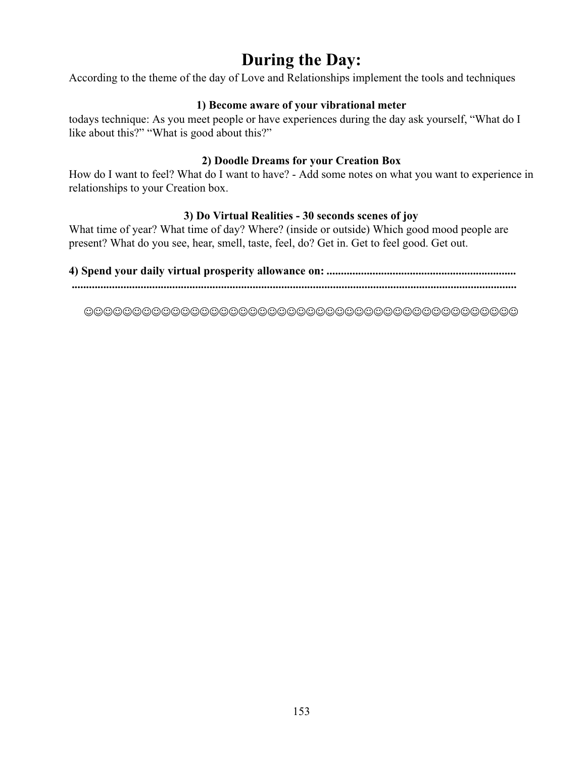# During the Day:

According to the theme of the day of Love and Relationships implement the tools and techniques

**1) Become aware of your vibrational meter**

todays technique: As you meet people or have experiences during the day ask yourself, “What do I like about this?” “What is good about this?”

**2) Doodle Dreams for your Creation Box**

How do I want to feel? What do I want to have? - Add some notes on what you want to experience in relationships to your Creation box.

**3) Do Virtual Realities - 30 seconds scenes of joy**

What time of year? What time of day? Where? (inside or outside) Which good mood people are present? What do you see, hear, smell, taste, feel, do? Get in. Get to feel good. Get out.

**4) Spend your daily virtual prosperity allowance on: ..................................................................**
**..........................................................................................................................................**

☺☺☺☺☺☺☺☺☺☺☺☺☺☺☺☺☺☺☺☺☺☺☺☺☺☺☺☺☺☺☺☺☺☺☺☺☺☺☺☺☺☺☺☺☺☺☺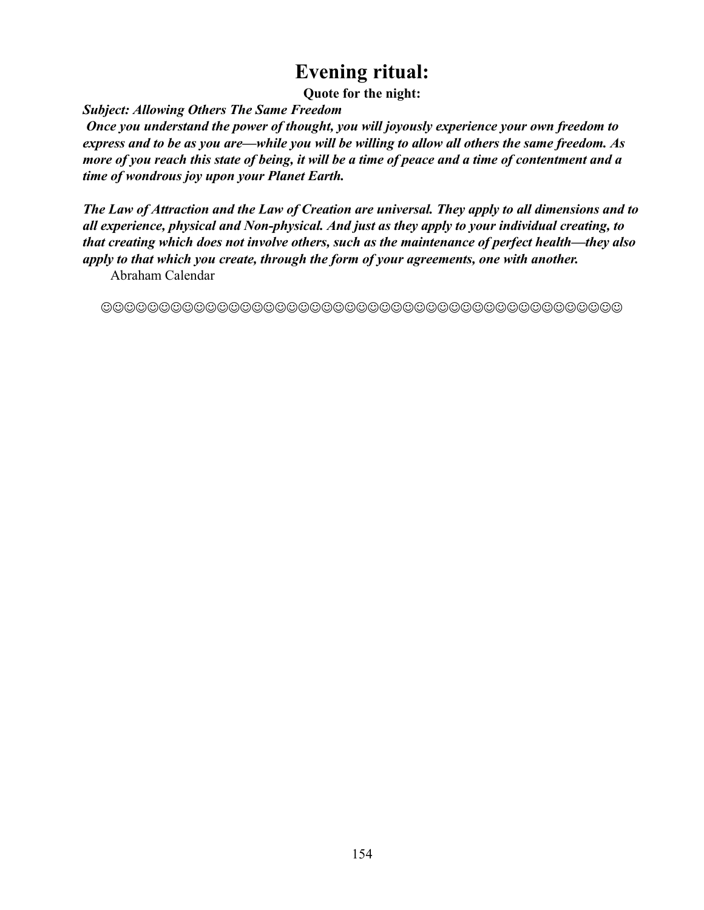# Evening ritual:

**Quote for the night:**

***Subject: Allowing Others The Same Freedom***

***Once you understand the power of thought, you will joyously experience your own freedom to express and to be as you are—while you will be willing to allow all others the same freedom. As more of you reach this state of being, it will be a time of peace and a time of contentment and a time of wondrous joy upon your Planet Earth.***

***The Law of Attraction and the Law of Creation are universal. They apply to all dimensions and to all experience, physical and Non-physical. And just as they apply to your individual creating, to that creating which does not involve others, such as the maintenance of perfect health—they also apply to that which you create, through the form of your agreements, one with another.***

Abraham Calendar

☺☺☺☺☺☺☺☺☺☺☺☺☺☺☺☺☺☺☺☺☺☺☺☺☺☺☺☺☺☺☺☺☺☺☺☺☺☺☺☺☺☺☺☺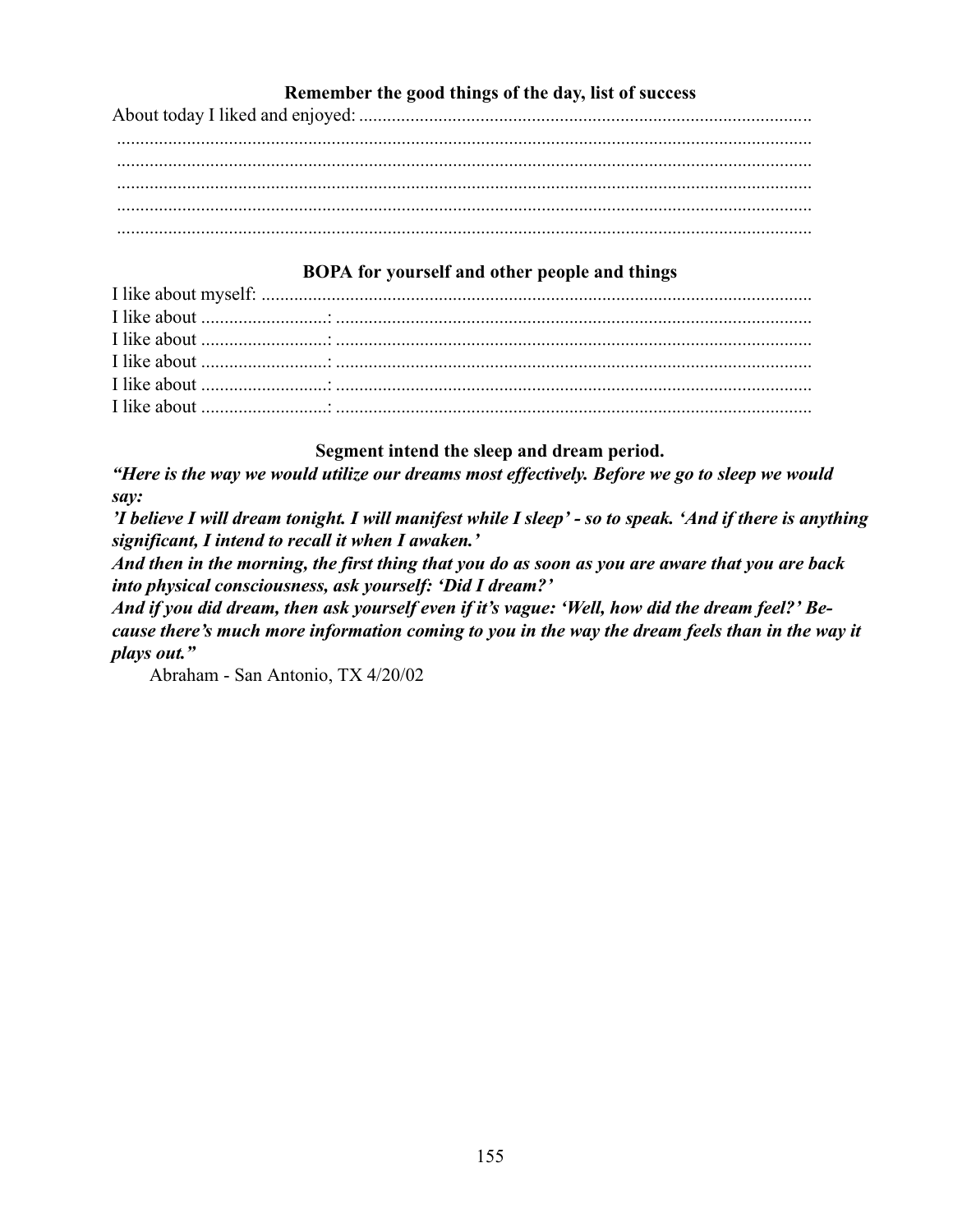### Remember the good things of the day, list of success

About today I liked and enjoyed: ................................................................................................
....................................................................................................................................................
....................................................................................................................................................
....................................................................................................................................................
....................................................................................................................................................
....................................................................................................................................................

### BOPA for yourself and other people and things

I like about myself: ......................................................................................................................
I like about ..........................: .....................................................................................................
I like about ..........................: .....................................................................................................
I like about ..........................: .....................................................................................................
I like about ..........................: .....................................................................................................
I like about ..........................: .....................................................................................................

### Segment intend the sleep and dream period.

***"Here is the way we would utilize our dreams most effectively. Before we go to sleep we would say:***

***'I believe I will dream tonight. I will manifest while I sleep' - so to speak. 'And if there is anything significant, I intend to recall it when I awaken.'***

***And then in the morning, the first thing that you do as soon as you are aware that you are back into physical consciousness, ask yourself: 'Did I dream?'***

***And if you did dream, then ask yourself even if it's vague: 'Well, how did the dream feel?' Because there's much more information coming to you in the way the dream feels than in the way it plays out."***

Abraham - San Antonio, TX 4/20/02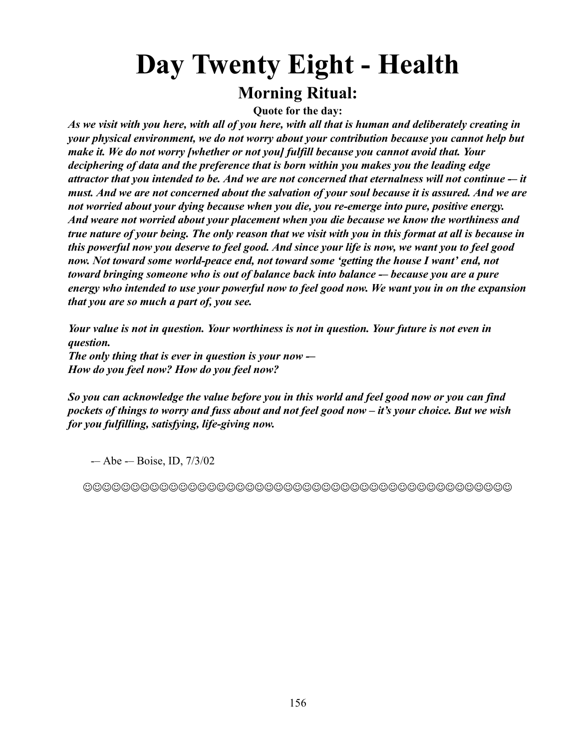# Day Twenty Eight - Health

## Morning Ritual:

**Quote for the day:**

***As we visit with you here, with all of you here, with all that is human and deliberately creating in your physical environment, we do not worry about your contribution because you cannot help but make it. We do not worry [whether or not you] fulfill because you cannot avoid that. Your deciphering of data and the preference that is born within you makes you the leading edge attractor that you intended to be. And we are not concerned that eternalness will not continue -— it must. And we are not concerned about the salvation of your soul because it is assured. And we are not worried about your dying because when you die, you re-emerge into pure, positive energy. And weare not worried about your placement when you die because we know the worthiness and true nature of your being. The only reason that we visit with you in this format at all is because in this powerful now you deserve to feel good. And since your life is now, we want you to feel good now. Not toward some world-peace end, not toward some 'getting the house I want' end, not toward bringing someone who is out of balance back into balance -— because you are a pure energy who intended to use your powerful now to feel good now. We want you in on the expansion that you are so much a part of, you see.***

***Your value is not in question. Your worthiness is not in question. Your future is not even in question.***
***The only thing that is ever in question is your now -—***
***How do you feel now? How do you feel now?***

***So you can acknowledge the value before you in this world and feel good now or you can find pockets of things to worry and fuss about and not feel good now – it's your choice. But we wish for you fulfilling, satisfying, life-giving now.***

-— Abe -— Boise, ID, 7/3/02

☺☺☺☺☺☺☺☺☺☺☺☺☺☺☺☺☺☺☺☺☺☺☺☺☺☺☺☺☺☺☺☺☺☺☺☺☺☺☺☺☺☺☺☺☺☺☺☺☺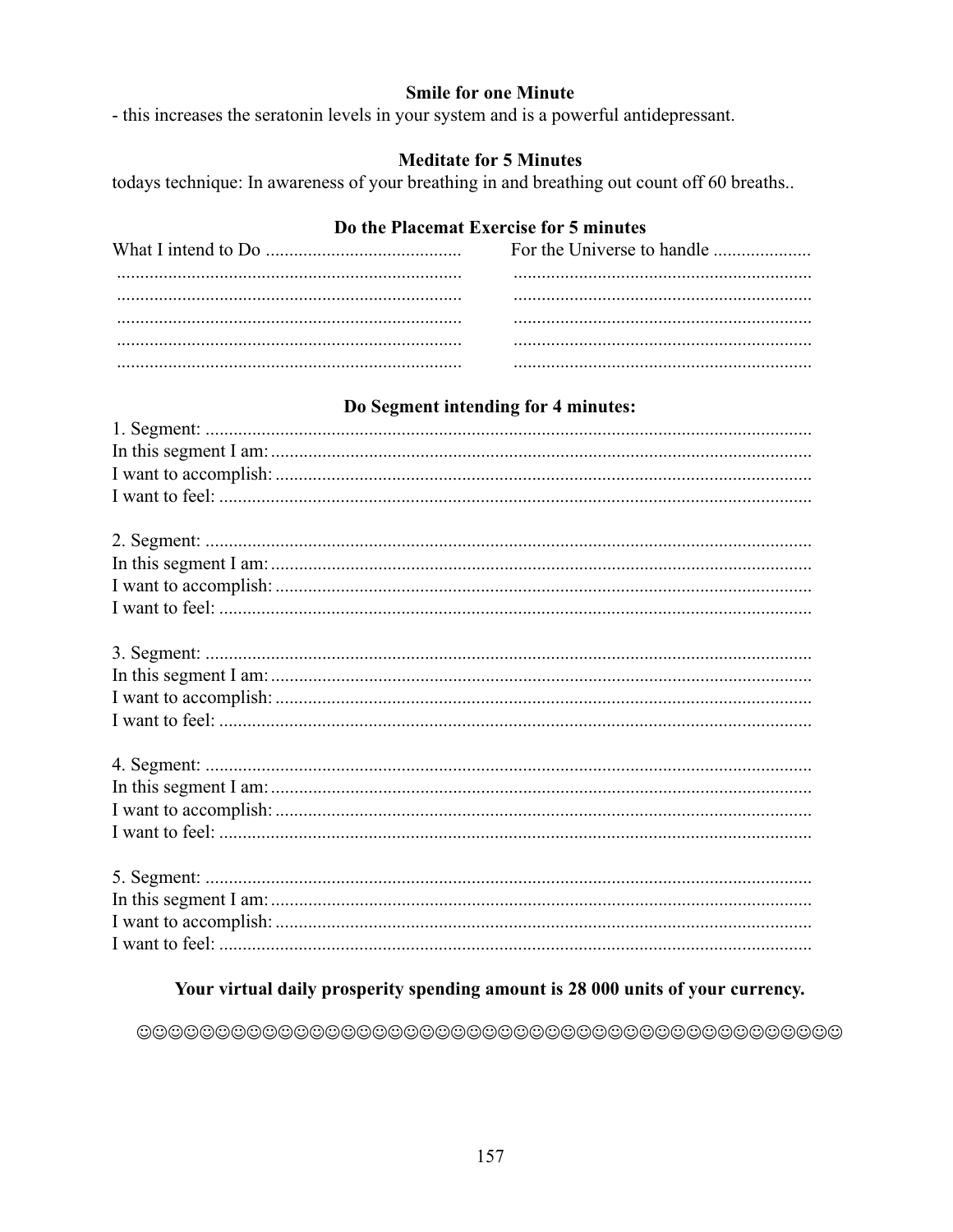**Smile for one Minute**

- this increases the seratonin levels in your system and is a powerful antidepressant.

**Meditate for 5 Minutes**

todays technique: In awareness of your breathing in and breathing out count off 60 breaths..

**Do the Placemat Exercise for 5 minutes**

| What I intend to Do .......................................... | For the Universe to handle ..................... |
|---|---|
| .......................................................................... | ................................................................ |
| .......................................................................... | ................................................................ |
| .......................................................................... | ................................................................ |
| .......................................................................... | ................................................................ |
| .......................................................................... | ................................................................ |

**Do Segment intending for 4 minutes:**

1. Segment: ..................................................................................................................
In this segment I am: ...................................................................................................
I want to accomplish: ..................................................................................................
I want to feel: ..............................................................................................................

2. Segment: ..................................................................................................................
In this segment I am: ...................................................................................................
I want to accomplish: ..................................................................................................
I want to feel: ..............................................................................................................

3. Segment: ..................................................................................................................
In this segment I am: ...................................................................................................
I want to accomplish: ..................................................................................................
I want to feel: ..............................................................................................................

4. Segment: ..................................................................................................................
In this segment I am: ...................................................................................................
I want to accomplish: ..................................................................................................
I want to feel: ..............................................................................................................

5. Segment: ..................................................................................................................
In this segment I am: ...................................................................................................
I want to accomplish: ..................................................................................................
I want to feel: ..............................................................................................................

**Your virtual daily prosperity spending amount is 28 000 units of your currency.**

☺☺☺☺☺☺☺☺☺☺☺☺☺☺☺☺☺☺☺☺☺☺☺☺☺☺☺☺☺☺☺☺☺☺☺☺☺☺☺☺☺☺☺☺☺☺☺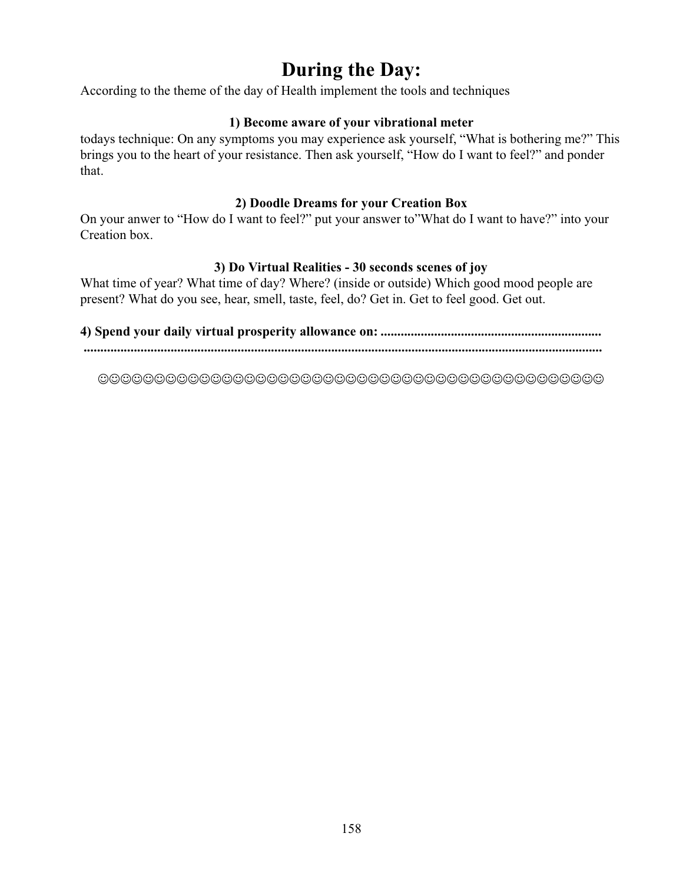# During the Day:

According to the theme of the day of Health implement the tools and techniques

### 1) Become aware of your vibrational meter

todays technique: On any symptoms you may experience ask yourself, "What is bothering me?" This brings you to the heart of your resistance. Then ask yourself, "How do I want to feel?" and ponder that.

### 2) Doodle Dreams for your Creation Box

On your anwer to "How do I want to feel?" put your answer to"What do I want to have?" into your Creation box.

### 3) Do Virtual Realities - 30 seconds scenes of joy

What time of year? What time of day? Where? (inside or outside) Which good mood people are present? What do you see, hear, smell, taste, feel, do? Get in. Get to feel good. Get out.

**4) Spend your daily virtual prosperity allowance on: .................................................................**
**.............................................................................................................................................**

☺☺☺☺☺☺☺☺☺☺☺☺☺☺☺☺☺☺☺☺☺☺☺☺☺☺☺☺☺☺☺☺☺☺☺☺☺☺☺☺☺☺☺☺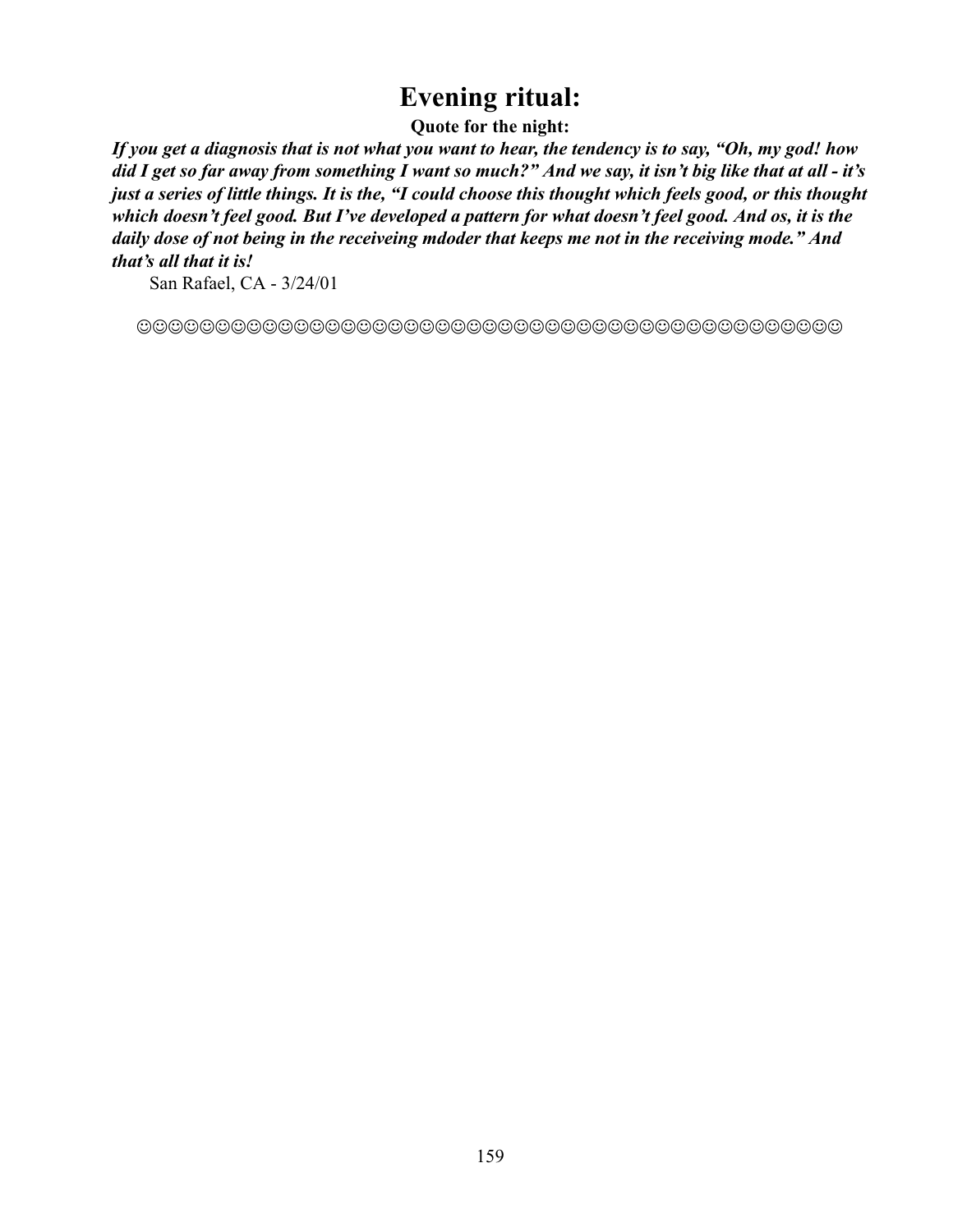# Evening ritual:

**Quote for the night:**

***If you get a diagnosis that is not what you want to hear, the tendency is to say, "Oh, my god! how did I get so far away from something I want so much?" And we say, it isn't big like that at all - it's just a series of little things. It is the, "I could choose this thought which feels good, or this thought which doesn't feel good. But I've developed a pattern for what doesn't feel good. And os, it is the daily dose of not being in the receiveing mdoder that keeps me not in the receiving mode." And that's all that it is!***

San Rafael, CA - 3/24/01

☺☺☺☺☺☺☺☺☺☺☺☺☺☺☺☺☺☺☺☺☺☺☺☺☺☺☺☺☺☺☺☺☺☺☺☺☺☺☺☺☺☺☺☺☺☺☺☺☺☺☺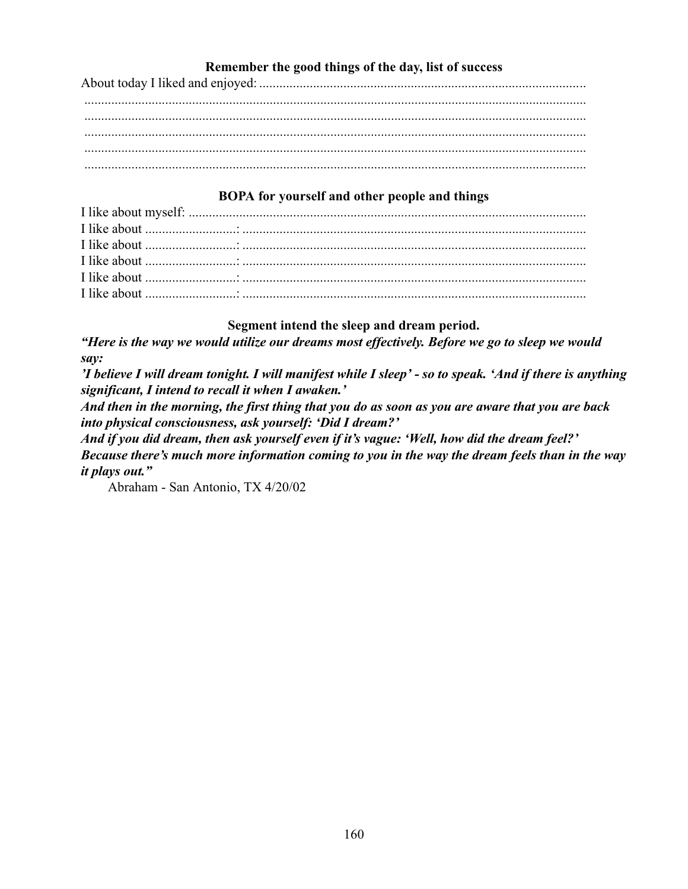### Remember the good things of the day, list of success

About today I liked and enjoyed: ...............................................................................................

.....................................................................................................................................

.....................................................................................................................................

.....................................................................................................................................

.....................................................................................................................................

.....................................................................................................................................

### BOPA for yourself and other people and things

I like about myself: .....................................................................................................................

I like about ..........................: .....................................................................................................

I like about ..........................: .....................................................................................................

I like about ..........................: .....................................................................................................

I like about ..........................: .....................................................................................................

I like about ..........................: .....................................................................................................

### Segment intend the sleep and dream period.

***"Here is the way we would utilize our dreams most effectively. Before we go to sleep we would say:***

***'I believe I will dream tonight. I will manifest while I sleep' - so to speak. 'And if there is anything significant, I intend to recall it when I awaken.'***

***And then in the morning, the first thing that you do as soon as you are aware that you are back into physical consciousness, ask yourself: 'Did I dream?'***

***And if you did dream, then ask yourself even if it's vague: 'Well, how did the dream feel?' Because there's much more information coming to you in the way the dream feels than in the way it plays out."***

Abraham - San Antonio, TX 4/20/02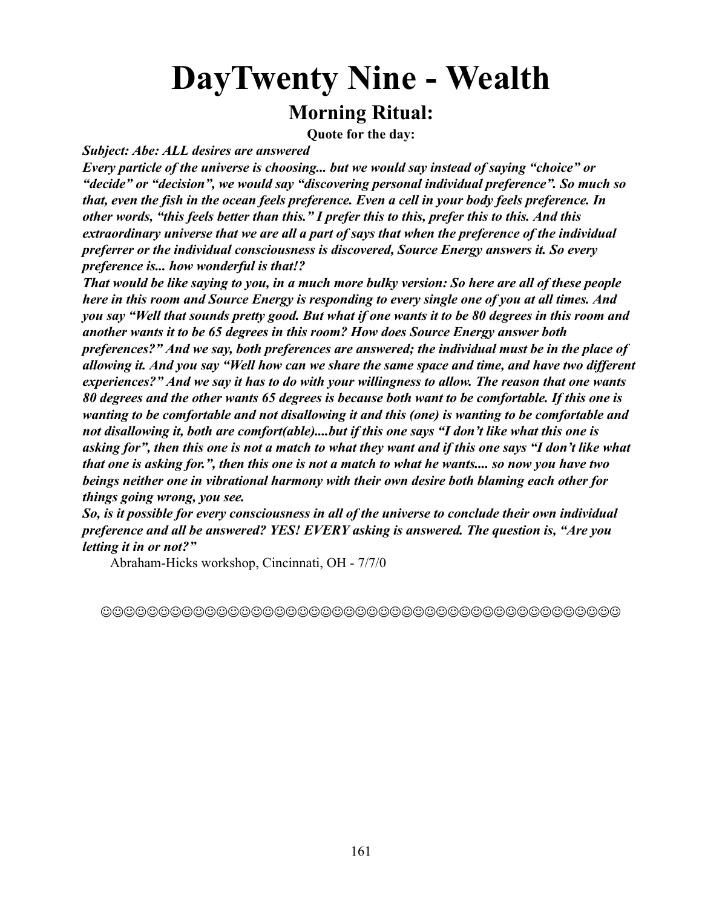# DayTwenty Nine - Wealth

## Morning Ritual:

**Quote for the day:**

***Subject: Abe: ALL desires are answered***

***Every particle of the universe is choosing... but we would say instead of saying "choice" or "decide" or "decision", we would say "discovering personal individual preference". So much so that, even the fish in the ocean feels preference. Even a cell in your body feels preference. In other words, "this feels better than this." I prefer this to this, prefer this to this. And this extraordinary universe that we are all a part of says that when the preference of the individual preferrer or the individual consciousness is discovered, Source Energy answers it. So every preference is... how wonderful is that!?***

***That would be like saying to you, in a much more bulky version: So here are all of these people here in this room and Source Energy is responding to every single one of you at all times. And you say "Well that sounds pretty good. But what if one wants it to be 80 degrees in this room and another wants it to be 65 degrees in this room? How does Source Energy answer both preferences?" And we say, both preferences are answered; the individual must be in the place of allowing it. And you say "Well how can we share the same space and time, and have two different experiences?" And we say it has to do with your willingness to allow. The reason that one wants 80 degrees and the other wants 65 degrees is because both want to be comfortable. If this one is wanting to be comfortable and not disallowing it and this (one) is wanting to be comfortable and not disallowing it, both are comfort(able)....but if this one says "I don't like what this one is asking for", then this one is not a match to what they want and if this one says "I don't like what that one is asking for.", then this one is not a match to what he wants.... so now you have two beings neither one in vibrational harmony with their own desire both blaming each other for things going wrong, you see.***

***So, is it possible for every consciousness in all of the universe to conclude their own individual preference and all be answered? YES! EVERY asking is answered. The question is, "Are you letting it in or not?"***

Abraham-Hicks workshop, Cincinnati, OH - 7/7/0

☺☺☺☺☺☺☺☺☺☺☺☺☺☺☺☺☺☺☺☺☺☺☺☺☺☺☺☺☺☺☺☺☺☺☺☺☺☺☺☺☺☺☺☺☺☺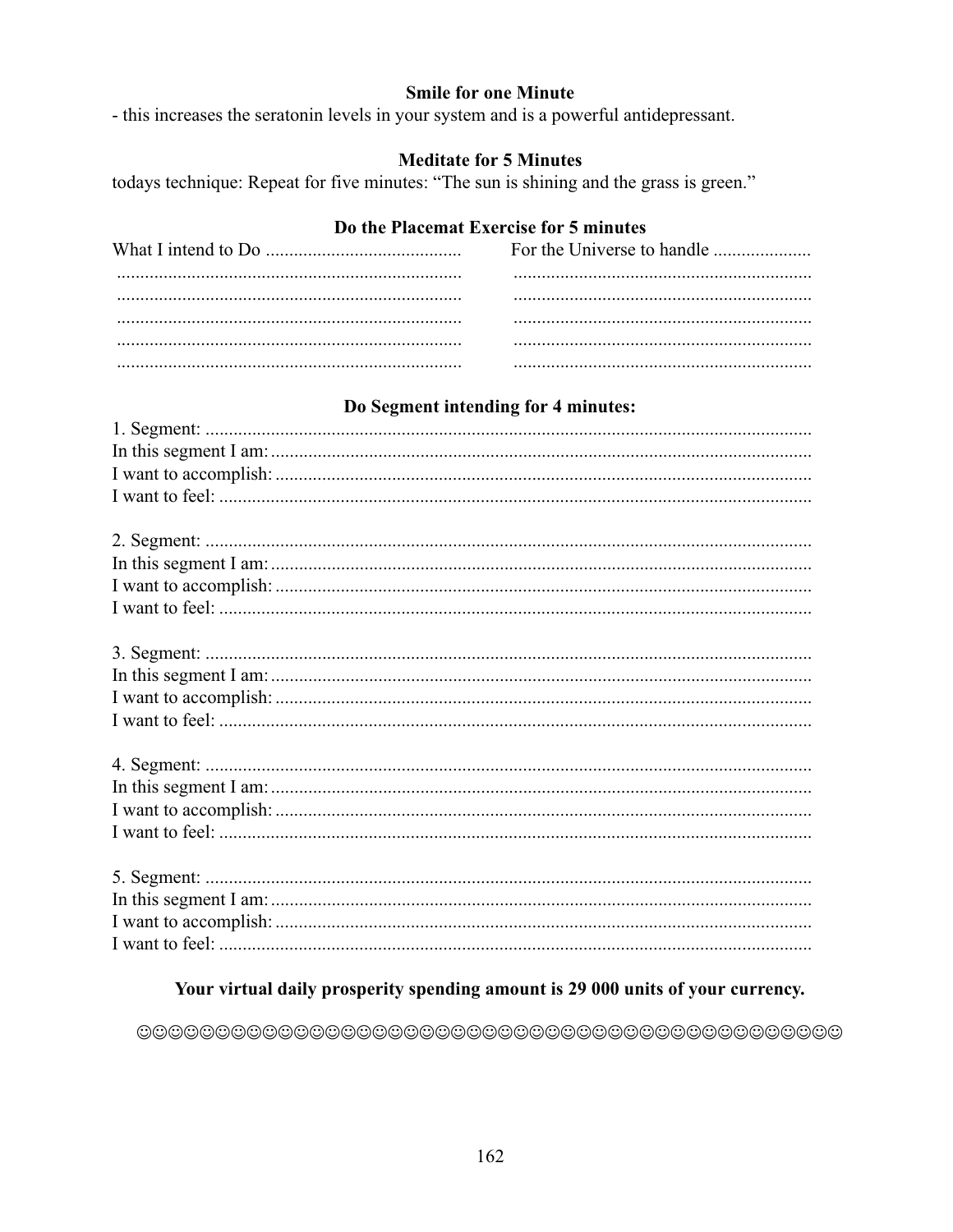**Smile for one Minute**

- this increases the seratonin levels in your system and is a powerful antidepressant.

**Meditate for 5 Minutes**

todays technique: Repeat for five minutes: "The sun is shining and the grass is green."

**Do the Placemat Exercise for 5 minutes**

| What I intend to Do .......................................... | For the Universe to handle ..................... |
|---|---|
| .......................................................................... | ................................................................ |
| .......................................................................... | ................................................................ |
| .......................................................................... | ................................................................ |
| .......................................................................... | ................................................................ |
| .......................................................................... | ................................................................ |

**Do Segment intending for 4 minutes:**

1. Segment: ..................................................................................................................................
In this segment I am: .....................................................................................................................
I want to accomplish: ....................................................................................................................
I want to feel: ...............................................................................................................................

2. Segment: ..................................................................................................................................
In this segment I am: .....................................................................................................................
I want to accomplish: ....................................................................................................................
I want to feel: ...............................................................................................................................

3. Segment: ..................................................................................................................................
In this segment I am: .....................................................................................................................
I want to accomplish: ....................................................................................................................
I want to feel: ...............................................................................................................................

4. Segment: ..................................................................................................................................
In this segment I am: .....................................................................................................................
I want to accomplish: ....................................................................................................................
I want to feel: ...............................................................................................................................

5. Segment: ..................................................................................................................................
In this segment I am: .....................................................................................................................
I want to accomplish: ....................................................................................................................
I want to feel: ...............................................................................................................................

**Your virtual daily prosperity spending amount is 29 000 units of your currency.**

☺☺☺☺☺☺☺☺☺☺☺☺☺☺☺☺☺☺☺☺☺☺☺☺☺☺☺☺☺☺☺☺☺☺☺☺☺☺☺☺☺☺☺☺☺☺☺☺☺☺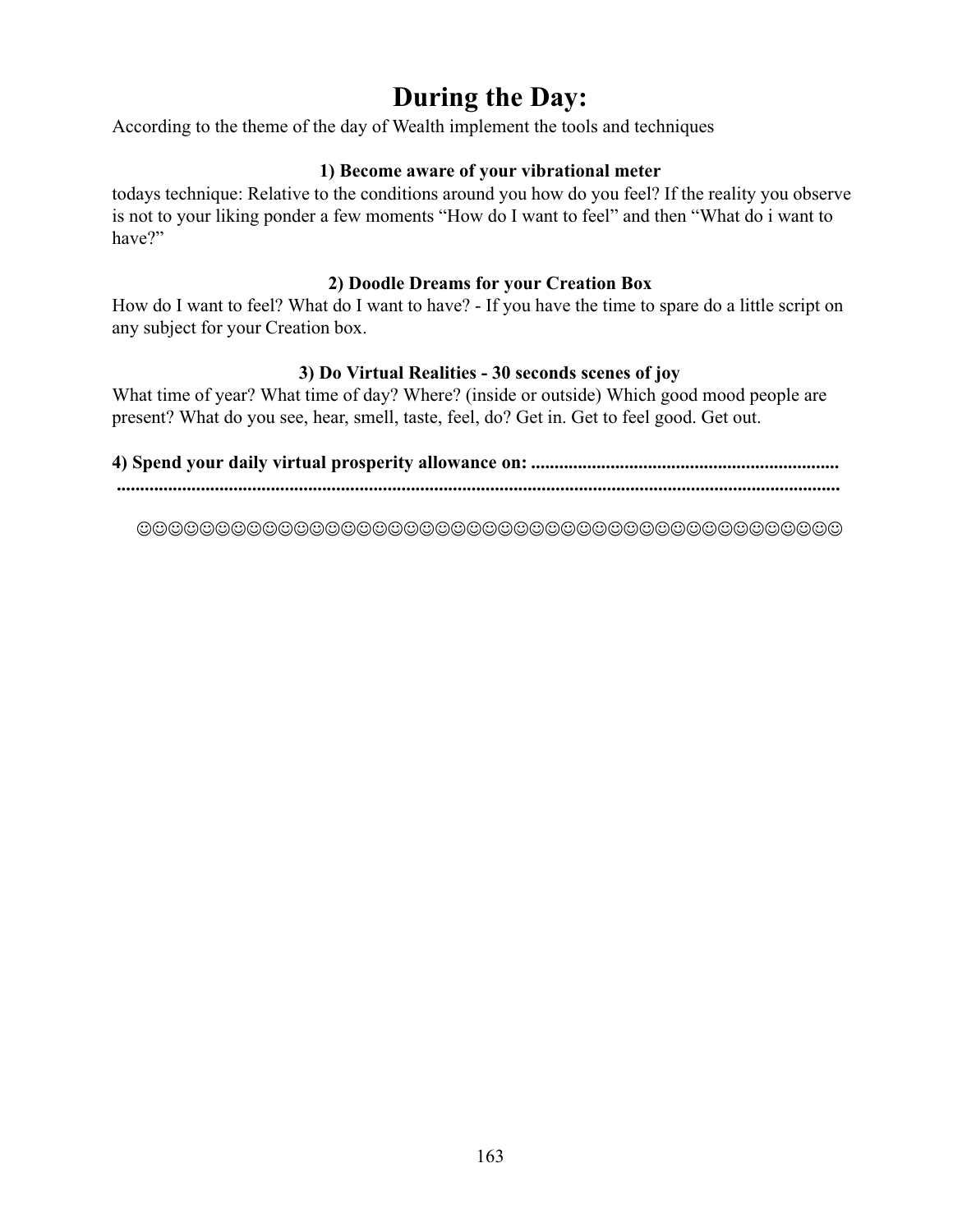# During the Day:

According to the theme of the day of Wealth implement the tools and techniques

**1) Become aware of your vibrational meter**

todays technique: Relative to the conditions around you how do you feel? If the reality you observe is not to your liking ponder a few moments “How do I want to feel” and then “What do i want to have?”

**2) Doodle Dreams for your Creation Box**

How do I want to feel? What do I want to have? - If you have the time to spare do a little script on any subject for your Creation box.

**3) Do Virtual Realities - 30 seconds scenes of joy**

What time of year? What time of day? Where? (inside or outside) Which good mood people are present? What do you see, hear, smell, taste, feel, do? Get in. Get to feel good. Get out.

**4) Spend your daily virtual prosperity allowance on: ..................................................................**
**..........................................................................................................................................**

☺☺☺☺☺☺☺☺☺☺☺☺☺☺☺☺☺☺☺☺☺☺☺☺☺☺☺☺☺☺☺☺☺☺☺☺☺☺☺☺☺☺☺☺☺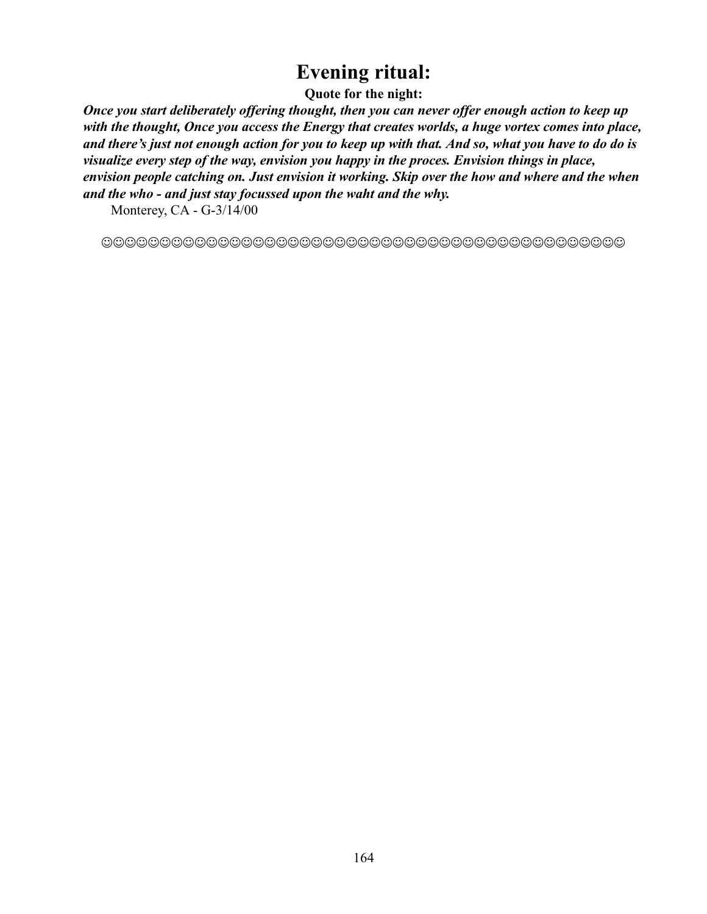# Evening ritual:

**Quote for the night:**

***Once you start deliberately offering thought, then you can never offer enough action to keep up with the thought, Once you access the Energy that creates worlds, a huge vortex comes into place, and there's just not enough action for you to keep up with that. And so, what you have to do do is visualize every step of the way, envision you happy in the proces. Envision things in place, envision people catching on. Just envision it working. Skip over the how and where and the when and the who - and just stay focussed upon the waht and the why.***

Monterey, CA - G-3/14/00

☺☺☺☺☺☺☺☺☺☺☺☺☺☺☺☺☺☺☺☺☺☺☺☺☺☺☺☺☺☺☺☺☺☺☺☺☺☺☺☺☺☺☺☺☺☺☺☺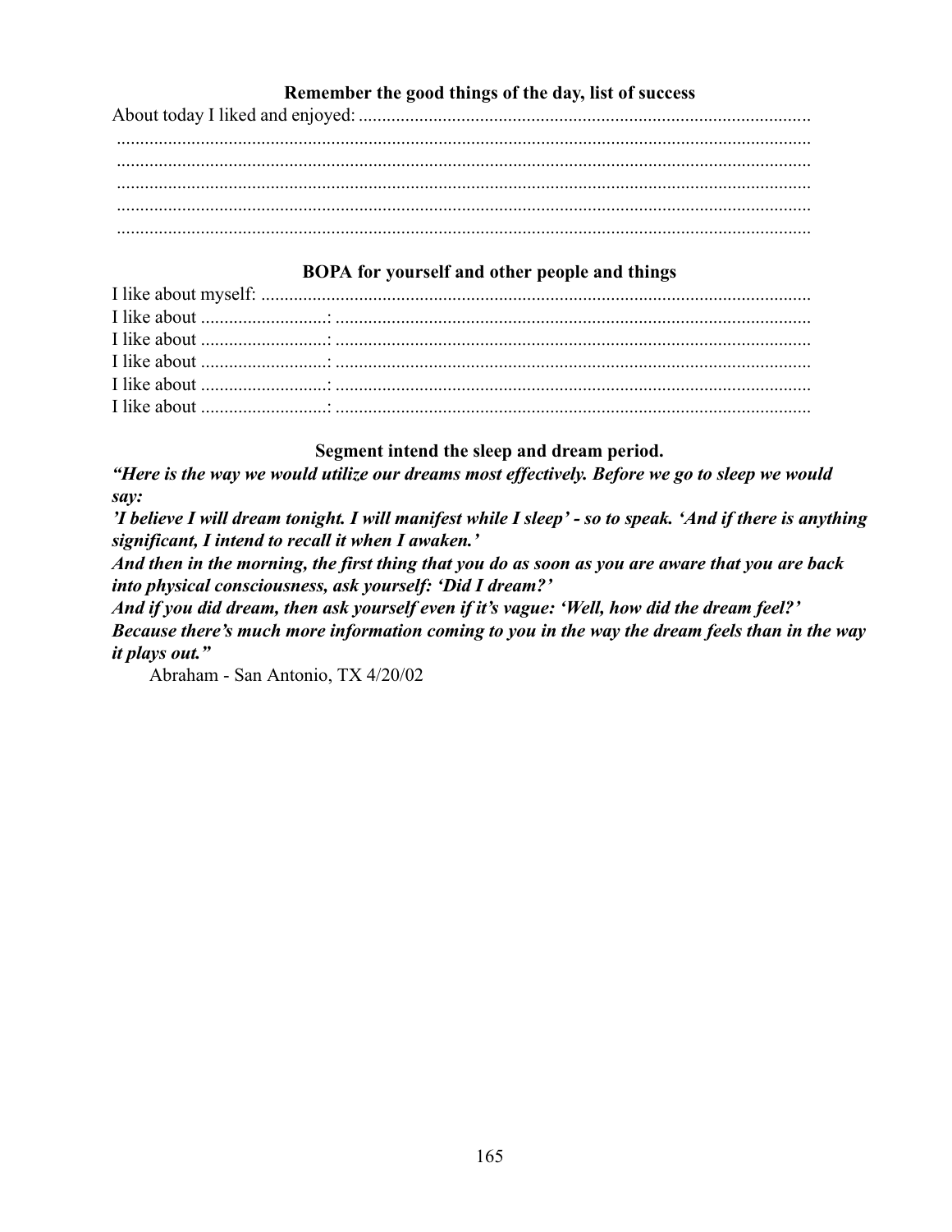### Remember the good things of the day, list of success

About today I liked and enjoyed: ..................................................................................................
.....................................................................................................................................................
.....................................................................................................................................................
.....................................................................................................................................................
.....................................................................................................................................................
.....................................................................................................................................................

### BOPA for yourself and other people and things

I like about myself: .......................................................................................................................
I like about ..........................: ......................................................................................................
I like about ..........................: ......................................................................................................
I like about ..........................: ......................................................................................................
I like about ..........................: ......................................................................................................
I like about ..........................: ......................................................................................................

### Segment intend the sleep and dream period.

***"Here is the way we would utilize our dreams most effectively. Before we go to sleep we would say:***

***'I believe I will dream tonight. I will manifest while I sleep' - so to speak. 'And if there is anything significant, I intend to recall it when I awaken.'***

***And then in the morning, the first thing that you do as soon as you are aware that you are back into physical consciousness, ask yourself: 'Did I dream?'***

***And if you did dream, then ask yourself even if it's vague: 'Well, how did the dream feel?' Because there's much more information coming to you in the way the dream feels than in the way it plays out."***

Abraham - San Antonio, TX 4/20/02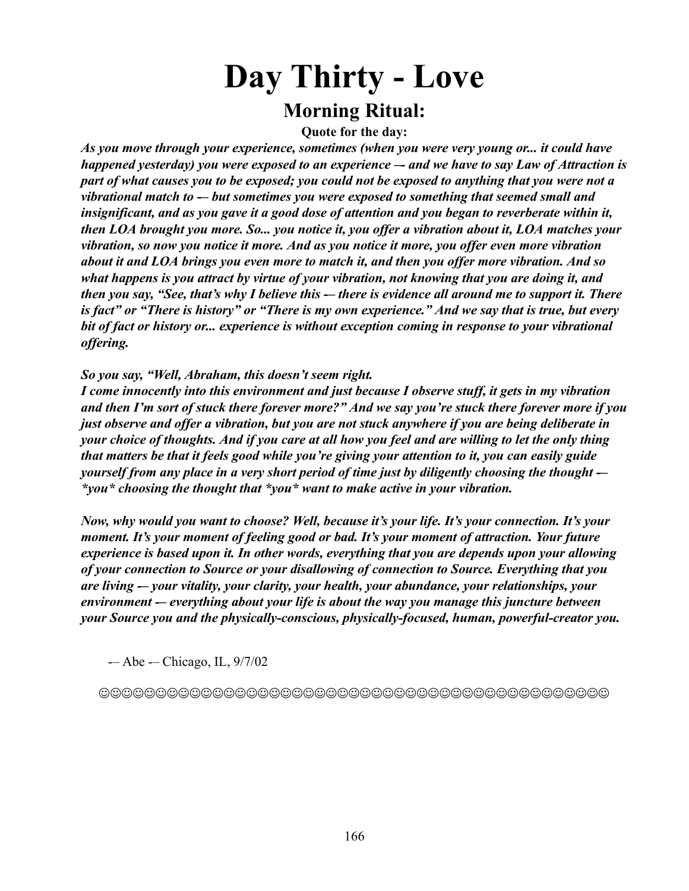# Day Thirty - Love

## Morning Ritual:

**Quote for the day:**

***As you move through your experience, sometimes (when you were very young or... it could have happened yesterday) you were exposed to an experience -– and we have to say Law of Attraction is part of what causes you to be exposed; you could not be exposed to anything that you were not a vibrational match to -– but sometimes you were exposed to something that seemed small and insignificant, and as you gave it a good dose of attention and you began to reverberate within it, then LOA brought you more. So... you notice it, you offer a vibration about it, LOA matches your vibration, so now you notice it more. And as you notice it more, you offer even more vibration about it and LOA brings you even more to match it, and then you offer more vibration. And so what happens is you attract by virtue of your vibration, not knowing that you are doing it, and then you say, "See, that's why I believe this -– there is evidence all around me to support it. There is fact" or "There is history" or "There is my own experience." And we say that is true, but every bit of fact or history or... experience is without exception coming in response to your vibrational offering.***

***So you say, "Well, Abraham, this doesn't seem right.***
***I come innocently into this environment and just because I observe stuff, it gets in my vibration and then I'm sort of stuck there forever more?" And we say you're stuck there forever more if you just observe and offer a vibration, but you are not stuck anywhere if you are being deliberate in your choice of thoughts. And if you care at all how you feel and are willing to let the only thing that matters be that it feels good while you're giving your attention to it, you can easily guide yourself from any place in a very short period of time just by diligently choosing the thought -– *you* choosing the thought that *you* want to make active in your vibration.***

***Now, why would you want to choose? Well, because it's your life. It's your connection. It's your moment. It's your moment of feeling good or bad. It's your moment of attraction. Your future experience is based upon it. In other words, everything that you are depends upon your allowing of your connection to Source or your disallowing of connection to Source. Everything that you are living -– your vitality, your clarity, your health, your abundance, your relationships, your environment -– everything about your life is about the way you manage this juncture between your Source you and the physically-conscious, physically-focused, human, powerful-creator you.***

-– Abe -– Chicago, IL, 9/7/02

☺☺☺☺☺☺☺☺☺☺☺☺☺☺☺☺☺☺☺☺☺☺☺☺☺☺☺☺☺☺☺☺☺☺☺☺☺☺☺☺☺☺☺☺☺☺☺☺☺☺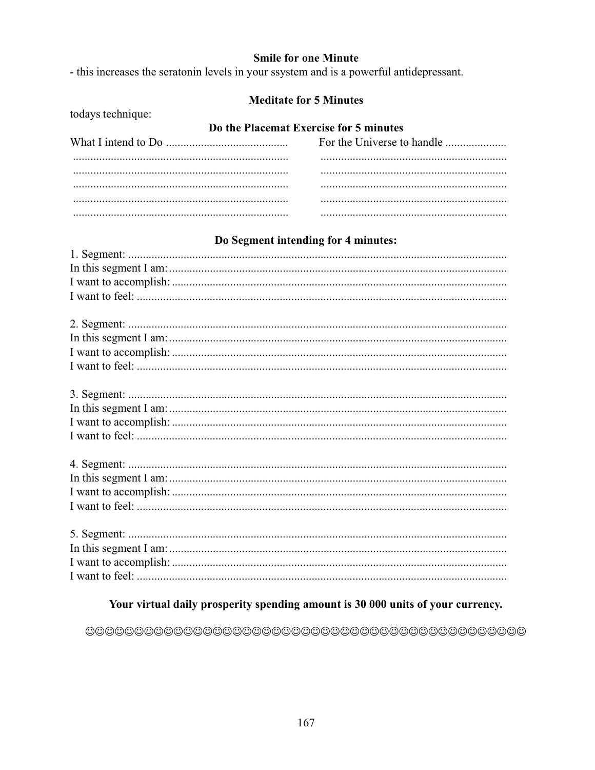**Smile for one Minute**

- this increases the seratonin levels in your ssystem and is a powerful antidepressant.

**Meditate for 5 Minutes**

todays technique:

**Do the Placemat Exercise for 5 minutes**

| What I intend to Do ......................................... | For the Universe to handle ..................... |
|---|---|
| .......................................................................... | ................................................................ |
| .......................................................................... | ................................................................ |
| .......................................................................... | ................................................................ |
| .......................................................................... | ................................................................ |
| .......................................................................... | ................................................................ |

**Do Segment intending for 4 minutes:**

1. Segment: .................................................................................................................
In this segment I am: ...................................................................................................
I want to accomplish: ..................................................................................................
I want to feel: ..............................................................................................................

2. Segment: .................................................................................................................
In this segment I am: ...................................................................................................
I want to accomplish: ..................................................................................................
I want to feel: ..............................................................................................................

3. Segment: .................................................................................................................
In this segment I am: ...................................................................................................
I want to accomplish: ..................................................................................................
I want to feel: ..............................................................................................................

4. Segment: .................................................................................................................
In this segment I am: ...................................................................................................
I want to accomplish: ..................................................................................................
I want to feel: ..............................................................................................................

5. Segment: .................................................................................................................
In this segment I am: ...................................................................................................
I want to accomplish: ..................................................................................................
I want to feel: ..............................................................................................................

**Your virtual daily prosperity spending amount is 30 000 units of your currency.**

☺☺☺☺☺☺☺☺☺☺☺☺☺☺☺☺☺☺☺☺☺☺☺☺☺☺☺☺☺☺☺☺☺☺☺☺☺☺☺☺☺☺☺☺☺☺☺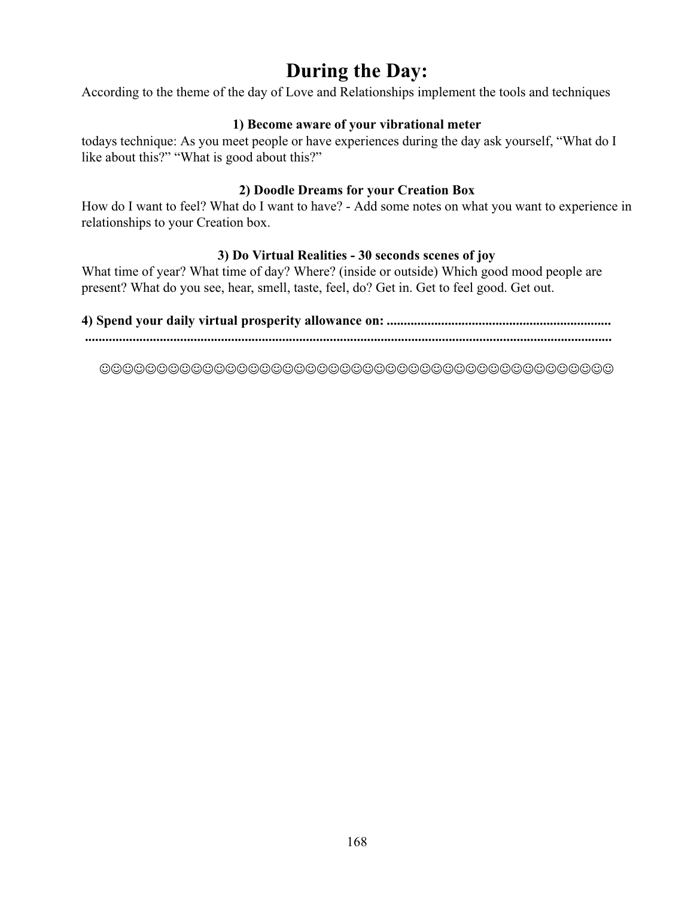# During the Day:

According to the theme of the day of Love and Relationships implement the tools and techniques

**1) Become aware of your vibrational meter**

todays technique: As you meet people or have experiences during the day ask yourself, “What do I like about this?” “What is good about this?”

**2) Doodle Dreams for your Creation Box**

How do I want to feel? What do I want to have? - Add some notes on what you want to experience in relationships to your Creation box.

**3) Do Virtual Realities - 30 seconds scenes of joy**

What time of year? What time of day? Where? (inside or outside) Which good mood people are present? What do you see, hear, smell, taste, feel, do? Get in. Get to feel good. Get out.

**4) Spend your daily virtual prosperity allowance on: .................................................................**
**...........................................................................................................................................**

☺☺☺☺☺☺☺☺☺☺☺☺☺☺☺☺☺☺☺☺☺☺☺☺☺☺☺☺☺☺☺☺☺☺☺☺☺☺☺☺☺☺☺☺☺☺☺☺☺☺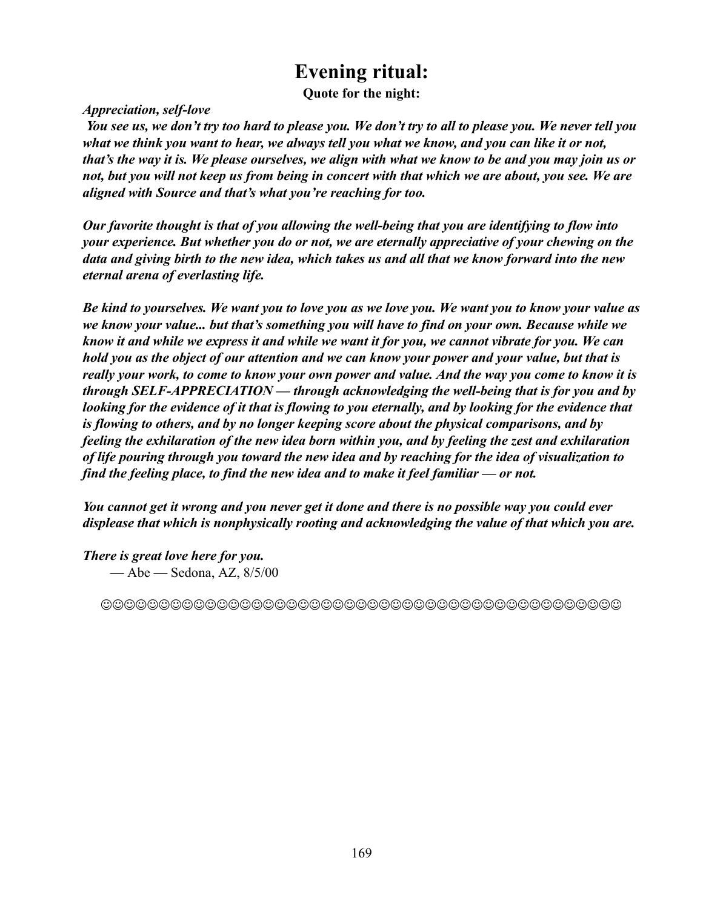# Evening ritual:

**Quote for the night:**

***Appreciation, self-love***

***You see us, we don't try too hard to please you. We don't try to all to please you. We never tell you what we think you want to hear, we always tell you what we know, and you can like it or not, that's the way it is. We please ourselves, we align with what we know to be and you may join us or not, but you will not keep us from being in concert with that which we are about, you see. We are aligned with Source and that's what you're reaching for too.***

***Our favorite thought is that of you allowing the well-being that you are identifying to flow into your experience. But whether you do or not, we are eternally appreciative of your chewing on the data and giving birth to the new idea, which takes us and all that we know forward into the new eternal arena of everlasting life.***

***Be kind to yourselves. We want you to love you as we love you. We want you to know your value as we know your value... but that's something you will have to find on your own. Because while we know it and while we express it and while we want it for you, we cannot vibrate for you. We can hold you as the object of our attention and we can know your power and your value, but that is really your work, to come to know your own power and value. And the way you come to know it is through SELF-APPRECIATION — through acknowledging the well-being that is for you and by looking for the evidence of it that is flowing to you eternally, and by looking for the evidence that is flowing to others, and by no longer keeping score about the physical comparisons, and by feeling the exhilaration of the new idea born within you, and by feeling the zest and exhilaration of life pouring through you toward the new idea and by reaching for the idea of visualization to find the feeling place, to find the new idea and to make it feel familiar — or not.***

***You cannot get it wrong and you never get it done and there is no possible way you could ever displease that which is nonphysically rooting and acknowledging the value of that which you are.***

***There is great love here for you.***

— Abe — Sedona, AZ, 8/5/00

☺☺☺☺☺☺☺☺☺☺☺☺☺☺☺☺☺☺☺☺☺☺☺☺☺☺☺☺☺☺☺☺☺☺☺☺☺☺☺☺☺☺☺☺☺☺☺☺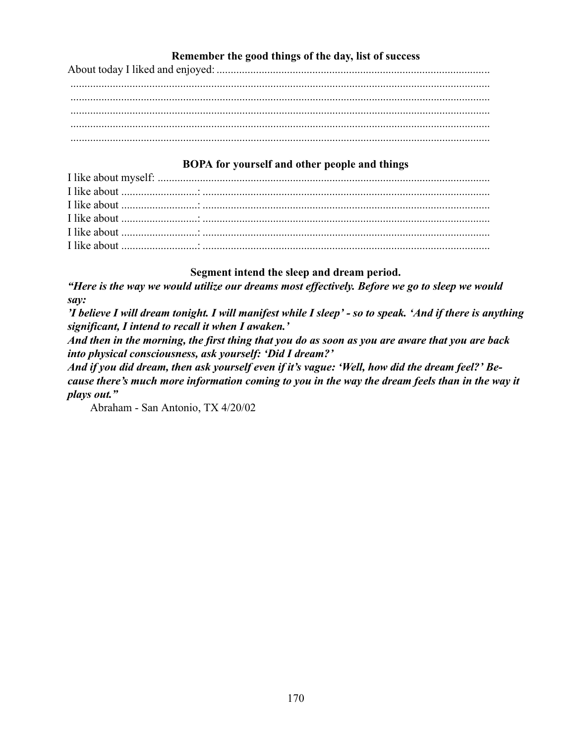**Remember the good things of the day, list of success**

About today I liked and enjoyed: ................................................................................................
.....................................................................................................................................
.....................................................................................................................................
.....................................................................................................................................
.....................................................................................................................................
.....................................................................................................................................

**BOPA for yourself and other people and things**

I like about myself: .......................................................................................................
I like about ..........................: ......................................................................................
I like about ..........................: ......................................................................................
I like about ..........................: ......................................................................................
I like about ..........................: ......................................................................................
I like about ..........................: ......................................................................................

**Segment intend the sleep and dream period.**

***"Here is the way we would utilize our dreams most effectively. Before we go to sleep we would say:***

***'I believe I will dream tonight. I will manifest while I sleep' - so to speak. 'And if there is anything significant, I intend to recall it when I awaken.'***

***And then in the morning, the first thing that you do as soon as you are aware that you are back into physical consciousness, ask yourself: 'Did I dream?'***

***And if you did dream, then ask yourself even if it's vague: 'Well, how did the dream feel?' Because there's much more information coming to you in the way the dream feels than in the way it plays out."***

Abraham - San Antonio, TX 4/20/02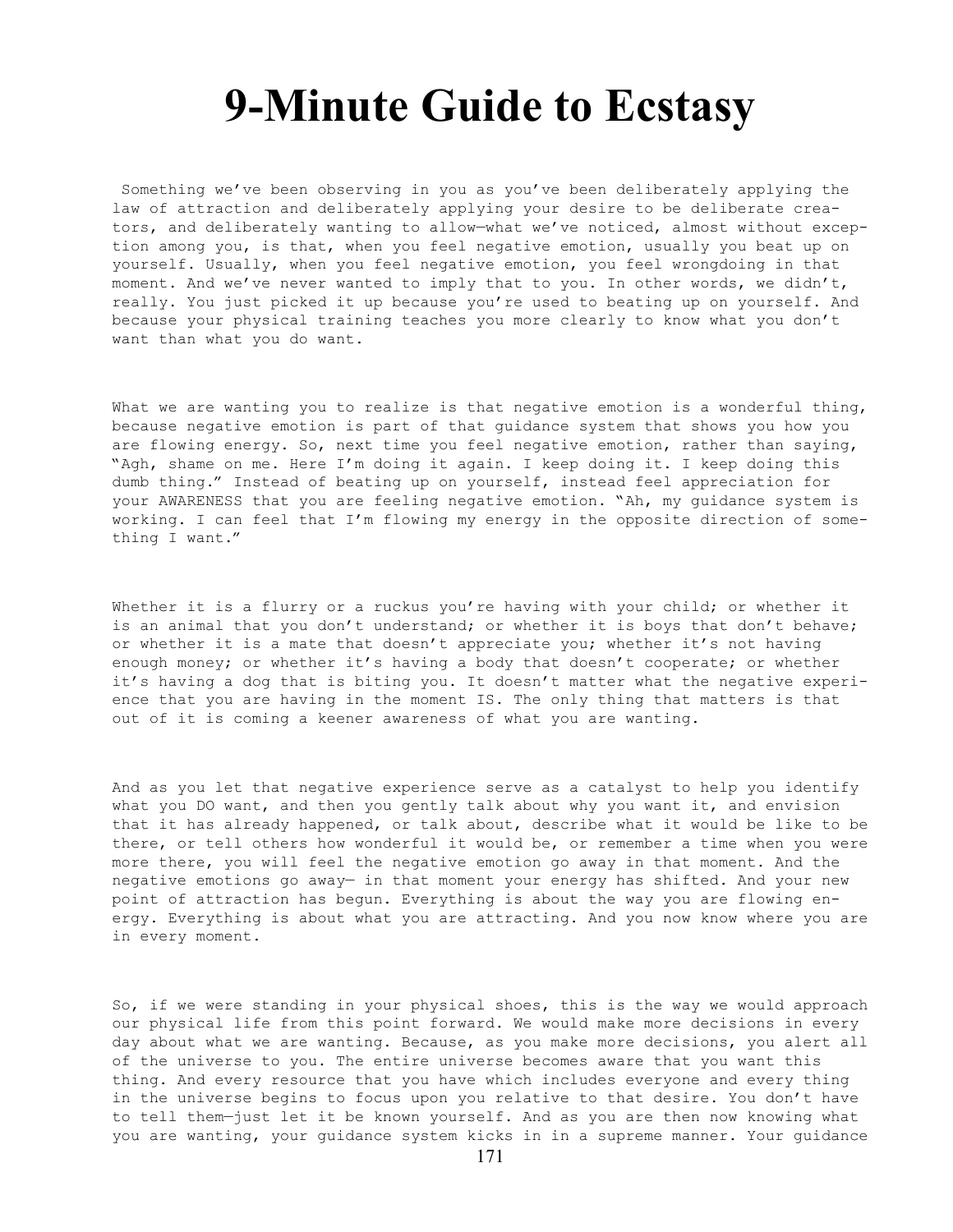# 9-Minute Guide to Ecstasy

Something we've been observing in you as you've been deliberately applying the law of attraction and deliberately applying your desire to be deliberate creators, and deliberately wanting to allow—what we've noticed, almost without exception among you, is that, when you feel negative emotion, usually you beat up on yourself. Usually, when you feel negative emotion, you feel wrongdoing in that moment. And we've never wanted to imply that to you. In other words, we didn't, really. You just picked it up because you're used to beating up on yourself. And because your physical training teaches you more clearly to know what you don't want than what you do want.

What we are wanting you to realize is that negative emotion is a wonderful thing, because negative emotion is part of that guidance system that shows you how you are flowing energy. So, next time you feel negative emotion, rather than saying, "Agh, shame on me. Here I'm doing it again. I keep doing it. I keep doing this dumb thing." Instead of beating up on yourself, instead feel appreciation for your AWARENESS that you are feeling negative emotion. "Ah, my guidance system is working. I can feel that I'm flowing my energy in the opposite direction of something I want."

Whether it is a flurry or a ruckus you're having with your child; or whether it is an animal that you don't understand; or whether it is boys that don't behave; or whether it is a mate that doesn't appreciate you; whether it's not having enough money; or whether it's having a body that doesn't cooperate; or whether it's having a dog that is biting you. It doesn't matter what the negative experience that you are having in the moment IS. The only thing that matters is that out of it is coming a keener awareness of what you are wanting.

And as you let that negative experience serve as a catalyst to help you identify what you DO want, and then you gently talk about why you want it, and envision that it has already happened, or talk about, describe what it would be like to be there, or tell others how wonderful it would be, or remember a time when you were more there, you will feel the negative emotion go away in that moment. And the negative emotions go away— in that moment your energy has shifted. And your new point of attraction has begun. Everything is about the way you are flowing energy. Everything is about what you are attracting. And you now know where you are in every moment.

So, if we were standing in your physical shoes, this is the way we would approach our physical life from this point forward. We would make more decisions in every day about what we are wanting. Because, as you make more decisions, you alert all of the universe to you. The entire universe becomes aware that you want this thing. And every resource that you have which includes everyone and every thing in the universe begins to focus upon you relative to that desire. You don't have to tell them—just let it be known yourself. And as you are then now knowing what you are wanting, your guidance system kicks in in a supreme manner. Your guidance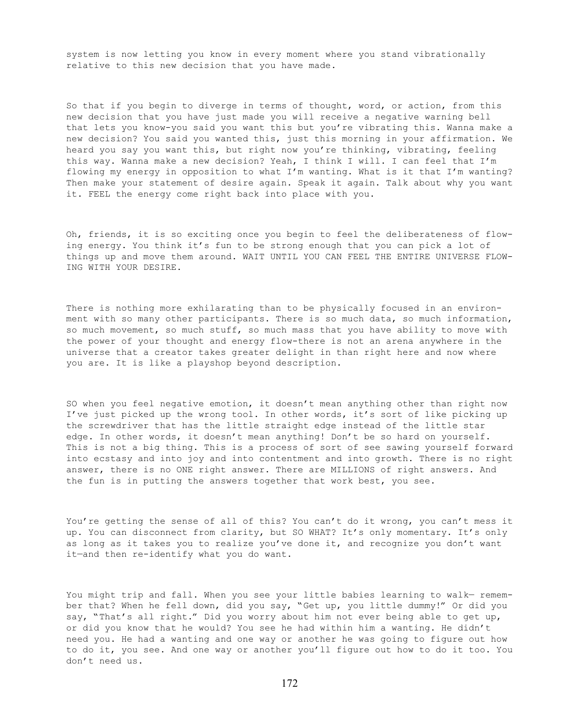system is now letting you know in every moment where you stand vibrationally relative to this new decision that you have made.

So that if you begin to diverge in terms of thought, word, or action, from this new decision that you have just made you will receive a negative warning bell that lets you know-you said you want this but you're vibrating this. Wanna make a new decision? You said you wanted this, just this morning in your affirmation. We heard you say you want this, but right now you're thinking, vibrating, feeling this way. Wanna make a new decision? Yeah, I think I will. I can feel that I'm flowing my energy in opposition to what I'm wanting. What is it that I'm wanting? Then make your statement of desire again. Speak it again. Talk about why you want it. FEEL the energy come right back into place with you.

Oh, friends, it is so exciting once you begin to feel the deliberateness of flowing energy. You think it's fun to be strong enough that you can pick a lot of things up and move them around. WAIT UNTIL YOU CAN FEEL THE ENTIRE UNIVERSE FLOWING WITH YOUR DESIRE.

There is nothing more exhilarating than to be physically focused in an environment with so many other participants. There is so much data, so much information, so much movement, so much stuff, so much mass that you have ability to move with the power of your thought and energy flow-there is not an arena anywhere in the universe that a creator takes greater delight in than right here and now where you are. It is like a playshop beyond description.

SO when you feel negative emotion, it doesn't mean anything other than right now I've just picked up the wrong tool. In other words, it's sort of like picking up the screwdriver that has the little straight edge instead of the little star edge. In other words, it doesn't mean anything! Don't be so hard on yourself. This is not a big thing. This is a process of sort of see sawing yourself forward into ecstasy and into joy and into contentment and into growth. There is no right answer, there is no ONE right answer. There are MILLIONS of right answers. And the fun is in putting the answers together that work best, you see.

You're getting the sense of all of this? You can't do it wrong, you can't mess it up. You can disconnect from clarity, but SO WHAT? It's only momentary. It's only as long as it takes you to realize you've done it, and recognize you don't want it—and then re-identify what you do want.

You might trip and fall. When you see your little babies learning to walk— remember that? When he fell down, did you say, "Get up, you little dummy!" Or did you say, "That's all right." Did you worry about him not ever being able to get up, or did you know that he would? You see he had within him a wanting. He didn't need you. He had a wanting and one way or another he was going to figure out how to do it, you see. And one way or another you'll figure out how to do it too. You don't need us.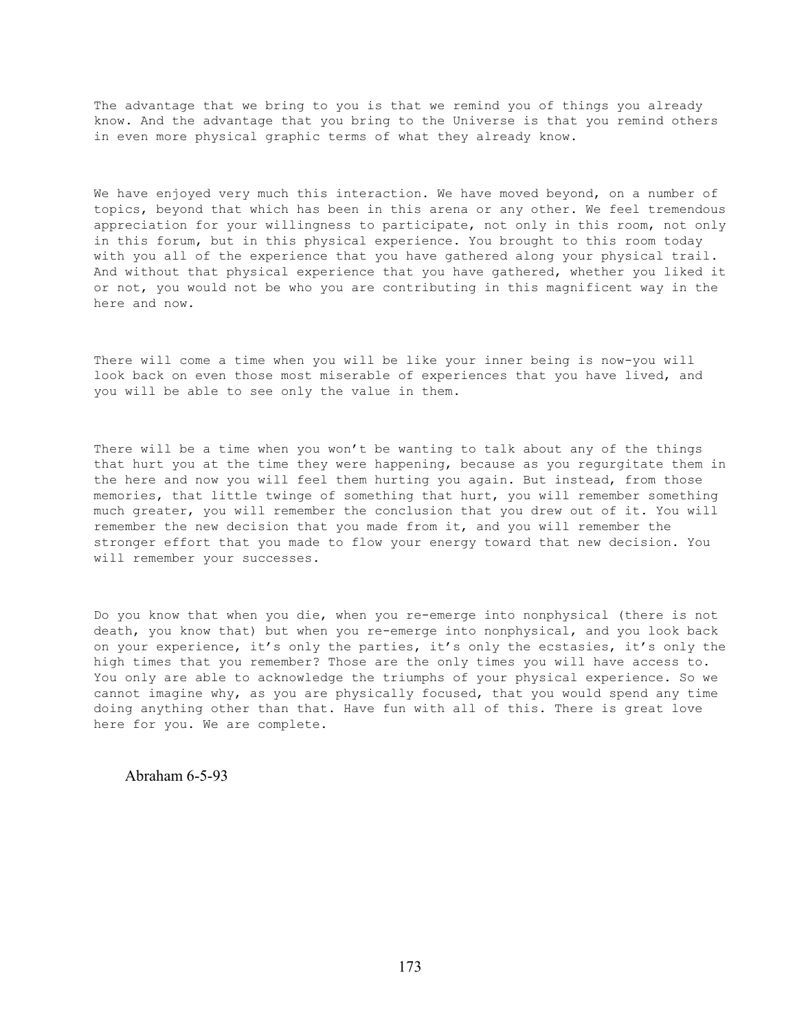The advantage that we bring to you is that we remind you of things you already know. And the advantage that you bring to the Universe is that you remind others in even more physical graphic terms of what they already know.

We have enjoyed very much this interaction. We have moved beyond, on a number of topics, beyond that which has been in this arena or any other. We feel tremendous appreciation for your willingness to participate, not only in this room, not only in this forum, but in this physical experience. You brought to this room today with you all of the experience that you have gathered along your physical trail. And without that physical experience that you have gathered, whether you liked it or not, you would not be who you are contributing in this magnificent way in the here and now.

There will come a time when you will be like your inner being is now-you will look back on even those most miserable of experiences that you have lived, and you will be able to see only the value in them.

There will be a time when you won't be wanting to talk about any of the things that hurt you at the time they were happening, because as you regurgitate them in the here and now you will feel them hurting you again. But instead, from those memories, that little twinge of something that hurt, you will remember something much greater, you will remember the conclusion that you drew out of it. You will remember the new decision that you made from it, and you will remember the stronger effort that you made to flow your energy toward that new decision. You will remember your successes.

Do you know that when you die, when you re-emerge into nonphysical (there is not death, you know that) but when you re-emerge into nonphysical, and you look back on your experience, it's only the parties, it's only the ecstasies, it's only the high times that you remember? Those are the only times you will have access to. You only are able to acknowledge the triumphs of your physical experience. So we cannot imagine why, as you are physically focused, that you would spend any time doing anything other than that. Have fun with all of this. There is great love here for you. We are complete.

Abraham 6-5-93